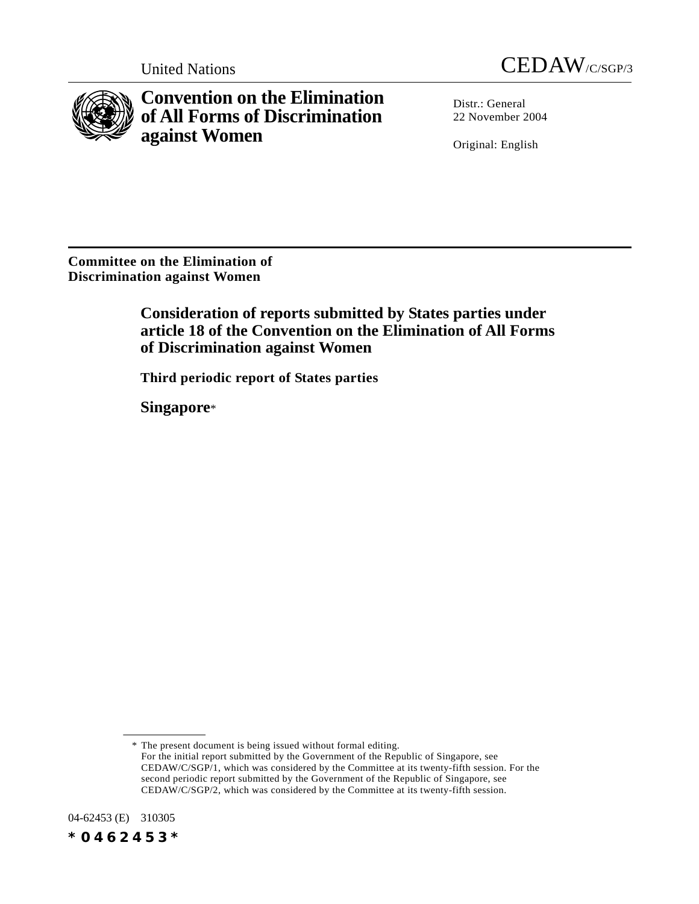United Nations

CEDAW/C/SGP/3

# Convention on the Elimination of All Forms of Discrimination against Women

Distr.: General
22 November 2004

Original: English

**Committee on the Elimination of Discrimination against Women**

## Consideration of reports submitted by States parties under article 18 of the Convention on the Elimination of All Forms of Discrimination against Women

### Third periodic report of States parties

### Singapore*

---

\* The present document is being issued without formal editing.
For the initial report submitted by the Government of the Republic of Singapore, see CEDAW/C/SGP/1, which was considered by the Committee at its twenty-fifth session. For the second periodic report submitted by the Government of the Republic of Singapore, see CEDAW/C/SGP/2, which was considered by the Committee at its twenty-fifth session.

04-62453 (E) 310305

*0462453*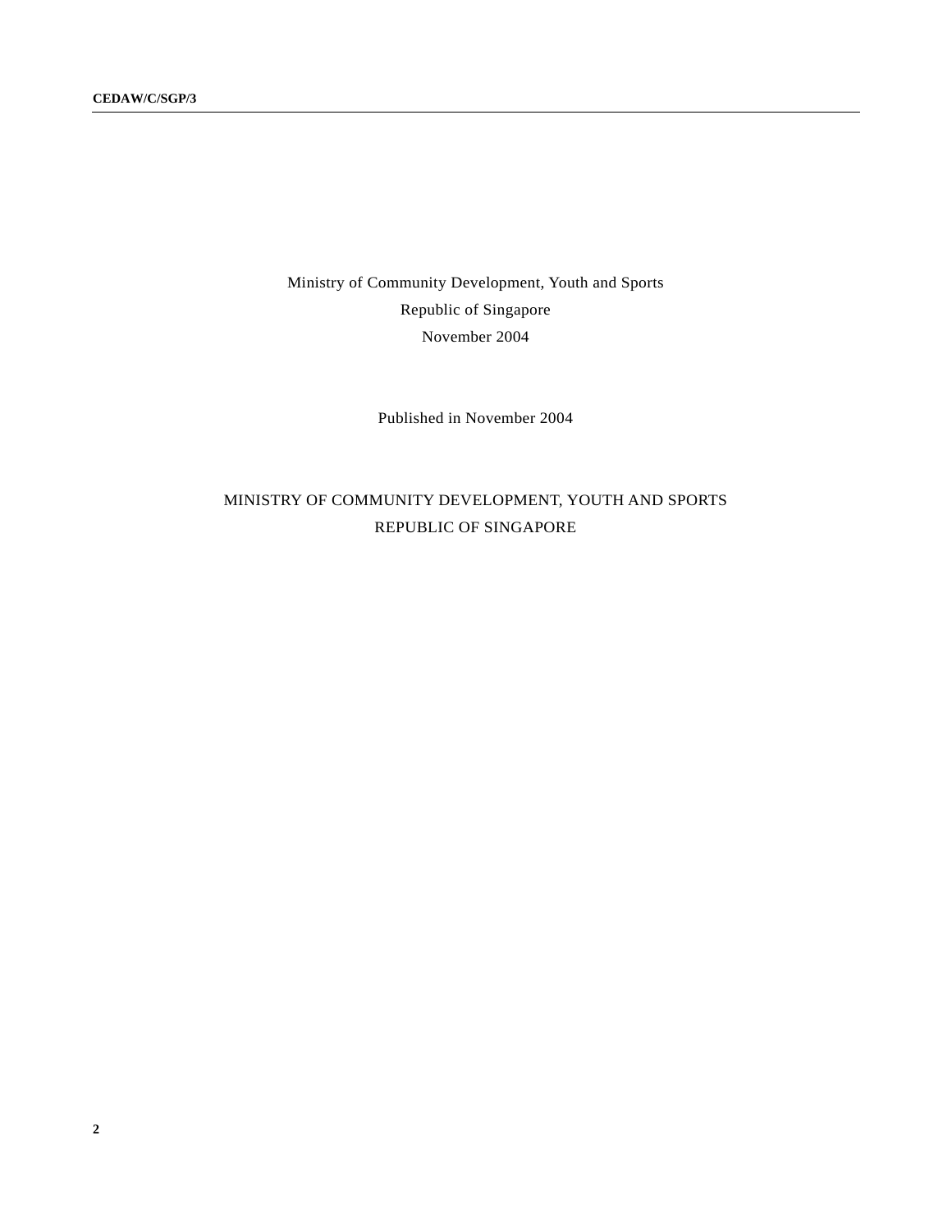Ministry of Community Development, Youth and Sports

Republic of Singapore

November 2004

Published in November 2004

MINISTRY OF COMMUNITY DEVELOPMENT, YOUTH AND SPORTS

REPUBLIC OF SINGAPORE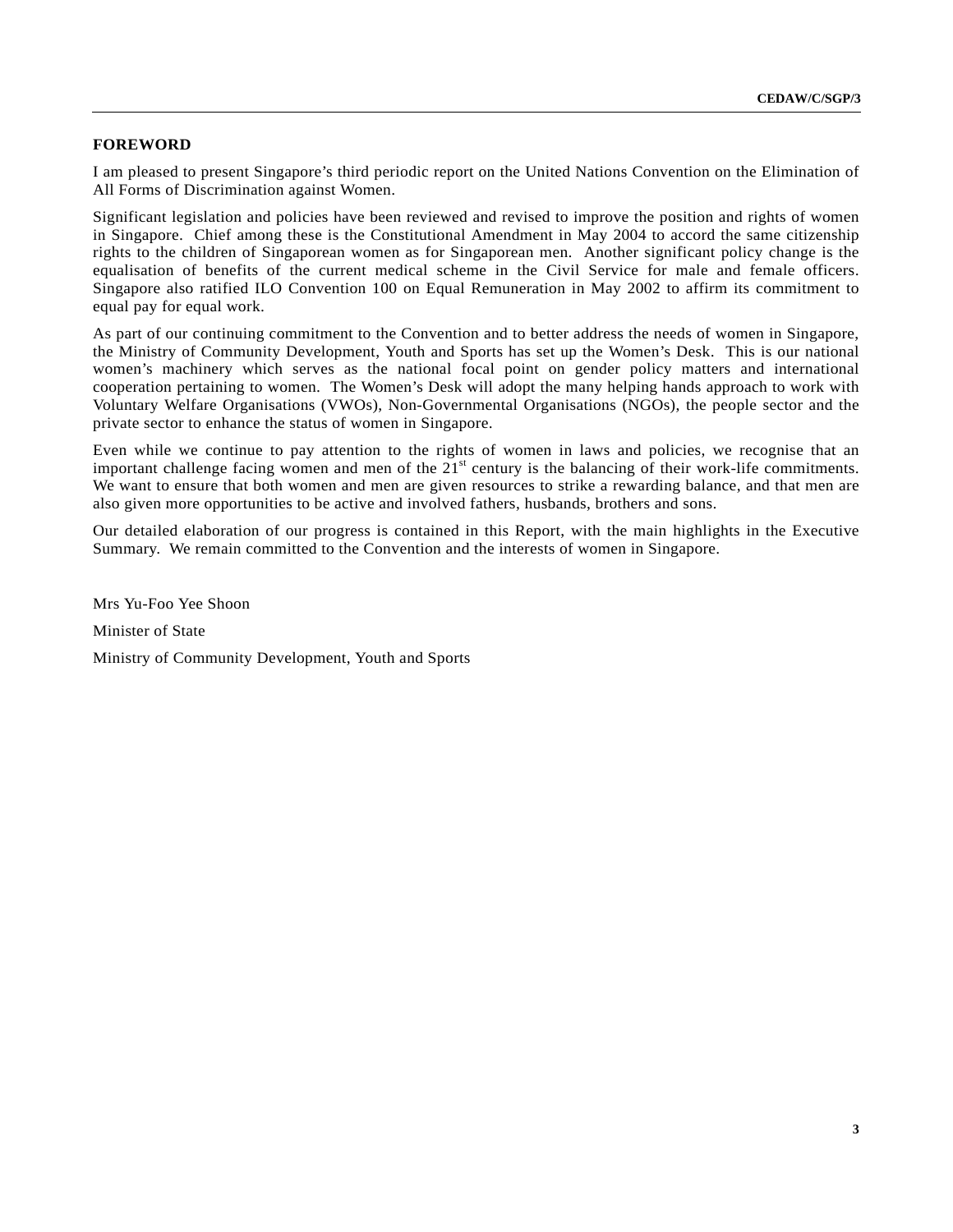## FOREWORD

I am pleased to present Singapore's third periodic report on the United Nations Convention on the Elimination of All Forms of Discrimination against Women.

Significant legislation and policies have been reviewed and revised to improve the position and rights of women in Singapore. Chief among these is the Constitutional Amendment in May 2004 to accord the same citizenship rights to the children of Singaporean women as for Singaporean men. Another significant policy change is the equalisation of benefits of the current medical scheme in the Civil Service for male and female officers. Singapore also ratified ILO Convention 100 on Equal Remuneration in May 2002 to affirm its commitment to equal pay for equal work.

As part of our continuing commitment to the Convention and to better address the needs of women in Singapore, the Ministry of Community Development, Youth and Sports has set up the Women's Desk. This is our national women's machinery which serves as the national focal point on gender policy matters and international cooperation pertaining to women. The Women's Desk will adopt the many helping hands approach to work with Voluntary Welfare Organisations (VWOs), Non-Governmental Organisations (NGOs), the people sector and the private sector to enhance the status of women in Singapore.

Even while we continue to pay attention to the rights of women in laws and policies, we recognise that an important challenge facing women and men of the 21st century is the balancing of their work-life commitments. We want to ensure that both women and men are given resources to strike a rewarding balance, and that men are also given more opportunities to be active and involved fathers, husbands, brothers and sons.

Our detailed elaboration of our progress is contained in this Report, with the main highlights in the Executive Summary. We remain committed to the Convention and the interests of women in Singapore.

Mrs Yu-Foo Yee Shoon

Minister of State

Ministry of Community Development, Youth and Sports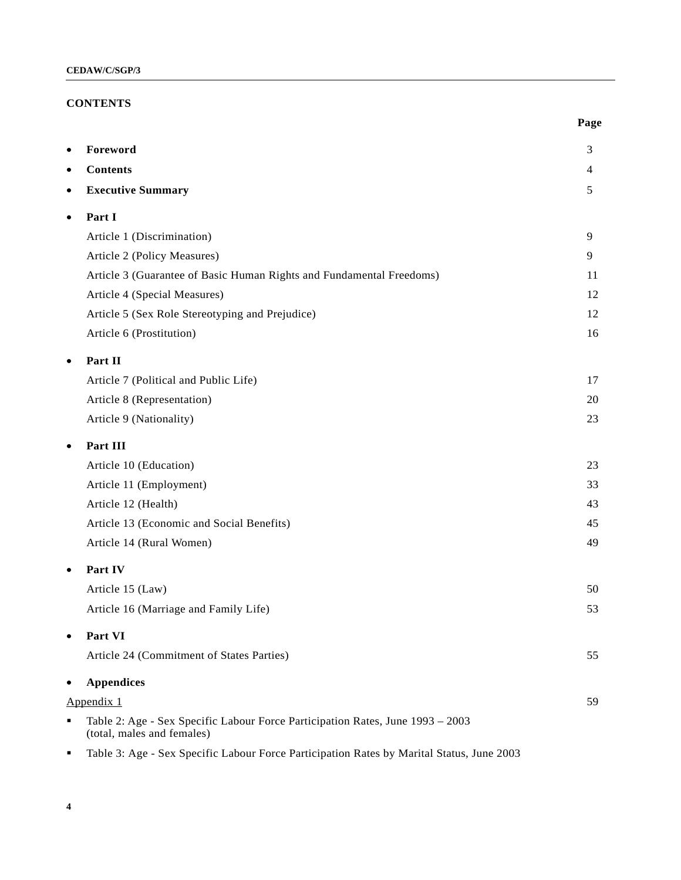## CONTENTS

| | Page |
|---|---|
| • **Foreword** | 3 |
| • **Contents** | 4 |
| • **Executive Summary** | 5 |
| • **Part I** | |
| Article 1 (Discrimination) | 9 |
| Article 2 (Policy Measures) | 9 |
| Article 3 (Guarantee of Basic Human Rights and Fundamental Freedoms) | 11 |
| Article 4 (Special Measures) | 12 |
| Article 5 (Sex Role Stereotyping and Prejudice) | 12 |
| Article 6 (Prostitution) | 16 |
| • **Part II** | |
| Article 7 (Political and Public Life) | 17 |
| Article 8 (Representation) | 20 |
| Article 9 (Nationality) | 23 |
| • **Part III** | |
| Article 10 (Education) | 23 |
| Article 11 (Employment) | 33 |
| Article 12 (Health) | 43 |
| Article 13 (Economic and Social Benefits) | 45 |
| Article 14 (Rural Women) | 49 |
| • **Part IV** | |
| Article 15 (Law) | 50 |
| Article 16 (Marriage and Family Life) | 53 |
| • **Part VI** | |
| Article 24 (Commitment of States Parties) | 55 |
| • **Appendices** | |
| Appendix 1 | 59 |

- Table 2: Age - Sex Specific Labour Force Participation Rates, June 1993 – 2003 (total, males and females)
- Table 3: Age - Sex Specific Labour Force Participation Rates by Marital Status, June 2003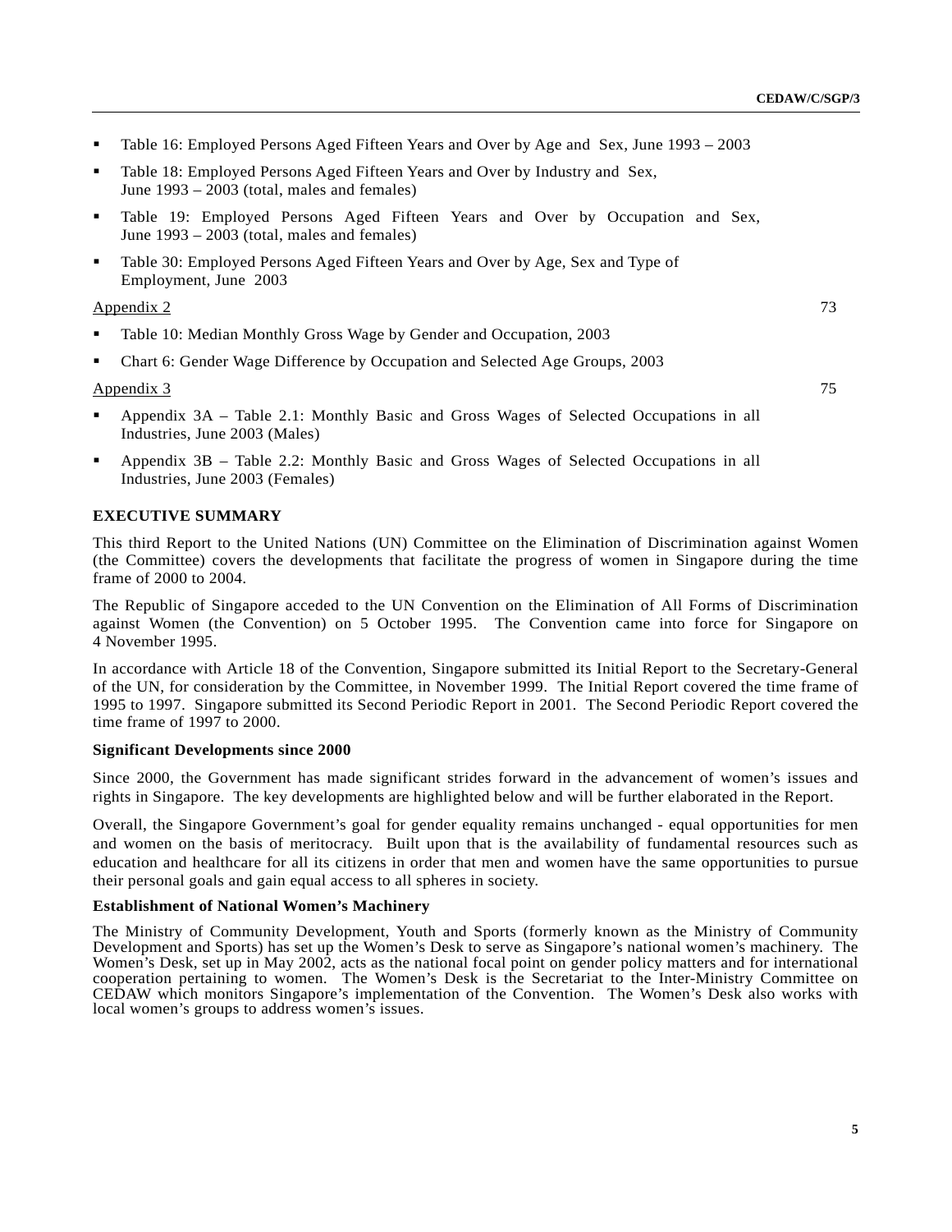- Table 16: Employed Persons Aged Fifteen Years and Over by Age and Sex, June 1993 – 2003
- Table 18: Employed Persons Aged Fifteen Years and Over by Industry and Sex, June 1993 – 2003 (total, males and females)
- Table 19: Employed Persons Aged Fifteen Years and Over by Occupation and Sex, June 1993 – 2003 (total, males and females)
- Table 30: Employed Persons Aged Fifteen Years and Over by Age, Sex and Type of Employment, June 2003

Appendix 2 73

- Table 10: Median Monthly Gross Wage by Gender and Occupation, 2003
- Chart 6: Gender Wage Difference by Occupation and Selected Age Groups, 2003

Appendix 3 75

- Appendix 3A – Table 2.1: Monthly Basic and Gross Wages of Selected Occupations in all Industries, June 2003 (Males)
- Appendix 3B – Table 2.2: Monthly Basic and Gross Wages of Selected Occupations in all Industries, June 2003 (Females)

## EXECUTIVE SUMMARY

This third Report to the United Nations (UN) Committee on the Elimination of Discrimination against Women (the Committee) covers the developments that facilitate the progress of women in Singapore during the time frame of 2000 to 2004.

The Republic of Singapore acceded to the UN Convention on the Elimination of All Forms of Discrimination against Women (the Convention) on 5 October 1995. The Convention came into force for Singapore on 4 November 1995.

In accordance with Article 18 of the Convention, Singapore submitted its Initial Report to the Secretary-General of the UN, for consideration by the Committee, in November 1999. The Initial Report covered the time frame of 1995 to 1997. Singapore submitted its Second Periodic Report in 2001. The Second Periodic Report covered the time frame of 1997 to 2000.

### Significant Developments since 2000

Since 2000, the Government has made significant strides forward in the advancement of women's issues and rights in Singapore. The key developments are highlighted below and will be further elaborated in the Report.

Overall, the Singapore Government's goal for gender equality remains unchanged - equal opportunities for men and women on the basis of meritocracy. Built upon that is the availability of fundamental resources such as education and healthcare for all its citizens in order that men and women have the same opportunities to pursue their personal goals and gain equal access to all spheres in society.

### Establishment of National Women's Machinery

The Ministry of Community Development, Youth and Sports (formerly known as the Ministry of Community Development and Sports) has set up the Women's Desk to serve as Singapore's national women's machinery. The Women's Desk, set up in May 2002, acts as the national focal point on gender policy matters and for international cooperation pertaining to women. The Women's Desk is the Secretariat to the Inter-Ministry Committee on CEDAW which monitors Singapore's implementation of the Convention. The Women's Desk also works with local women's groups to address women's issues.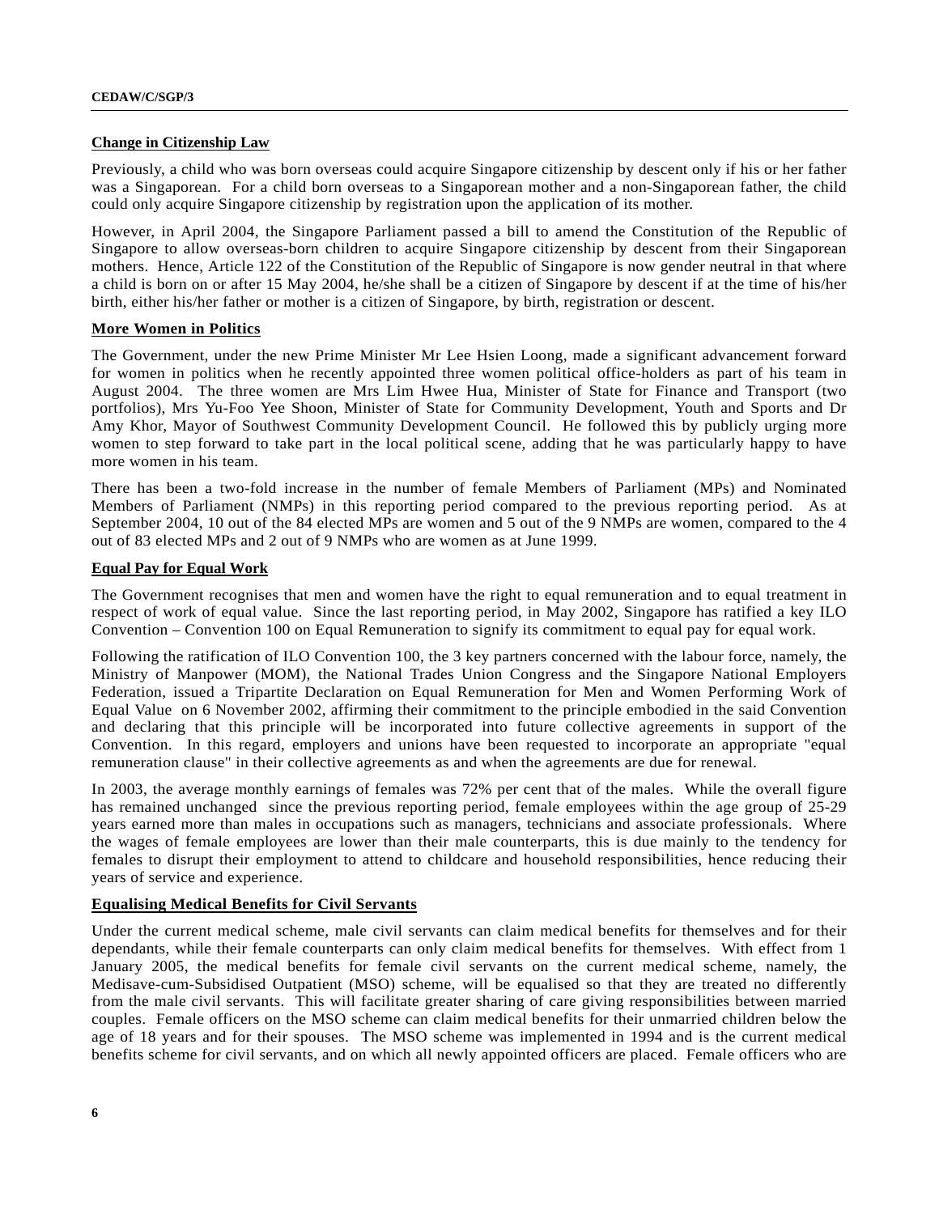**Change in Citizenship Law**

Previously, a child who was born overseas could acquire Singapore citizenship by descent only if his or her father was a Singaporean. For a child born overseas to a Singaporean mother and a non-Singaporean father, the child could only acquire Singapore citizenship by registration upon the application of its mother.

However, in April 2004, the Singapore Parliament passed a bill to amend the Constitution of the Republic of Singapore to allow overseas-born children to acquire Singapore citizenship by descent from their Singaporean mothers. Hence, Article 122 of the Constitution of the Republic of Singapore is now gender neutral in that where a child is born on or after 15 May 2004, he/she shall be a citizen of Singapore by descent if at the time of his/her birth, either his/her father or mother is a citizen of Singapore, by birth, registration or descent.

**More Women in Politics**

The Government, under the new Prime Minister Mr Lee Hsien Loong, made a significant advancement forward for women in politics when he recently appointed three women political office-holders as part of his team in August 2004. The three women are Mrs Lim Hwee Hua, Minister of State for Finance and Transport (two portfolios), Mrs Yu-Foo Yee Shoon, Minister of State for Community Development, Youth and Sports and Dr Amy Khor, Mayor of Southwest Community Development Council. He followed this by publicly urging more women to step forward to take part in the local political scene, adding that he was particularly happy to have more women in his team.

There has been a two-fold increase in the number of female Members of Parliament (MPs) and Nominated Members of Parliament (NMPs) in this reporting period compared to the previous reporting period. As at September 2004, 10 out of the 84 elected MPs are women and 5 out of the 9 NMPs are women, compared to the 4 out of 83 elected MPs and 2 out of 9 NMPs who are women as at June 1999.

**Equal Pay for Equal Work**

The Government recognises that men and women have the right to equal remuneration and to equal treatment in respect of work of equal value. Since the last reporting period, in May 2002, Singapore has ratified a key ILO Convention – Convention 100 on Equal Remuneration to signify its commitment to equal pay for equal work.

Following the ratification of ILO Convention 100, the 3 key partners concerned with the labour force, namely, the Ministry of Manpower (MOM), the National Trades Union Congress and the Singapore National Employers Federation, issued a Tripartite Declaration on Equal Remuneration for Men and Women Performing Work of Equal Value on 6 November 2002, affirming their commitment to the principle embodied in the said Convention and declaring that this principle will be incorporated into future collective agreements in support of the Convention. In this regard, employers and unions have been requested to incorporate an appropriate "equal remuneration clause" in their collective agreements as and when the agreements are due for renewal.

In 2003, the average monthly earnings of females was 72% per cent that of the males. While the overall figure has remained unchanged since the previous reporting period, female employees within the age group of 25-29 years earned more than males in occupations such as managers, technicians and associate professionals. Where the wages of female employees are lower than their male counterparts, this is due mainly to the tendency for females to disrupt their employment to attend to childcare and household responsibilities, hence reducing their years of service and experience.

**Equalising Medical Benefits for Civil Servants**

Under the current medical scheme, male civil servants can claim medical benefits for themselves and for their dependants, while their female counterparts can only claim medical benefits for themselves. With effect from 1 January 2005, the medical benefits for female civil servants on the current medical scheme, namely, the Medisave-cum-Subsidised Outpatient (MSO) scheme, will be equalised so that they are treated no differently from the male civil servants. This will facilitate greater sharing of care giving responsibilities between married couples. Female officers on the MSO scheme can claim medical benefits for their unmarried children below the age of 18 years and for their spouses. The MSO scheme was implemented in 1994 and is the current medical benefits scheme for civil servants, and on which all newly appointed officers are placed. Female officers who are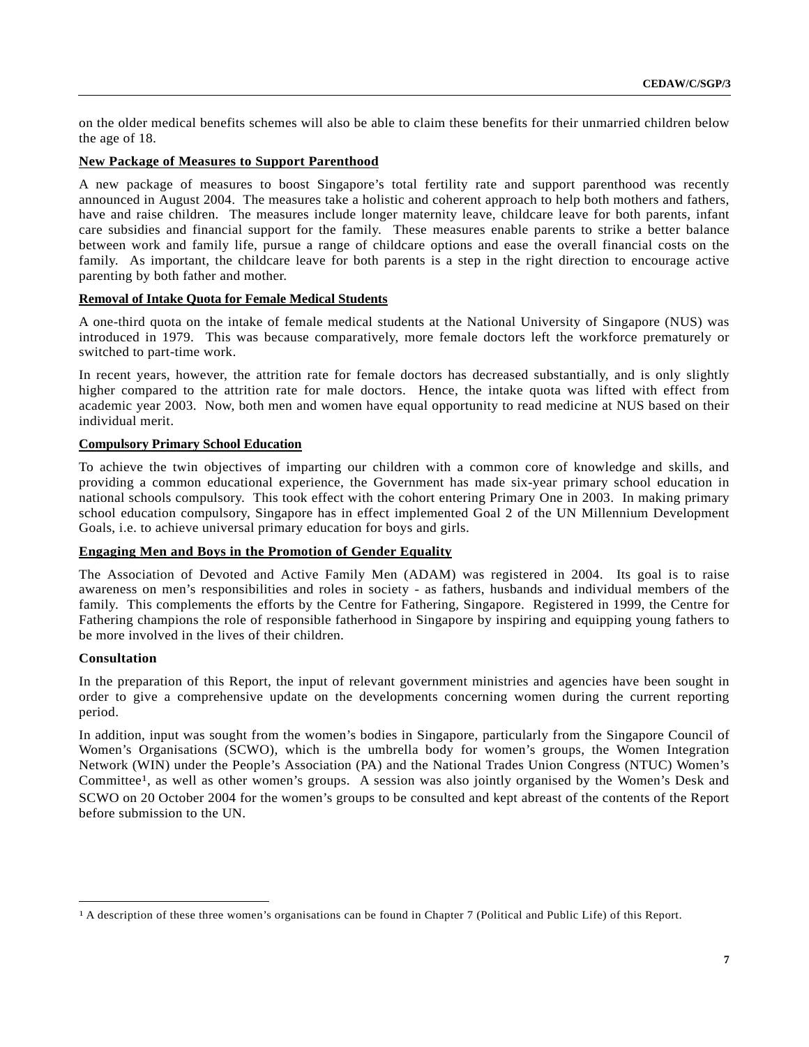on the older medical benefits schemes will also be able to claim these benefits for their unmarried children below the age of 18.

**New Package of Measures to Support Parenthood**

A new package of measures to boost Singapore's total fertility rate and support parenthood was recently announced in August 2004. The measures take a holistic and coherent approach to help both mothers and fathers, have and raise children. The measures include longer maternity leave, childcare leave for both parents, infant care subsidies and financial support for the family. These measures enable parents to strike a better balance between work and family life, pursue a range of childcare options and ease the overall financial costs on the family. As important, the childcare leave for both parents is a step in the right direction to encourage active parenting by both father and mother.

**Removal of Intake Quota for Female Medical Students**

A one-third quota on the intake of female medical students at the National University of Singapore (NUS) was introduced in 1979. This was because comparatively, more female doctors left the workforce prematurely or switched to part-time work.

In recent years, however, the attrition rate for female doctors has decreased substantially, and is only slightly higher compared to the attrition rate for male doctors. Hence, the intake quota was lifted with effect from academic year 2003. Now, both men and women have equal opportunity to read medicine at NUS based on their individual merit.

**Compulsory Primary School Education**

To achieve the twin objectives of imparting our children with a common core of knowledge and skills, and providing a common educational experience, the Government has made six-year primary school education in national schools compulsory. This took effect with the cohort entering Primary One in 2003. In making primary school education compulsory, Singapore has in effect implemented Goal 2 of the UN Millennium Development Goals, i.e. to achieve universal primary education for boys and girls.

**Engaging Men and Boys in the Promotion of Gender Equality**

The Association of Devoted and Active Family Men (ADAM) was registered in 2004. Its goal is to raise awareness on men's responsibilities and roles in society - as fathers, husbands and individual members of the family. This complements the efforts by the Centre for Fathering, Singapore. Registered in 1999, the Centre for Fathering champions the role of responsible fatherhood in Singapore by inspiring and equipping young fathers to be more involved in the lives of their children.

**Consultation**

In the preparation of this Report, the input of relevant government ministries and agencies have been sought in order to give a comprehensive update on the developments concerning women during the current reporting period.

In addition, input was sought from the women's bodies in Singapore, particularly from the Singapore Council of Women's Organisations (SCWO), which is the umbrella body for women's groups, the Women Integration Network (WIN) under the People's Association (PA) and the National Trades Union Congress (NTUC) Women's Committee[1], as well as other women's groups. A session was also jointly organised by the Women's Desk and SCWO on 20 October 2004 for the women's groups to be consulted and kept abreast of the contents of the Report before submission to the UN.

---

[1] A description of these three women's organisations can be found in Chapter 7 (Political and Public Life) of this Report.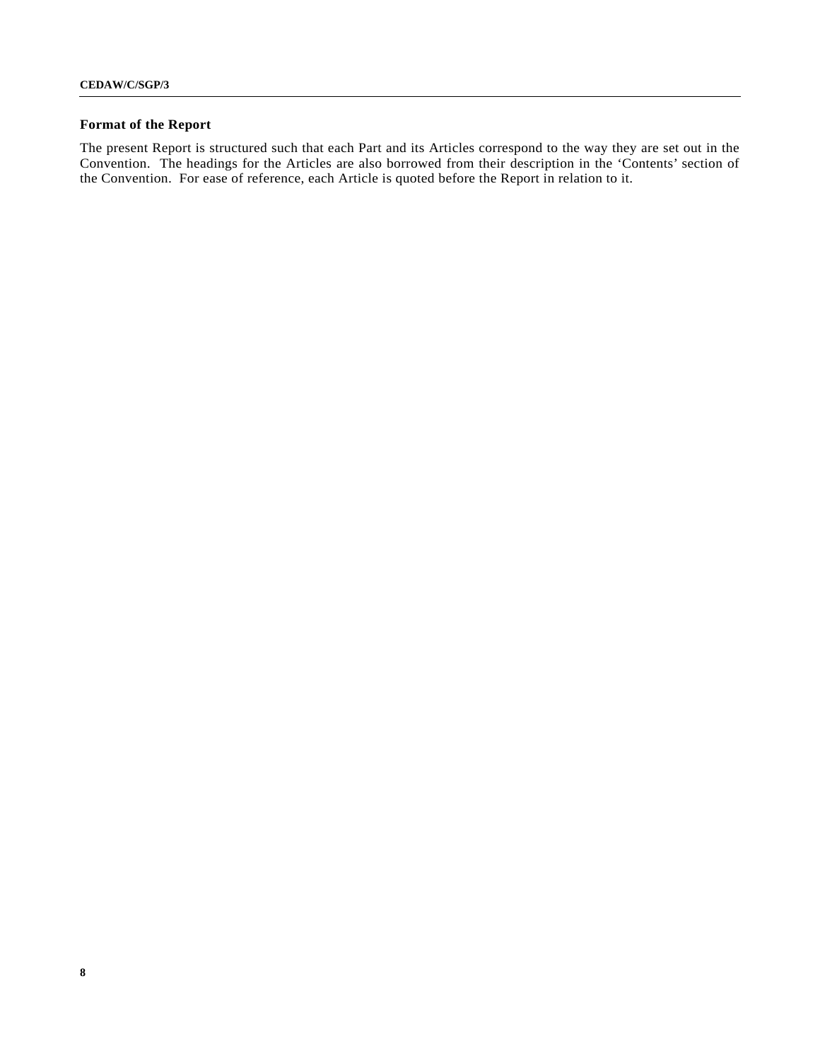## Format of the Report

The present Report is structured such that each Part and its Articles correspond to the way they are set out in the Convention. The headings for the Articles are also borrowed from their description in the 'Contents' section of the Convention. For ease of reference, each Article is quoted before the Report in relation to it.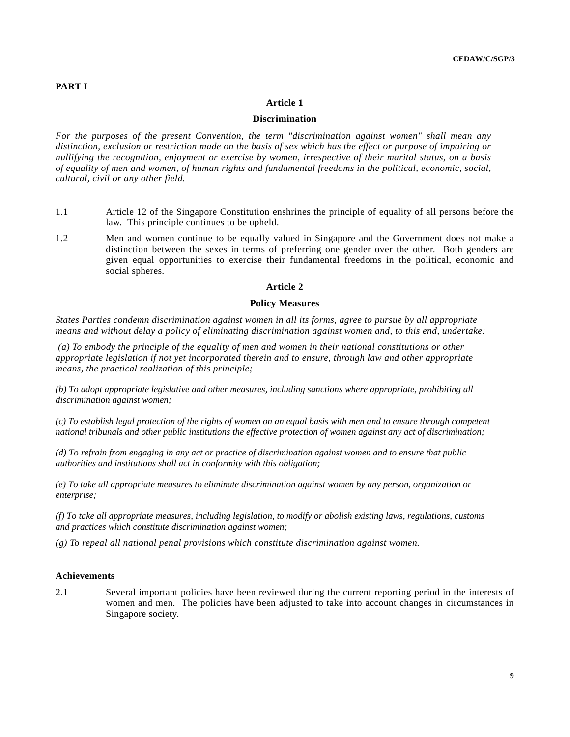## PART I

### Article 1

### Discrimination

*For the purposes of the present Convention, the term "discrimination against women" shall mean any distinction, exclusion or restriction made on the basis of sex which has the effect or purpose of impairing or nullifying the recognition, enjoyment or exercise by women, irrespective of their marital status, on a basis of equality of men and women, of human rights and fundamental freedoms in the political, economic, social, cultural, civil or any other field.*

1.1 Article 12 of the Singapore Constitution enshrines the principle of equality of all persons before the law. This principle continues to be upheld.

1.2 Men and women continue to be equally valued in Singapore and the Government does not make a distinction between the sexes in terms of preferring one gender over the other. Both genders are given equal opportunities to exercise their fundamental freedoms in the political, economic and social spheres.

### Article 2

### Policy Measures

*States Parties condemn discrimination against women in all its forms, agree to pursue by all appropriate means and without delay a policy of eliminating discrimination against women and, to this end, undertake:*

*(a) To embody the principle of the equality of men and women in their national constitutions or other appropriate legislation if not yet incorporated therein and to ensure, through law and other appropriate means, the practical realization of this principle;*

*(b) To adopt appropriate legislative and other measures, including sanctions where appropriate, prohibiting all discrimination against women;*

*(c) To establish legal protection of the rights of women on an equal basis with men and to ensure through competent national tribunals and other public institutions the effective protection of women against any act of discrimination;*

*(d) To refrain from engaging in any act or practice of discrimination against women and to ensure that public authorities and institutions shall act in conformity with this obligation;*

*(e) To take all appropriate measures to eliminate discrimination against women by any person, organization or enterprise;*

*(f) To take all appropriate measures, including legislation, to modify or abolish existing laws, regulations, customs and practices which constitute discrimination against women;*

*(g) To repeal all national penal provisions which constitute discrimination against women.*

**Achievements**

2.1 Several important policies have been reviewed during the current reporting period in the interests of women and men. The policies have been adjusted to take into account changes in circumstances in Singapore society.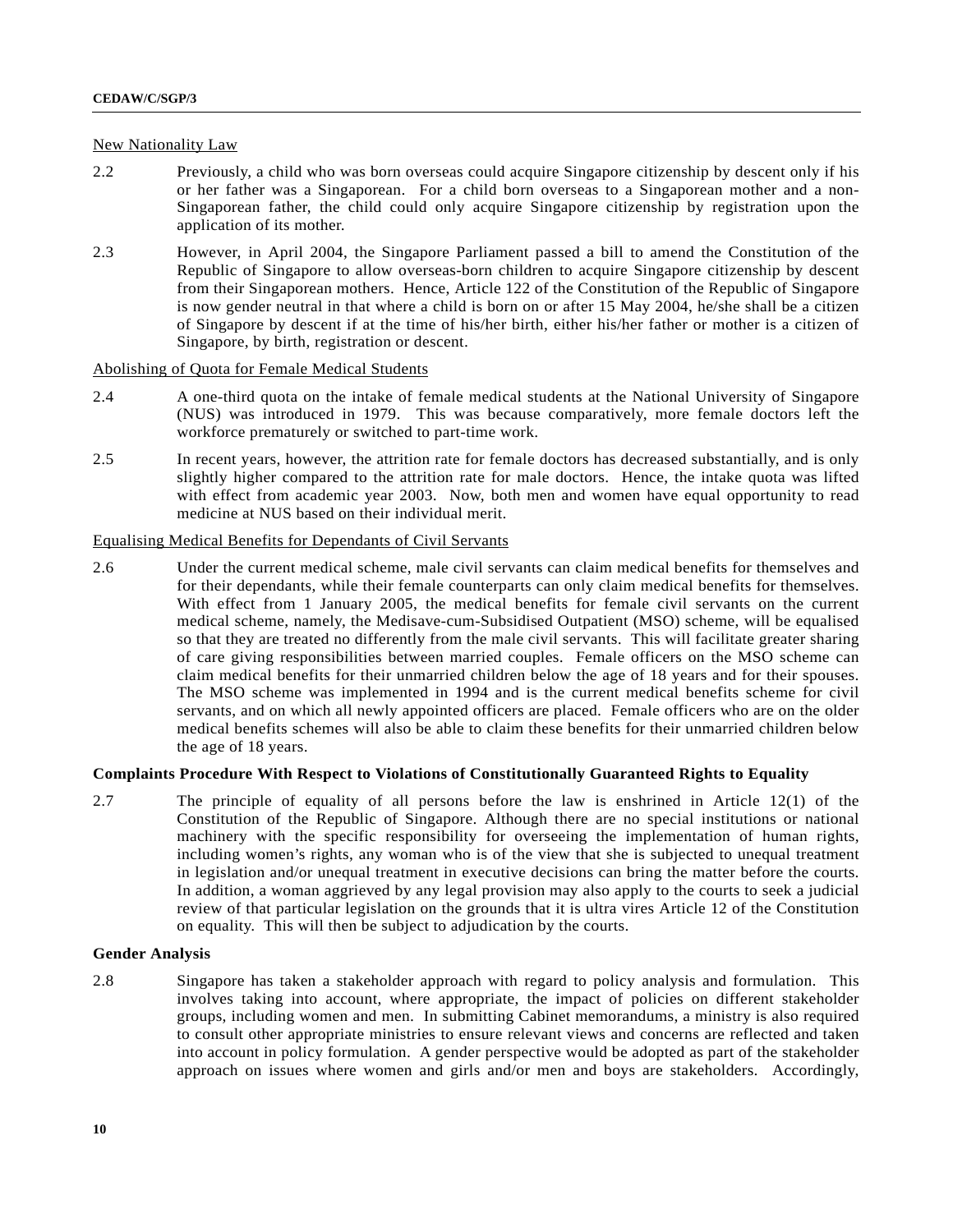New Nationality Law

2.2 Previously, a child who was born overseas could acquire Singapore citizenship by descent only if his or her father was a Singaporean. For a child born overseas to a Singaporean mother and a non-Singaporean father, the child could only acquire Singapore citizenship by registration upon the application of its mother.

2.3 However, in April 2004, the Singapore Parliament passed a bill to amend the Constitution of the Republic of Singapore to allow overseas-born children to acquire Singapore citizenship by descent from their Singaporean mothers. Hence, Article 122 of the Constitution of the Republic of Singapore is now gender neutral in that where a child is born on or after 15 May 2004, he/she shall be a citizen of Singapore by descent if at the time of his/her birth, either his/her father or mother is a citizen of Singapore, by birth, registration or descent.

Abolishing of Quota for Female Medical Students

2.4 A one-third quota on the intake of female medical students at the National University of Singapore (NUS) was introduced in 1979. This was because comparatively, more female doctors left the workforce prematurely or switched to part-time work.

2.5 In recent years, however, the attrition rate for female doctors has decreased substantially, and is only slightly higher compared to the attrition rate for male doctors. Hence, the intake quota was lifted with effect from academic year 2003. Now, both men and women have equal opportunity to read medicine at NUS based on their individual merit.

Equalising Medical Benefits for Dependants of Civil Servants

2.6 Under the current medical scheme, male civil servants can claim medical benefits for themselves and for their dependants, while their female counterparts can only claim medical benefits for themselves. With effect from 1 January 2005, the medical benefits for female civil servants on the current medical scheme, namely, the Medisave-cum-Subsidised Outpatient (MSO) scheme, will be equalised so that they are treated no differently from the male civil servants. This will facilitate greater sharing of care giving responsibilities between married couples. Female officers on the MSO scheme can claim medical benefits for their unmarried children below the age of 18 years and for their spouses. The MSO scheme was implemented in 1994 and is the current medical benefits scheme for civil servants, and on which all newly appointed officers are placed. Female officers who are on the older medical benefits schemes will also be able to claim these benefits for their unmarried children below the age of 18 years.

**Complaints Procedure With Respect to Violations of Constitutionally Guaranteed Rights to Equality**

2.7 The principle of equality of all persons before the law is enshrined in Article 12(1) of the Constitution of the Republic of Singapore. Although there are no special institutions or national machinery with the specific responsibility for overseeing the implementation of human rights, including women's rights, any woman who is of the view that she is subjected to unequal treatment in legislation and/or unequal treatment in executive decisions can bring the matter before the courts. In addition, a woman aggrieved by any legal provision may also apply to the courts to seek a judicial review of that particular legislation on the grounds that it is ultra vires Article 12 of the Constitution on equality. This will then be subject to adjudication by the courts.

**Gender Analysis**

2.8 Singapore has taken a stakeholder approach with regard to policy analysis and formulation. This involves taking into account, where appropriate, the impact of policies on different stakeholder groups, including women and men. In submitting Cabinet memorandums, a ministry is also required to consult other appropriate ministries to ensure relevant views and concerns are reflected and taken into account in policy formulation. A gender perspective would be adopted as part of the stakeholder approach on issues where women and girls and/or men and boys are stakeholders. Accordingly,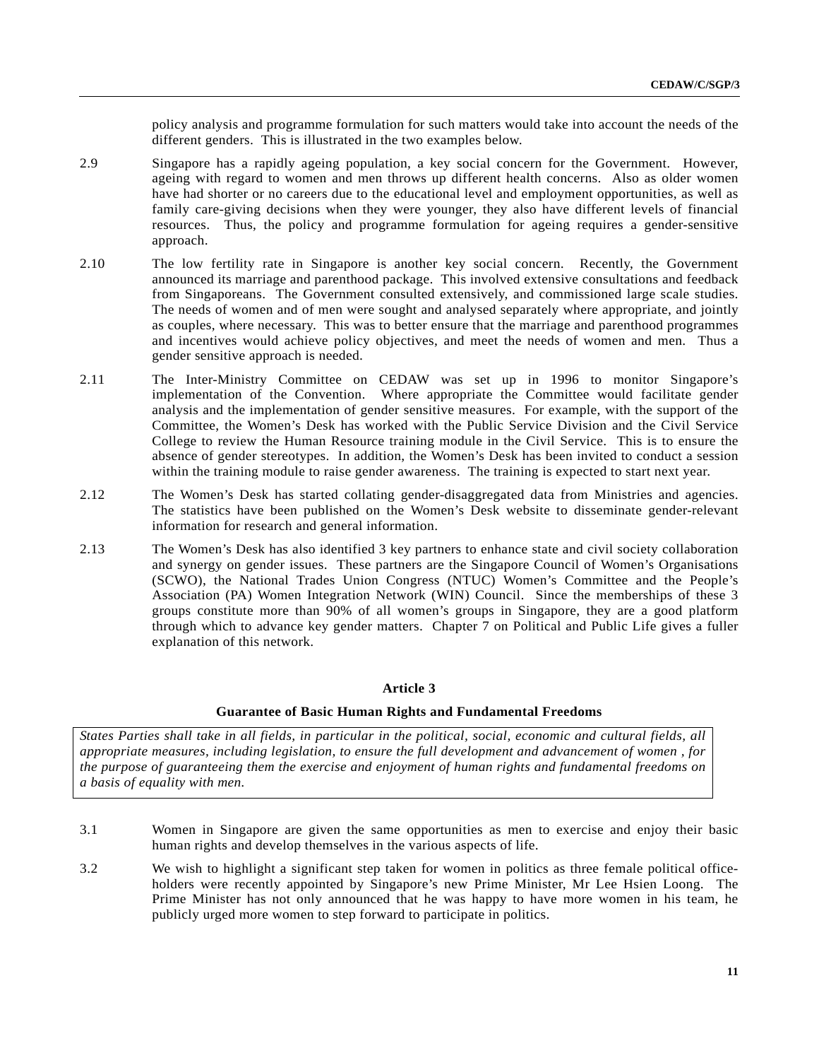policy analysis and programme formulation for such matters would take into account the needs of the different genders. This is illustrated in the two examples below.

2.9 Singapore has a rapidly ageing population, a key social concern for the Government. However, ageing with regard to women and men throws up different health concerns. Also as older women have had shorter or no careers due to the educational level and employment opportunities, as well as family care-giving decisions when they were younger, they also have different levels of financial resources. Thus, the policy and programme formulation for ageing requires a gender-sensitive approach.

2.10 The low fertility rate in Singapore is another key social concern. Recently, the Government announced its marriage and parenthood package. This involved extensive consultations and feedback from Singaporeans. The Government consulted extensively, and commissioned large scale studies. The needs of women and of men were sought and analysed separately where appropriate, and jointly as couples, where necessary. This was to better ensure that the marriage and parenthood programmes and incentives would achieve policy objectives, and meet the needs of women and men. Thus a gender sensitive approach is needed.

2.11 The Inter-Ministry Committee on CEDAW was set up in 1996 to monitor Singapore's implementation of the Convention. Where appropriate the Committee would facilitate gender analysis and the implementation of gender sensitive measures. For example, with the support of the Committee, the Women's Desk has worked with the Public Service Division and the Civil Service College to review the Human Resource training module in the Civil Service. This is to ensure the absence of gender stereotypes. In addition, the Women's Desk has been invited to conduct a session within the training module to raise gender awareness. The training is expected to start next year.

2.12 The Women's Desk has started collating gender-disaggregated data from Ministries and agencies. The statistics have been published on the Women's Desk website to disseminate gender-relevant information for research and general information.

2.13 The Women's Desk has also identified 3 key partners to enhance state and civil society collaboration and synergy on gender issues. These partners are the Singapore Council of Women's Organisations (SCWO), the National Trades Union Congress (NTUC) Women's Committee and the People's Association (PA) Women Integration Network (WIN) Council. Since the memberships of these 3 groups constitute more than 90% of all women's groups in Singapore, they are a good platform through which to advance key gender matters. Chapter 7 on Political and Public Life gives a fuller explanation of this network.

## Article 3

### Guarantee of Basic Human Rights and Fundamental Freedoms

*States Parties shall take in all fields, in particular in the political, social, economic and cultural fields, all appropriate measures, including legislation, to ensure the full development and advancement of women , for the purpose of guaranteeing them the exercise and enjoyment of human rights and fundamental freedoms on a basis of equality with men.*

3.1 Women in Singapore are given the same opportunities as men to exercise and enjoy their basic human rights and develop themselves in the various aspects of life.

3.2 We wish to highlight a significant step taken for women in politics as three female political office-holders were recently appointed by Singapore's new Prime Minister, Mr Lee Hsien Loong. The Prime Minister has not only announced that he was happy to have more women in his team, he publicly urged more women to step forward to participate in politics.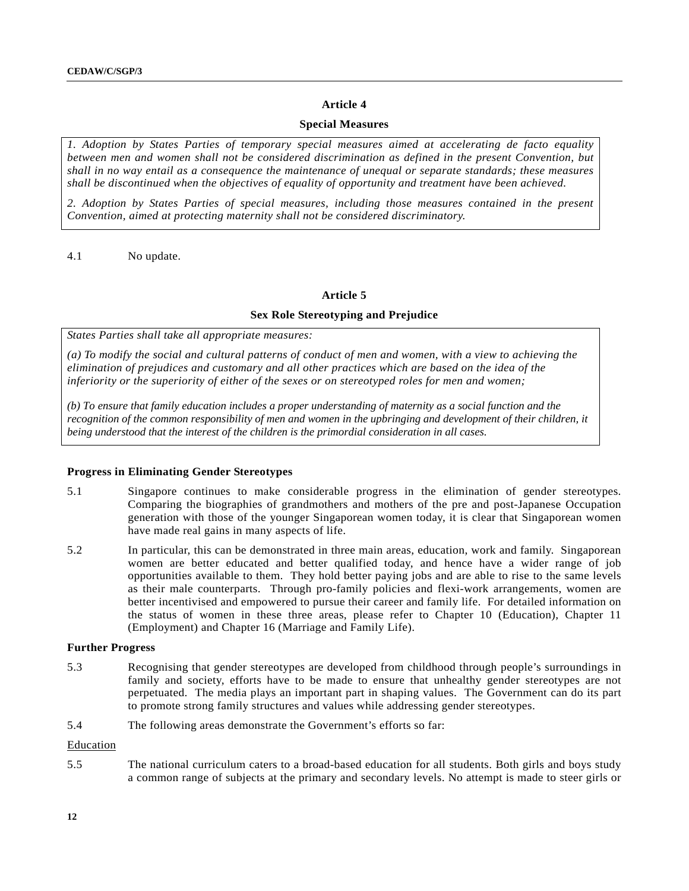## Article 4

### Special Measures

*1. Adoption by States Parties of temporary special measures aimed at accelerating de facto equality between men and women shall not be considered discrimination as defined in the present Convention, but shall in no way entail as a consequence the maintenance of unequal or separate standards; these measures shall be discontinued when the objectives of equality of opportunity and treatment have been achieved.*

*2. Adoption by States Parties of special measures, including those measures contained in the present Convention, aimed at protecting maternity shall not be considered discriminatory.*

4.1 No update.

## Article 5

### Sex Role Stereotyping and Prejudice

*States Parties shall take all appropriate measures:*

*(a) To modify the social and cultural patterns of conduct of men and women, with a view to achieving the elimination of prejudices and customary and all other practices which are based on the idea of the inferiority or the superiority of either of the sexes or on stereotyped roles for men and women;*

*(b) To ensure that family education includes a proper understanding of maternity as a social function and the recognition of the common responsibility of men and women in the upbringing and development of their children, it being understood that the interest of the children is the primordial consideration in all cases.*

**Progress in Eliminating Gender Stereotypes**

5.1 Singapore continues to make considerable progress in the elimination of gender stereotypes. Comparing the biographies of grandmothers and mothers of the pre and post-Japanese Occupation generation with those of the younger Singaporean women today, it is clear that Singaporean women have made real gains in many aspects of life.

5.2 In particular, this can be demonstrated in three main areas, education, work and family. Singaporean women are better educated and better qualified today, and hence have a wider range of job opportunities available to them. They hold better paying jobs and are able to rise to the same levels as their male counterparts. Through pro-family policies and flexi-work arrangements, women are better incentivised and empowered to pursue their career and family life. For detailed information on the status of women in these three areas, please refer to Chapter 10 (Education), Chapter 11 (Employment) and Chapter 16 (Marriage and Family Life).

**Further Progress**

5.3 Recognising that gender stereotypes are developed from childhood through people's surroundings in family and society, efforts have to be made to ensure that unhealthy gender stereotypes are not perpetuated. The media plays an important part in shaping values. The Government can do its part to promote strong family structures and values while addressing gender stereotypes.

5.4 The following areas demonstrate the Government's efforts so far:

<u>Education</u>

5.5 The national curriculum caters to a broad-based education for all students. Both girls and boys study a common range of subjects at the primary and secondary levels. No attempt is made to steer girls or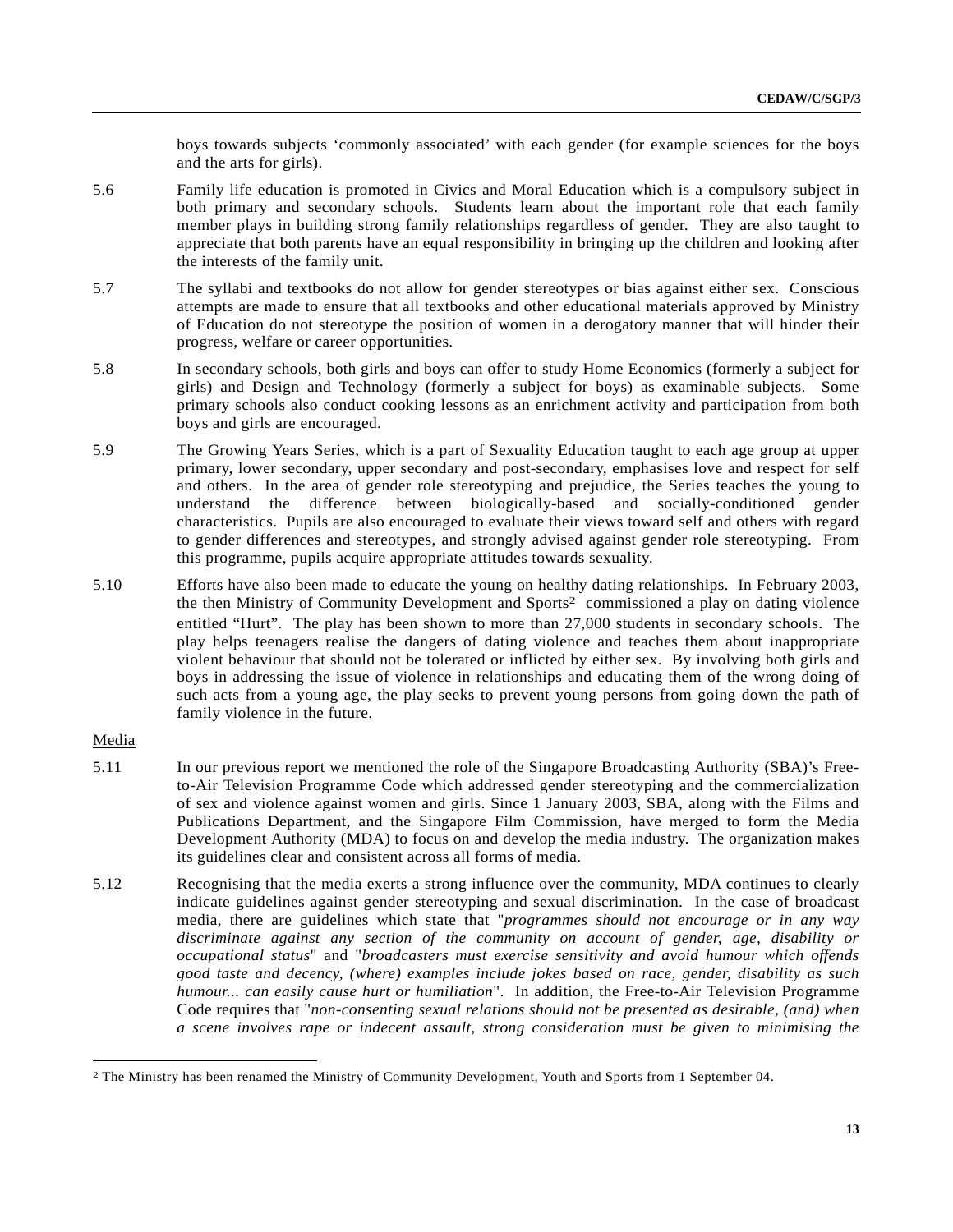boys towards subjects 'commonly associated' with each gender (for example sciences for the boys and the arts for girls).

5.6 Family life education is promoted in Civics and Moral Education which is a compulsory subject in both primary and secondary schools. Students learn about the important role that each family member plays in building strong family relationships regardless of gender. They are also taught to appreciate that both parents have an equal responsibility in bringing up the children and looking after the interests of the family unit.

5.7 The syllabi and textbooks do not allow for gender stereotypes or bias against either sex. Conscious attempts are made to ensure that all textbooks and other educational materials approved by Ministry of Education do not stereotype the position of women in a derogatory manner that will hinder their progress, welfare or career opportunities.

5.8 In secondary schools, both girls and boys can offer to study Home Economics (formerly a subject for girls) and Design and Technology (formerly a subject for boys) as examinable subjects. Some primary schools also conduct cooking lessons as an enrichment activity and participation from both boys and girls are encouraged.

5.9 The Growing Years Series, which is a part of Sexuality Education taught to each age group at upper primary, lower secondary, upper secondary and post-secondary, emphasises love and respect for self and others. In the area of gender role stereotyping and prejudice, the Series teaches the young to understand the difference between biologically-based and socially-conditioned gender characteristics. Pupils are also encouraged to evaluate their views toward self and others with regard to gender differences and stereotypes, and strongly advised against gender role stereotyping. From this programme, pupils acquire appropriate attitudes towards sexuality.

5.10 Efforts have also been made to educate the young on healthy dating relationships. In February 2003, the then Ministry of Community Development and Sports[2] commissioned a play on dating violence entitled "Hurt". The play has been shown to more than 27,000 students in secondary schools. The play helps teenagers realise the dangers of dating violence and teaches them about inappropriate violent behaviour that should not be tolerated or inflicted by either sex. By involving both girls and boys in addressing the issue of violence in relationships and educating them of the wrong doing of such acts from a young age, the play seeks to prevent young persons from going down the path of family violence in the future.

Media

5.11 In our previous report we mentioned the role of the Singapore Broadcasting Authority (SBA)'s Free-to-Air Television Programme Code which addressed gender stereotyping and the commercialization of sex and violence against women and girls. Since 1 January 2003, SBA, along with the Films and Publications Department, and the Singapore Film Commission, have merged to form the Media Development Authority (MDA) to focus on and develop the media industry. The organization makes its guidelines clear and consistent across all forms of media.

5.12 Recognising that the media exerts a strong influence over the community, MDA continues to clearly indicate guidelines against gender stereotyping and sexual discrimination. In the case of broadcast media, there are guidelines which state that "*programmes should not encourage or in any way discriminate against any section of the community on account of gender, age, disability or occupational status*" and "*broadcasters must exercise sensitivity and avoid humour which offends good taste and decency, (where) examples include jokes based on race, gender, disability as such humour... can easily cause hurt or humiliation*". In addition, the Free-to-Air Television Programme Code requires that "*non-consenting sexual relations should not be presented as desirable, (and) when a scene involves rape or indecent assault, strong consideration must be given to minimising the*

---

[2] The Ministry has been renamed the Ministry of Community Development, Youth and Sports from 1 September 04.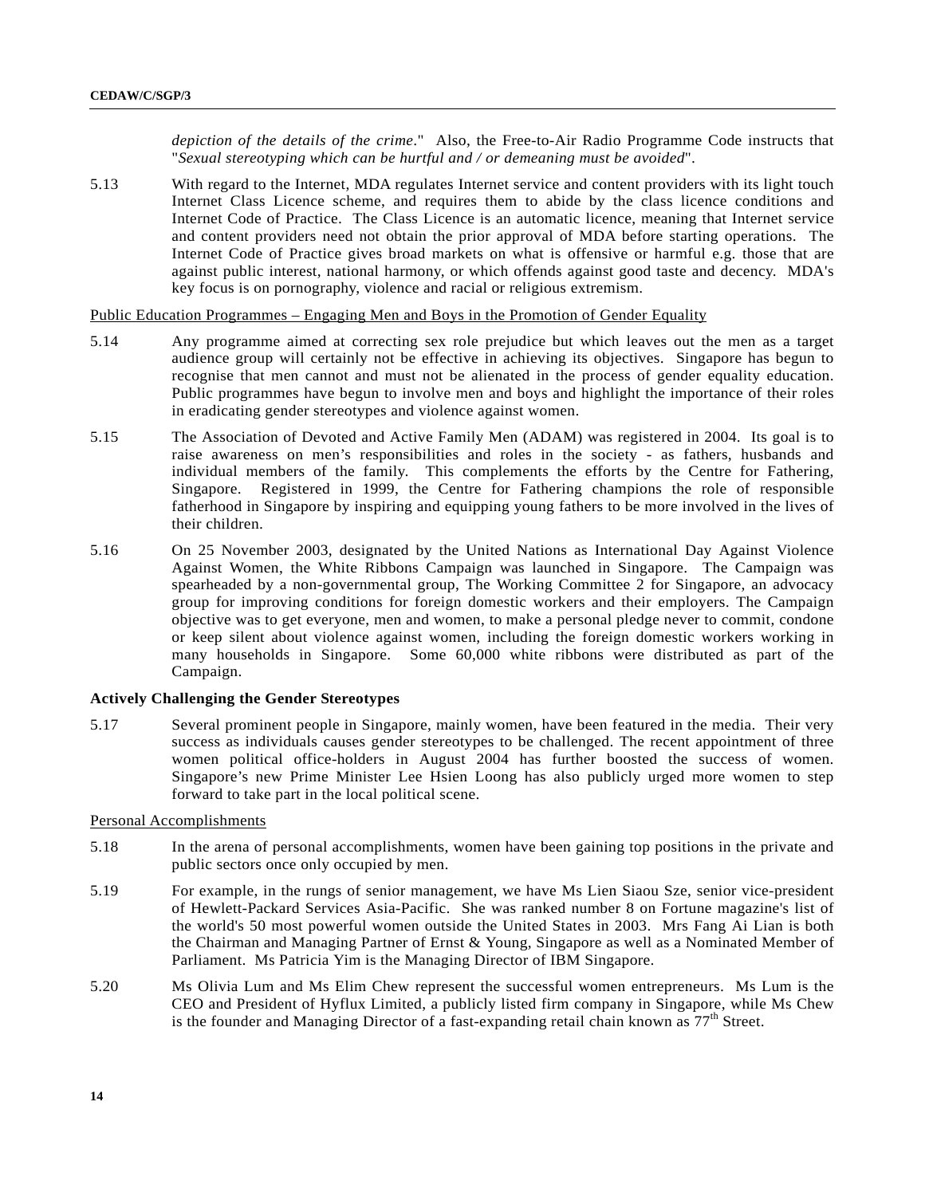*depiction of the details of the crime*." Also, the Free-to-Air Radio Programme Code instructs that "*Sexual stereotyping which can be hurtful and / or demeaning must be avoided*".

5.13 With regard to the Internet, MDA regulates Internet service and content providers with its light touch Internet Class Licence scheme, and requires them to abide by the class licence conditions and Internet Code of Practice. The Class Licence is an automatic licence, meaning that Internet service and content providers need not obtain the prior approval of MDA before starting operations. The Internet Code of Practice gives broad markets on what is offensive or harmful e.g. those that are against public interest, national harmony, or which offends against good taste and decency. MDA's key focus is on pornography, violence and racial or religious extremism.

Public Education Programmes – Engaging Men and Boys in the Promotion of Gender Equality

5.14 Any programme aimed at correcting sex role prejudice but which leaves out the men as a target audience group will certainly not be effective in achieving its objectives. Singapore has begun to recognise that men cannot and must not be alienated in the process of gender equality education. Public programmes have begun to involve men and boys and highlight the importance of their roles in eradicating gender stereotypes and violence against women.

5.15 The Association of Devoted and Active Family Men (ADAM) was registered in 2004. Its goal is to raise awareness on men's responsibilities and roles in the society - as fathers, husbands and individual members of the family. This complements the efforts by the Centre for Fathering, Singapore. Registered in 1999, the Centre for Fathering champions the role of responsible fatherhood in Singapore by inspiring and equipping young fathers to be more involved in the lives of their children.

5.16 On 25 November 2003, designated by the United Nations as International Day Against Violence Against Women, the White Ribbons Campaign was launched in Singapore. The Campaign was spearheaded by a non-governmental group, The Working Committee 2 for Singapore, an advocacy group for improving conditions for foreign domestic workers and their employers. The Campaign objective was to get everyone, men and women, to make a personal pledge never to commit, condone or keep silent about violence against women, including the foreign domestic workers working in many households in Singapore. Some 60,000 white ribbons were distributed as part of the Campaign.

**Actively Challenging the Gender Stereotypes**

5.17 Several prominent people in Singapore, mainly women, have been featured in the media. Their very success as individuals causes gender stereotypes to be challenged. The recent appointment of three women political office-holders in August 2004 has further boosted the success of women. Singapore's new Prime Minister Lee Hsien Loong has also publicly urged more women to step forward to take part in the local political scene.

Personal Accomplishments

5.18 In the arena of personal accomplishments, women have been gaining top positions in the private and public sectors once only occupied by men.

5.19 For example, in the rungs of senior management, we have Ms Lien Siaou Sze, senior vice-president of Hewlett-Packard Services Asia-Pacific. She was ranked number 8 on Fortune magazine's list of the world's 50 most powerful women outside the United States in 2003. Mrs Fang Ai Lian is both the Chairman and Managing Partner of Ernst & Young, Singapore as well as a Nominated Member of Parliament. Ms Patricia Yim is the Managing Director of IBM Singapore.

5.20 Ms Olivia Lum and Ms Elim Chew represent the successful women entrepreneurs. Ms Lum is the CEO and President of Hyflux Limited, a publicly listed firm company in Singapore, while Ms Chew is the founder and Managing Director of a fast-expanding retail chain known as 77th Street.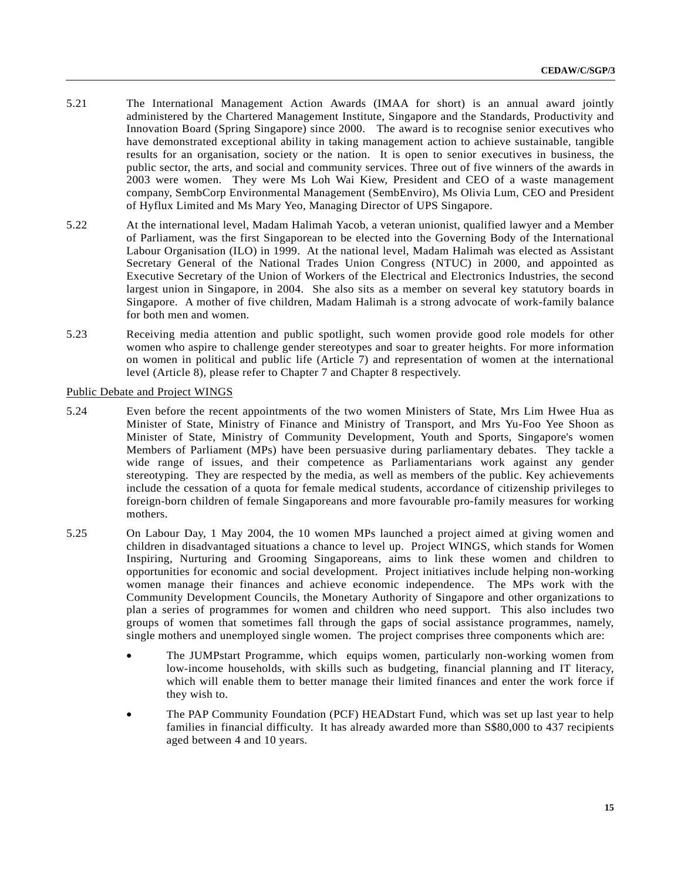5.21 The International Management Action Awards (IMAA for short) is an annual award jointly administered by the Chartered Management Institute, Singapore and the Standards, Productivity and Innovation Board (Spring Singapore) since 2000. The award is to recognise senior executives who have demonstrated exceptional ability in taking management action to achieve sustainable, tangible results for an organisation, society or the nation. It is open to senior executives in business, the public sector, the arts, and social and community services. Three out of five winners of the awards in 2003 were women. They were Ms Loh Wai Kiew, President and CEO of a waste management company, SembCorp Environmental Management (SembEnviro), Ms Olivia Lum, CEO and President of Hyflux Limited and Ms Mary Yeo, Managing Director of UPS Singapore.

5.22 At the international level, Madam Halimah Yacob, a veteran unionist, qualified lawyer and a Member of Parliament, was the first Singaporean to be elected into the Governing Body of the International Labour Organisation (ILO) in 1999. At the national level, Madam Halimah was elected as Assistant Secretary General of the National Trades Union Congress (NTUC) in 2000, and appointed as Executive Secretary of the Union of Workers of the Electrical and Electronics Industries, the second largest union in Singapore, in 2004. She also sits as a member on several key statutory boards in Singapore. A mother of five children, Madam Halimah is a strong advocate of work-family balance for both men and women.

5.23 Receiving media attention and public spotlight, such women provide good role models for other women who aspire to challenge gender stereotypes and soar to greater heights. For more information on women in political and public life (Article 7) and representation of women at the international level (Article 8), please refer to Chapter 7 and Chapter 8 respectively.

Public Debate and Project WINGS

5.24 Even before the recent appointments of the two women Ministers of State, Mrs Lim Hwee Hua as Minister of State, Ministry of Finance and Ministry of Transport, and Mrs Yu-Foo Yee Shoon as Minister of State, Ministry of Community Development, Youth and Sports, Singapore's women Members of Parliament (MPs) have been persuasive during parliamentary debates. They tackle a wide range of issues, and their competence as Parliamentarians work against any gender stereotyping. They are respected by the media, as well as members of the public. Key achievements include the cessation of a quota for female medical students, accordance of citizenship privileges to foreign-born children of female Singaporeans and more favourable pro-family measures for working mothers.

5.25 On Labour Day, 1 May 2004, the 10 women MPs launched a project aimed at giving women and children in disadvantaged situations a chance to level up. Project WINGS, which stands for Women Inspiring, Nurturing and Grooming Singaporeans, aims to link these women and children to opportunities for economic and social development. Project initiatives include helping non-working women manage their finances and achieve economic independence. The MPs work with the Community Development Councils, the Monetary Authority of Singapore and other organizations to plan a series of programmes for women and children who need support. This also includes two groups of women that sometimes fall through the gaps of social assistance programmes, namely, single mothers and unemployed single women. The project comprises three components which are:

- The JUMPstart Programme, which equips women, particularly non-working women from low-income households, with skills such as budgeting, financial planning and IT literacy, which will enable them to better manage their limited finances and enter the work force if they wish to.
- The PAP Community Foundation (PCF) HEADstart Fund, which was set up last year to help families in financial difficulty. It has already awarded more than S$80,000 to 437 recipients aged between 4 and 10 years.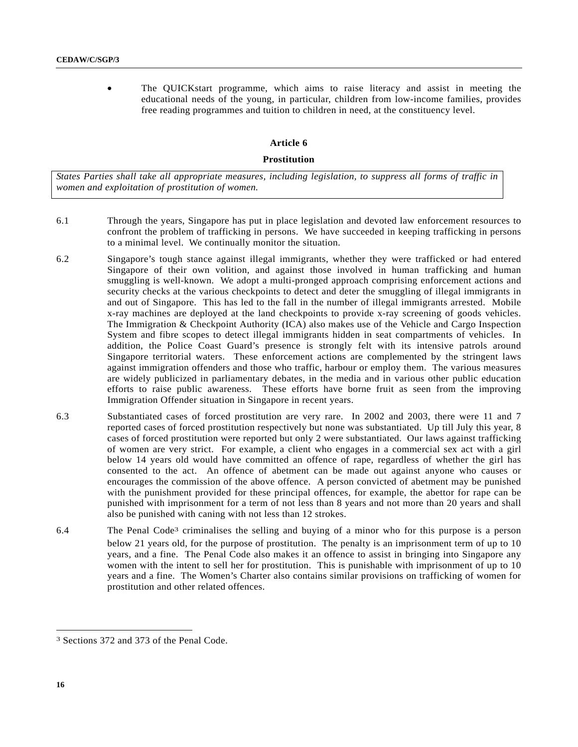- The QUICKstart programme, which aims to raise literacy and assist in meeting the educational needs of the young, in particular, children from low-income families, provides free reading programmes and tuition to children in need, at the constituency level.

## Article 6

### Prostitution

*States Parties shall take all appropriate measures, including legislation, to suppress all forms of traffic in women and exploitation of prostitution of women.*

6.1 Through the years, Singapore has put in place legislation and devoted law enforcement resources to confront the problem of trafficking in persons. We have succeeded in keeping trafficking in persons to a minimal level. We continually monitor the situation.

6.2 Singapore's tough stance against illegal immigrants, whether they were trafficked or had entered Singapore of their own volition, and against those involved in human trafficking and human smuggling is well-known. We adopt a multi-pronged approach comprising enforcement actions and security checks at the various checkpoints to detect and deter the smuggling of illegal immigrants in and out of Singapore. This has led to the fall in the number of illegal immigrants arrested. Mobile x-ray machines are deployed at the land checkpoints to provide x-ray screening of goods vehicles. The Immigration & Checkpoint Authority (ICA) also makes use of the Vehicle and Cargo Inspection System and fibre scopes to detect illegal immigrants hidden in seat compartments of vehicles. In addition, the Police Coast Guard's presence is strongly felt with its intensive patrols around Singapore territorial waters. These enforcement actions are complemented by the stringent laws against immigration offenders and those who traffic, harbour or employ them. The various measures are widely publicized in parliamentary debates, in the media and in various other public education efforts to raise public awareness. These efforts have borne fruit as seen from the improving Immigration Offender situation in Singapore in recent years.

6.3 Substantiated cases of forced prostitution are very rare. In 2002 and 2003, there were 11 and 7 reported cases of forced prostitution respectively but none was substantiated. Up till July this year, 8 cases of forced prostitution were reported but only 2 were substantiated. Our laws against trafficking of women are very strict. For example, a client who engages in a commercial sex act with a girl below 14 years old would have committed an offence of rape, regardless of whether the girl has consented to the act. An offence of abetment can be made out against anyone who causes or encourages the commission of the above offence. A person convicted of abetment may be punished with the punishment provided for these principal offences, for example, the abettor for rape can be punished with imprisonment for a term of not less than 8 years and not more than 20 years and shall also be punished with caning with not less than 12 strokes.

6.4 The Penal Code[3] criminalises the selling and buying of a minor who for this purpose is a person below 21 years old, for the purpose of prostitution. The penalty is an imprisonment term of up to 10 years, and a fine. The Penal Code also makes it an offence to assist in bringing into Singapore any women with the intent to sell her for prostitution. This is punishable with imprisonment of up to 10 years and a fine. The Women's Charter also contains similar provisions on trafficking of women for prostitution and other related offences.

---

[3] Sections 372 and 373 of the Penal Code.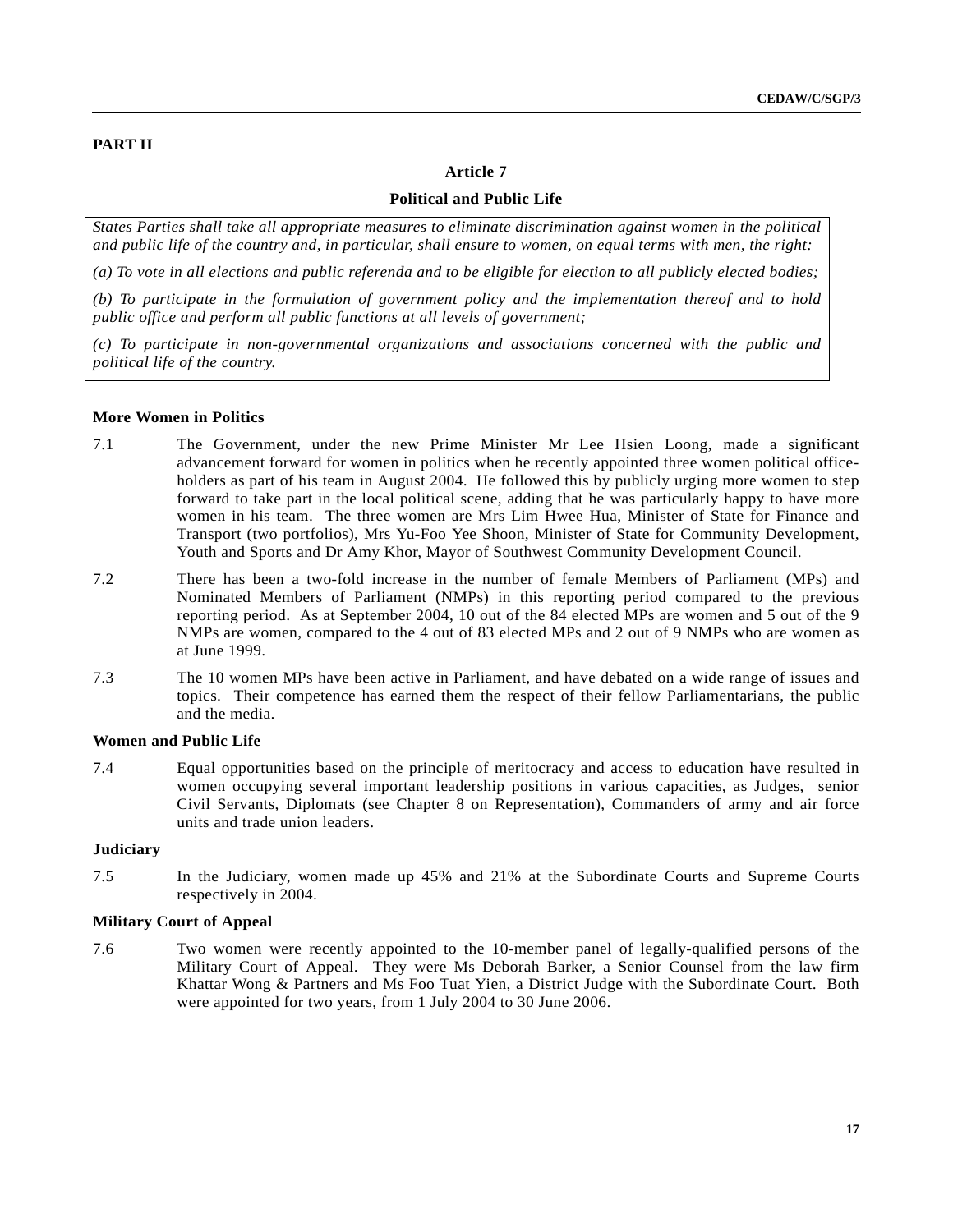## PART II

### Article 7

### Political and Public Life

*States Parties shall take all appropriate measures to eliminate discrimination against women in the political and public life of the country and, in particular, shall ensure to women, on equal terms with men, the right:*

*(a) To vote in all elections and public referenda and to be eligible for election to all publicly elected bodies;*

*(b) To participate in the formulation of government policy and the implementation thereof and to hold public office and perform all public functions at all levels of government;*

*(c) To participate in non-governmental organizations and associations concerned with the public and political life of the country.*

**More Women in Politics**

7.1 The Government, under the new Prime Minister Mr Lee Hsien Loong, made a significant advancement forward for women in politics when he recently appointed three women political office-holders as part of his team in August 2004. He followed this by publicly urging more women to step forward to take part in the local political scene, adding that he was particularly happy to have more women in his team. The three women are Mrs Lim Hwee Hua, Minister of State for Finance and Transport (two portfolios), Mrs Yu-Foo Yee Shoon, Minister of State for Community Development, Youth and Sports and Dr Amy Khor, Mayor of Southwest Community Development Council.

7.2 There has been a two-fold increase in the number of female Members of Parliament (MPs) and Nominated Members of Parliament (NMPs) in this reporting period compared to the previous reporting period. As at September 2004, 10 out of the 84 elected MPs are women and 5 out of the 9 NMPs are women, compared to the 4 out of 83 elected MPs and 2 out of 9 NMPs who are women as at June 1999.

7.3 The 10 women MPs have been active in Parliament, and have debated on a wide range of issues and topics. Their competence has earned them the respect of their fellow Parliamentarians, the public and the media.

**Women and Public Life**

7.4 Equal opportunities based on the principle of meritocracy and access to education have resulted in women occupying several important leadership positions in various capacities, as Judges, senior Civil Servants, Diplomats (see Chapter 8 on Representation), Commanders of army and air force units and trade union leaders.

**Judiciary**

7.5 In the Judiciary, women made up 45% and 21% at the Subordinate Courts and Supreme Courts respectively in 2004.

**Military Court of Appeal**

7.6 Two women were recently appointed to the 10-member panel of legally-qualified persons of the Military Court of Appeal. They were Ms Deborah Barker, a Senior Counsel from the law firm Khattar Wong & Partners and Ms Foo Tuat Yien, a District Judge with the Subordinate Court. Both were appointed for two years, from 1 July 2004 to 30 June 2006.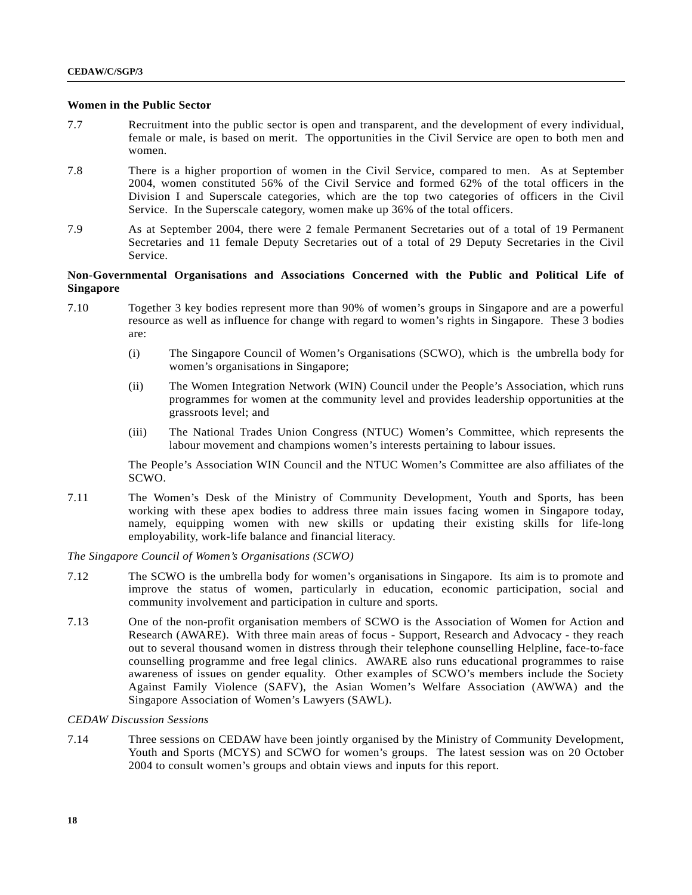**Women in the Public Sector**

7.7 Recruitment into the public sector is open and transparent, and the development of every individual, female or male, is based on merit. The opportunities in the Civil Service are open to both men and women.

7.8 There is a higher proportion of women in the Civil Service, compared to men. As at September 2004, women constituted 56% of the Civil Service and formed 62% of the total officers in the Division I and Superscale categories, which are the top two categories of officers in the Civil Service. In the Superscale category, women make up 36% of the total officers.

7.9 As at September 2004, there were 2 female Permanent Secretaries out of a total of 19 Permanent Secretaries and 11 female Deputy Secretaries out of a total of 29 Deputy Secretaries in the Civil Service.

**Non-Governmental Organisations and Associations Concerned with the Public and Political Life of Singapore**

7.10 Together 3 key bodies represent more than 90% of women's groups in Singapore and are a powerful resource as well as influence for change with regard to women's rights in Singapore. These 3 bodies are:

(i) The Singapore Council of Women's Organisations (SCWO), which is the umbrella body for women's organisations in Singapore;

(ii) The Women Integration Network (WIN) Council under the People's Association, which runs programmes for women at the community level and provides leadership opportunities at the grassroots level; and

(iii) The National Trades Union Congress (NTUC) Women's Committee, which represents the labour movement and champions women's interests pertaining to labour issues.

The People's Association WIN Council and the NTUC Women's Committee are also affiliates of the SCWO.

7.11 The Women's Desk of the Ministry of Community Development, Youth and Sports, has been working with these apex bodies to address three main issues facing women in Singapore today, namely, equipping women with new skills or updating their existing skills for life-long employability, work-life balance and financial literacy.

*The Singapore Council of Women's Organisations (SCWO)*

7.12 The SCWO is the umbrella body for women's organisations in Singapore. Its aim is to promote and improve the status of women, particularly in education, economic participation, social and community involvement and participation in culture and sports.

7.13 One of the non-profit organisation members of SCWO is the Association of Women for Action and Research (AWARE). With three main areas of focus - Support, Research and Advocacy - they reach out to several thousand women in distress through their telephone counselling Helpline, face-to-face counselling programme and free legal clinics. AWARE also runs educational programmes to raise awareness of issues on gender equality. Other examples of SCWO's members include the Society Against Family Violence (SAFV), the Asian Women's Welfare Association (AWWA) and the Singapore Association of Women's Lawyers (SAWL).

*CEDAW Discussion Sessions*

7.14 Three sessions on CEDAW have been jointly organised by the Ministry of Community Development, Youth and Sports (MCYS) and SCWO for women's groups. The latest session was on 20 October 2004 to consult women's groups and obtain views and inputs for this report.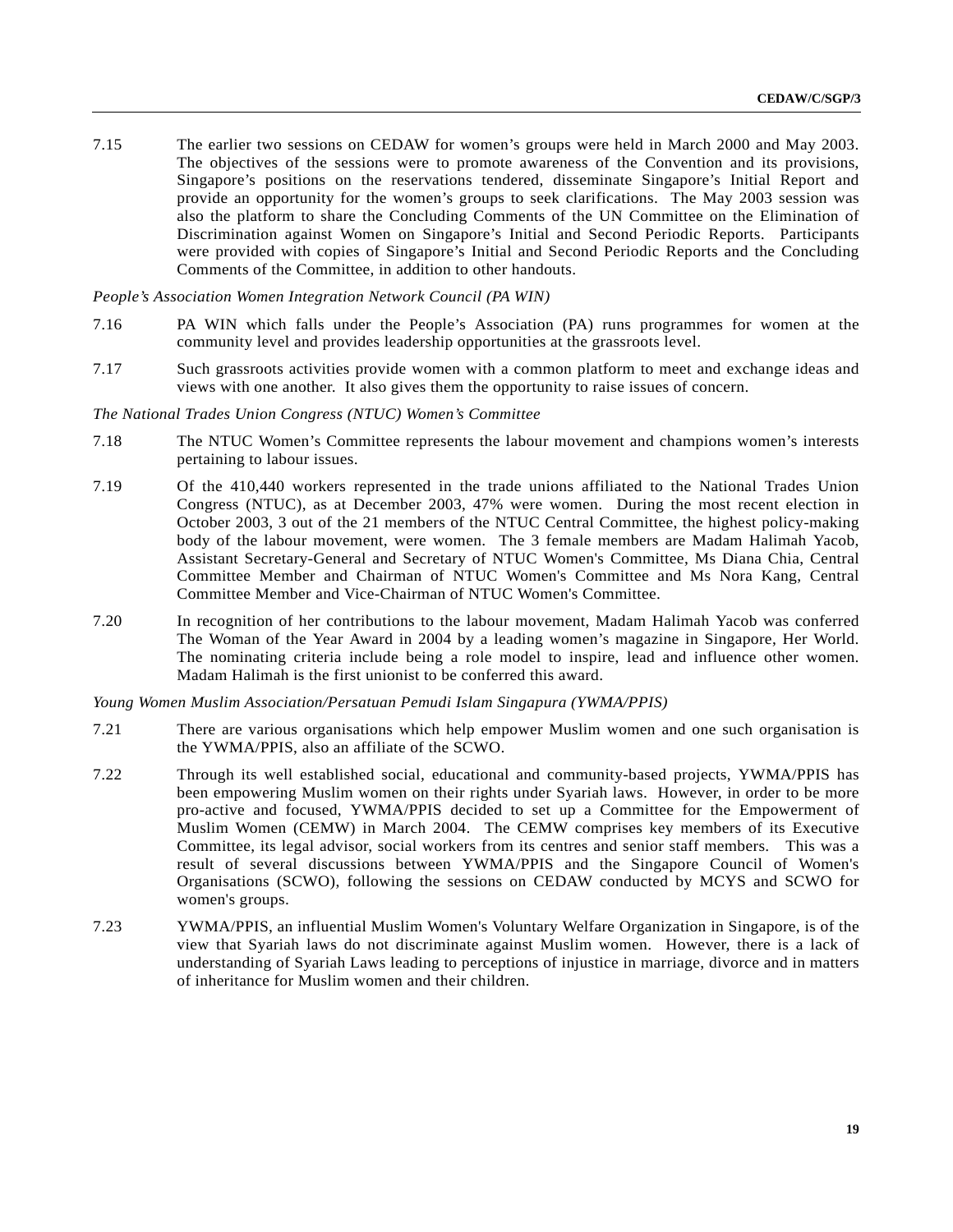7.15 The earlier two sessions on CEDAW for women's groups were held in March 2000 and May 2003. The objectives of the sessions were to promote awareness of the Convention and its provisions, Singapore's positions on the reservations tendered, disseminate Singapore's Initial Report and provide an opportunity for the women's groups to seek clarifications. The May 2003 session was also the platform to share the Concluding Comments of the UN Committee on the Elimination of Discrimination against Women on Singapore's Initial and Second Periodic Reports. Participants were provided with copies of Singapore's Initial and Second Periodic Reports and the Concluding Comments of the Committee, in addition to other handouts.

*People's Association Women Integration Network Council (PA WIN)*

7.16 PA WIN which falls under the People's Association (PA) runs programmes for women at the community level and provides leadership opportunities at the grassroots level.

7.17 Such grassroots activities provide women with a common platform to meet and exchange ideas and views with one another. It also gives them the opportunity to raise issues of concern.

*The National Trades Union Congress (NTUC) Women's Committee*

7.18 The NTUC Women's Committee represents the labour movement and champions women's interests pertaining to labour issues.

7.19 Of the 410,440 workers represented in the trade unions affiliated to the National Trades Union Congress (NTUC), as at December 2003, 47% were women. During the most recent election in October 2003, 3 out of the 21 members of the NTUC Central Committee, the highest policy-making body of the labour movement, were women. The 3 female members are Madam Halimah Yacob, Assistant Secretary-General and Secretary of NTUC Women's Committee, Ms Diana Chia, Central Committee Member and Chairman of NTUC Women's Committee and Ms Nora Kang, Central Committee Member and Vice-Chairman of NTUC Women's Committee.

7.20 In recognition of her contributions to the labour movement, Madam Halimah Yacob was conferred The Woman of the Year Award in 2004 by a leading women's magazine in Singapore, Her World. The nominating criteria include being a role model to inspire, lead and influence other women. Madam Halimah is the first unionist to be conferred this award.

*Young Women Muslim Association/Persatuan Pemudi Islam Singapura (YWMA/PPIS)*

7.21 There are various organisations which help empower Muslim women and one such organisation is the YWMA/PPIS, also an affiliate of the SCWO.

7.22 Through its well established social, educational and community-based projects, YWMA/PPIS has been empowering Muslim women on their rights under Syariah laws. However, in order to be more pro-active and focused, YWMA/PPIS decided to set up a Committee for the Empowerment of Muslim Women (CEMW) in March 2004. The CEMW comprises key members of its Executive Committee, its legal advisor, social workers from its centres and senior staff members. This was a result of several discussions between YWMA/PPIS and the Singapore Council of Women's Organisations (SCWO), following the sessions on CEDAW conducted by MCYS and SCWO for women's groups.

7.23 YWMA/PPIS, an influential Muslim Women's Voluntary Welfare Organization in Singapore, is of the view that Syariah laws do not discriminate against Muslim women. However, there is a lack of understanding of Syariah Laws leading to perceptions of injustice in marriage, divorce and in matters of inheritance for Muslim women and their children.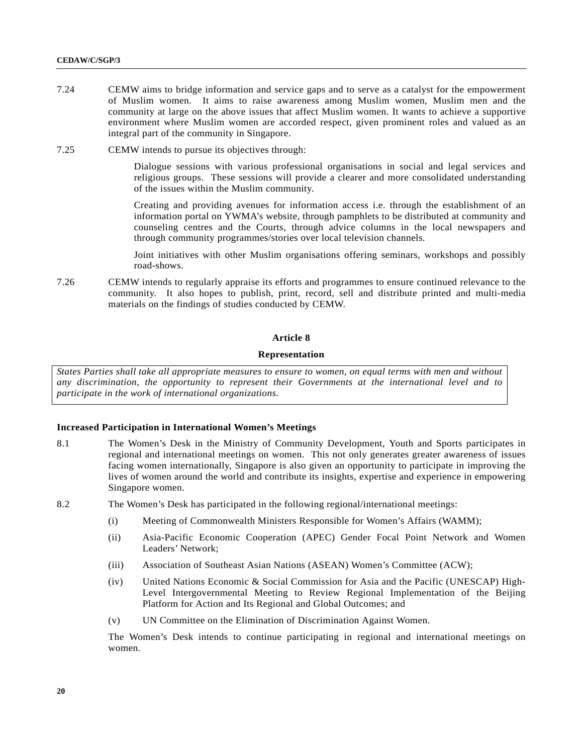7.24 CEMW aims to bridge information and service gaps and to serve as a catalyst for the empowerment of Muslim women. It aims to raise awareness among Muslim women, Muslim men and the community at large on the above issues that affect Muslim women. It wants to achieve a supportive environment where Muslim women are accorded respect, given prominent roles and valued as an integral part of the community in Singapore.

7.25 CEMW intends to pursue its objectives through:

Dialogue sessions with various professional organisations in social and legal services and religious groups. These sessions will provide a clearer and more consolidated understanding of the issues within the Muslim community.

Creating and providing avenues for information access i.e. through the establishment of an information portal on YWMA's website, through pamphlets to be distributed at community and counseling centres and the Courts, through advice columns in the local newspapers and through community programmes/stories over local television channels.

Joint initiatives with other Muslim organisations offering seminars, workshops and possibly road-shows.

7.26 CEMW intends to regularly appraise its efforts and programmes to ensure continued relevance to the community. It also hopes to publish, print, record, sell and distribute printed and multi-media materials on the findings of studies conducted by CEMW.

## Article 8

### Representation

*States Parties shall take all appropriate measures to ensure to women, on equal terms with men and without any discrimination, the opportunity to represent their Governments at the international level and to participate in the work of international organizations.*

**Increased Participation in International Women's Meetings**

8.1 The Women's Desk in the Ministry of Community Development, Youth and Sports participates in regional and international meetings on women. This not only generates greater awareness of issues facing women internationally, Singapore is also given an opportunity to participate in improving the lives of women around the world and contribute its insights, expertise and experience in empowering Singapore women.

8.2 The Women's Desk has participated in the following regional/international meetings:

(i) Meeting of Commonwealth Ministers Responsible for Women's Affairs (WAMM);

(ii) Asia-Pacific Economic Cooperation (APEC) Gender Focal Point Network and Women Leaders' Network;

(iii) Association of Southeast Asian Nations (ASEAN) Women's Committee (ACW);

(iv) United Nations Economic & Social Commission for Asia and the Pacific (UNESCAP) High-Level Intergovernmental Meeting to Review Regional Implementation of the Beijing Platform for Action and Its Regional and Global Outcomes; and

(v) UN Committee on the Elimination of Discrimination Against Women.

The Women's Desk intends to continue participating in regional and international meetings on women.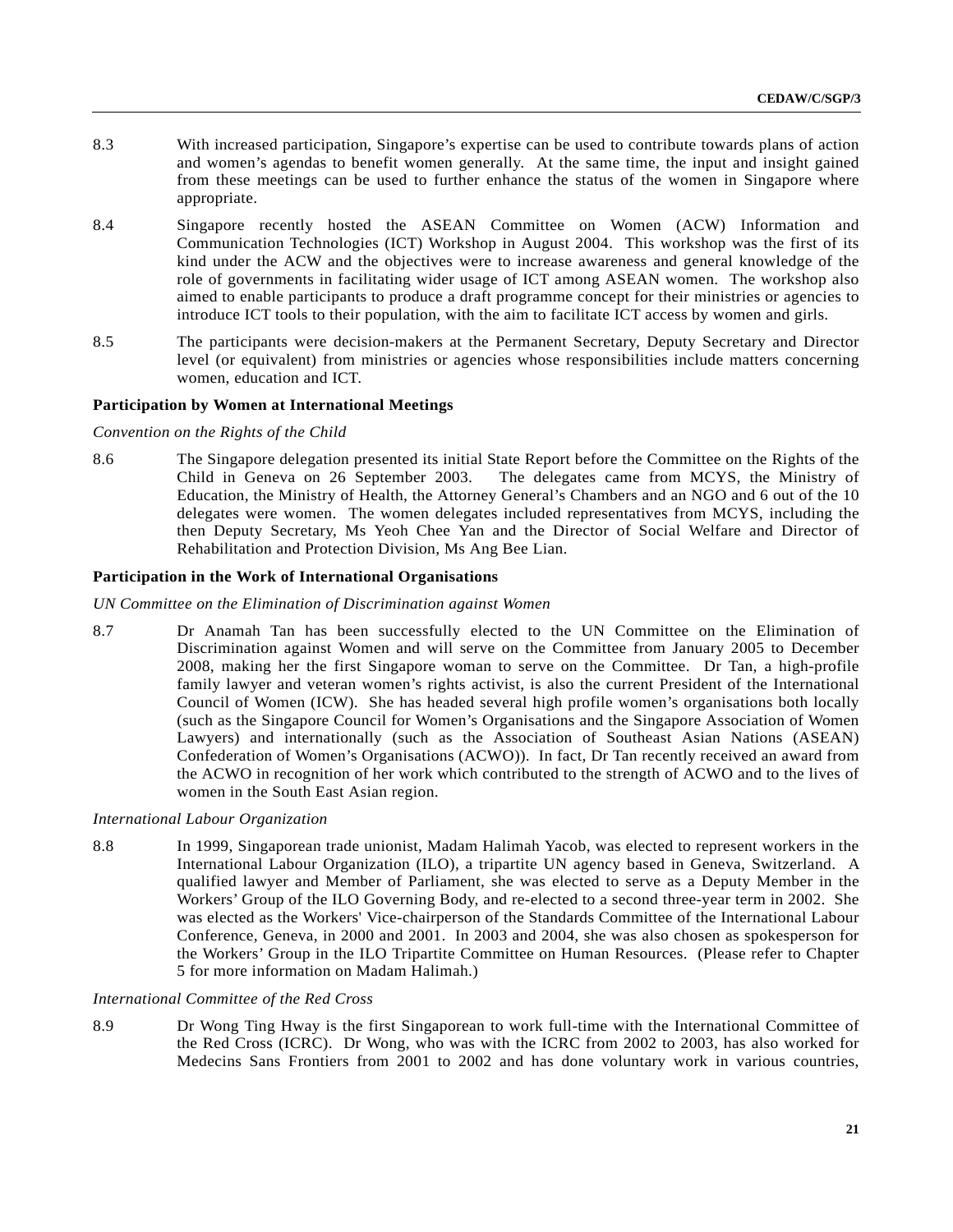8.3 With increased participation, Singapore's expertise can be used to contribute towards plans of action and women's agendas to benefit women generally. At the same time, the input and insight gained from these meetings can be used to further enhance the status of the women in Singapore where appropriate.

8.4 Singapore recently hosted the ASEAN Committee on Women (ACW) Information and Communication Technologies (ICT) Workshop in August 2004. This workshop was the first of its kind under the ACW and the objectives were to increase awareness and general knowledge of the role of governments in facilitating wider usage of ICT among ASEAN women. The workshop also aimed to enable participants to produce a draft programme concept for their ministries or agencies to introduce ICT tools to their population, with the aim to facilitate ICT access by women and girls.

8.5 The participants were decision-makers at the Permanent Secretary, Deputy Secretary and Director level (or equivalent) from ministries or agencies whose responsibilities include matters concerning women, education and ICT.

**Participation by Women at International Meetings**

*Convention on the Rights of the Child*

8.6 The Singapore delegation presented its initial State Report before the Committee on the Rights of the Child in Geneva on 26 September 2003. The delegates came from MCYS, the Ministry of Education, the Ministry of Health, the Attorney General's Chambers and an NGO and 6 out of the 10 delegates were women. The women delegates included representatives from MCYS, including the then Deputy Secretary, Ms Yeoh Chee Yan and the Director of Social Welfare and Director of Rehabilitation and Protection Division, Ms Ang Bee Lian.

**Participation in the Work of International Organisations**

*UN Committee on the Elimination of Discrimination against Women*

8.7 Dr Anamah Tan has been successfully elected to the UN Committee on the Elimination of Discrimination against Women and will serve on the Committee from January 2005 to December 2008, making her the first Singapore woman to serve on the Committee. Dr Tan, a high-profile family lawyer and veteran women's rights activist, is also the current President of the International Council of Women (ICW). She has headed several high profile women's organisations both locally (such as the Singapore Council for Women's Organisations and the Singapore Association of Women Lawyers) and internationally (such as the Association of Southeast Asian Nations (ASEAN) Confederation of Women's Organisations (ACWO)). In fact, Dr Tan recently received an award from the ACWO in recognition of her work which contributed to the strength of ACWO and to the lives of women in the South East Asian region.

*International Labour Organization*

8.8 In 1999, Singaporean trade unionist, Madam Halimah Yacob, was elected to represent workers in the International Labour Organization (ILO), a tripartite UN agency based in Geneva, Switzerland. A qualified lawyer and Member of Parliament, she was elected to serve as a Deputy Member in the Workers' Group of the ILO Governing Body, and re-elected to a second three-year term in 2002. She was elected as the Workers' Vice-chairperson of the Standards Committee of the International Labour Conference, Geneva, in 2000 and 2001. In 2003 and 2004, she was also chosen as spokesperson for the Workers' Group in the ILO Tripartite Committee on Human Resources. (Please refer to Chapter 5 for more information on Madam Halimah.)

*International Committee of the Red Cross*

8.9 Dr Wong Ting Hway is the first Singaporean to work full-time with the International Committee of the Red Cross (ICRC). Dr Wong, who was with the ICRC from 2002 to 2003, has also worked for Medecins Sans Frontiers from 2001 to 2002 and has done voluntary work in various countries,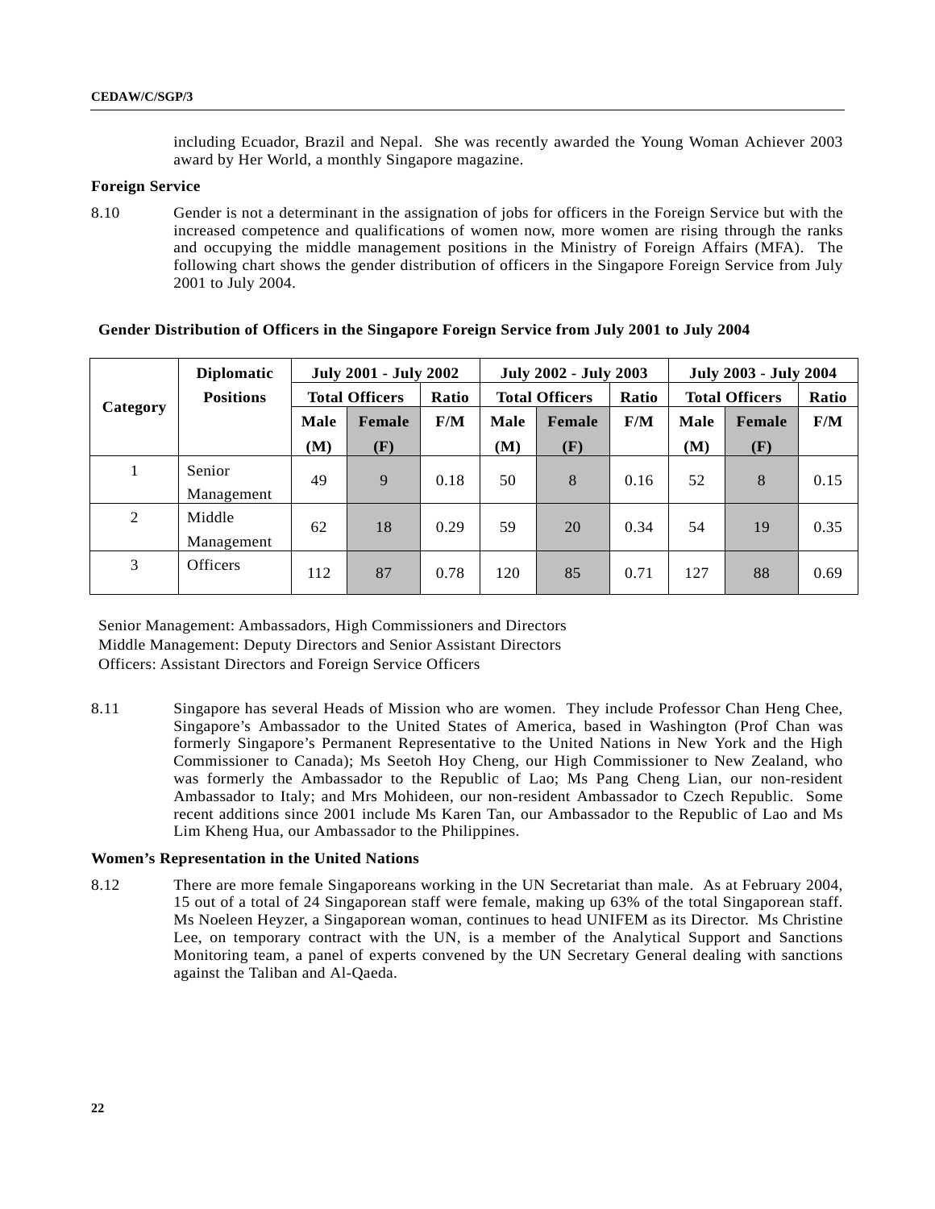including Ecuador, Brazil and Nepal. She was recently awarded the Young Woman Achiever 2003 award by Her World, a monthly Singapore magazine.

**Foreign Service**

8.10 Gender is not a determinant in the assignation of jobs for officers in the Foreign Service but with the increased competence and qualifications of women now, more women are rising through the ranks and occupying the middle management positions in the Ministry of Foreign Affairs (MFA). The following chart shows the gender distribution of officers in the Singapore Foreign Service from July 2001 to July 2004.

**Gender Distribution of Officers in the Singapore Foreign Service from July 2001 to July 2004**

| Category | Diplomatic Positions | July 2001 - July 2002 | | | July 2002 - July 2003 | | | July 2003 - July 2004 | | |
|---|---|---|---|---|---|---|---|---|---|---|
| | | Total Officers | | Ratio | Total Officers | | Ratio | Total Officers | | Ratio |
| | | Male (M) | Female (F) | F/M | Male (M) | Female (F) | F/M | Male (M) | Female (F) | F/M |
| 1 | Senior Management | 49 | 9 | 0.18 | 50 | 8 | 0.16 | 52 | 8 | 0.15 |
| 2 | Middle Management | 62 | 18 | 0.29 | 59 | 20 | 0.34 | 54 | 19 | 0.35 |
| 3 | Officers | 112 | 87 | 0.78 | 120 | 85 | 0.71 | 127 | 88 | 0.69 |

Senior Management: Ambassadors, High Commissioners and Directors
Middle Management: Deputy Directors and Senior Assistant Directors
Officers: Assistant Directors and Foreign Service Officers

8.11 Singapore has several Heads of Mission who are women. They include Professor Chan Heng Chee, Singapore's Ambassador to the United States of America, based in Washington (Prof Chan was formerly Singapore's Permanent Representative to the United Nations in New York and the High Commissioner to Canada); Ms Seetoh Hoy Cheng, our High Commissioner to New Zealand, who was formerly the Ambassador to the Republic of Lao; Ms Pang Cheng Lian, our non-resident Ambassador to Italy; and Mrs Mohideen, our non-resident Ambassador to Czech Republic. Some recent additions since 2001 include Ms Karen Tan, our Ambassador to the Republic of Lao and Ms Lim Kheng Hua, our Ambassador to the Philippines.

**Women's Representation in the United Nations**

8.12 There are more female Singaporeans working in the UN Secretariat than male. As at February 2004, 15 out of a total of 24 Singaporean staff were female, making up 63% of the total Singaporean staff. Ms Noeleen Heyzer, a Singaporean woman, continues to head UNIFEM as its Director. Ms Christine Lee, on temporary contract with the UN, is a member of the Analytical Support and Sanctions Monitoring team, a panel of experts convened by the UN Secretary General dealing with sanctions against the Taliban and Al-Qaeda.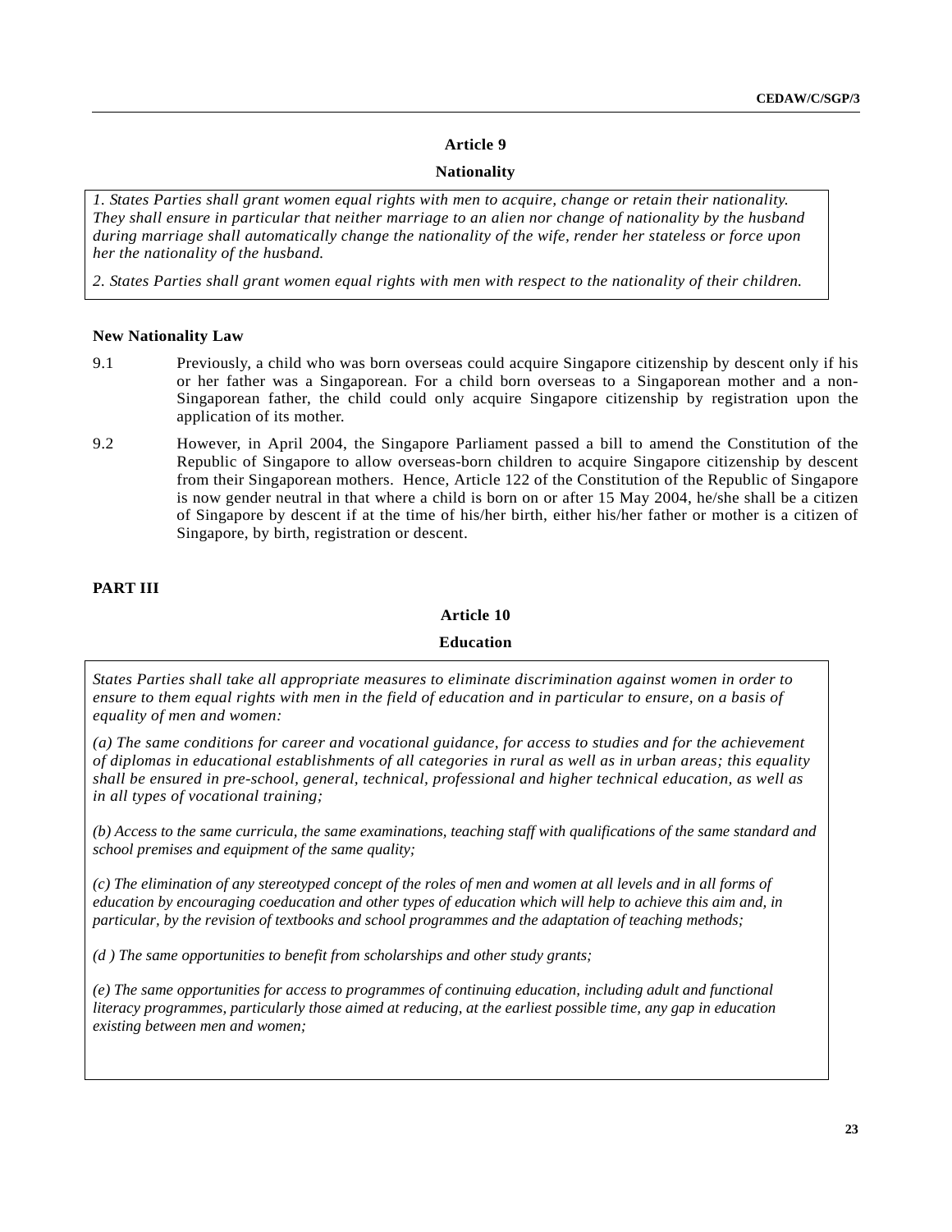## Article 9

### Nationality

*1. States Parties shall grant women equal rights with men to acquire, change or retain their nationality. They shall ensure in particular that neither marriage to an alien nor change of nationality by the husband during marriage shall automatically change the nationality of the wife, render her stateless or force upon her the nationality of the husband.*

*2. States Parties shall grant women equal rights with men with respect to the nationality of their children.*

**New Nationality Law**

9.1 Previously, a child who was born overseas could acquire Singapore citizenship by descent only if his or her father was a Singaporean. For a child born overseas to a Singaporean mother and a non-Singaporean father, the child could only acquire Singapore citizenship by registration upon the application of its mother.

9.2 However, in April 2004, the Singapore Parliament passed a bill to amend the Constitution of the Republic of Singapore to allow overseas-born children to acquire Singapore citizenship by descent from their Singaporean mothers. Hence, Article 122 of the Constitution of the Republic of Singapore is now gender neutral in that where a child is born on or after 15 May 2004, he/she shall be a citizen of Singapore by descent if at the time of his/her birth, either his/her father or mother is a citizen of Singapore, by birth, registration or descent.

**PART III**

## Article 10

### Education

*States Parties shall take all appropriate measures to eliminate discrimination against women in order to ensure to them equal rights with men in the field of education and in particular to ensure, on a basis of equality of men and women:*

*(a) The same conditions for career and vocational guidance, for access to studies and for the achievement of diplomas in educational establishments of all categories in rural as well as in urban areas; this equality shall be ensured in pre-school, general, technical, professional and higher technical education, as well as in all types of vocational training;*

*(b) Access to the same curricula, the same examinations, teaching staff with qualifications of the same standard and school premises and equipment of the same quality;*

*(c) The elimination of any stereotyped concept of the roles of men and women at all levels and in all forms of education by encouraging coeducation and other types of education which will help to achieve this aim and, in particular, by the revision of textbooks and school programmes and the adaptation of teaching methods;*

*(d ) The same opportunities to benefit from scholarships and other study grants;*

*(e) The same opportunities for access to programmes of continuing education, including adult and functional literacy programmes, particularly those aimed at reducing, at the earliest possible time, any gap in education existing between men and women;*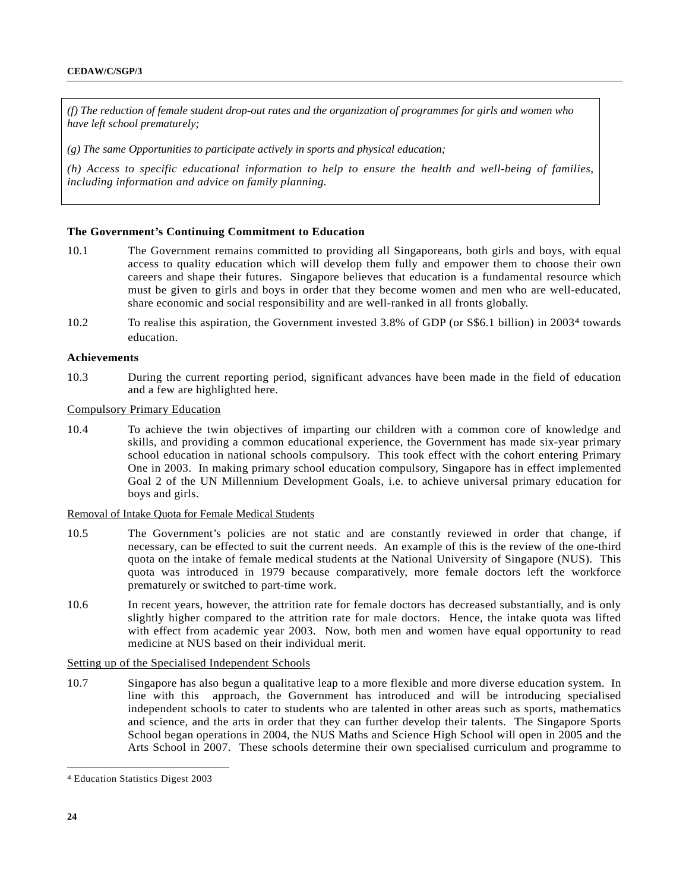*(f) The reduction of female student drop-out rates and the organization of programmes for girls and women who have left school prematurely;*

*(g) The same Opportunities to participate actively in sports and physical education;*

*(h) Access to specific educational information to help to ensure the health and well-being of families, including information and advice on family planning.*

**The Government's Continuing Commitment to Education**

10.1 The Government remains committed to providing all Singaporeans, both girls and boys, with equal access to quality education which will develop them fully and empower them to choose their own careers and shape their futures. Singapore believes that education is a fundamental resource which must be given to girls and boys in order that they become women and men who are well-educated, share economic and social responsibility and are well-ranked in all fronts globally.

10.2 To realise this aspiration, the Government invested 3.8% of GDP (or S$6.1 billion) in 2003[4] towards education.

**Achievements**

10.3 During the current reporting period, significant advances have been made in the field of education and a few are highlighted here.

Compulsory Primary Education

10.4 To achieve the twin objectives of imparting our children with a common core of knowledge and skills, and providing a common educational experience, the Government has made six-year primary school education in national schools compulsory. This took effect with the cohort entering Primary One in 2003. In making primary school education compulsory, Singapore has in effect implemented Goal 2 of the UN Millennium Development Goals, i.e. to achieve universal primary education for boys and girls.

Removal of Intake Quota for Female Medical Students

10.5 The Government's policies are not static and are constantly reviewed in order that change, if necessary, can be effected to suit the current needs. An example of this is the review of the one-third quota on the intake of female medical students at the National University of Singapore (NUS). This quota was introduced in 1979 because comparatively, more female doctors left the workforce prematurely or switched to part-time work.

10.6 In recent years, however, the attrition rate for female doctors has decreased substantially, and is only slightly higher compared to the attrition rate for male doctors. Hence, the intake quota was lifted with effect from academic year 2003. Now, both men and women have equal opportunity to read medicine at NUS based on their individual merit.

Setting up of the Specialised Independent Schools

10.7 Singapore has also begun a qualitative leap to a more flexible and more diverse education system. In line with this approach, the Government has introduced and will be introducing specialised independent schools to cater to students who are talented in other areas such as sports, mathematics and science, and the arts in order that they can further develop their talents. The Singapore Sports School began operations in 2004, the NUS Maths and Science High School will open in 2005 and the Arts School in 2007. These schools determine their own specialised curriculum and programme to

[4] Education Statistics Digest 2003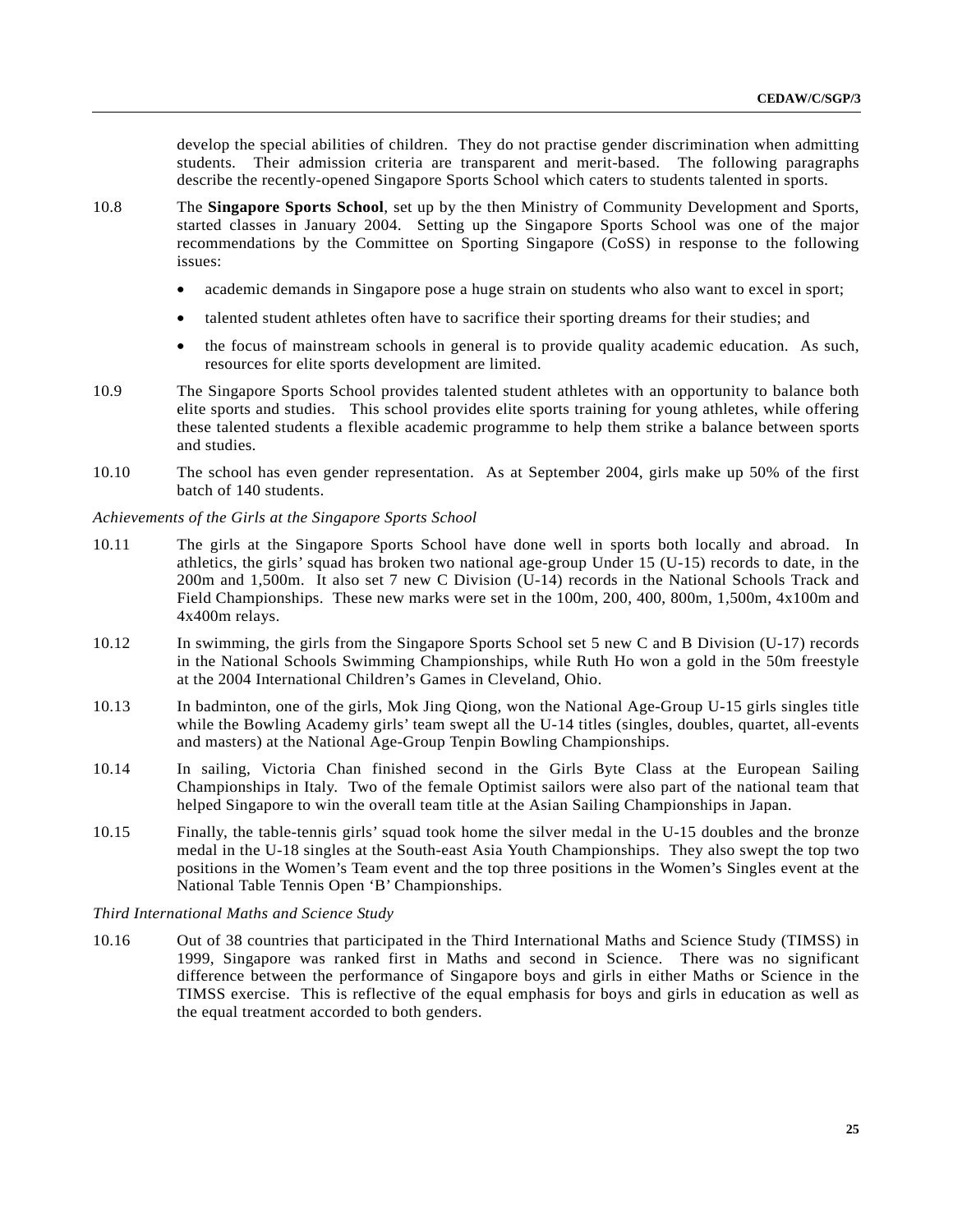develop the special abilities of children. They do not practise gender discrimination when admitting students. Their admission criteria are transparent and merit-based. The following paragraphs describe the recently-opened Singapore Sports School which caters to students talented in sports.

10.8 The **Singapore Sports School**, set up by the then Ministry of Community Development and Sports, started classes in January 2004. Setting up the Singapore Sports School was one of the major recommendations by the Committee on Sporting Singapore (CoSS) in response to the following issues:

- academic demands in Singapore pose a huge strain on students who also want to excel in sport;
- talented student athletes often have to sacrifice their sporting dreams for their studies; and
- the focus of mainstream schools in general is to provide quality academic education. As such, resources for elite sports development are limited.

10.9 The Singapore Sports School provides talented student athletes with an opportunity to balance both elite sports and studies. This school provides elite sports training for young athletes, while offering these talented students a flexible academic programme to help them strike a balance between sports and studies.

10.10 The school has even gender representation. As at September 2004, girls make up 50% of the first batch of 140 students.

*Achievements of the Girls at the Singapore Sports School*

10.11 The girls at the Singapore Sports School have done well in sports both locally and abroad. In athletics, the girls' squad has broken two national age-group Under 15 (U-15) records to date, in the 200m and 1,500m. It also set 7 new C Division (U-14) records in the National Schools Track and Field Championships. These new marks were set in the 100m, 200, 400, 800m, 1,500m, 4x100m and 4x400m relays.

10.12 In swimming, the girls from the Singapore Sports School set 5 new C and B Division (U-17) records in the National Schools Swimming Championships, while Ruth Ho won a gold in the 50m freestyle at the 2004 International Children's Games in Cleveland, Ohio.

10.13 In badminton, one of the girls, Mok Jing Qiong, won the National Age-Group U-15 girls singles title while the Bowling Academy girls' team swept all the U-14 titles (singles, doubles, quartet, all-events and masters) at the National Age-Group Tenpin Bowling Championships.

10.14 In sailing, Victoria Chan finished second in the Girls Byte Class at the European Sailing Championships in Italy. Two of the female Optimist sailors were also part of the national team that helped Singapore to win the overall team title at the Asian Sailing Championships in Japan.

10.15 Finally, the table-tennis girls' squad took home the silver medal in the U-15 doubles and the bronze medal in the U-18 singles at the South-east Asia Youth Championships. They also swept the top two positions in the Women's Team event and the top three positions in the Women's Singles event at the National Table Tennis Open 'B' Championships.

*Third International Maths and Science Study*

10.16 Out of 38 countries that participated in the Third International Maths and Science Study (TIMSS) in 1999, Singapore was ranked first in Maths and second in Science. There was no significant difference between the performance of Singapore boys and girls in either Maths or Science in the TIMSS exercise. This is reflective of the equal emphasis for boys and girls in education as well as the equal treatment accorded to both genders.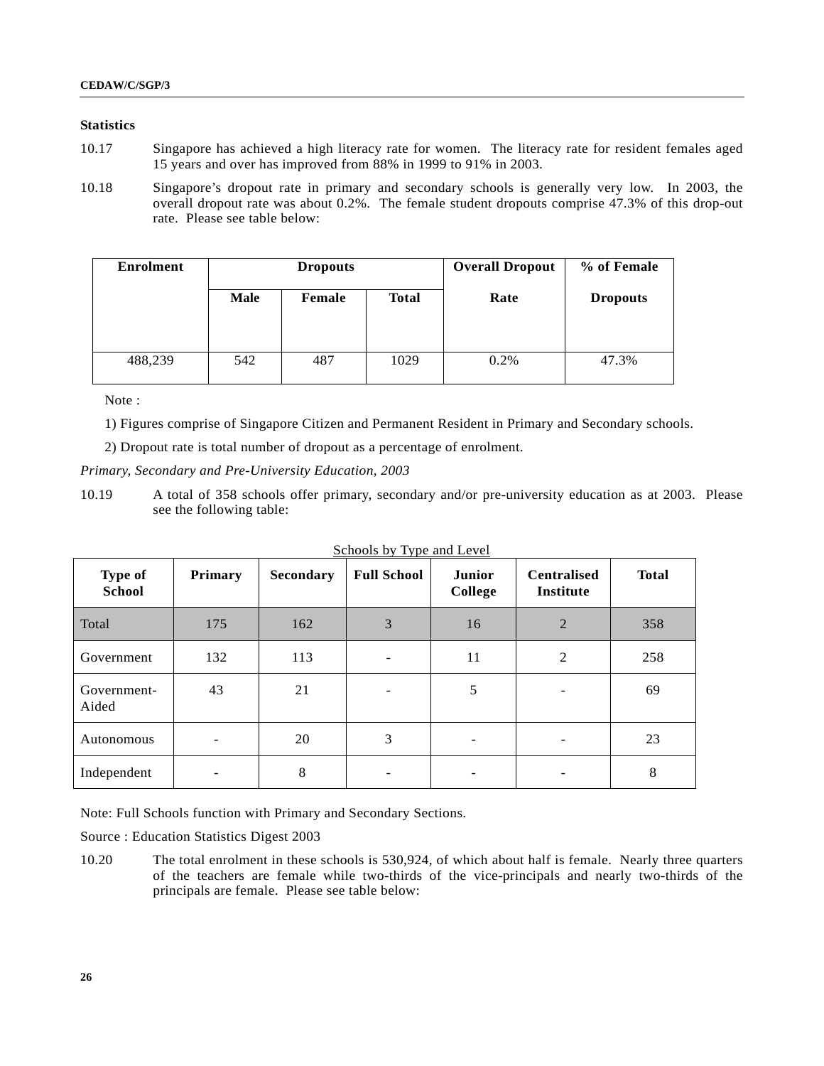**Statistics**

10.17 Singapore has achieved a high literacy rate for women. The literacy rate for resident females aged 15 years and over has improved from 88% in 1999 to 91% in 2003.

10.18 Singapore's dropout rate in primary and secondary schools is generally very low. In 2003, the overall dropout rate was about 0.2%. The female student dropouts comprise 47.3% of this drop-out rate. Please see table below:

| Enrolment | Dropouts | | | Overall Dropout Rate | % of Female Dropouts |
|---|---|---|---|---|---|
| | Male | Female | Total | | |
| 488,239 | 542 | 487 | 1029 | 0.2% | 47.3% |

Note :

1) Figures comprise of Singapore Citizen and Permanent Resident in Primary and Secondary schools.

2) Dropout rate is total number of dropout as a percentage of enrolment.

*Primary, Secondary and Pre-University Education, 2003*

10.19 A total of 358 schools offer primary, secondary and/or pre-university education as at 2003. Please see the following table:

Schools by Type and Level

| Type of School | Primary | Secondary | Full School | Junior College | Centralised Institute | Total |
|---|---|---|---|---|---|---|
| Total | 175 | 162 | 3 | 16 | 2 | 358 |
| Government | 132 | 113 | - | 11 | 2 | 258 |
| Government-Aided | 43 | 21 | - | 5 | - | 69 |
| Autonomous | - | 20 | 3 | - | - | 23 |
| Independent | - | 8 | - | - | - | 8 |

Note: Full Schools function with Primary and Secondary Sections.

Source : Education Statistics Digest 2003

10.20 The total enrolment in these schools is 530,924, of which about half is female. Nearly three quarters of the teachers are female while two-thirds of the vice-principals and nearly two-thirds of the principals are female. Please see table below: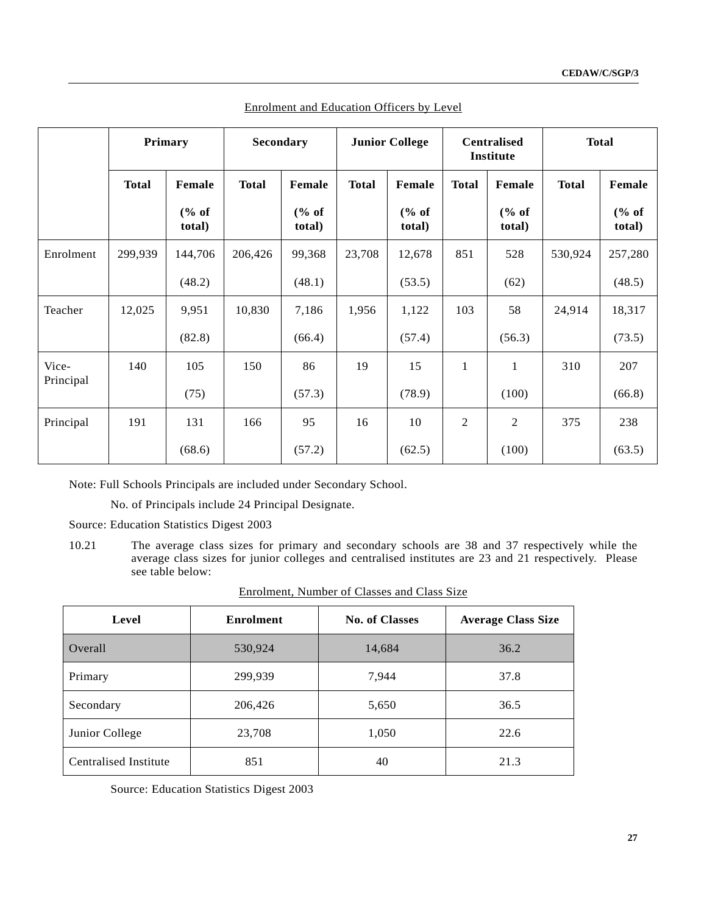Enrolment and Education Officers by Level

| | Primary | | Secondary | | Junior College | | Centralised Institute | | Total | |
|---|---|---|---|---|---|---|---|---|---|---|
| | Total | Female (% of total) | Total | Female (% of total) | Total | Female (% of total) | Total | Female (% of total) | Total | Female (% of total) |
| Enrolment | 299,939 | 144,706 (48.2) | 206,426 | 99,368 (48.1) | 23,708 | 12,678 (53.5) | 851 | 528 (62) | 530,924 | 257,280 (48.5) |
| Teacher | 12,025 | 9,951 (82.8) | 10,830 | 7,186 (66.4) | 1,956 | 1,122 (57.4) | 103 | 58 (56.3) | 24,914 | 18,317 (73.5) |
| Vice-Principal | 140 | 105 (75) | 150 | 86 (57.3) | 19 | 15 (78.9) | 1 | 1 (100) | 310 | 207 (66.8) |
| Principal | 191 | 131 (68.6) | 166 | 95 (57.2) | 16 | 10 (62.5) | 2 | 2 (100) | 375 | 238 (63.5) |

Note: Full Schools Principals are included under Secondary School.

No. of Principals include 24 Principal Designate.

Source: Education Statistics Digest 2003

10.21 The average class sizes for primary and secondary schools are 38 and 37 respectively while the average class sizes for junior colleges and centralised institutes are 23 and 21 respectively. Please see table below:

Enrolment, Number of Classes and Class Size

| Level | Enrolment | No. of Classes | Average Class Size |
|---|---|---|---|
| Overall | 530,924 | 14,684 | 36.2 |
| Primary | 299,939 | 7,944 | 37.8 |
| Secondary | 206,426 | 5,650 | 36.5 |
| Junior College | 23,708 | 1,050 | 22.6 |
| Centralised Institute | 851 | 40 | 21.3 |

Source: Education Statistics Digest 2003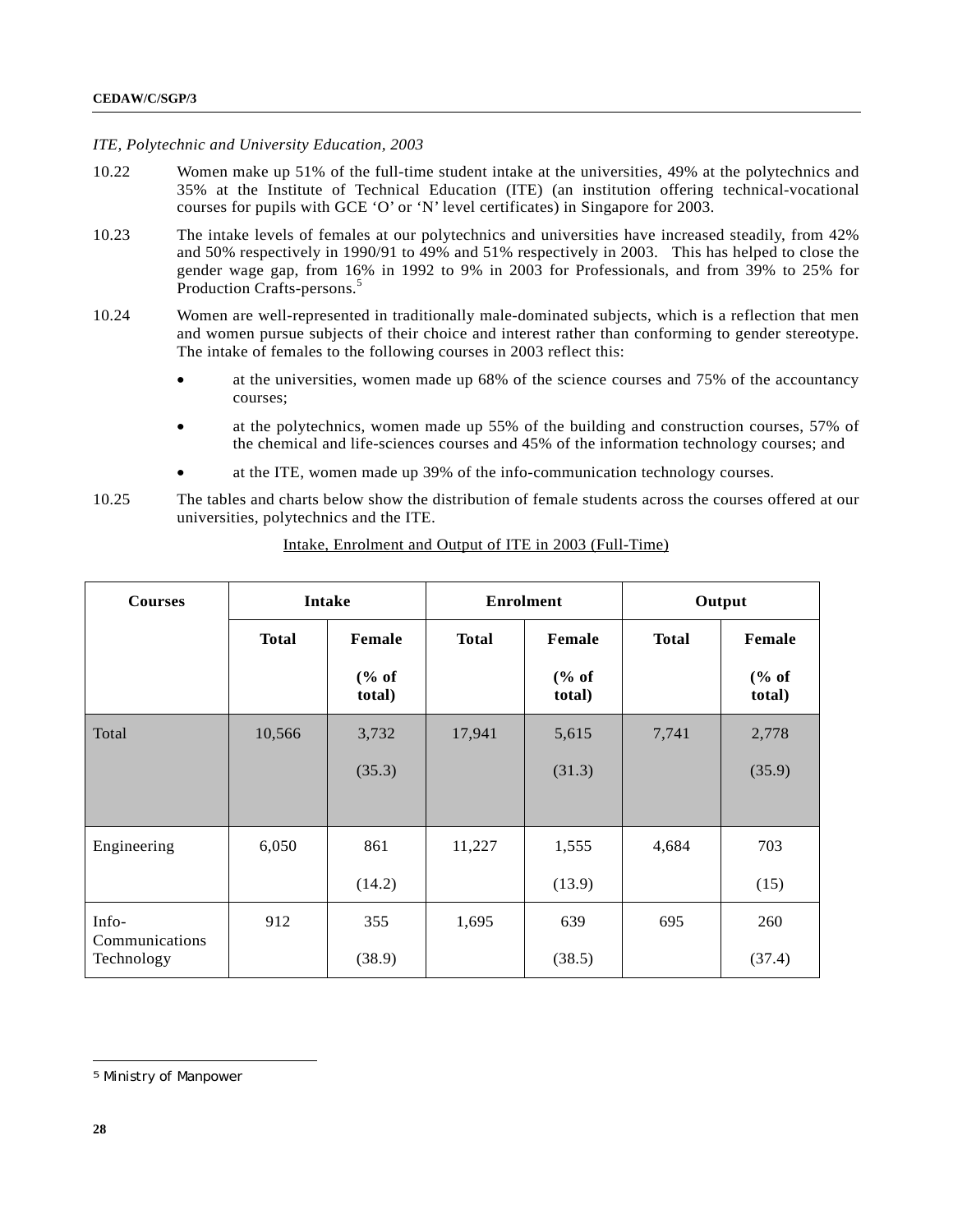*ITE, Polytechnic and University Education, 2003*

10.22 Women make up 51% of the full-time student intake at the universities, 49% at the polytechnics and 35% at the Institute of Technical Education (ITE) (an institution offering technical-vocational courses for pupils with GCE 'O' or 'N' level certificates) in Singapore for 2003.

10.23 The intake levels of females at our polytechnics and universities have increased steadily, from 42% and 50% respectively in 1990/91 to 49% and 51% respectively in 2003. This has helped to close the gender wage gap, from 16% in 1992 to 9% in 2003 for Professionals, and from 39% to 25% for Production Crafts-persons.[5]

10.24 Women are well-represented in traditionally male-dominated subjects, which is a reflection that men and women pursue subjects of their choice and interest rather than conforming to gender stereotype. The intake of females to the following courses in 2003 reflect this:

- at the universities, women made up 68% of the science courses and 75% of the accountancy courses;
- at the polytechnics, women made up 55% of the building and construction courses, 57% of the chemical and life-sciences courses and 45% of the information technology courses; and
- at the ITE, women made up 39% of the info-communication technology courses.

10.25 The tables and charts below show the distribution of female students across the courses offered at our universities, polytechnics and the ITE.

Intake, Enrolment and Output of ITE in 2003 (Full-Time)

| Courses | Intake | | Enrolment | | Output | |
|---|---|---|---|---|---|---|
| | Total | Female (% of total) | Total | Female (% of total) | Total | Female (% of total) |
| Total | 10,566 | 3,732 (35.3) | 17,941 | 5,615 (31.3) | 7,741 | 2,778 (35.9) |
| Engineering | 6,050 | 861 (14.2) | 11,227 | 1,555 (13.9) | 4,684 | 703 (15) |
| Info-Communications Technology | 912 | 355 (38.9) | 1,695 | 639 (38.5) | 695 | 260 (37.4) |

[5] Ministry of Manpower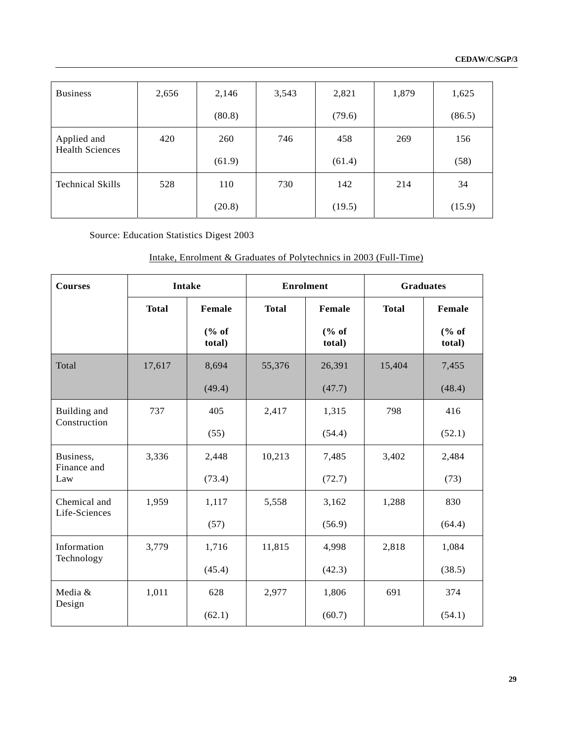| | | | | | | |
|---|---|---|---|---|---|---|
| Business | 2,656 | 2,146 (80.8) | 3,543 | 2,821 (79.6) | 1,879 | 1,625 (86.5) |
| Applied and Health Sciences | 420 | 260 (61.9) | 746 | 458 (61.4) | 269 | 156 (58) |
| Technical Skills | 528 | 110 (20.8) | 730 | 142 (19.5) | 214 | 34 (15.9) |

Source: Education Statistics Digest 2003

Intake, Enrolment & Graduates of Polytechnics in 2003 (Full-Time)

| **Courses** | **Intake** | | **Enrolment** | | **Graduates** | |
|---|---|---|---|---|---|---|
| | **Total** | **Female (% of total)** | **Total** | **Female (% of total)** | **Total** | **Female (% of total)** |
| Total | 17,617 | 8,694 (49.4) | 55,376 | 26,391 (47.7) | 15,404 | 7,455 (48.4) |
| Building and Construction | 737 | 405 (55) | 2,417 | 1,315 (54.4) | 798 | 416 (52.1) |
| Business, Finance and Law | 3,336 | 2,448 (73.4) | 10,213 | 7,485 (72.7) | 3,402 | 2,484 (73) |
| Chemical and Life-Sciences | 1,959 | 1,117 (57) | 5,558 | 3,162 (56.9) | 1,288 | 830 (64.4) |
| Information Technology | 3,779 | 1,716 (45.4) | 11,815 | 4,998 (42.3) | 2,818 | 1,084 (38.5) |
| Media & Design | 1,011 | 628 (62.1) | 2,977 | 1,806 (60.7) | 691 | 374 (54.1) |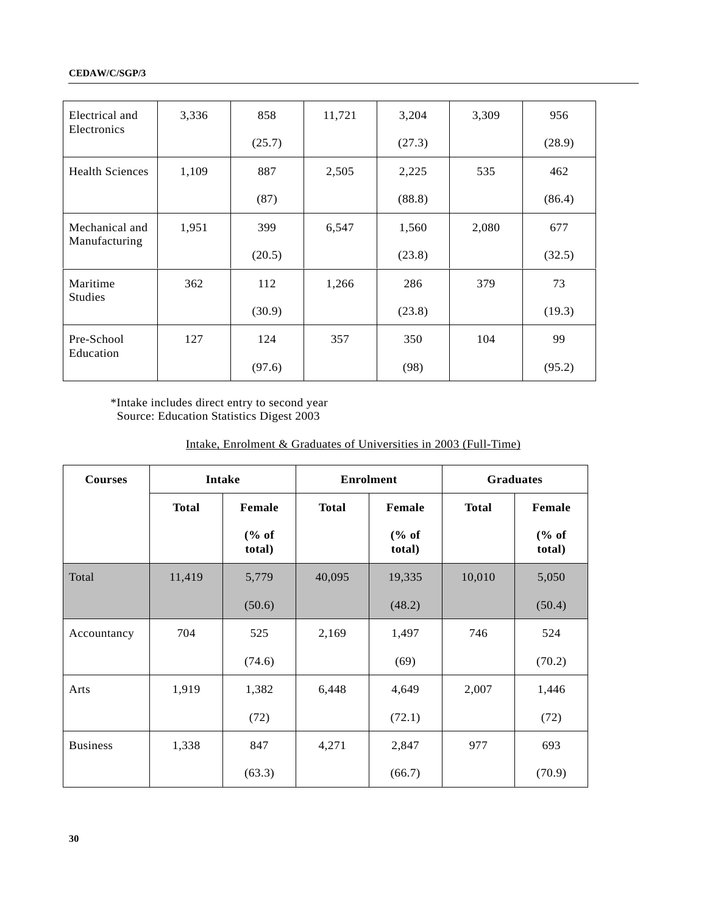| | | | | | | |
|---|---|---|---|---|---|---|
| Electrical and Electronics | 3,336 | 858<br>(25.7) | 11,721 | 3,204<br>(27.3) | 3,309 | 956<br>(28.9) |
| Health Sciences | 1,109 | 887<br>(87) | 2,505 | 2,225<br>(88.8) | 535 | 462<br>(86.4) |
| Mechanical and Manufacturing | 1,951 | 399<br>(20.5) | 6,547 | 1,560<br>(23.8) | 2,080 | 677<br>(32.5) |
| Maritime Studies | 362 | 112<br>(30.9) | 1,266 | 286<br>(23.8) | 379 | 73<br>(19.3) |
| Pre-School Education | 127 | 124<br>(97.6) | 357 | 350<br>(98) | 104 | 99<br>(95.2) |

*Intake includes direct entry to second year
Source: Education Statistics Digest 2003

Intake, Enrolment & Graduates of Universities in 2003 (Full-Time)

| Courses | Intake | | Enrolment | | Graduates | |
|---|---|---|---|---|---|---|
| | Total | Female (% of total) | Total | Female (% of total) | Total | Female (% of total) |
| Total | 11,419 | 5,779<br>(50.6) | 40,095 | 19,335<br>(48.2) | 10,010 | 5,050<br>(50.4) |
| Accountancy | 704 | 525<br>(74.6) | 2,169 | 1,497<br>(69) | 746 | 524<br>(70.2) |
| Arts | 1,919 | 1,382<br>(72) | 6,448 | 4,649<br>(72.1) | 2,007 | 1,446<br>(72) |
| Business | 1,338 | 847<br>(63.3) | 4,271 | 2,847<br>(66.7) | 977 | 693<br>(70.9) |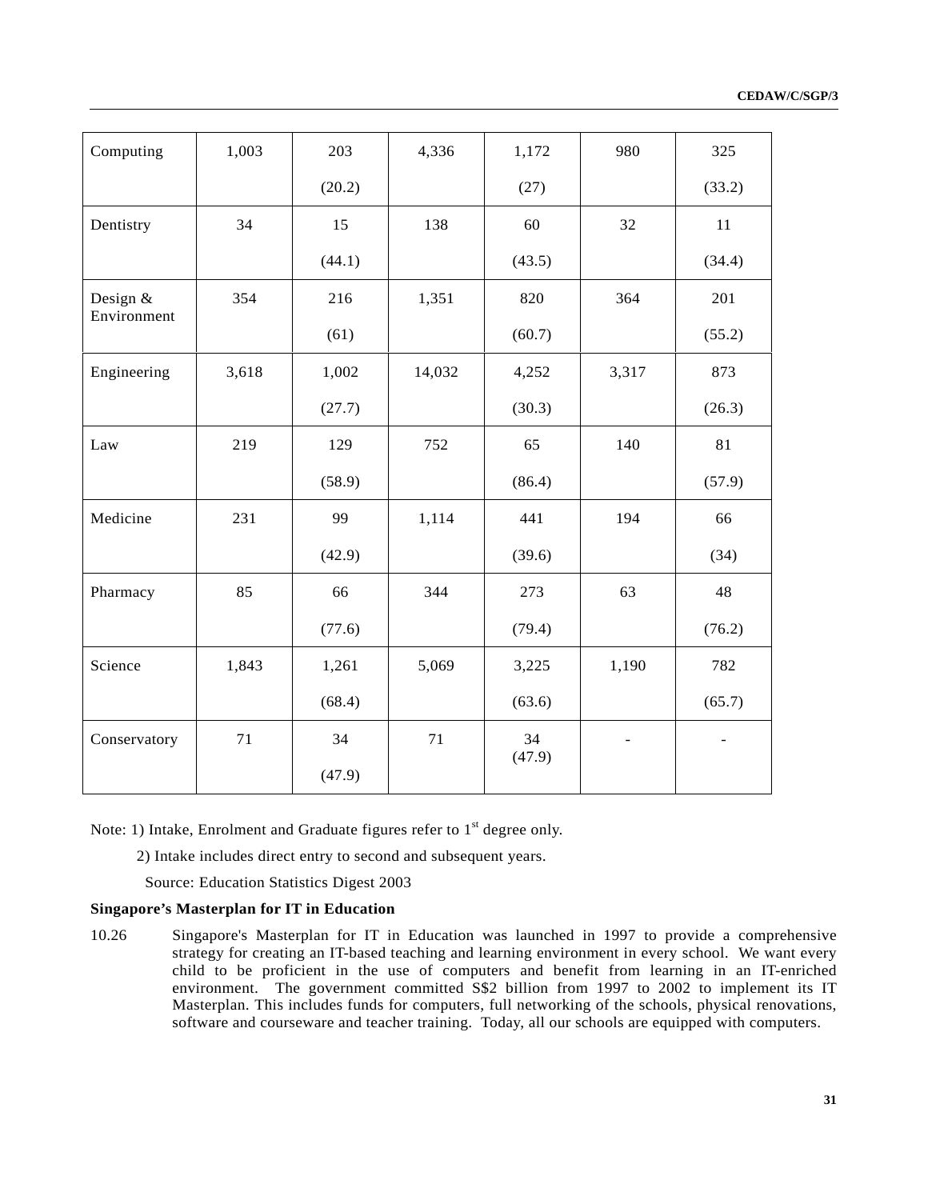| Computing | 1,003 | 203<br>(20.2) | 4,336 | 1,172<br>(27) | 980 | 325<br>(33.2) |
|---|---|---|---|---|---|---|
| Dentistry | 34 | 15<br>(44.1) | 138 | 60<br>(43.5) | 32 | 11<br>(34.4) |
| Design & Environment | 354 | 216<br>(61) | 1,351 | 820<br>(60.7) | 364 | 201<br>(55.2) |
| Engineering | 3,618 | 1,002<br>(27.7) | 14,032 | 4,252<br>(30.3) | 3,317 | 873<br>(26.3) |
| Law | 219 | 129<br>(58.9) | 752 | 65<br>(86.4) | 140 | 81<br>(57.9) |
| Medicine | 231 | 99<br>(42.9) | 1,114 | 441<br>(39.6) | 194 | 66<br>(34) |
| Pharmacy | 85 | 66<br>(77.6) | 344 | 273<br>(79.4) | 63 | 48<br>(76.2) |
| Science | 1,843 | 1,261<br>(68.4) | 5,069 | 3,225<br>(63.6) | 1,190 | 782<br>(65.7) |
| Conservatory | 71 | 34<br>(47.9) | 71 | 34<br>(47.9) | - | - |

Note: 1) Intake, Enrolment and Graduate figures refer to 1st degree only.

2) Intake includes direct entry to second and subsequent years.

Source: Education Statistics Digest 2003

**Singapore's Masterplan for IT in Education**

10.26 Singapore's Masterplan for IT in Education was launched in 1997 to provide a comprehensive strategy for creating an IT-based teaching and learning environment in every school. We want every child to be proficient in the use of computers and benefit from learning in an IT-enriched environment. The government committed S$2 billion from 1997 to 2002 to implement its IT Masterplan. This includes funds for computers, full networking of the schools, physical renovations, software and courseware and teacher training. Today, all our schools are equipped with computers.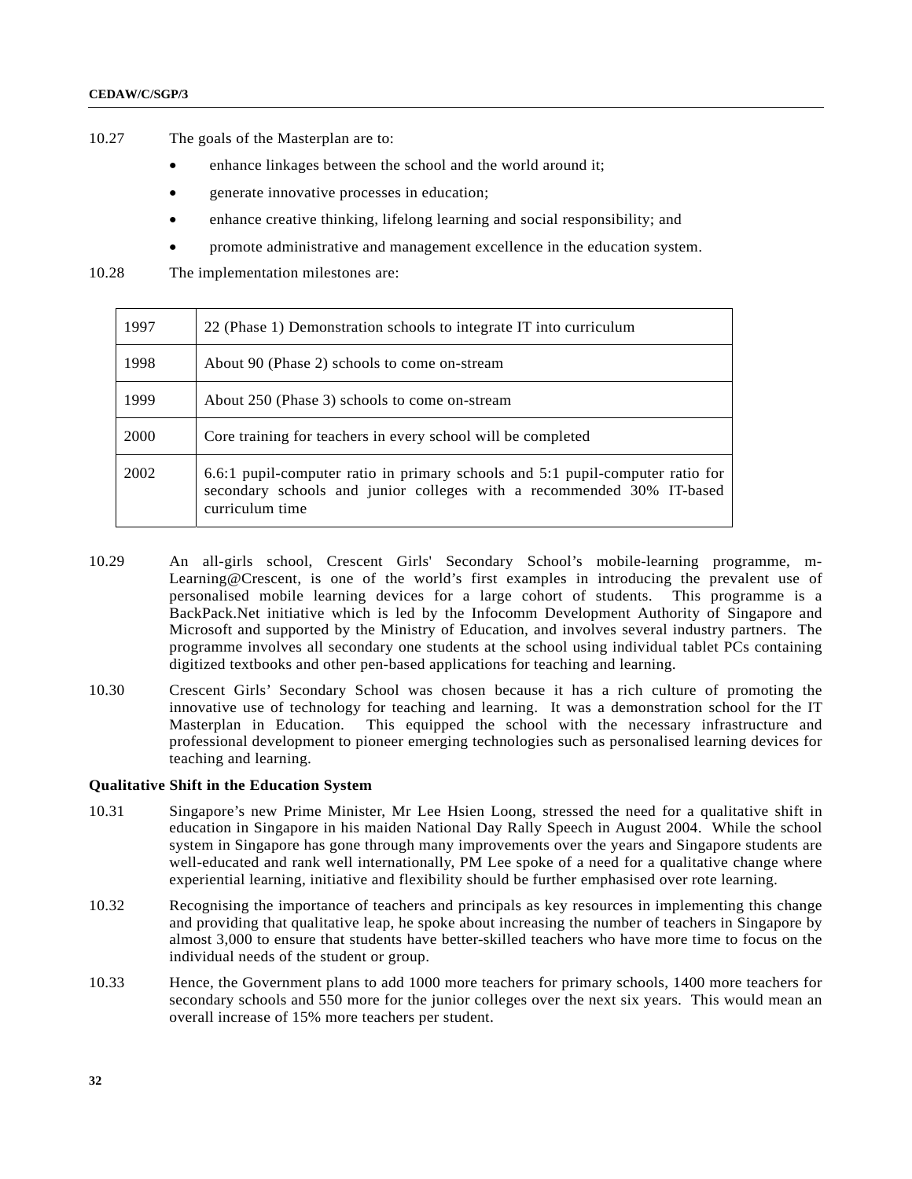10.27 The goals of the Masterplan are to:

- enhance linkages between the school and the world around it;
- generate innovative processes in education;
- enhance creative thinking, lifelong learning and social responsibility; and
- promote administrative and management excellence in the education system.

10.28 The implementation milestones are:

| | |
|---|---|
| 1997 | 22 (Phase 1) Demonstration schools to integrate IT into curriculum |
| 1998 | About 90 (Phase 2) schools to come on-stream |
| 1999 | About 250 (Phase 3) schools to come on-stream |
| 2000 | Core training for teachers in every school will be completed |
| 2002 | 6.6:1 pupil-computer ratio in primary schools and 5:1 pupil-computer ratio for secondary schools and junior colleges with a recommended 30% IT-based curriculum time |

10.29 An all-girls school, Crescent Girls' Secondary School's mobile-learning programme, m-Learning@Crescent, is one of the world's first examples in introducing the prevalent use of personalised mobile learning devices for a large cohort of students. This programme is a BackPack.Net initiative which is led by the Infocomm Development Authority of Singapore and Microsoft and supported by the Ministry of Education, and involves several industry partners. The programme involves all secondary one students at the school using individual tablet PCs containing digitized textbooks and other pen-based applications for teaching and learning.

10.30 Crescent Girls' Secondary School was chosen because it has a rich culture of promoting the innovative use of technology for teaching and learning. It was a demonstration school for the IT Masterplan in Education. This equipped the school with the necessary infrastructure and professional development to pioneer emerging technologies such as personalised learning devices for teaching and learning.

**Qualitative Shift in the Education System**

10.31 Singapore's new Prime Minister, Mr Lee Hsien Loong, stressed the need for a qualitative shift in education in Singapore in his maiden National Day Rally Speech in August 2004. While the school system in Singapore has gone through many improvements over the years and Singapore students are well-educated and rank well internationally, PM Lee spoke of a need for a qualitative change where experiential learning, initiative and flexibility should be further emphasised over rote learning.

10.32 Recognising the importance of teachers and principals as key resources in implementing this change and providing that qualitative leap, he spoke about increasing the number of teachers in Singapore by almost 3,000 to ensure that students have better-skilled teachers who have more time to focus on the individual needs of the student or group.

10.33 Hence, the Government plans to add 1000 more teachers for primary schools, 1400 more teachers for secondary schools and 550 more for the junior colleges over the next six years. This would mean an overall increase of 15% more teachers per student.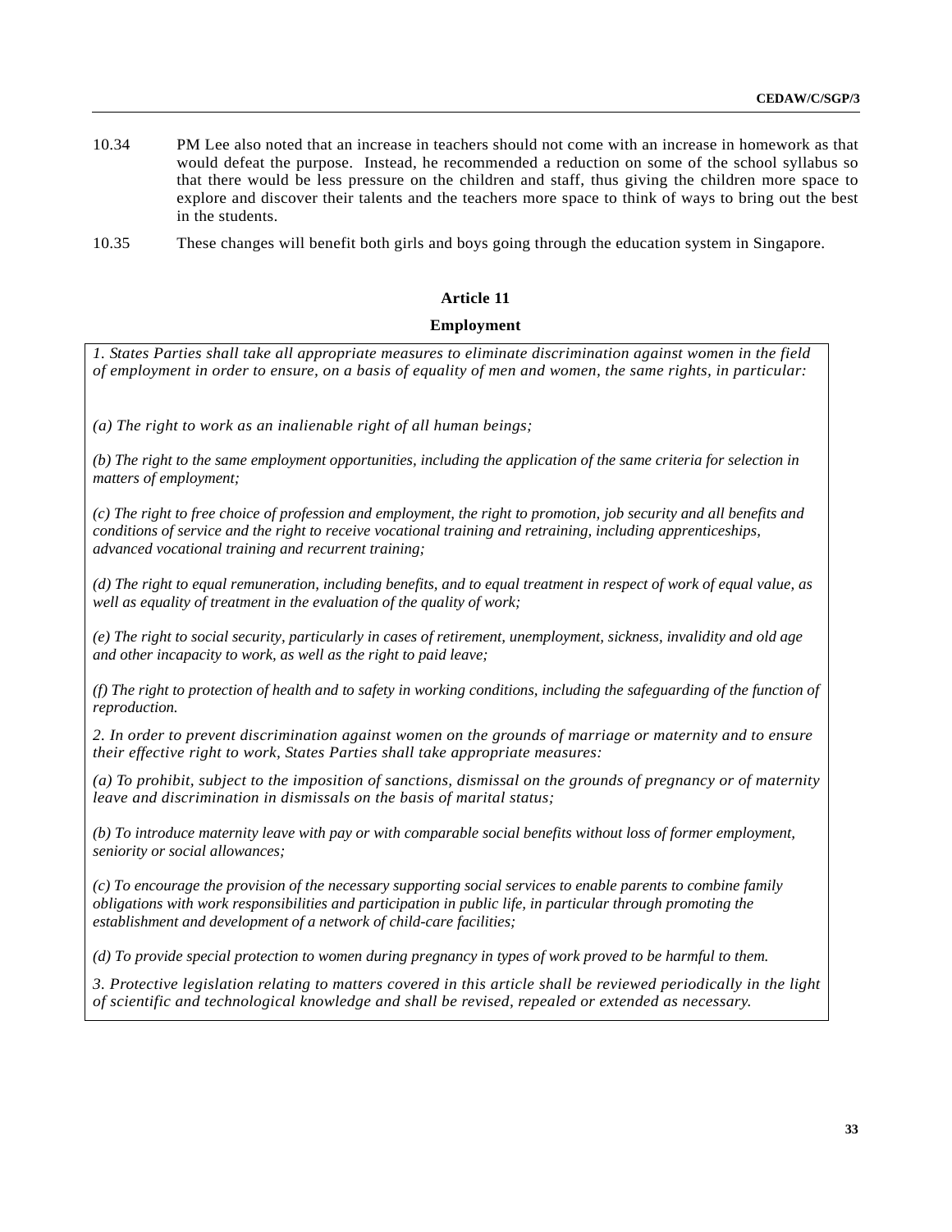10.34 PM Lee also noted that an increase in teachers should not come with an increase in homework as that would defeat the purpose. Instead, he recommended a reduction on some of the school syllabus so that there would be less pressure on the children and staff, thus giving the children more space to explore and discover their talents and the teachers more space to think of ways to bring out the best in the students.

10.35 These changes will benefit both girls and boys going through the education system in Singapore.

## Article 11

## Employment

*1. States Parties shall take all appropriate measures to eliminate discrimination against women in the field of employment in order to ensure, on a basis of equality of men and women, the same rights, in particular:*

*(a) The right to work as an inalienable right of all human beings;*

*(b) The right to the same employment opportunities, including the application of the same criteria for selection in matters of employment;*

*(c) The right to free choice of profession and employment, the right to promotion, job security and all benefits and conditions of service and the right to receive vocational training and retraining, including apprenticeships, advanced vocational training and recurrent training;*

*(d) The right to equal remuneration, including benefits, and to equal treatment in respect of work of equal value, as well as equality of treatment in the evaluation of the quality of work;*

*(e) The right to social security, particularly in cases of retirement, unemployment, sickness, invalidity and old age and other incapacity to work, as well as the right to paid leave;*

*(f) The right to protection of health and to safety in working conditions, including the safeguarding of the function of reproduction.*

*2. In order to prevent discrimination against women on the grounds of marriage or maternity and to ensure their effective right to work, States Parties shall take appropriate measures:*

*(a) To prohibit, subject to the imposition of sanctions, dismissal on the grounds of pregnancy or of maternity leave and discrimination in dismissals on the basis of marital status;*

*(b) To introduce maternity leave with pay or with comparable social benefits without loss of former employment, seniority or social allowances;*

*(c) To encourage the provision of the necessary supporting social services to enable parents to combine family obligations with work responsibilities and participation in public life, in particular through promoting the establishment and development of a network of child-care facilities;*

*(d) To provide special protection to women during pregnancy in types of work proved to be harmful to them.*

*3. Protective legislation relating to matters covered in this article shall be reviewed periodically in the light of scientific and technological knowledge and shall be revised, repealed or extended as necessary.*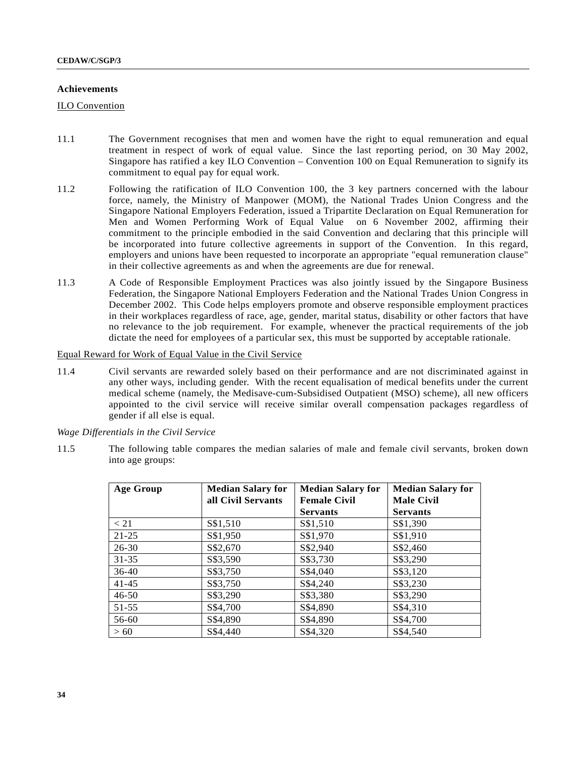### Achievements

ILO Convention

11.1 The Government recognises that men and women have the right to equal remuneration and equal treatment in respect of work of equal value. Since the last reporting period, on 30 May 2002, Singapore has ratified a key ILO Convention – Convention 100 on Equal Remuneration to signify its commitment to equal pay for equal work.

11.2 Following the ratification of ILO Convention 100, the 3 key partners concerned with the labour force, namely, the Ministry of Manpower (MOM), the National Trades Union Congress and the Singapore National Employers Federation, issued a Tripartite Declaration on Equal Remuneration for Men and Women Performing Work of Equal Value on 6 November 2002, affirming their commitment to the principle embodied in the said Convention and declaring that this principle will be incorporated into future collective agreements in support of the Convention. In this regard, employers and unions have been requested to incorporate an appropriate "equal remuneration clause" in their collective agreements as and when the agreements are due for renewal.

11.3 A Code of Responsible Employment Practices was also jointly issued by the Singapore Business Federation, the Singapore National Employers Federation and the National Trades Union Congress in December 2002. This Code helps employers promote and observe responsible employment practices in their workplaces regardless of race, age, gender, marital status, disability or other factors that have no relevance to the job requirement. For example, whenever the practical requirements of the job dictate the need for employees of a particular sex, this must be supported by acceptable rationale.

Equal Reward for Work of Equal Value in the Civil Service

11.4 Civil servants are rewarded solely based on their performance and are not discriminated against in any other ways, including gender. With the recent equalisation of medical benefits under the current medical scheme (namely, the Medisave-cum-Subsidised Outpatient (MSO) scheme), all new officers appointed to the civil service will receive similar overall compensation packages regardless of gender if all else is equal.

*Wage Differentials in the Civil Service*

11.5 The following table compares the median salaries of male and female civil servants, broken down into age groups:

| Age Group | Median Salary for all Civil Servants | Median Salary for Female Civil Servants | Median Salary for Male Civil Servants |
|---|---|---|---|
| < 21 | S$1,510 | S$1,510 | S$1,390 |
| 21-25 | S$1,950 | S$1,970 | S$1,910 |
| 26-30 | S$2,670 | S$2,940 | S$2,460 |
| 31-35 | S$3,590 | S$3,730 | S$3,290 |
| 36-40 | S$3,750 | S$4,040 | S$3,120 |
| 41-45 | S$3,750 | S$4,240 | S$3,230 |
| 46-50 | S$3,290 | S$3,380 | S$3,290 |
| 51-55 | S$4,700 | S$4,890 | S$4,310 |
| 56-60 | S$4,890 | S$4,890 | S$4,700 |
| > 60 | S$4,440 | S$4,320 | S$4,540 |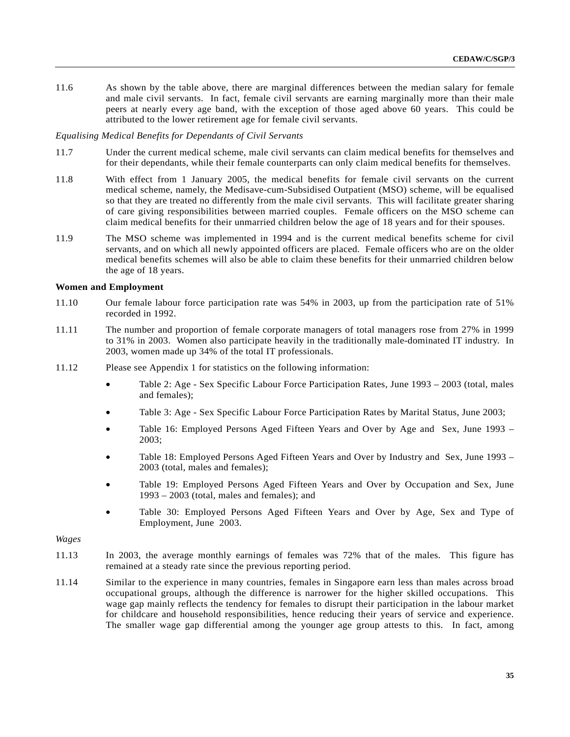11.6 As shown by the table above, there are marginal differences between the median salary for female and male civil servants. In fact, female civil servants are earning marginally more than their male peers at nearly every age band, with the exception of those aged above 60 years. This could be attributed to the lower retirement age for female civil servants.

*Equalising Medical Benefits for Dependants of Civil Servants*

11.7 Under the current medical scheme, male civil servants can claim medical benefits for themselves and for their dependants, while their female counterparts can only claim medical benefits for themselves.

11.8 With effect from 1 January 2005, the medical benefits for female civil servants on the current medical scheme, namely, the Medisave-cum-Subsidised Outpatient (MSO) scheme, will be equalised so that they are treated no differently from the male civil servants. This will facilitate greater sharing of care giving responsibilities between married couples. Female officers on the MSO scheme can claim medical benefits for their unmarried children below the age of 18 years and for their spouses.

11.9 The MSO scheme was implemented in 1994 and is the current medical benefits scheme for civil servants, and on which all newly appointed officers are placed. Female officers who are on the older medical benefits schemes will also be able to claim these benefits for their unmarried children below the age of 18 years.

**Women and Employment**

11.10 Our female labour force participation rate was 54% in 2003, up from the participation rate of 51% recorded in 1992.

11.11 The number and proportion of female corporate managers of total managers rose from 27% in 1999 to 31% in 2003. Women also participate heavily in the traditionally male-dominated IT industry. In 2003, women made up 34% of the total IT professionals.

11.12 Please see Appendix 1 for statistics on the following information:

- Table 2: Age - Sex Specific Labour Force Participation Rates, June 1993 – 2003 (total, males and females);
- Table 3: Age - Sex Specific Labour Force Participation Rates by Marital Status, June 2003;
- Table 16: Employed Persons Aged Fifteen Years and Over by Age and Sex, June 1993 – 2003;
- Table 18: Employed Persons Aged Fifteen Years and Over by Industry and Sex, June 1993 – 2003 (total, males and females);
- Table 19: Employed Persons Aged Fifteen Years and Over by Occupation and Sex, June 1993 – 2003 (total, males and females); and
- Table 30: Employed Persons Aged Fifteen Years and Over by Age, Sex and Type of Employment, June 2003.

*Wages*

11.13 In 2003, the average monthly earnings of females was 72% that of the males. This figure has remained at a steady rate since the previous reporting period.

11.14 Similar to the experience in many countries, females in Singapore earn less than males across broad occupational groups, although the difference is narrower for the higher skilled occupations. This wage gap mainly reflects the tendency for females to disrupt their participation in the labour market for childcare and household responsibilities, hence reducing their years of service and experience. The smaller wage gap differential among the younger age group attests to this. In fact, among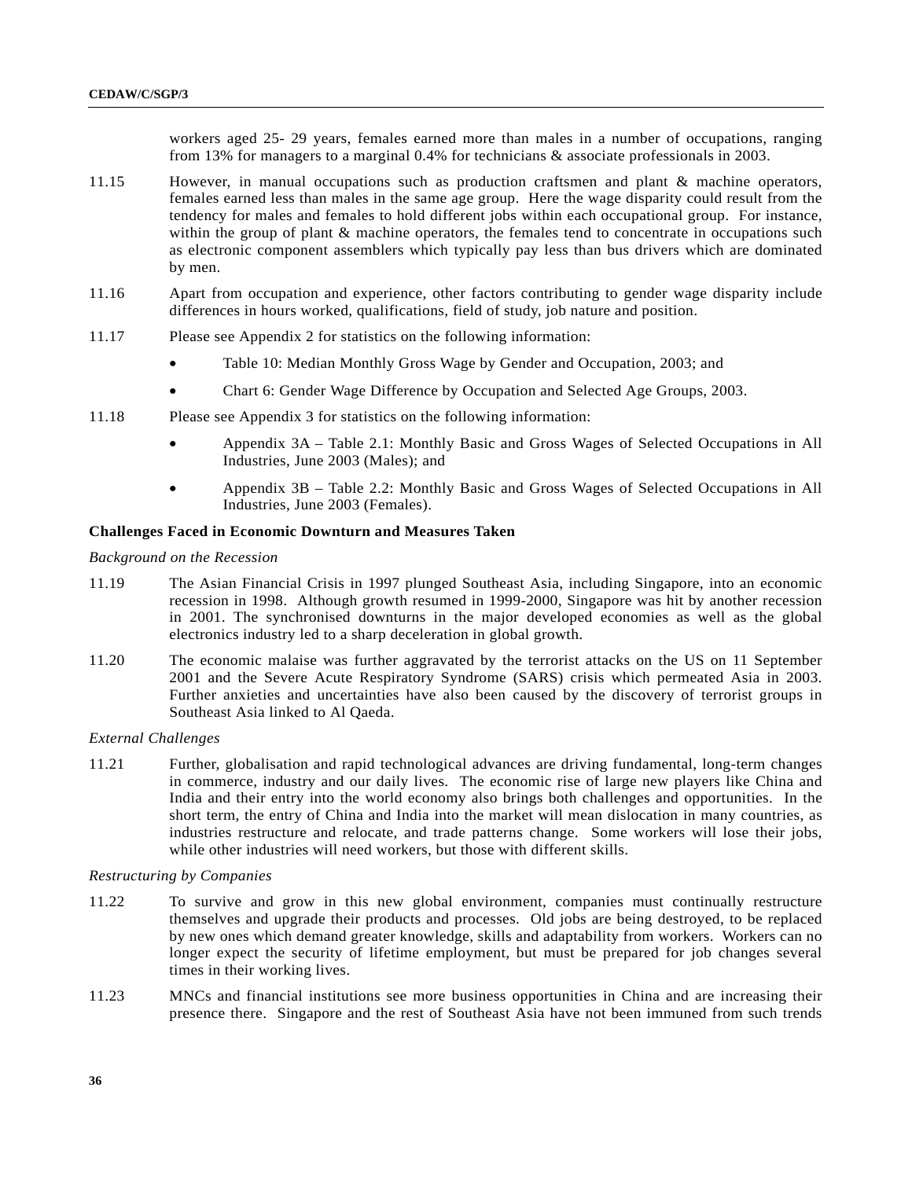workers aged 25- 29 years, females earned more than males in a number of occupations, ranging from 13% for managers to a marginal 0.4% for technicians & associate professionals in 2003.

11.15 However, in manual occupations such as production craftsmen and plant & machine operators, females earned less than males in the same age group. Here the wage disparity could result from the tendency for males and females to hold different jobs within each occupational group. For instance, within the group of plant & machine operators, the females tend to concentrate in occupations such as electronic component assemblers which typically pay less than bus drivers which are dominated by men.

11.16 Apart from occupation and experience, other factors contributing to gender wage disparity include differences in hours worked, qualifications, field of study, job nature and position.

11.17 Please see Appendix 2 for statistics on the following information:

- Table 10: Median Monthly Gross Wage by Gender and Occupation, 2003; and
- Chart 6: Gender Wage Difference by Occupation and Selected Age Groups, 2003.

11.18 Please see Appendix 3 for statistics on the following information:

- Appendix 3A – Table 2.1: Monthly Basic and Gross Wages of Selected Occupations in All Industries, June 2003 (Males); and
- Appendix 3B – Table 2.2: Monthly Basic and Gross Wages of Selected Occupations in All Industries, June 2003 (Females).

**Challenges Faced in Economic Downturn and Measures Taken**

*Background on the Recession*

11.19 The Asian Financial Crisis in 1997 plunged Southeast Asia, including Singapore, into an economic recession in 1998. Although growth resumed in 1999-2000, Singapore was hit by another recession in 2001. The synchronised downturns in the major developed economies as well as the global electronics industry led to a sharp deceleration in global growth.

11.20 The economic malaise was further aggravated by the terrorist attacks on the US on 11 September 2001 and the Severe Acute Respiratory Syndrome (SARS) crisis which permeated Asia in 2003. Further anxieties and uncertainties have also been caused by the discovery of terrorist groups in Southeast Asia linked to Al Qaeda.

*External Challenges*

11.21 Further, globalisation and rapid technological advances are driving fundamental, long-term changes in commerce, industry and our daily lives. The economic rise of large new players like China and India and their entry into the world economy also brings both challenges and opportunities. In the short term, the entry of China and India into the market will mean dislocation in many countries, as industries restructure and relocate, and trade patterns change. Some workers will lose their jobs, while other industries will need workers, but those with different skills.

*Restructuring by Companies*

11.22 To survive and grow in this new global environment, companies must continually restructure themselves and upgrade their products and processes. Old jobs are being destroyed, to be replaced by new ones which demand greater knowledge, skills and adaptability from workers. Workers can no longer expect the security of lifetime employment, but must be prepared for job changes several times in their working lives.

11.23 MNCs and financial institutions see more business opportunities in China and are increasing their presence there. Singapore and the rest of Southeast Asia have not been immuned from such trends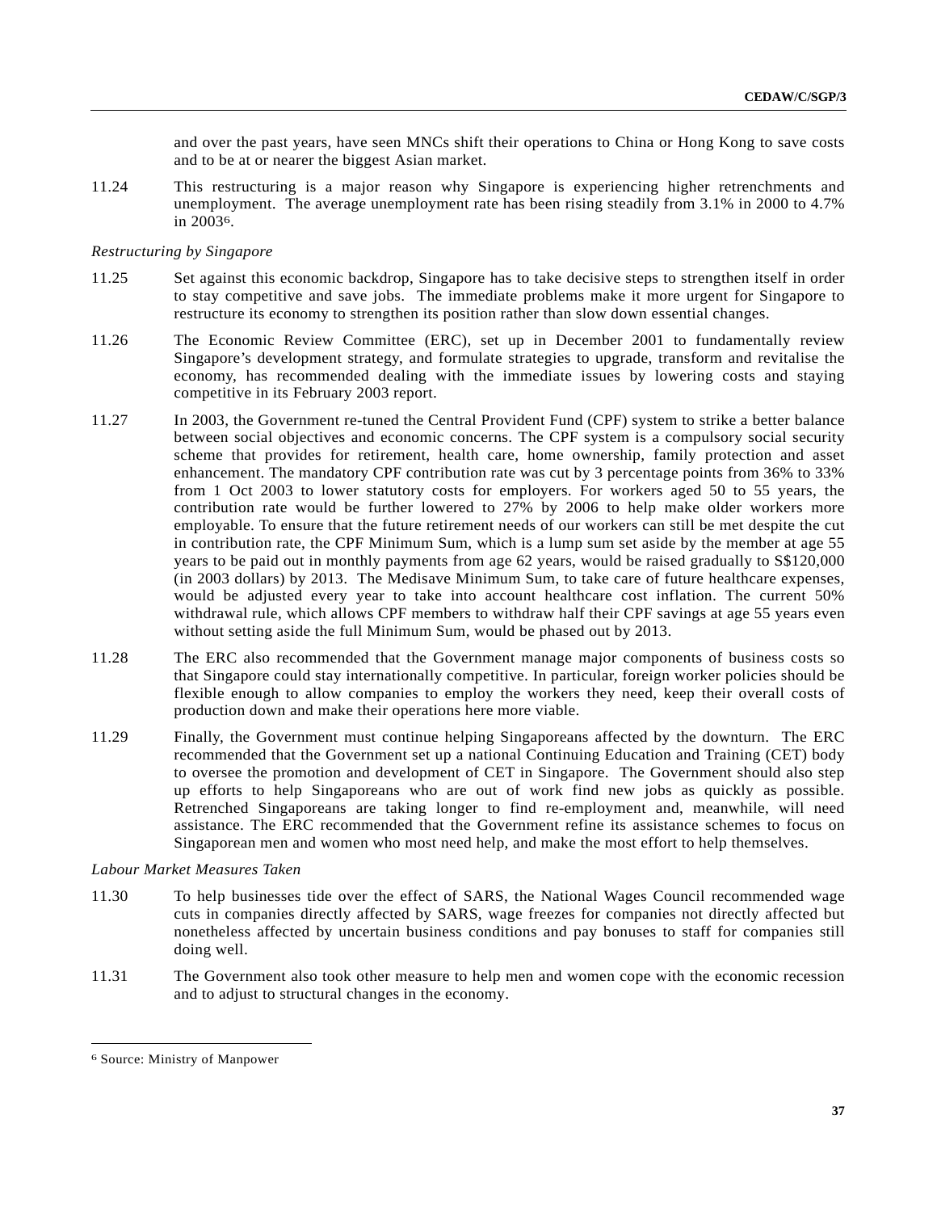and over the past years, have seen MNCs shift their operations to China or Hong Kong to save costs and to be at or nearer the biggest Asian market.

11.24 This restructuring is a major reason why Singapore is experiencing higher retrenchments and unemployment. The average unemployment rate has been rising steadily from 3.1% in 2000 to 4.7% in 2003[6].

*Restructuring by Singapore*

11.25 Set against this economic backdrop, Singapore has to take decisive steps to strengthen itself in order to stay competitive and save jobs. The immediate problems make it more urgent for Singapore to restructure its economy to strengthen its position rather than slow down essential changes.

11.26 The Economic Review Committee (ERC), set up in December 2001 to fundamentally review Singapore's development strategy, and formulate strategies to upgrade, transform and revitalise the economy, has recommended dealing with the immediate issues by lowering costs and staying competitive in its February 2003 report.

11.27 In 2003, the Government re-tuned the Central Provident Fund (CPF) system to strike a better balance between social objectives and economic concerns. The CPF system is a compulsory social security scheme that provides for retirement, health care, home ownership, family protection and asset enhancement. The mandatory CPF contribution rate was cut by 3 percentage points from 36% to 33% from 1 Oct 2003 to lower statutory costs for employers. For workers aged 50 to 55 years, the contribution rate would be further lowered to 27% by 2006 to help make older workers more employable. To ensure that the future retirement needs of our workers can still be met despite the cut in contribution rate, the CPF Minimum Sum, which is a lump sum set aside by the member at age 55 years to be paid out in monthly payments from age 62 years, would be raised gradually to S$120,000 (in 2003 dollars) by 2013. The Medisave Minimum Sum, to take care of future healthcare expenses, would be adjusted every year to take into account healthcare cost inflation. The current 50% withdrawal rule, which allows CPF members to withdraw half their CPF savings at age 55 years even without setting aside the full Minimum Sum, would be phased out by 2013.

11.28 The ERC also recommended that the Government manage major components of business costs so that Singapore could stay internationally competitive. In particular, foreign worker policies should be flexible enough to allow companies to employ the workers they need, keep their overall costs of production down and make their operations here more viable.

11.29 Finally, the Government must continue helping Singaporeans affected by the downturn. The ERC recommended that the Government set up a national Continuing Education and Training (CET) body to oversee the promotion and development of CET in Singapore. The Government should also step up efforts to help Singaporeans who are out of work find new jobs as quickly as possible. Retrenched Singaporeans are taking longer to find re-employment and, meanwhile, will need assistance. The ERC recommended that the Government refine its assistance schemes to focus on Singaporean men and women who most need help, and make the most effort to help themselves.

*Labour Market Measures Taken*

11.30 To help businesses tide over the effect of SARS, the National Wages Council recommended wage cuts in companies directly affected by SARS, wage freezes for companies not directly affected but nonetheless affected by uncertain business conditions and pay bonuses to staff for companies still doing well.

11.31 The Government also took other measure to help men and women cope with the economic recession and to adjust to structural changes in the economy.

---

[6] Source: Ministry of Manpower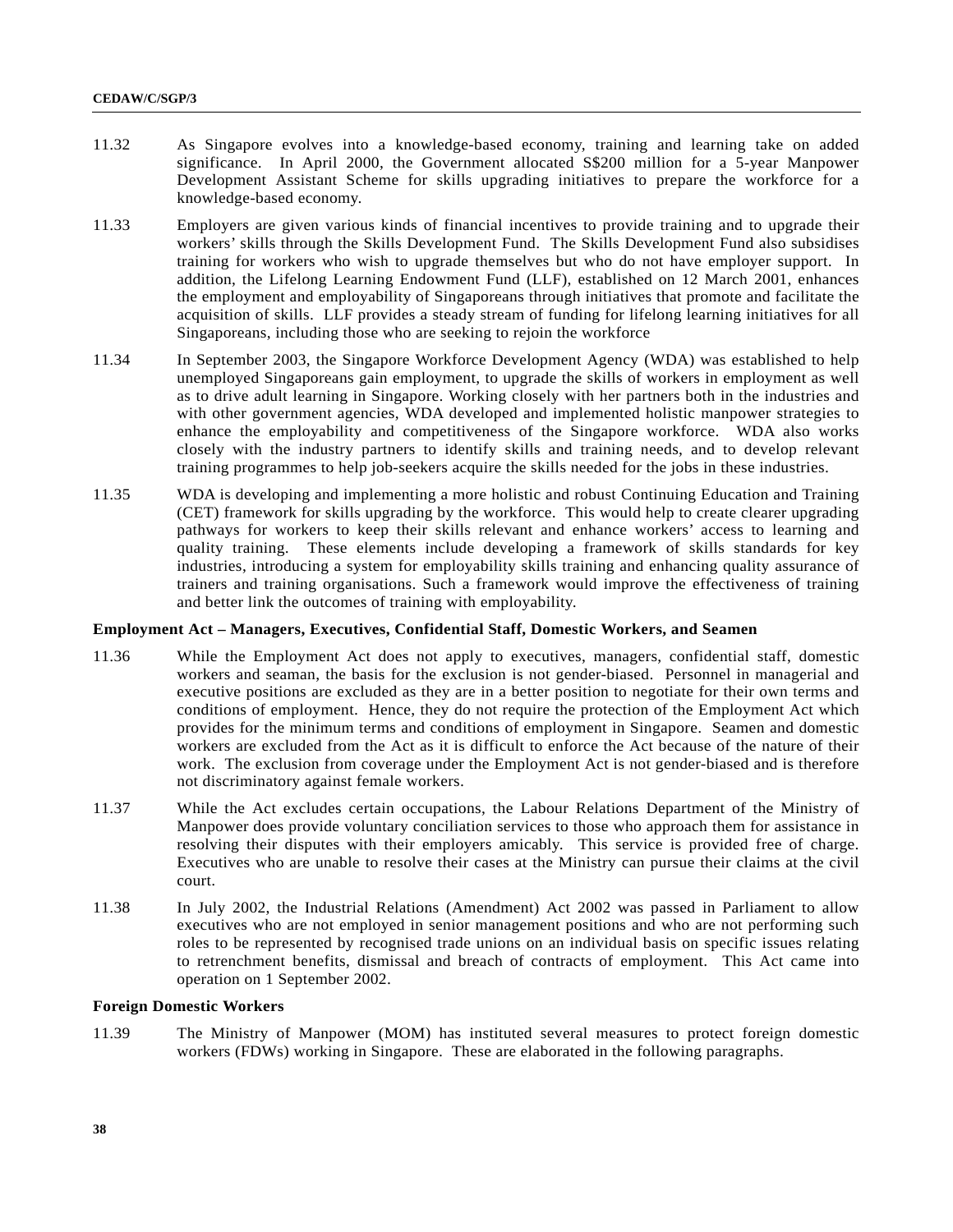11.32 As Singapore evolves into a knowledge-based economy, training and learning take on added significance. In April 2000, the Government allocated S$200 million for a 5-year Manpower Development Assistant Scheme for skills upgrading initiatives to prepare the workforce for a knowledge-based economy.

11.33 Employers are given various kinds of financial incentives to provide training and to upgrade their workers' skills through the Skills Development Fund. The Skills Development Fund also subsidises training for workers who wish to upgrade themselves but who do not have employer support. In addition, the Lifelong Learning Endowment Fund (LLF), established on 12 March 2001, enhances the employment and employability of Singaporeans through initiatives that promote and facilitate the acquisition of skills. LLF provides a steady stream of funding for lifelong learning initiatives for all Singaporeans, including those who are seeking to rejoin the workforce

11.34 In September 2003, the Singapore Workforce Development Agency (WDA) was established to help unemployed Singaporeans gain employment, to upgrade the skills of workers in employment as well as to drive adult learning in Singapore. Working closely with her partners both in the industries and with other government agencies, WDA developed and implemented holistic manpower strategies to enhance the employability and competitiveness of the Singapore workforce. WDA also works closely with the industry partners to identify skills and training needs, and to develop relevant training programmes to help job-seekers acquire the skills needed for the jobs in these industries.

11.35 WDA is developing and implementing a more holistic and robust Continuing Education and Training (CET) framework for skills upgrading by the workforce. This would help to create clearer upgrading pathways for workers to keep their skills relevant and enhance workers' access to learning and quality training. These elements include developing a framework of skills standards for key industries, introducing a system for employability skills training and enhancing quality assurance of trainers and training organisations. Such a framework would improve the effectiveness of training and better link the outcomes of training with employability.

**Employment Act – Managers, Executives, Confidential Staff, Domestic Workers, and Seamen**

11.36 While the Employment Act does not apply to executives, managers, confidential staff, domestic workers and seaman, the basis for the exclusion is not gender-biased. Personnel in managerial and executive positions are excluded as they are in a better position to negotiate for their own terms and conditions of employment. Hence, they do not require the protection of the Employment Act which provides for the minimum terms and conditions of employment in Singapore. Seamen and domestic workers are excluded from the Act as it is difficult to enforce the Act because of the nature of their work. The exclusion from coverage under the Employment Act is not gender-biased and is therefore not discriminatory against female workers.

11.37 While the Act excludes certain occupations, the Labour Relations Department of the Ministry of Manpower does provide voluntary conciliation services to those who approach them for assistance in resolving their disputes with their employers amicably. This service is provided free of charge. Executives who are unable to resolve their cases at the Ministry can pursue their claims at the civil court.

11.38 In July 2002, the Industrial Relations (Amendment) Act 2002 was passed in Parliament to allow executives who are not employed in senior management positions and who are not performing such roles to be represented by recognised trade unions on an individual basis on specific issues relating to retrenchment benefits, dismissal and breach of contracts of employment. This Act came into operation on 1 September 2002.

**Foreign Domestic Workers**

11.39 The Ministry of Manpower (MOM) has instituted several measures to protect foreign domestic workers (FDWs) working in Singapore. These are elaborated in the following paragraphs.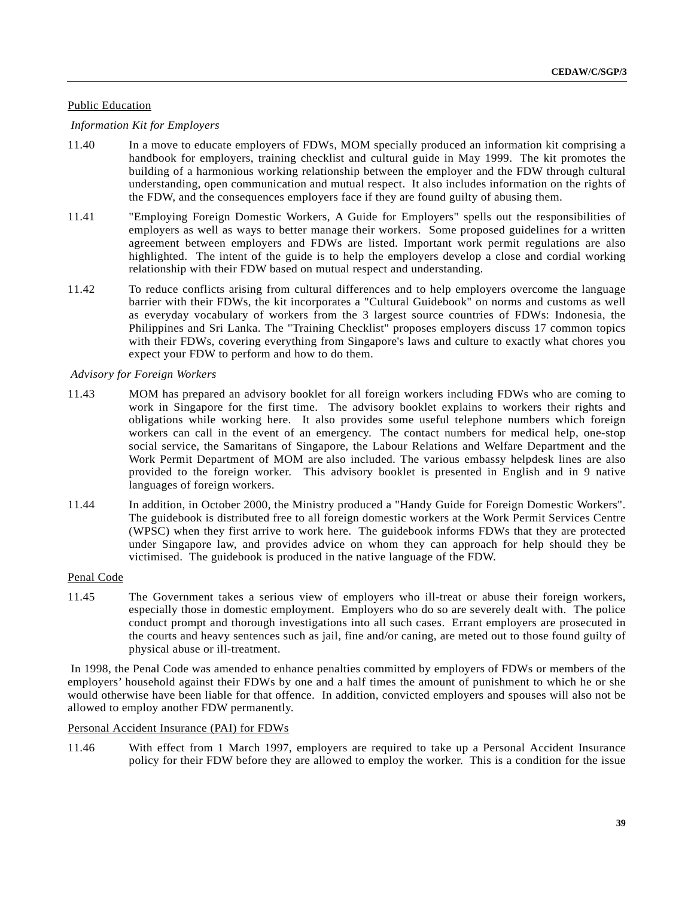Public Education

*Information Kit for Employers*

11.40 In a move to educate employers of FDWs, MOM specially produced an information kit comprising a handbook for employers, training checklist and cultural guide in May 1999. The kit promotes the building of a harmonious working relationship between the employer and the FDW through cultural understanding, open communication and mutual respect. It also includes information on the rights of the FDW, and the consequences employers face if they are found guilty of abusing them.

11.41 "Employing Foreign Domestic Workers, A Guide for Employers" spells out the responsibilities of employers as well as ways to better manage their workers. Some proposed guidelines for a written agreement between employers and FDWs are listed. Important work permit regulations are also highlighted. The intent of the guide is to help the employers develop a close and cordial working relationship with their FDW based on mutual respect and understanding.

11.42 To reduce conflicts arising from cultural differences and to help employers overcome the language barrier with their FDWs, the kit incorporates a "Cultural Guidebook" on norms and customs as well as everyday vocabulary of workers from the 3 largest source countries of FDWs: Indonesia, the Philippines and Sri Lanka. The "Training Checklist" proposes employers discuss 17 common topics with their FDWs, covering everything from Singapore's laws and culture to exactly what chores you expect your FDW to perform and how to do them.

*Advisory for Foreign Workers*

11.43 MOM has prepared an advisory booklet for all foreign workers including FDWs who are coming to work in Singapore for the first time. The advisory booklet explains to workers their rights and obligations while working here. It also provides some useful telephone numbers which foreign workers can call in the event of an emergency. The contact numbers for medical help, one-stop social service, the Samaritans of Singapore, the Labour Relations and Welfare Department and the Work Permit Department of MOM are also included. The various embassy helpdesk lines are also provided to the foreign worker. This advisory booklet is presented in English and in 9 native languages of foreign workers.

11.44 In addition, in October 2000, the Ministry produced a "Handy Guide for Foreign Domestic Workers". The guidebook is distributed free to all foreign domestic workers at the Work Permit Services Centre (WPSC) when they first arrive to work here. The guidebook informs FDWs that they are protected under Singapore law, and provides advice on whom they can approach for help should they be victimised. The guidebook is produced in the native language of the FDW.

Penal Code

11.45 The Government takes a serious view of employers who ill-treat or abuse their foreign workers, especially those in domestic employment. Employers who do so are severely dealt with. The police conduct prompt and thorough investigations into all such cases. Errant employers are prosecuted in the courts and heavy sentences such as jail, fine and/or caning, are meted out to those found guilty of physical abuse or ill-treatment.

In 1998, the Penal Code was amended to enhance penalties committed by employers of FDWs or members of the employers' household against their FDWs by one and a half times the amount of punishment to which he or she would otherwise have been liable for that offence. In addition, convicted employers and spouses will also not be allowed to employ another FDW permanently.

Personal Accident Insurance (PAI) for FDWs

11.46 With effect from 1 March 1997, employers are required to take up a Personal Accident Insurance policy for their FDW before they are allowed to employ the worker. This is a condition for the issue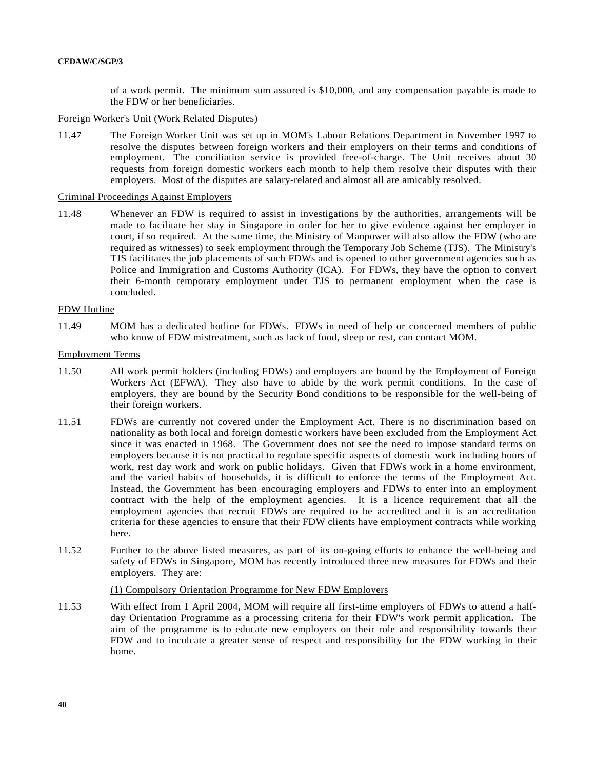of a work permit. The minimum sum assured is $10,000, and any compensation payable is made to the FDW or her beneficiaries.

Foreign Worker's Unit (Work Related Disputes)

11.47 The Foreign Worker Unit was set up in MOM's Labour Relations Department in November 1997 to resolve the disputes between foreign workers and their employers on their terms and conditions of employment. The conciliation service is provided free-of-charge. The Unit receives about 30 requests from foreign domestic workers each month to help them resolve their disputes with their employers. Most of the disputes are salary-related and almost all are amicably resolved.

Criminal Proceedings Against Employers

11.48 Whenever an FDW is required to assist in investigations by the authorities, arrangements will be made to facilitate her stay in Singapore in order for her to give evidence against her employer in court, if so required. At the same time, the Ministry of Manpower will also allow the FDW (who are required as witnesses) to seek employment through the Temporary Job Scheme (TJS). The Ministry's TJS facilitates the job placements of such FDWs and is opened to other government agencies such as Police and Immigration and Customs Authority (ICA). For FDWs, they have the option to convert their 6-month temporary employment under TJS to permanent employment when the case is concluded.

FDW Hotline

11.49 MOM has a dedicated hotline for FDWs. FDWs in need of help or concerned members of public who know of FDW mistreatment, such as lack of food, sleep or rest, can contact MOM.

Employment Terms

11.50 All work permit holders (including FDWs) and employers are bound by the Employment of Foreign Workers Act (EFWA). They also have to abide by the work permit conditions. In the case of employers, they are bound by the Security Bond conditions to be responsible for the well-being of their foreign workers.

11.51 FDWs are currently not covered under the Employment Act. There is no discrimination based on nationality as both local and foreign domestic workers have been excluded from the Employment Act since it was enacted in 1968. The Government does not see the need to impose standard terms on employers because it is not practical to regulate specific aspects of domestic work including hours of work, rest day work and work on public holidays. Given that FDWs work in a home environment, and the varied habits of households, it is difficult to enforce the terms of the Employment Act. Instead, the Government has been encouraging employers and FDWs to enter into an employment contract with the help of the employment agencies. It is a licence requirement that all the employment agencies that recruit FDWs are required to be accredited and it is an accreditation criteria for these agencies to ensure that their FDW clients have employment contracts while working here.

11.52 Further to the above listed measures, as part of its on-going efforts to enhance the well-being and safety of FDWs in Singapore, MOM has recently introduced three new measures for FDWs and their employers. They are:

(1) Compulsory Orientation Programme for New FDW Employers

11.53 With effect from 1 April 2004**,** MOM will require all first-time employers of FDWs to attend a half-day Orientation Programme as a processing criteria for their FDW's work permit application**.** The aim of the programme is to educate new employers on their role and responsibility towards their FDW and to inculcate a greater sense of respect and responsibility for the FDW working in their home.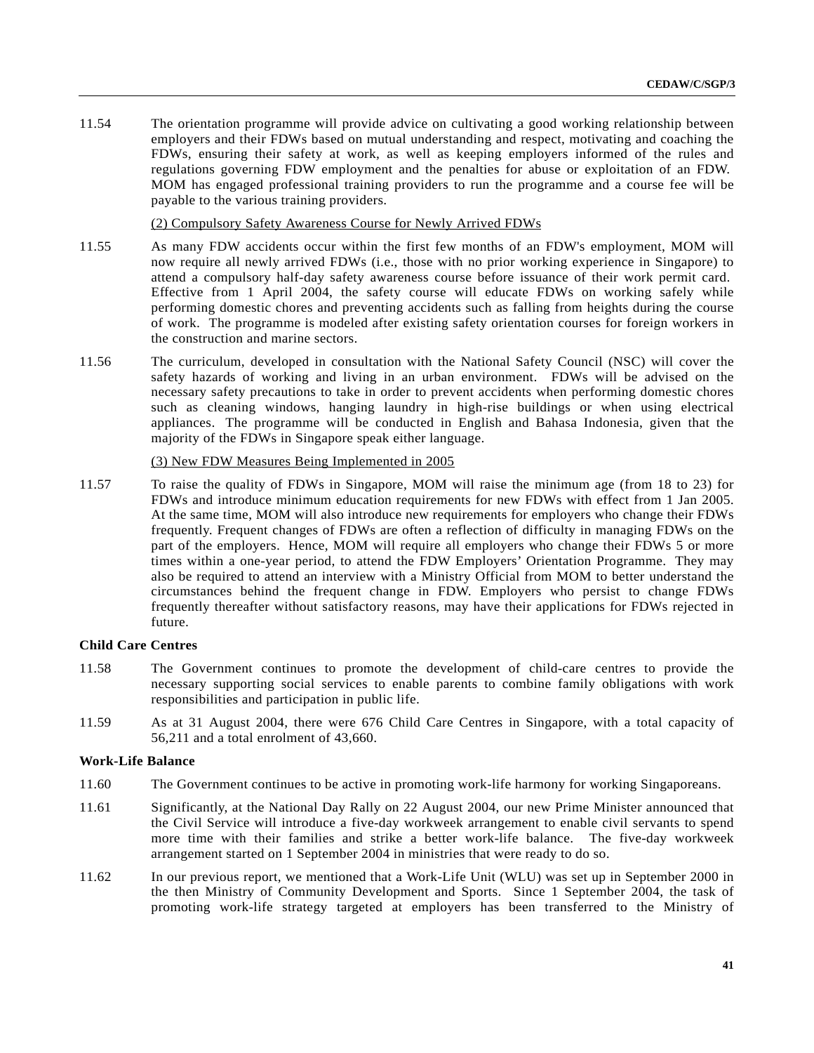11.54 The orientation programme will provide advice on cultivating a good working relationship between employers and their FDWs based on mutual understanding and respect, motivating and coaching the FDWs, ensuring their safety at work, as well as keeping employers informed of the rules and regulations governing FDW employment and the penalties for abuse or exploitation of an FDW. MOM has engaged professional training providers to run the programme and a course fee will be payable to the various training providers.

(2) Compulsory Safety Awareness Course for Newly Arrived FDWs

11.55 As many FDW accidents occur within the first few months of an FDW's employment, MOM will now require all newly arrived FDWs (i.e., those with no prior working experience in Singapore) to attend a compulsory half-day safety awareness course before issuance of their work permit card. Effective from 1 April 2004, the safety course will educate FDWs on working safely while performing domestic chores and preventing accidents such as falling from heights during the course of work. The programme is modeled after existing safety orientation courses for foreign workers in the construction and marine sectors.

11.56 The curriculum, developed in consultation with the National Safety Council (NSC) will cover the safety hazards of working and living in an urban environment. FDWs will be advised on the necessary safety precautions to take in order to prevent accidents when performing domestic chores such as cleaning windows, hanging laundry in high-rise buildings or when using electrical appliances. The programme will be conducted in English and Bahasa Indonesia, given that the majority of the FDWs in Singapore speak either language.

(3) New FDW Measures Being Implemented in 2005

11.57 To raise the quality of FDWs in Singapore, MOM will raise the minimum age (from 18 to 23) for FDWs and introduce minimum education requirements for new FDWs with effect from 1 Jan 2005. At the same time, MOM will also introduce new requirements for employers who change their FDWs frequently. Frequent changes of FDWs are often a reflection of difficulty in managing FDWs on the part of the employers. Hence, MOM will require all employers who change their FDWs 5 or more times within a one-year period, to attend the FDW Employers' Orientation Programme. They may also be required to attend an interview with a Ministry Official from MOM to better understand the circumstances behind the frequent change in FDW. Employers who persist to change FDWs frequently thereafter without satisfactory reasons, may have their applications for FDWs rejected in future.

**Child Care Centres**

11.58 The Government continues to promote the development of child-care centres to provide the necessary supporting social services to enable parents to combine family obligations with work responsibilities and participation in public life.

11.59 As at 31 August 2004, there were 676 Child Care Centres in Singapore, with a total capacity of 56,211 and a total enrolment of 43,660.

**Work-Life Balance**

11.60 The Government continues to be active in promoting work-life harmony for working Singaporeans.

11.61 Significantly, at the National Day Rally on 22 August 2004, our new Prime Minister announced that the Civil Service will introduce a five-day workweek arrangement to enable civil servants to spend more time with their families and strike a better work-life balance. The five-day workweek arrangement started on 1 September 2004 in ministries that were ready to do so.

11.62 In our previous report, we mentioned that a Work-Life Unit (WLU) was set up in September 2000 in the then Ministry of Community Development and Sports. Since 1 September 2004, the task of promoting work-life strategy targeted at employers has been transferred to the Ministry of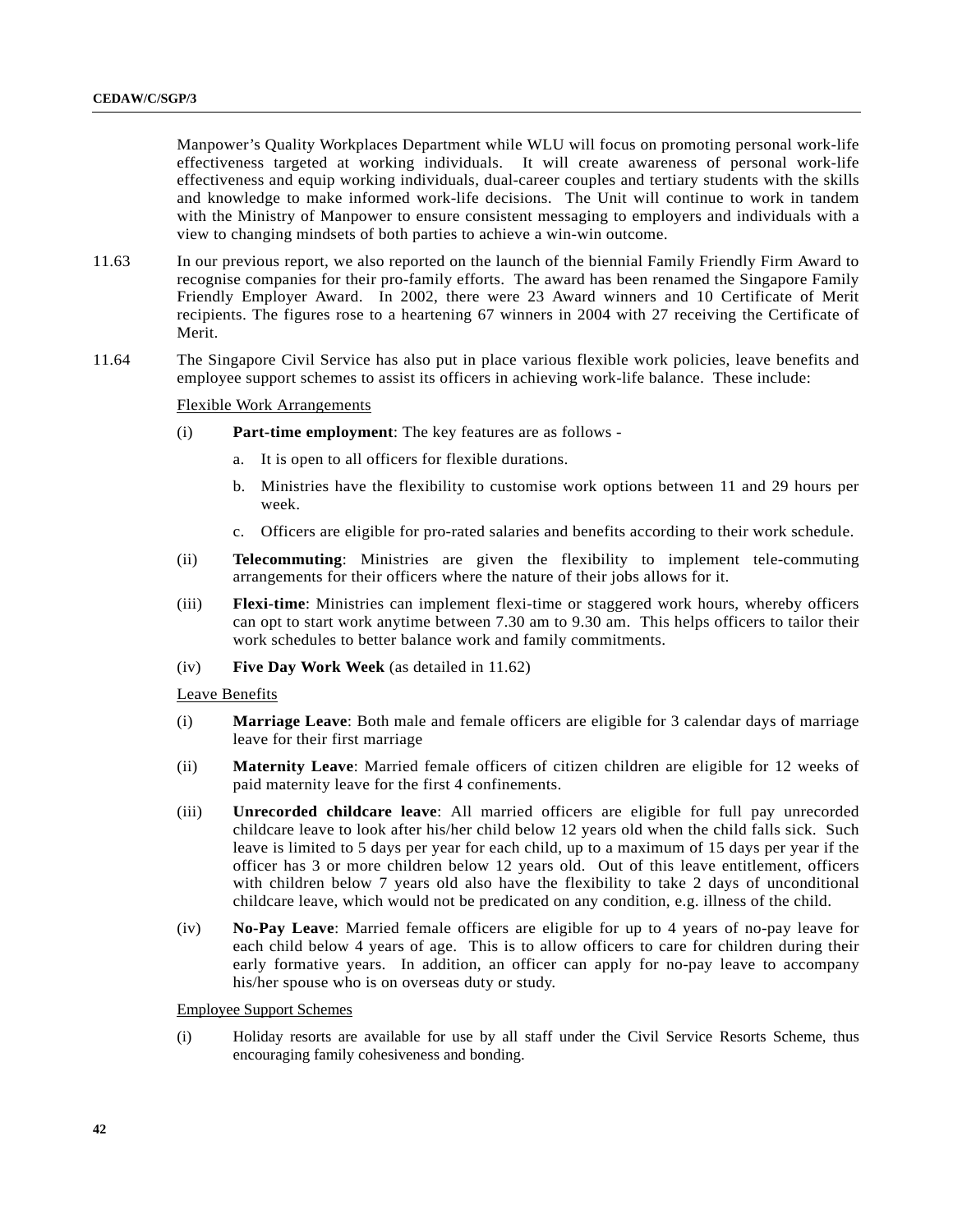Manpower's Quality Workplaces Department while WLU will focus on promoting personal work-life effectiveness targeted at working individuals. It will create awareness of personal work-life effectiveness and equip working individuals, dual-career couples and tertiary students with the skills and knowledge to make informed work-life decisions. The Unit will continue to work in tandem with the Ministry of Manpower to ensure consistent messaging to employers and individuals with a view to changing mindsets of both parties to achieve a win-win outcome.

11.63 In our previous report, we also reported on the launch of the biennial Family Friendly Firm Award to recognise companies for their pro-family efforts. The award has been renamed the Singapore Family Friendly Employer Award. In 2002, there were 23 Award winners and 10 Certificate of Merit recipients. The figures rose to a heartening 67 winners in 2004 with 27 receiving the Certificate of Merit.

11.64 The Singapore Civil Service has also put in place various flexible work policies, leave benefits and employee support schemes to assist its officers in achieving work-life balance. These include:

<u>Flexible Work Arrangements</u>

(i) **Part-time employment**: The key features are as follows -

a. It is open to all officers for flexible durations.

b. Ministries have the flexibility to customise work options between 11 and 29 hours per week.

c. Officers are eligible for pro-rated salaries and benefits according to their work schedule.

(ii) **Telecommuting**: Ministries are given the flexibility to implement tele-commuting arrangements for their officers where the nature of their jobs allows for it.

(iii) **Flexi-time**: Ministries can implement flexi-time or staggered work hours, whereby officers can opt to start work anytime between 7.30 am to 9.30 am. This helps officers to tailor their work schedules to better balance work and family commitments.

(iv) **Five Day Work Week** (as detailed in 11.62)

<u>Leave Benefits</u>

(i) **Marriage Leave**: Both male and female officers are eligible for 3 calendar days of marriage leave for their first marriage

(ii) **Maternity Leave**: Married female officers of citizen children are eligible for 12 weeks of paid maternity leave for the first 4 confinements.

(iii) **Unrecorded childcare leave**: All married officers are eligible for full pay unrecorded childcare leave to look after his/her child below 12 years old when the child falls sick. Such leave is limited to 5 days per year for each child, up to a maximum of 15 days per year if the officer has 3 or more children below 12 years old. Out of this leave entitlement, officers with children below 7 years old also have the flexibility to take 2 days of unconditional childcare leave, which would not be predicated on any condition, e.g. illness of the child.

(iv) **No-Pay Leave**: Married female officers are eligible for up to 4 years of no-pay leave for each child below 4 years of age. This is to allow officers to care for children during their early formative years. In addition, an officer can apply for no-pay leave to accompany his/her spouse who is on overseas duty or study.

<u>Employee Support Schemes</u>

(i) Holiday resorts are available for use by all staff under the Civil Service Resorts Scheme, thus encouraging family cohesiveness and bonding.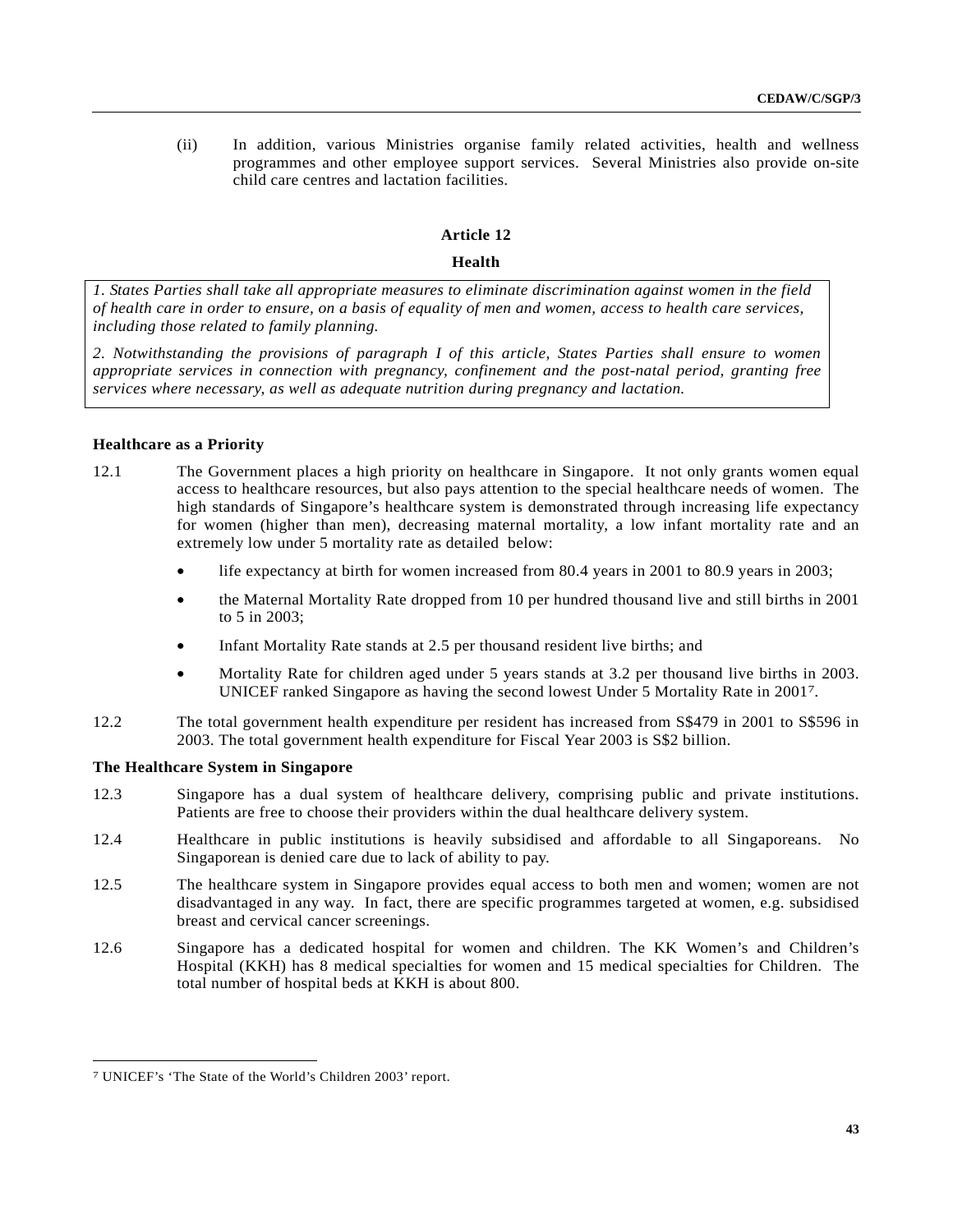(ii) In addition, various Ministries organise family related activities, health and wellness programmes and other employee support services. Several Ministries also provide on-site child care centres and lactation facilities.

## Article 12

## Health

*1. States Parties shall take all appropriate measures to eliminate discrimination against women in the field of health care in order to ensure, on a basis of equality of men and women, access to health care services, including those related to family planning.*

*2. Notwithstanding the provisions of paragraph I of this article, States Parties shall ensure to women appropriate services in connection with pregnancy, confinement and the post-natal period, granting free services where necessary, as well as adequate nutrition during pregnancy and lactation.*

### Healthcare as a Priority

12.1 The Government places a high priority on healthcare in Singapore. It not only grants women equal access to healthcare resources, but also pays attention to the special healthcare needs of women. The high standards of Singapore's healthcare system is demonstrated through increasing life expectancy for women (higher than men), decreasing maternal mortality, a low infant mortality rate and an extremely low under 5 mortality rate as detailed below:

- life expectancy at birth for women increased from 80.4 years in 2001 to 80.9 years in 2003;
- the Maternal Mortality Rate dropped from 10 per hundred thousand live and still births in 2001 to 5 in 2003;
- Infant Mortality Rate stands at 2.5 per thousand resident live births; and
- Mortality Rate for children aged under 5 years stands at 3.2 per thousand live births in 2003. UNICEF ranked Singapore as having the second lowest Under 5 Mortality Rate in 2001[7].

12.2 The total government health expenditure per resident has increased from S$479 in 2001 to S$596 in 2003. The total government health expenditure for Fiscal Year 2003 is S$2 billion.

### The Healthcare System in Singapore

12.3 Singapore has a dual system of healthcare delivery, comprising public and private institutions. Patients are free to choose their providers within the dual healthcare delivery system.

12.4 Healthcare in public institutions is heavily subsidised and affordable to all Singaporeans. No Singaporean is denied care due to lack of ability to pay.

12.5 The healthcare system in Singapore provides equal access to both men and women; women are not disadvantaged in any way. In fact, there are specific programmes targeted at women, e.g. subsidised breast and cervical cancer screenings.

12.6 Singapore has a dedicated hospital for women and children. The KK Women's and Children's Hospital (KKH) has 8 medical specialties for women and 15 medical specialties for Children. The total number of hospital beds at KKH is about 800.

---

[7] UNICEF's 'The State of the World's Children 2003' report.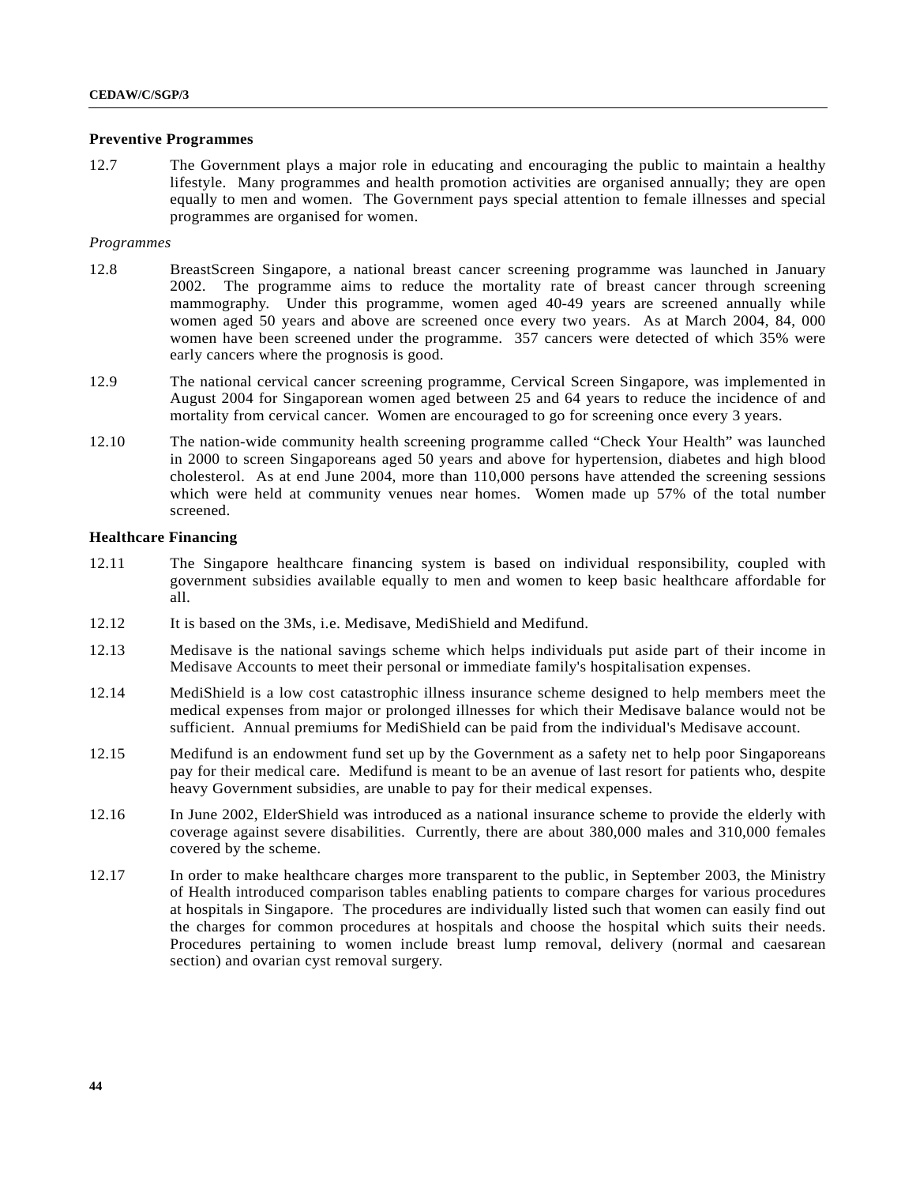**Preventive Programmes**

12.7 The Government plays a major role in educating and encouraging the public to maintain a healthy lifestyle. Many programmes and health promotion activities are organised annually; they are open equally to men and women. The Government pays special attention to female illnesses and special programmes are organised for women.

*Programmes*

12.8 BreastScreen Singapore, a national breast cancer screening programme was launched in January 2002. The programme aims to reduce the mortality rate of breast cancer through screening mammography. Under this programme, women aged 40-49 years are screened annually while women aged 50 years and above are screened once every two years. As at March 2004, 84, 000 women have been screened under the programme. 357 cancers were detected of which 35% were early cancers where the prognosis is good.

12.9 The national cervical cancer screening programme, Cervical Screen Singapore, was implemented in August 2004 for Singaporean women aged between 25 and 64 years to reduce the incidence of and mortality from cervical cancer. Women are encouraged to go for screening once every 3 years.

12.10 The nation-wide community health screening programme called "Check Your Health" was launched in 2000 to screen Singaporeans aged 50 years and above for hypertension, diabetes and high blood cholesterol. As at end June 2004, more than 110,000 persons have attended the screening sessions which were held at community venues near homes. Women made up 57% of the total number screened.

**Healthcare Financing**

12.11 The Singapore healthcare financing system is based on individual responsibility, coupled with government subsidies available equally to men and women to keep basic healthcare affordable for all.

12.12 It is based on the 3Ms, i.e. Medisave, MediShield and Medifund.

12.13 Medisave is the national savings scheme which helps individuals put aside part of their income in Medisave Accounts to meet their personal or immediate family's hospitalisation expenses.

12.14 MediShield is a low cost catastrophic illness insurance scheme designed to help members meet the medical expenses from major or prolonged illnesses for which their Medisave balance would not be sufficient. Annual premiums for MediShield can be paid from the individual's Medisave account.

12.15 Medifund is an endowment fund set up by the Government as a safety net to help poor Singaporeans pay for their medical care. Medifund is meant to be an avenue of last resort for patients who, despite heavy Government subsidies, are unable to pay for their medical expenses.

12.16 In June 2002, ElderShield was introduced as a national insurance scheme to provide the elderly with coverage against severe disabilities. Currently, there are about 380,000 males and 310,000 females covered by the scheme.

12.17 In order to make healthcare charges more transparent to the public, in September 2003, the Ministry of Health introduced comparison tables enabling patients to compare charges for various procedures at hospitals in Singapore. The procedures are individually listed such that women can easily find out the charges for common procedures at hospitals and choose the hospital which suits their needs. Procedures pertaining to women include breast lump removal, delivery (normal and caesarean section) and ovarian cyst removal surgery.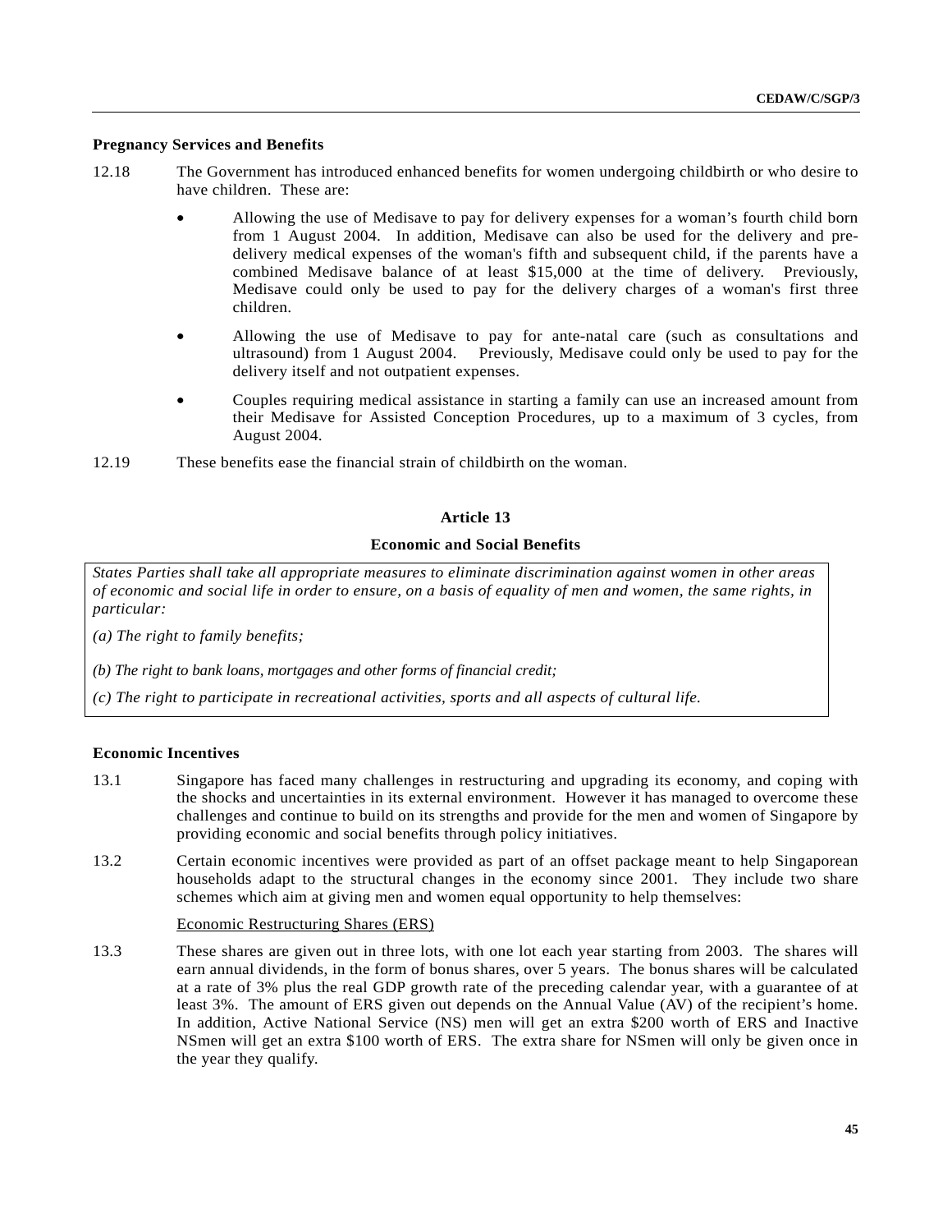**Pregnancy Services and Benefits**

12.18 The Government has introduced enhanced benefits for women undergoing childbirth or who desire to have children. These are:

- Allowing the use of Medisave to pay for delivery expenses for a woman's fourth child born from 1 August 2004. In addition, Medisave can also be used for the delivery and pre-delivery medical expenses of the woman's fifth and subsequent child, if the parents have a combined Medisave balance of at least $15,000 at the time of delivery. Previously, Medisave could only be used to pay for the delivery charges of a woman's first three children.
- Allowing the use of Medisave to pay for ante-natal care (such as consultations and ultrasound) from 1 August 2004. Previously, Medisave could only be used to pay for the delivery itself and not outpatient expenses.
- Couples requiring medical assistance in starting a family can use an increased amount from their Medisave for Assisted Conception Procedures, up to a maximum of 3 cycles, from August 2004.

12.19 These benefits ease the financial strain of childbirth on the woman.

## Article 13

### Economic and Social Benefits

*States Parties shall take all appropriate measures to eliminate discrimination against women in other areas of economic and social life in order to ensure, on a basis of equality of men and women, the same rights, in particular:*

*(a) The right to family benefits;*

*(b) The right to bank loans, mortgages and other forms of financial credit;*

*(c) The right to participate in recreational activities, sports and all aspects of cultural life.*

**Economic Incentives**

13.1 Singapore has faced many challenges in restructuring and upgrading its economy, and coping with the shocks and uncertainties in its external environment. However it has managed to overcome these challenges and continue to build on its strengths and provide for the men and women of Singapore by providing economic and social benefits through policy initiatives.

13.2 Certain economic incentives were provided as part of an offset package meant to help Singaporean households adapt to the structural changes in the economy since 2001. They include two share schemes which aim at giving men and women equal opportunity to help themselves:

Economic Restructuring Shares (ERS)

13.3 These shares are given out in three lots, with one lot each year starting from 2003. The shares will earn annual dividends, in the form of bonus shares, over 5 years. The bonus shares will be calculated at a rate of 3% plus the real GDP growth rate of the preceding calendar year, with a guarantee of at least 3%. The amount of ERS given out depends on the Annual Value (AV) of the recipient's home. In addition, Active National Service (NS) men will get an extra $200 worth of ERS and Inactive NSmen will get an extra $100 worth of ERS. The extra share for NSmen will only be given once in the year they qualify.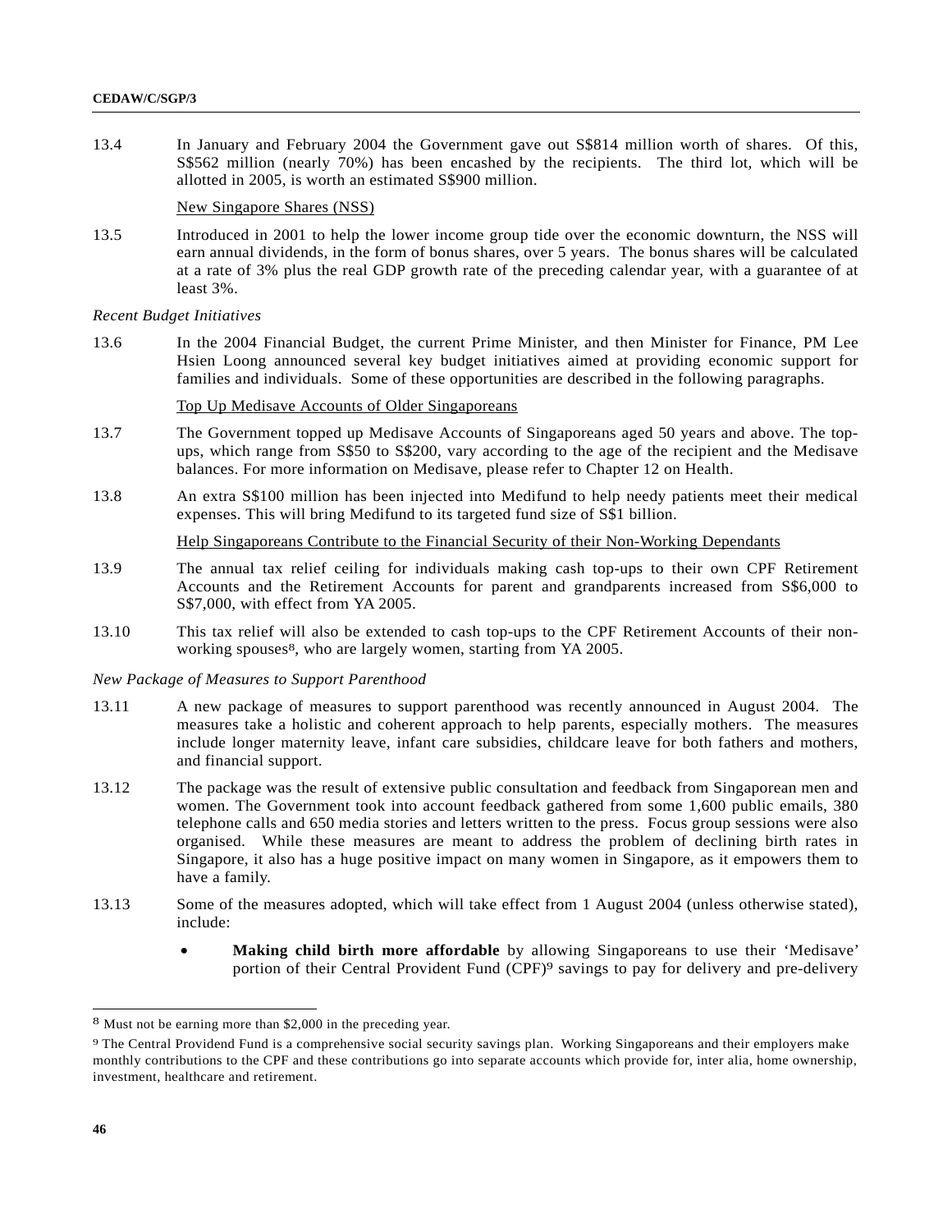13.4 In January and February 2004 the Government gave out S$814 million worth of shares. Of this, S$562 million (nearly 70%) has been encashed by the recipients. The third lot, which will be allotted in 2005, is worth an estimated S$900 million.

New Singapore Shares (NSS)

13.5 Introduced in 2001 to help the lower income group tide over the economic downturn, the NSS will earn annual dividends, in the form of bonus shares, over 5 years. The bonus shares will be calculated at a rate of 3% plus the real GDP growth rate of the preceding calendar year, with a guarantee of at least 3%.

*Recent Budget Initiatives*

13.6 In the 2004 Financial Budget, the current Prime Minister, and then Minister for Finance, PM Lee Hsien Loong announced several key budget initiatives aimed at providing economic support for families and individuals. Some of these opportunities are described in the following paragraphs.

Top Up Medisave Accounts of Older Singaporeans

13.7 The Government topped up Medisave Accounts of Singaporeans aged 50 years and above. The top-ups, which range from S$50 to S$200, vary according to the age of the recipient and the Medisave balances. For more information on Medisave, please refer to Chapter 12 on Health.

13.8 An extra S$100 million has been injected into Medifund to help needy patients meet their medical expenses. This will bring Medifund to its targeted fund size of S$1 billion.

Help Singaporeans Contribute to the Financial Security of their Non-Working Dependants

13.9 The annual tax relief ceiling for individuals making cash top-ups to their own CPF Retirement Accounts and the Retirement Accounts for parent and grandparents increased from S$6,000 to S$7,000, with effect from YA 2005.

13.10 This tax relief will also be extended to cash top-ups to the CPF Retirement Accounts of their non-working spouses[8], who are largely women, starting from YA 2005.

*New Package of Measures to Support Parenthood*

13.11 A new package of measures to support parenthood was recently announced in August 2004. The measures take a holistic and coherent approach to help parents, especially mothers. The measures include longer maternity leave, infant care subsidies, childcare leave for both fathers and mothers, and financial support.

13.12 The package was the result of extensive public consultation and feedback from Singaporean men and women. The Government took into account feedback gathered from some 1,600 public emails, 380 telephone calls and 650 media stories and letters written to the press. Focus group sessions were also organised. While these measures are meant to address the problem of declining birth rates in Singapore, it also has a huge positive impact on many women in Singapore, as it empowers them to have a family.

13.13 Some of the measures adopted, which will take effect from 1 August 2004 (unless otherwise stated), include:

- **Making child birth more affordable** by allowing Singaporeans to use their 'Medisave' portion of their Central Provident Fund (CPF)[9] savings to pay for delivery and pre-delivery

---

[8] Must not be earning more than $2,000 in the preceding year.

[9] The Central Providend Fund is a comprehensive social security savings plan. Working Singaporeans and their employers make monthly contributions to the CPF and these contributions go into separate accounts which provide for, inter alia, home ownership, investment, healthcare and retirement.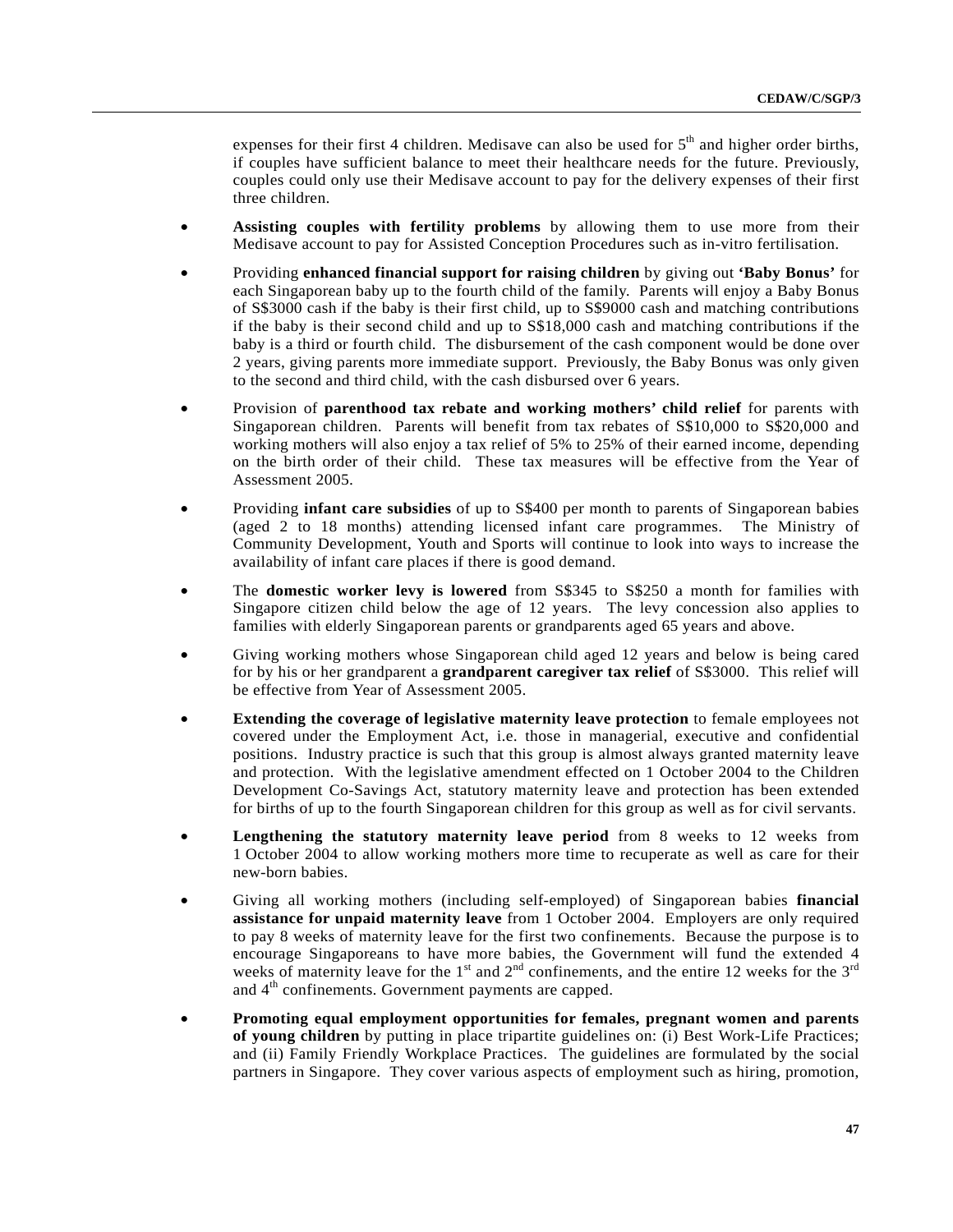expenses for their first 4 children. Medisave can also be used for 5th and higher order births, if couples have sufficient balance to meet their healthcare needs for the future. Previously, couples could only use their Medisave account to pay for the delivery expenses of their first three children.

- **Assisting couples with fertility problems** by allowing them to use more from their Medisave account to pay for Assisted Conception Procedures such as in-vitro fertilisation.
- Providing **enhanced financial support for raising children** by giving out **'Baby Bonus'** for each Singaporean baby up to the fourth child of the family. Parents will enjoy a Baby Bonus of S$3000 cash if the baby is their first child, up to S$9000 cash and matching contributions if the baby is their second child and up to S$18,000 cash and matching contributions if the baby is a third or fourth child. The disbursement of the cash component would be done over 2 years, giving parents more immediate support. Previously, the Baby Bonus was only given to the second and third child, with the cash disbursed over 6 years.
- Provision of **parenthood tax rebate and working mothers' child relief** for parents with Singaporean children. Parents will benefit from tax rebates of S$10,000 to S$20,000 and working mothers will also enjoy a tax relief of 5% to 25% of their earned income, depending on the birth order of their child. These tax measures will be effective from the Year of Assessment 2005.
- Providing **infant care subsidies** of up to S$400 per month to parents of Singaporean babies (aged 2 to 18 months) attending licensed infant care programmes. The Ministry of Community Development, Youth and Sports will continue to look into ways to increase the availability of infant care places if there is good demand.
- The **domestic worker levy is lowered** from S$345 to S$250 a month for families with Singapore citizen child below the age of 12 years. The levy concession also applies to families with elderly Singaporean parents or grandparents aged 65 years and above.
- Giving working mothers whose Singaporean child aged 12 years and below is being cared for by his or her grandparent a **grandparent caregiver tax relief** of S$3000. This relief will be effective from Year of Assessment 2005.
- **Extending the coverage of legislative maternity leave protection** to female employees not covered under the Employment Act, i.e. those in managerial, executive and confidential positions. Industry practice is such that this group is almost always granted maternity leave and protection. With the legislative amendment effected on 1 October 2004 to the Children Development Co-Savings Act, statutory maternity leave and protection has been extended for births of up to the fourth Singaporean children for this group as well as for civil servants.
- **Lengthening the statutory maternity leave period** from 8 weeks to 12 weeks from 1 October 2004 to allow working mothers more time to recuperate as well as care for their new-born babies.
- Giving all working mothers (including self-employed) of Singaporean babies **financial assistance for unpaid maternity leave** from 1 October 2004. Employers are only required to pay 8 weeks of maternity leave for the first two confinements. Because the purpose is to encourage Singaporeans to have more babies, the Government will fund the extended 4 weeks of maternity leave for the 1st and 2nd confinements, and the entire 12 weeks for the 3rd and 4th confinements. Government payments are capped.
- **Promoting equal employment opportunities for females, pregnant women and parents of young children** by putting in place tripartite guidelines on: (i) Best Work-Life Practices; and (ii) Family Friendly Workplace Practices. The guidelines are formulated by the social partners in Singapore. They cover various aspects of employment such as hiring, promotion,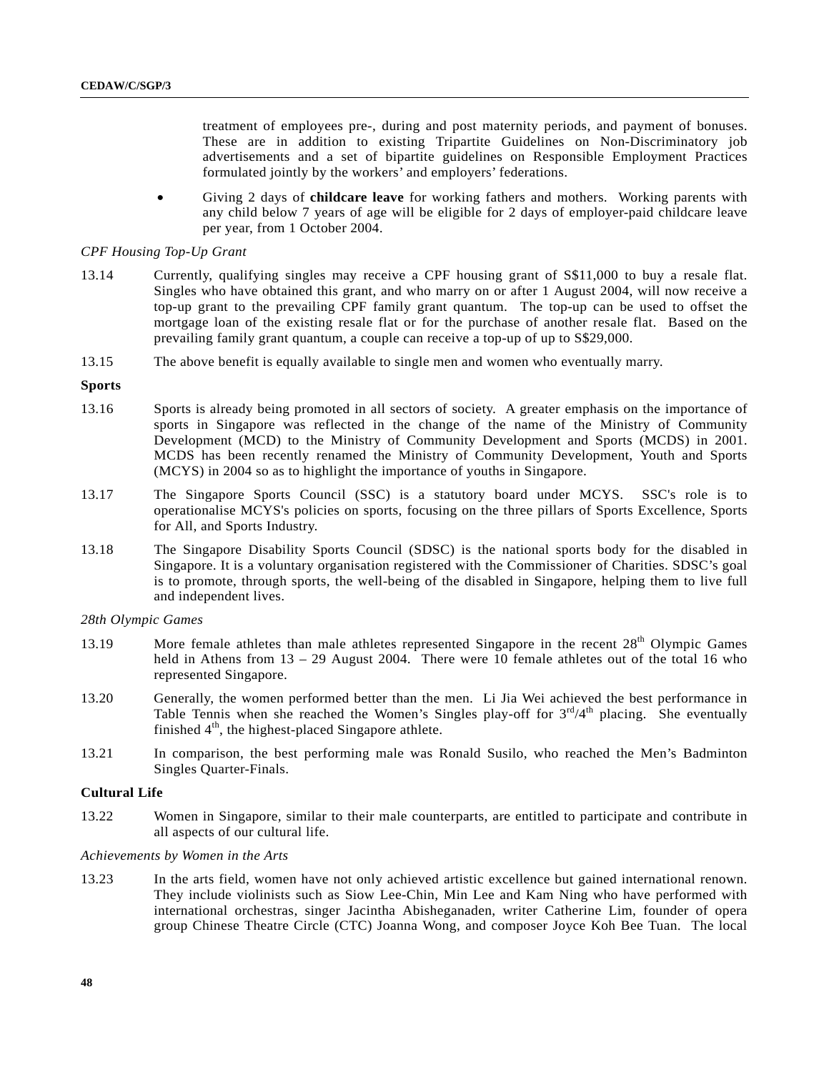treatment of employees pre-, during and post maternity periods, and payment of bonuses. These are in addition to existing Tripartite Guidelines on Non-Discriminatory job advertisements and a set of bipartite guidelines on Responsible Employment Practices formulated jointly by the workers' and employers' federations.

- Giving 2 days of **childcare leave** for working fathers and mothers. Working parents with any child below 7 years of age will be eligible for 2 days of employer-paid childcare leave per year, from 1 October 2004.

*CPF Housing Top-Up Grant*

13.14 Currently, qualifying singles may receive a CPF housing grant of S$11,000 to buy a resale flat. Singles who have obtained this grant, and who marry on or after 1 August 2004, will now receive a top-up grant to the prevailing CPF family grant quantum. The top-up can be used to offset the mortgage loan of the existing resale flat or for the purchase of another resale flat. Based on the prevailing family grant quantum, a couple can receive a top-up of up to S$29,000.

13.15 The above benefit is equally available to single men and women who eventually marry.

**Sports**

13.16 Sports is already being promoted in all sectors of society. A greater emphasis on the importance of sports in Singapore was reflected in the change of the name of the Ministry of Community Development (MCD) to the Ministry of Community Development and Sports (MCDS) in 2001. MCDS has been recently renamed the Ministry of Community Development, Youth and Sports (MCYS) in 2004 so as to highlight the importance of youths in Singapore.

13.17 The Singapore Sports Council (SSC) is a statutory board under MCYS. SSC's role is to operationalise MCYS's policies on sports, focusing on the three pillars of Sports Excellence, Sports for All, and Sports Industry.

13.18 The Singapore Disability Sports Council (SDSC) is the national sports body for the disabled in Singapore. It is a voluntary organisation registered with the Commissioner of Charities. SDSC's goal is to promote, through sports, the well-being of the disabled in Singapore, helping them to live full and independent lives.

*28th Olympic Games*

13.19 More female athletes than male athletes represented Singapore in the recent 28th Olympic Games held in Athens from 13 – 29 August 2004. There were 10 female athletes out of the total 16 who represented Singapore.

13.20 Generally, the women performed better than the men. Li Jia Wei achieved the best performance in Table Tennis when she reached the Women's Singles play-off for 3rd/4th placing. She eventually finished 4th, the highest-placed Singapore athlete.

13.21 In comparison, the best performing male was Ronald Susilo, who reached the Men's Badminton Singles Quarter-Finals.

**Cultural Life**

13.22 Women in Singapore, similar to their male counterparts, are entitled to participate and contribute in all aspects of our cultural life.

*Achievements by Women in the Arts*

13.23 In the arts field, women have not only achieved artistic excellence but gained international renown. They include violinists such as Siow Lee-Chin, Min Lee and Kam Ning who have performed with international orchestras, singer Jacintha Abisheganaden, writer Catherine Lim, founder of opera group Chinese Theatre Circle (CTC) Joanna Wong, and composer Joyce Koh Bee Tuan. The local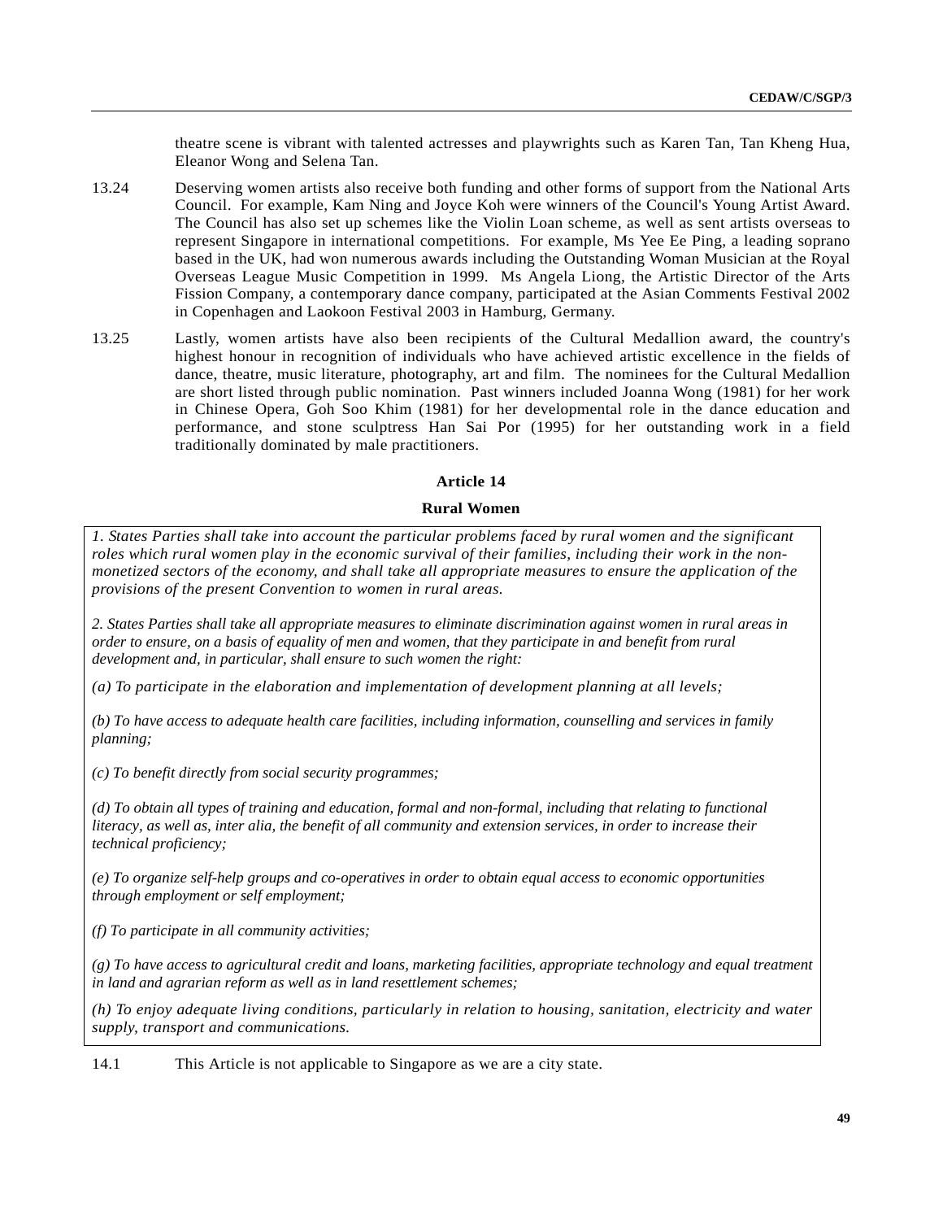theatre scene is vibrant with talented actresses and playwrights such as Karen Tan, Tan Kheng Hua, Eleanor Wong and Selena Tan.

13.24 Deserving women artists also receive both funding and other forms of support from the National Arts Council. For example, Kam Ning and Joyce Koh were winners of the Council's Young Artist Award. The Council has also set up schemes like the Violin Loan scheme, as well as sent artists overseas to represent Singapore in international competitions. For example, Ms Yee Ee Ping, a leading soprano based in the UK, had won numerous awards including the Outstanding Woman Musician at the Royal Overseas League Music Competition in 1999. Ms Angela Liong, the Artistic Director of the Arts Fission Company, a contemporary dance company, participated at the Asian Comments Festival 2002 in Copenhagen and Laokoon Festival 2003 in Hamburg, Germany.

13.25 Lastly, women artists have also been recipients of the Cultural Medallion award, the country's highest honour in recognition of individuals who have achieved artistic excellence in the fields of dance, theatre, music literature, photography, art and film. The nominees for the Cultural Medallion are short listed through public nomination. Past winners included Joanna Wong (1981) for her work in Chinese Opera, Goh Soo Khim (1981) for her developmental role in the dance education and performance, and stone sculptress Han Sai Por (1995) for her outstanding work in a field traditionally dominated by male practitioners.

## Article 14

### Rural Women

*1. States Parties shall take into account the particular problems faced by rural women and the significant roles which rural women play in the economic survival of their families, including their work in the non-monetized sectors of the economy, and shall take all appropriate measures to ensure the application of the provisions of the present Convention to women in rural areas.*

*2. States Parties shall take all appropriate measures to eliminate discrimination against women in rural areas in order to ensure, on a basis of equality of men and women, that they participate in and benefit from rural development and, in particular, shall ensure to such women the right:*

*(a) To participate in the elaboration and implementation of development planning at all levels;*

*(b) To have access to adequate health care facilities, including information, counselling and services in family planning;*

*(c) To benefit directly from social security programmes;*

*(d) To obtain all types of training and education, formal and non-formal, including that relating to functional literacy, as well as, inter alia, the benefit of all community and extension services, in order to increase their technical proficiency;*

*(e) To organize self-help groups and co-operatives in order to obtain equal access to economic opportunities through employment or self employment;*

*(f) To participate in all community activities;*

*(g) To have access to agricultural credit and loans, marketing facilities, appropriate technology and equal treatment in land and agrarian reform as well as in land resettlement schemes;*

*(h) To enjoy adequate living conditions, particularly in relation to housing, sanitation, electricity and water supply, transport and communications.*

14.1 This Article is not applicable to Singapore as we are a city state.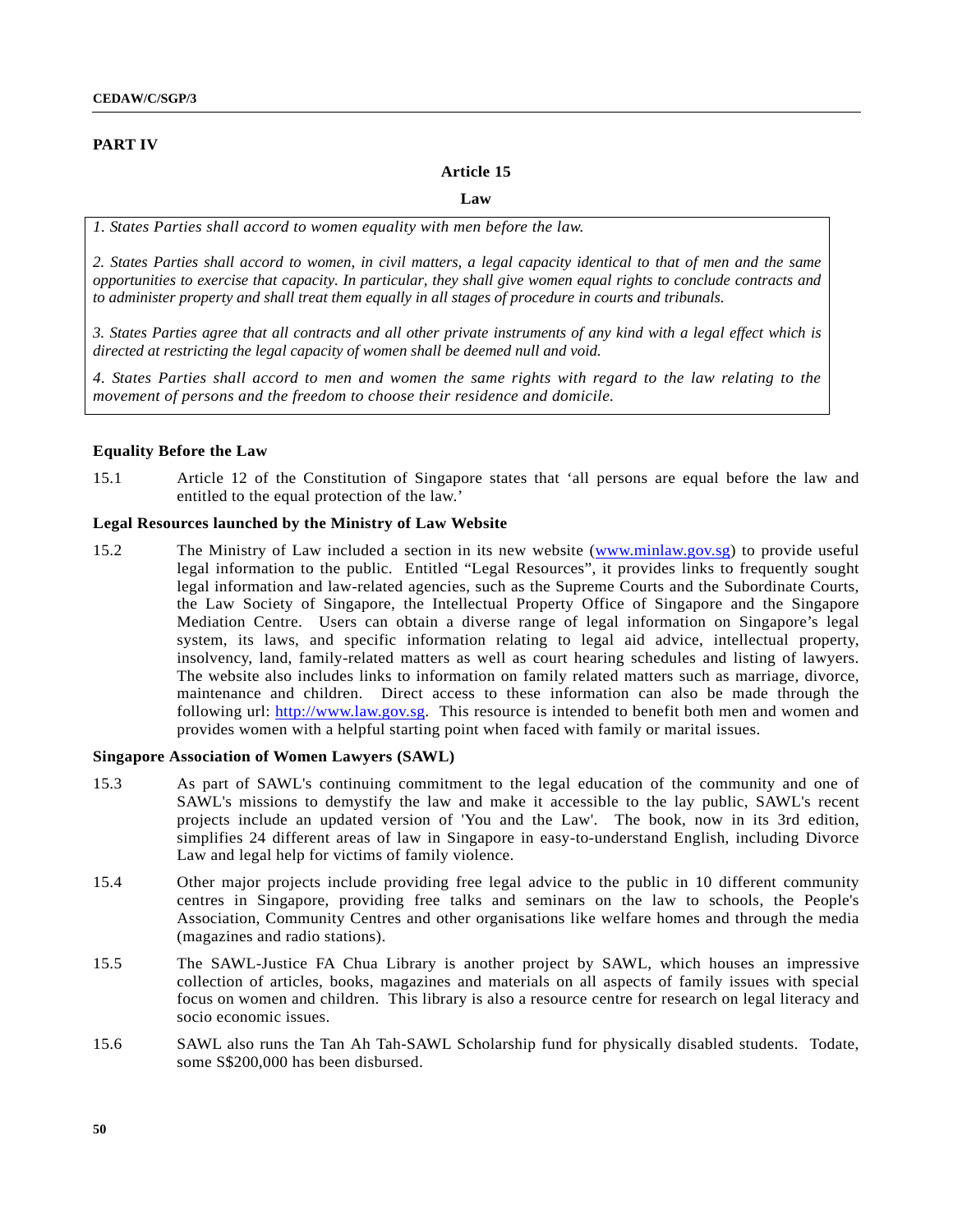## PART IV

### Article 15

### Law

*1. States Parties shall accord to women equality with men before the law.*

*2. States Parties shall accord to women, in civil matters, a legal capacity identical to that of men and the same opportunities to exercise that capacity. In particular, they shall give women equal rights to conclude contracts and to administer property and shall treat them equally in all stages of procedure in courts and tribunals.*

*3. States Parties agree that all contracts and all other private instruments of any kind with a legal effect which is directed at restricting the legal capacity of women shall be deemed null and void.*

*4. States Parties shall accord to men and women the same rights with regard to the law relating to the movement of persons and the freedom to choose their residence and domicile.*

**Equality Before the Law**

15.1 Article 12 of the Constitution of Singapore states that 'all persons are equal before the law and entitled to the equal protection of the law.'

**Legal Resources launched by the Ministry of Law Website**

15.2 The Ministry of Law included a section in its new website (www.minlaw.gov.sg) to provide useful legal information to the public. Entitled "Legal Resources", it provides links to frequently sought legal information and law-related agencies, such as the Supreme Courts and the Subordinate Courts, the Law Society of Singapore, the Intellectual Property Office of Singapore and the Singapore Mediation Centre. Users can obtain a diverse range of legal information on Singapore's legal system, its laws, and specific information relating to legal aid advice, intellectual property, insolvency, land, family-related matters as well as court hearing schedules and listing of lawyers. The website also includes links to information on family related matters such as marriage, divorce, maintenance and children. Direct access to these information can also be made through the following url: http://www.law.gov.sg. This resource is intended to benefit both men and women and provides women with a helpful starting point when faced with family or marital issues.

**Singapore Association of Women Lawyers (SAWL)**

15.3 As part of SAWL's continuing commitment to the legal education of the community and one of SAWL's missions to demystify the law and make it accessible to the lay public, SAWL's recent projects include an updated version of 'You and the Law'. The book, now in its 3rd edition, simplifies 24 different areas of law in Singapore in easy-to-understand English, including Divorce Law and legal help for victims of family violence.

15.4 Other major projects include providing free legal advice to the public in 10 different community centres in Singapore, providing free talks and seminars on the law to schools, the People's Association, Community Centres and other organisations like welfare homes and through the media (magazines and radio stations).

15.5 The SAWL-Justice FA Chua Library is another project by SAWL, which houses an impressive collection of articles, books, magazines and materials on all aspects of family issues with special focus on women and children. This library is also a resource centre for research on legal literacy and socio economic issues.

15.6 SAWL also runs the Tan Ah Tah-SAWL Scholarship fund for physically disabled students. Todate, some S$200,000 has been disbursed.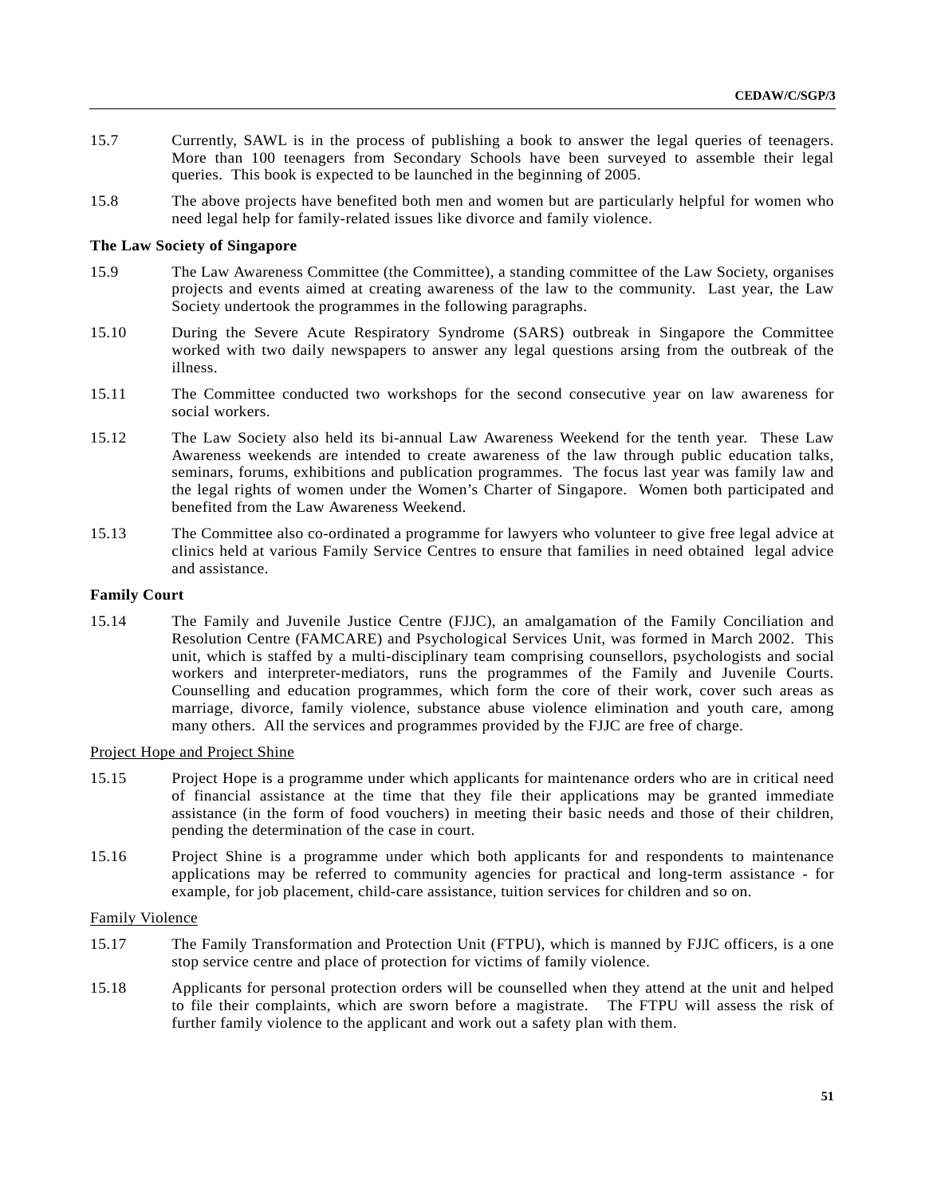15.7 Currently, SAWL is in the process of publishing a book to answer the legal queries of teenagers. More than 100 teenagers from Secondary Schools have been surveyed to assemble their legal queries. This book is expected to be launched in the beginning of 2005.

15.8 The above projects have benefited both men and women but are particularly helpful for women who need legal help for family-related issues like divorce and family violence.

**The Law Society of Singapore**

15.9 The Law Awareness Committee (the Committee), a standing committee of the Law Society, organises projects and events aimed at creating awareness of the law to the community. Last year, the Law Society undertook the programmes in the following paragraphs.

15.10 During the Severe Acute Respiratory Syndrome (SARS) outbreak in Singapore the Committee worked with two daily newspapers to answer any legal questions arsing from the outbreak of the illness.

15.11 The Committee conducted two workshops for the second consecutive year on law awareness for social workers.

15.12 The Law Society also held its bi-annual Law Awareness Weekend for the tenth year. These Law Awareness weekends are intended to create awareness of the law through public education talks, seminars, forums, exhibitions and publication programmes. The focus last year was family law and the legal rights of women under the Women's Charter of Singapore. Women both participated and benefited from the Law Awareness Weekend.

15.13 The Committee also co-ordinated a programme for lawyers who volunteer to give free legal advice at clinics held at various Family Service Centres to ensure that families in need obtained legal advice and assistance.

**Family Court**

15.14 The Family and Juvenile Justice Centre (FJJC), an amalgamation of the Family Conciliation and Resolution Centre (FAMCARE) and Psychological Services Unit, was formed in March 2002. This unit, which is staffed by a multi-disciplinary team comprising counsellors, psychologists and social workers and interpreter-mediators, runs the programmes of the Family and Juvenile Courts. Counselling and education programmes, which form the core of their work, cover such areas as marriage, divorce, family violence, substance abuse violence elimination and youth care, among many others. All the services and programmes provided by the FJJC are free of charge.

<u>Project Hope and Project Shine</u>

15.15 Project Hope is a programme under which applicants for maintenance orders who are in critical need of financial assistance at the time that they file their applications may be granted immediate assistance (in the form of food vouchers) in meeting their basic needs and those of their children, pending the determination of the case in court.

15.16 Project Shine is a programme under which both applicants for and respondents to maintenance applications may be referred to community agencies for practical and long-term assistance - for example, for job placement, child-care assistance, tuition services for children and so on.

<u>Family Violence</u>

15.17 The Family Transformation and Protection Unit (FTPU), which is manned by FJJC officers, is a one stop service centre and place of protection for victims of family violence.

15.18 Applicants for personal protection orders will be counselled when they attend at the unit and helped to file their complaints, which are sworn before a magistrate. The FTPU will assess the risk of further family violence to the applicant and work out a safety plan with them.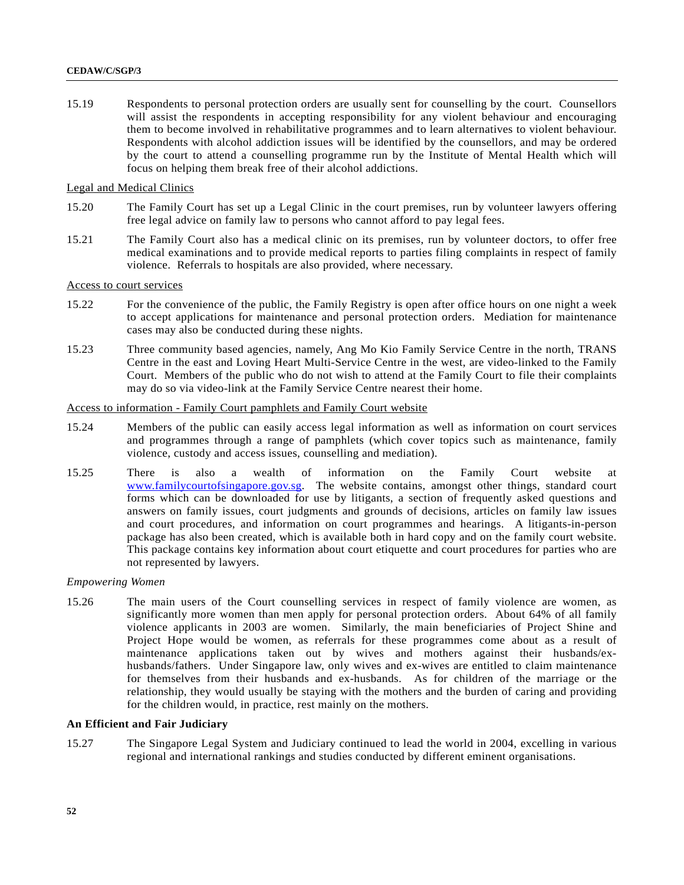15.19 Respondents to personal protection orders are usually sent for counselling by the court. Counsellors will assist the respondents in accepting responsibility for any violent behaviour and encouraging them to become involved in rehabilitative programmes and to learn alternatives to violent behaviour. Respondents with alcohol addiction issues will be identified by the counsellors, and may be ordered by the court to attend a counselling programme run by the Institute of Mental Health which will focus on helping them break free of their alcohol addictions.

Legal and Medical Clinics

15.20 The Family Court has set up a Legal Clinic in the court premises, run by volunteer lawyers offering free legal advice on family law to persons who cannot afford to pay legal fees.

15.21 The Family Court also has a medical clinic on its premises, run by volunteer doctors, to offer free medical examinations and to provide medical reports to parties filing complaints in respect of family violence. Referrals to hospitals are also provided, where necessary.

Access to court services

15.22 For the convenience of the public, the Family Registry is open after office hours on one night a week to accept applications for maintenance and personal protection orders. Mediation for maintenance cases may also be conducted during these nights.

15.23 Three community based agencies, namely, Ang Mo Kio Family Service Centre in the north, TRANS Centre in the east and Loving Heart Multi-Service Centre in the west, are video-linked to the Family Court. Members of the public who do not wish to attend at the Family Court to file their complaints may do so via video-link at the Family Service Centre nearest their home.

Access to information - Family Court pamphlets and Family Court website

15.24 Members of the public can easily access legal information as well as information on court services and programmes through a range of pamphlets (which cover topics such as maintenance, family violence, custody and access issues, counselling and mediation).

15.25 There is also a wealth of information on the Family Court website at www.familycourtofsingapore.gov.sg. The website contains, amongst other things, standard court forms which can be downloaded for use by litigants, a section of frequently asked questions and answers on family issues, court judgments and grounds of decisions, articles on family law issues and court procedures, and information on court programmes and hearings. A litigants-in-person package has also been created, which is available both in hard copy and on the family court website. This package contains key information about court etiquette and court procedures for parties who are not represented by lawyers.

*Empowering Women*

15.26 The main users of the Court counselling services in respect of family violence are women, as significantly more women than men apply for personal protection orders. About 64% of all family violence applicants in 2003 are women. Similarly, the main beneficiaries of Project Shine and Project Hope would be women, as referrals for these programmes come about as a result of maintenance applications taken out by wives and mothers against their husbands/ex-husbands/fathers. Under Singapore law, only wives and ex-wives are entitled to claim maintenance for themselves from their husbands and ex-husbands. As for children of the marriage or the relationship, they would usually be staying with the mothers and the burden of caring and providing for the children would, in practice, rest mainly on the mothers.

**An Efficient and Fair Judiciary**

15.27 The Singapore Legal System and Judiciary continued to lead the world in 2004, excelling in various regional and international rankings and studies conducted by different eminent organisations.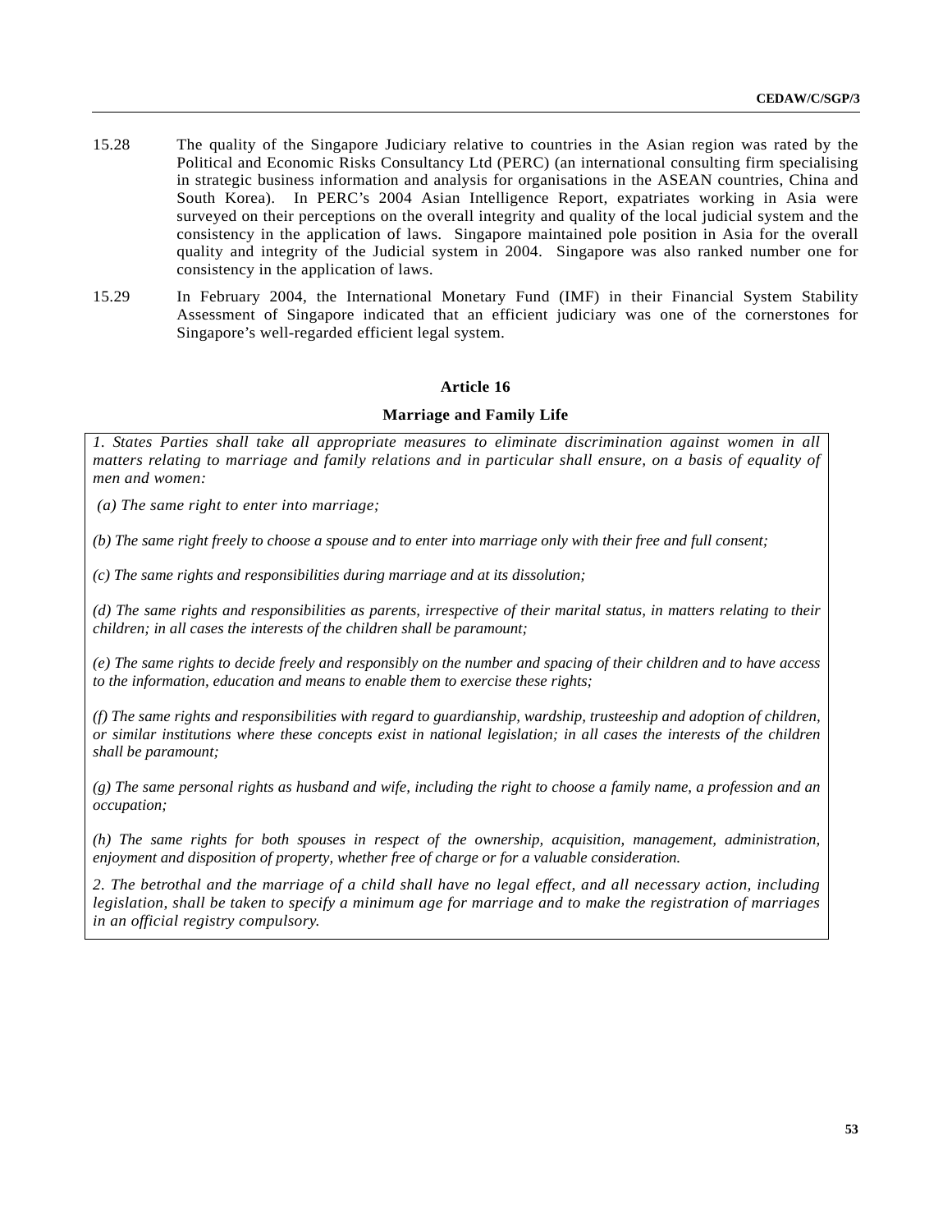15.28 The quality of the Singapore Judiciary relative to countries in the Asian region was rated by the Political and Economic Risks Consultancy Ltd (PERC) (an international consulting firm specialising in strategic business information and analysis for organisations in the ASEAN countries, China and South Korea). In PERC's 2004 Asian Intelligence Report, expatriates working in Asia were surveyed on their perceptions on the overall integrity and quality of the local judicial system and the consistency in the application of laws. Singapore maintained pole position in Asia for the overall quality and integrity of the Judicial system in 2004. Singapore was also ranked number one for consistency in the application of laws.

15.29 In February 2004, the International Monetary Fund (IMF) in their Financial System Stability Assessment of Singapore indicated that an efficient judiciary was one of the cornerstones for Singapore's well-regarded efficient legal system.

## Article 16

### Marriage and Family Life

*1. States Parties shall take all appropriate measures to eliminate discrimination against women in all matters relating to marriage and family relations and in particular shall ensure, on a basis of equality of men and women:*

*(a) The same right to enter into marriage;*

*(b) The same right freely to choose a spouse and to enter into marriage only with their free and full consent;*

*(c) The same rights and responsibilities during marriage and at its dissolution;*

*(d) The same rights and responsibilities as parents, irrespective of their marital status, in matters relating to their children; in all cases the interests of the children shall be paramount;*

*(e) The same rights to decide freely and responsibly on the number and spacing of their children and to have access to the information, education and means to enable them to exercise these rights;*

*(f) The same rights and responsibilities with regard to guardianship, wardship, trusteeship and adoption of children, or similar institutions where these concepts exist in national legislation; in all cases the interests of the children shall be paramount;*

*(g) The same personal rights as husband and wife, including the right to choose a family name, a profession and an occupation;*

*(h) The same rights for both spouses in respect of the ownership, acquisition, management, administration, enjoyment and disposition of property, whether free of charge or for a valuable consideration.*

*2. The betrothal and the marriage of a child shall have no legal effect, and all necessary action, including legislation, shall be taken to specify a minimum age for marriage and to make the registration of marriages in an official registry compulsory.*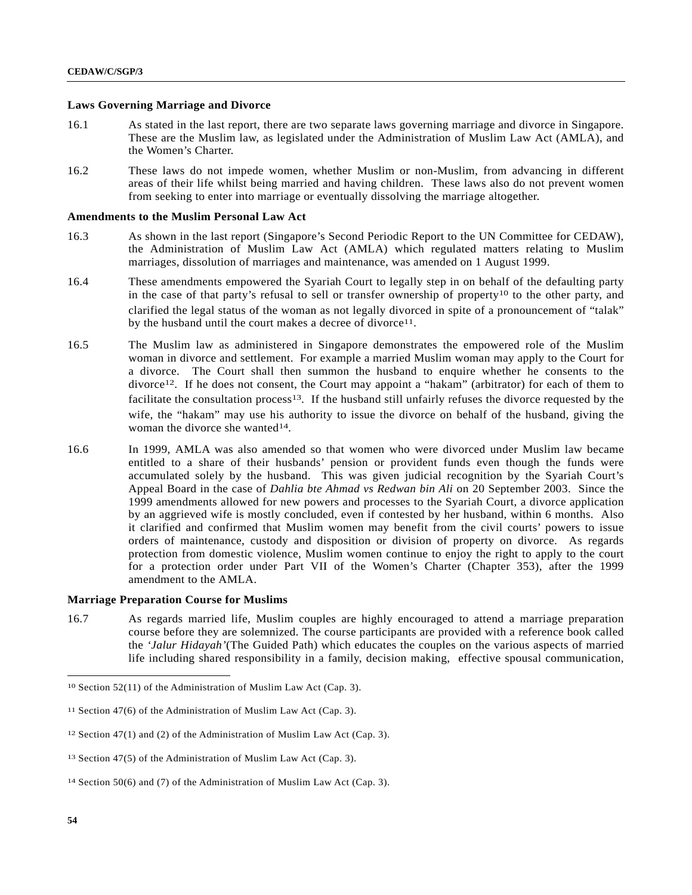**Laws Governing Marriage and Divorce**

16.1 As stated in the last report, there are two separate laws governing marriage and divorce in Singapore. These are the Muslim law, as legislated under the Administration of Muslim Law Act (AMLA), and the Women's Charter.

16.2 These laws do not impede women, whether Muslim or non-Muslim, from advancing in different areas of their life whilst being married and having children. These laws also do not prevent women from seeking to enter into marriage or eventually dissolving the marriage altogether.

**Amendments to the Muslim Personal Law Act**

16.3 As shown in the last report (Singapore's Second Periodic Report to the UN Committee for CEDAW), the Administration of Muslim Law Act (AMLA) which regulated matters relating to Muslim marriages, dissolution of marriages and maintenance, was amended on 1 August 1999.

16.4 These amendments empowered the Syariah Court to legally step in on behalf of the defaulting party in the case of that party's refusal to sell or transfer ownership of property[10] to the other party, and clarified the legal status of the woman as not legally divorced in spite of a pronouncement of "talak" by the husband until the court makes a decree of divorce[11].

16.5 The Muslim law as administered in Singapore demonstrates the empowered role of the Muslim woman in divorce and settlement. For example a married Muslim woman may apply to the Court for a divorce. The Court shall then summon the husband to enquire whether he consents to the divorce[12]. If he does not consent, the Court may appoint a "hakam" (arbitrator) for each of them to facilitate the consultation process[13]. If the husband still unfairly refuses the divorce requested by the wife, the "hakam" may use his authority to issue the divorce on behalf of the husband, giving the woman the divorce she wanted[14].

16.6 In 1999, AMLA was also amended so that women who were divorced under Muslim law became entitled to a share of their husbands' pension or provident funds even though the funds were accumulated solely by the husband. This was given judicial recognition by the Syariah Court's Appeal Board in the case of *Dahlia bte Ahmad vs Redwan bin Ali* on 20 September 2003. Since the 1999 amendments allowed for new powers and processes to the Syariah Court, a divorce application by an aggrieved wife is mostly concluded, even if contested by her husband, within 6 months. Also it clarified and confirmed that Muslim women may benefit from the civil courts' powers to issue orders of maintenance, custody and disposition or division of property on divorce. As regards protection from domestic violence, Muslim women continue to enjoy the right to apply to the court for a protection order under Part VII of the Women's Charter (Chapter 353), after the 1999 amendment to the AMLA.

**Marriage Preparation Course for Muslims**

16.7 As regards married life, Muslim couples are highly encouraged to attend a marriage preparation course before they are solemnized. The course participants are provided with a reference book called the '*Jalur Hidayah*'(The Guided Path) which educates the couples on the various aspects of married life including shared responsibility in a family, decision making, effective spousal communication,

---

[10] Section 52(11) of the Administration of Muslim Law Act (Cap. 3).

[11] Section 47(6) of the Administration of Muslim Law Act (Cap. 3).

[12] Section 47(1) and (2) of the Administration of Muslim Law Act (Cap. 3).

[13] Section 47(5) of the Administration of Muslim Law Act (Cap. 3).

[14] Section 50(6) and (7) of the Administration of Muslim Law Act (Cap. 3).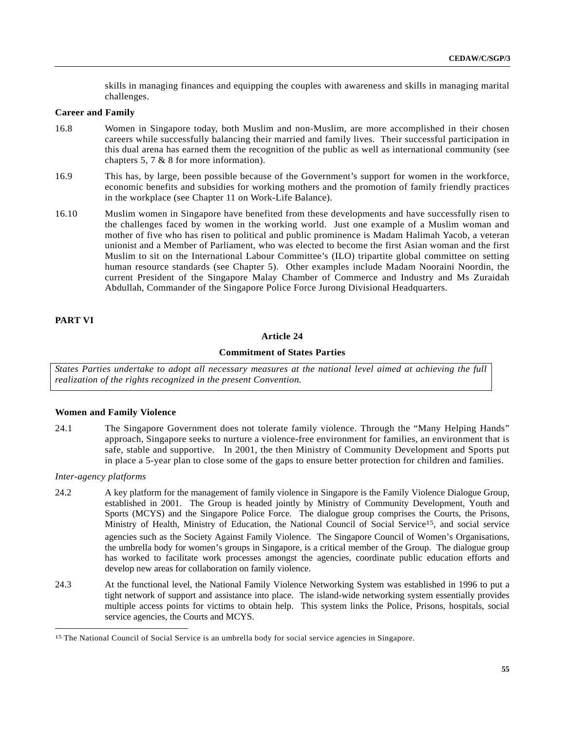skills in managing finances and equipping the couples with awareness and skills in managing marital challenges.

**Career and Family**

16.8 Women in Singapore today, both Muslim and non-Muslim, are more accomplished in their chosen careers while successfully balancing their married and family lives. Their successful participation in this dual arena has earned them the recognition of the public as well as international community (see chapters 5, 7 & 8 for more information).

16.9 This has, by large, been possible because of the Government's support for women in the workforce, economic benefits and subsidies for working mothers and the promotion of family friendly practices in the workplace (see Chapter 11 on Work-Life Balance).

16.10 Muslim women in Singapore have benefited from these developments and have successfully risen to the challenges faced by women in the working world. Just one example of a Muslim woman and mother of five who has risen to political and public prominence is Madam Halimah Yacob, a veteran unionist and a Member of Parliament, who was elected to become the first Asian woman and the first Muslim to sit on the International Labour Committee's (ILO) tripartite global committee on setting human resource standards (see Chapter 5). Other examples include Madam Nooraini Noordin, the current President of the Singapore Malay Chamber of Commerce and Industry and Ms Zuraidah Abdullah, Commander of the Singapore Police Force Jurong Divisional Headquarters.

## PART VI

### Article 24

### Commitment of States Parties

*States Parties undertake to adopt all necessary measures at the national level aimed at achieving the full realization of the rights recognized in the present Convention.*

**Women and Family Violence**

24.1 The Singapore Government does not tolerate family violence. Through the "Many Helping Hands" approach, Singapore seeks to nurture a violence-free environment for families, an environment that is safe, stable and supportive. In 2001, the then Ministry of Community Development and Sports put in place a 5-year plan to close some of the gaps to ensure better protection for children and families.

*Inter-agency platforms*

24.2 A key platform for the management of family violence in Singapore is the Family Violence Dialogue Group, established in 2001. The Group is headed jointly by Ministry of Community Development, Youth and Sports (MCYS) and the Singapore Police Force. The dialogue group comprises the Courts, the Prisons, Ministry of Health, Ministry of Education, the National Council of Social Service[15], and social service agencies such as the Society Against Family Violence. The Singapore Council of Women's Organisations, the umbrella body for women's groups in Singapore, is a critical member of the Group. The dialogue group has worked to facilitate work processes amongst the agencies, coordinate public education efforts and develop new areas for collaboration on family violence.

24.3 At the functional level, the National Family Violence Networking System was established in 1996 to put a tight network of support and assistance into place. The island-wide networking system essentially provides multiple access points for victims to obtain help. This system links the Police, Prisons, hospitals, social service agencies, the Courts and MCYS.

[15] The National Council of Social Service is an umbrella body for social service agencies in Singapore.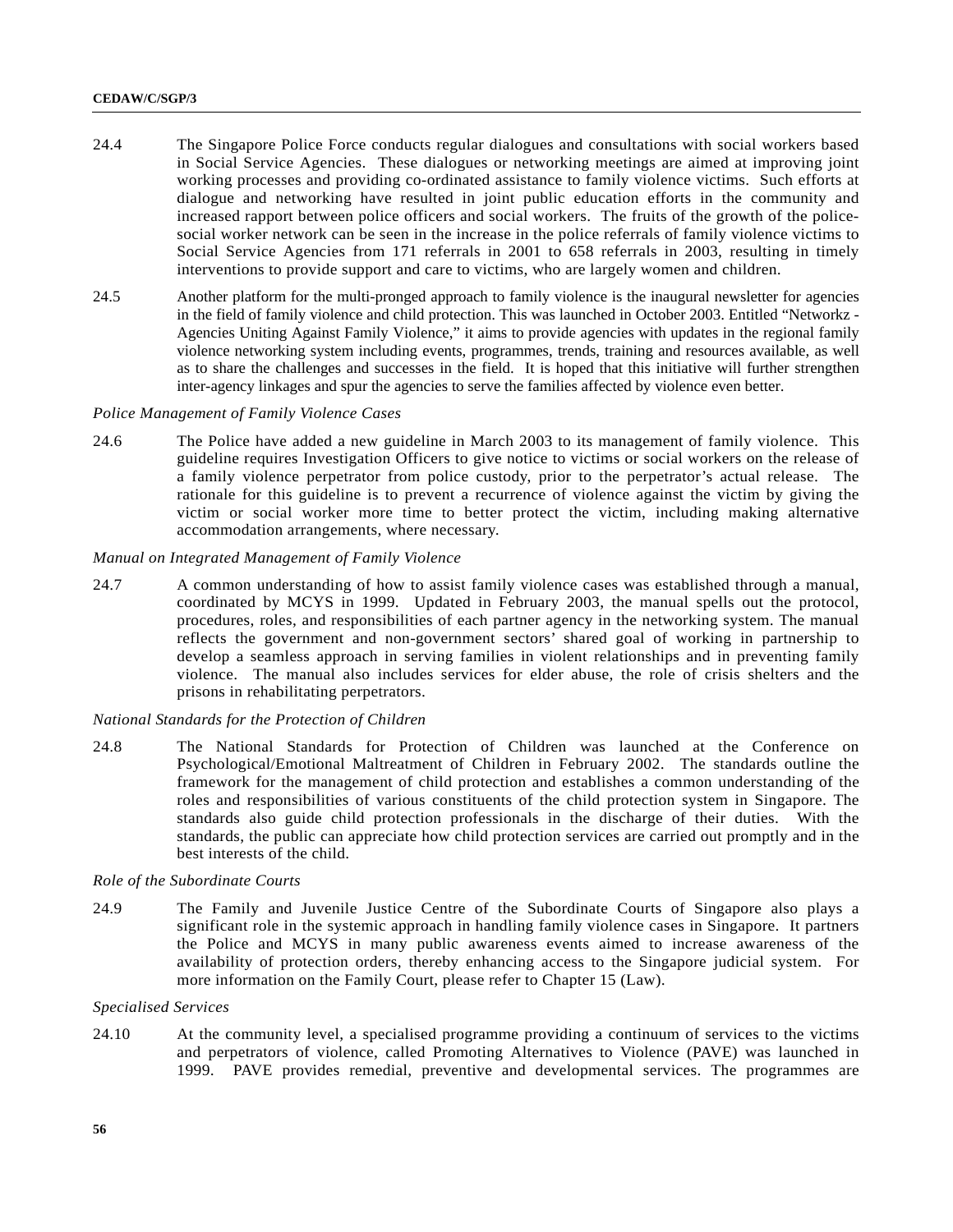24.4 The Singapore Police Force conducts regular dialogues and consultations with social workers based in Social Service Agencies. These dialogues or networking meetings are aimed at improving joint working processes and providing co-ordinated assistance to family violence victims. Such efforts at dialogue and networking have resulted in joint public education efforts in the community and increased rapport between police officers and social workers. The fruits of the growth of the police-social worker network can be seen in the increase in the police referrals of family violence victims to Social Service Agencies from 171 referrals in 2001 to 658 referrals in 2003, resulting in timely interventions to provide support and care to victims, who are largely women and children.

24.5 Another platform for the multi-pronged approach to family violence is the inaugural newsletter for agencies in the field of family violence and child protection. This was launched in October 2003. Entitled "Networkz - Agencies Uniting Against Family Violence," it aims to provide agencies with updates in the regional family violence networking system including events, programmes, trends, training and resources available, as well as to share the challenges and successes in the field. It is hoped that this initiative will further strengthen inter-agency linkages and spur the agencies to serve the families affected by violence even better.

*Police Management of Family Violence Cases*

24.6 The Police have added a new guideline in March 2003 to its management of family violence. This guideline requires Investigation Officers to give notice to victims or social workers on the release of a family violence perpetrator from police custody, prior to the perpetrator's actual release. The rationale for this guideline is to prevent a recurrence of violence against the victim by giving the victim or social worker more time to better protect the victim, including making alternative accommodation arrangements, where necessary.

*Manual on Integrated Management of Family Violence*

24.7 A common understanding of how to assist family violence cases was established through a manual, coordinated by MCYS in 1999. Updated in February 2003, the manual spells out the protocol, procedures, roles, and responsibilities of each partner agency in the networking system. The manual reflects the government and non-government sectors' shared goal of working in partnership to develop a seamless approach in serving families in violent relationships and in preventing family violence. The manual also includes services for elder abuse, the role of crisis shelters and the prisons in rehabilitating perpetrators.

*National Standards for the Protection of Children*

24.8 The National Standards for Protection of Children was launched at the Conference on Psychological/Emotional Maltreatment of Children in February 2002. The standards outline the framework for the management of child protection and establishes a common understanding of the roles and responsibilities of various constituents of the child protection system in Singapore. The standards also guide child protection professionals in the discharge of their duties. With the standards, the public can appreciate how child protection services are carried out promptly and in the best interests of the child.

*Role of the Subordinate Courts*

24.9 The Family and Juvenile Justice Centre of the Subordinate Courts of Singapore also plays a significant role in the systemic approach in handling family violence cases in Singapore. It partners the Police and MCYS in many public awareness events aimed to increase awareness of the availability of protection orders, thereby enhancing access to the Singapore judicial system. For more information on the Family Court, please refer to Chapter 15 (Law).

*Specialised Services*

24.10 At the community level, a specialised programme providing a continuum of services to the victims and perpetrators of violence, called Promoting Alternatives to Violence (PAVE) was launched in 1999. PAVE provides remedial, preventive and developmental services. The programmes are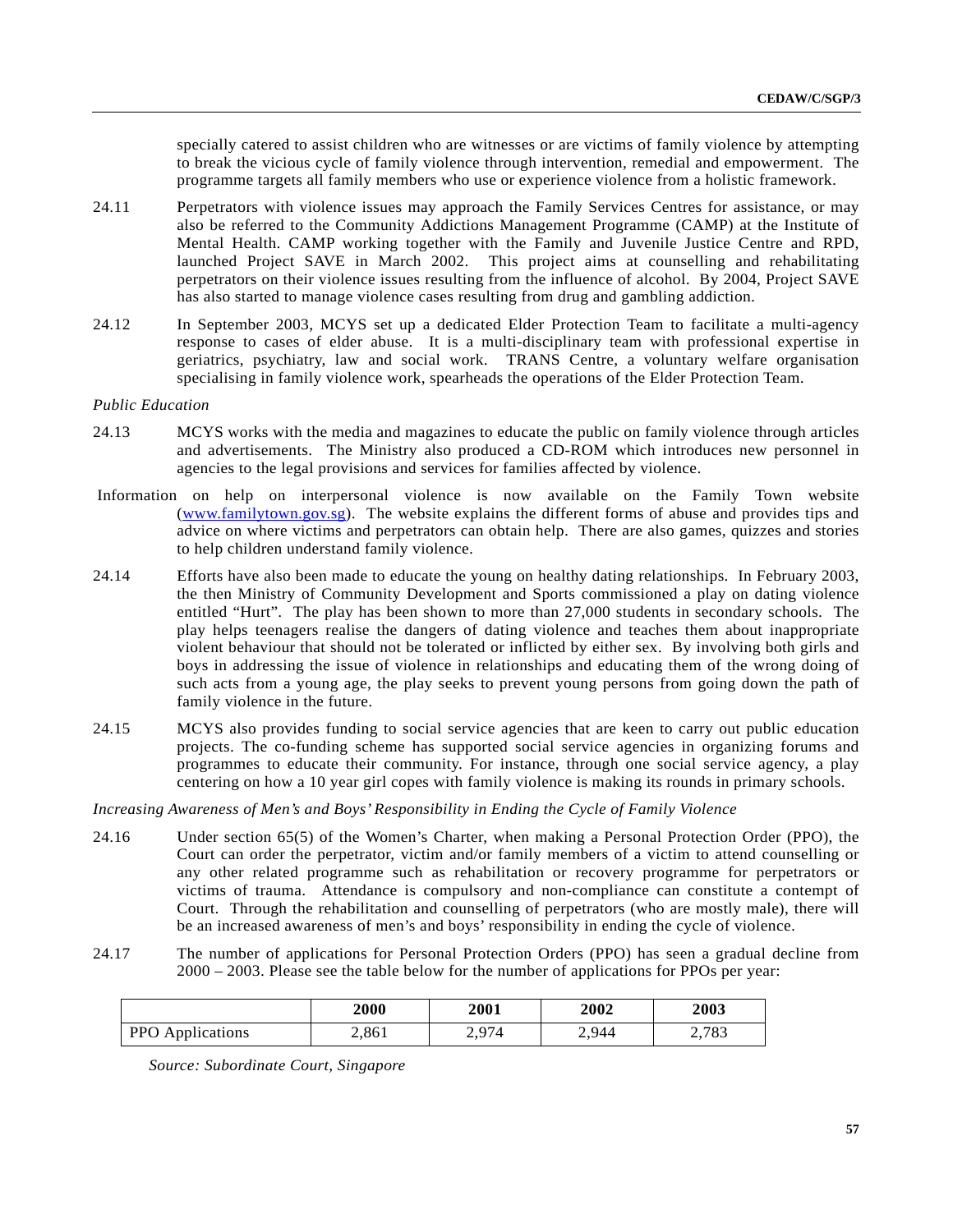specially catered to assist children who are witnesses or are victims of family violence by attempting to break the vicious cycle of family violence through intervention, remedial and empowerment. The programme targets all family members who use or experience violence from a holistic framework.

24.11 Perpetrators with violence issues may approach the Family Services Centres for assistance, or may also be referred to the Community Addictions Management Programme (CAMP) at the Institute of Mental Health. CAMP working together with the Family and Juvenile Justice Centre and RPD, launched Project SAVE in March 2002. This project aims at counselling and rehabilitating perpetrators on their violence issues resulting from the influence of alcohol. By 2004, Project SAVE has also started to manage violence cases resulting from drug and gambling addiction.

24.12 In September 2003, MCYS set up a dedicated Elder Protection Team to facilitate a multi-agency response to cases of elder abuse. It is a multi-disciplinary team with professional expertise in geriatrics, psychiatry, law and social work. TRANS Centre, a voluntary welfare organisation specialising in family violence work, spearheads the operations of the Elder Protection Team.

*Public Education*

24.13 MCYS works with the media and magazines to educate the public on family violence through articles and advertisements. The Ministry also produced a CD-ROM which introduces new personnel in agencies to the legal provisions and services for families affected by violence.

Information on help on interpersonal violence is now available on the Family Town website (www.familytown.gov.sg). The website explains the different forms of abuse and provides tips and advice on where victims and perpetrators can obtain help. There are also games, quizzes and stories to help children understand family violence.

24.14 Efforts have also been made to educate the young on healthy dating relationships. In February 2003, the then Ministry of Community Development and Sports commissioned a play on dating violence entitled "Hurt". The play has been shown to more than 27,000 students in secondary schools. The play helps teenagers realise the dangers of dating violence and teaches them about inappropriate violent behaviour that should not be tolerated or inflicted by either sex. By involving both girls and boys in addressing the issue of violence in relationships and educating them of the wrong doing of such acts from a young age, the play seeks to prevent young persons from going down the path of family violence in the future.

24.15 MCYS also provides funding to social service agencies that are keen to carry out public education projects. The co-funding scheme has supported social service agencies in organizing forums and programmes to educate their community. For instance, through one social service agency, a play centering on how a 10 year girl copes with family violence is making its rounds in primary schools.

*Increasing Awareness of Men's and Boys' Responsibility in Ending the Cycle of Family Violence*

24.16 Under section 65(5) of the Women's Charter, when making a Personal Protection Order (PPO), the Court can order the perpetrator, victim and/or family members of a victim to attend counselling or any other related programme such as rehabilitation or recovery programme for perpetrators or victims of trauma. Attendance is compulsory and non-compliance can constitute a contempt of Court. Through the rehabilitation and counselling of perpetrators (who are mostly male), there will be an increased awareness of men's and boys' responsibility in ending the cycle of violence.

24.17 The number of applications for Personal Protection Orders (PPO) has seen a gradual decline from 2000 – 2003. Please see the table below for the number of applications for PPOs per year:

| | 2000 | 2001 | 2002 | 2003 |
|---|---|---|---|---|
| PPO Applications | 2,861 | 2,974 | 2,944 | 2,783 |

*Source: Subordinate Court, Singapore*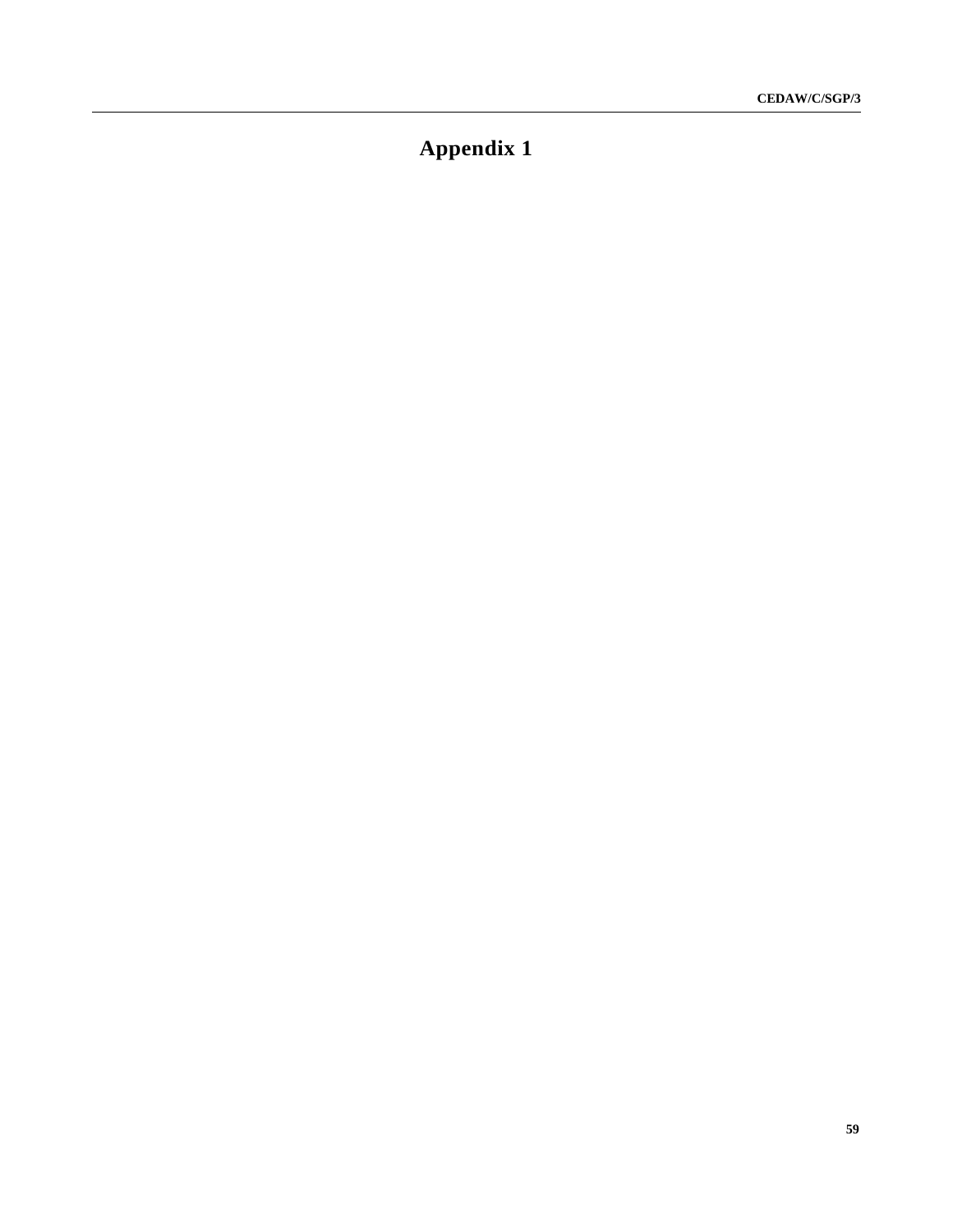# Appendix 1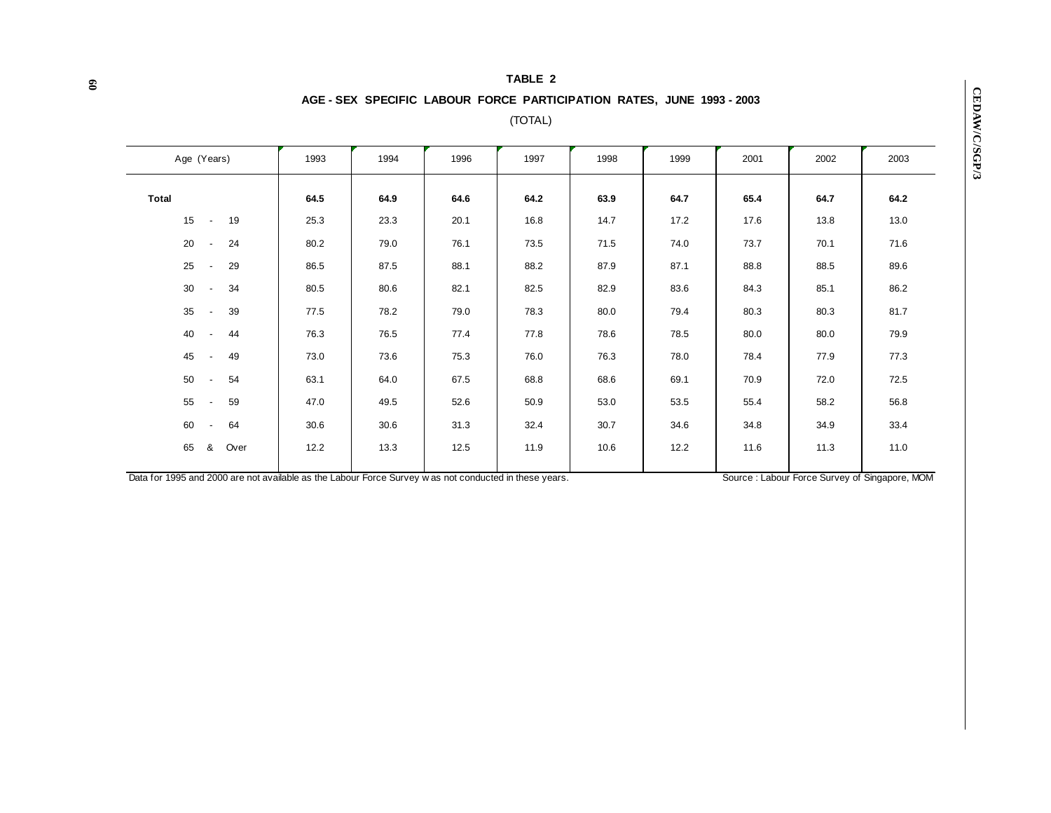**TABLE 2**

**AGE - SEX SPECIFIC LABOUR FORCE PARTICIPATION RATES, JUNE 1993 - 2003**

(TOTAL)

| Age (Years) | 1993 | 1994 | 1996 | 1997 | 1998 | 1999 | 2001 | 2002 | 2003 |
|---|---|---|---|---|---|---|---|---|---|
| **Total** | **64.5** | **64.9** | **64.6** | **64.2** | **63.9** | **64.7** | **65.4** | **64.7** | **64.2** |
| 15 - 19 | 25.3 | 23.3 | 20.1 | 16.8 | 14.7 | 17.2 | 17.6 | 13.8 | 13.0 |
| 20 - 24 | 80.2 | 79.0 | 76.1 | 73.5 | 71.5 | 74.0 | 73.7 | 70.1 | 71.6 |
| 25 - 29 | 86.5 | 87.5 | 88.1 | 88.2 | 87.9 | 87.1 | 88.8 | 88.5 | 89.6 |
| 30 - 34 | 80.5 | 80.6 | 82.1 | 82.5 | 82.9 | 83.6 | 84.3 | 85.1 | 86.2 |
| 35 - 39 | 77.5 | 78.2 | 79.0 | 78.3 | 80.0 | 79.4 | 80.3 | 80.3 | 81.7 |
| 40 - 44 | 76.3 | 76.5 | 77.4 | 77.8 | 78.6 | 78.5 | 80.0 | 80.0 | 79.9 |
| 45 - 49 | 73.0 | 73.6 | 75.3 | 76.0 | 76.3 | 78.0 | 78.4 | 77.9 | 77.3 |
| 50 - 54 | 63.1 | 64.0 | 67.5 | 68.8 | 68.6 | 69.1 | 70.9 | 72.0 | 72.5 |
| 55 - 59 | 47.0 | 49.5 | 52.6 | 50.9 | 53.0 | 53.5 | 55.4 | 58.2 | 56.8 |
| 60 - 64 | 30.6 | 30.6 | 31.3 | 32.4 | 30.7 | 34.6 | 34.8 | 34.9 | 33.4 |
| 65 & Over | 12.2 | 13.3 | 12.5 | 11.9 | 10.6 | 12.2 | 11.6 | 11.3 | 11.0 |

Data for 1995 and 2000 are not available as the Labour Force Survey was not conducted in these years.

Source : Labour Force Survey of Singapore, MOM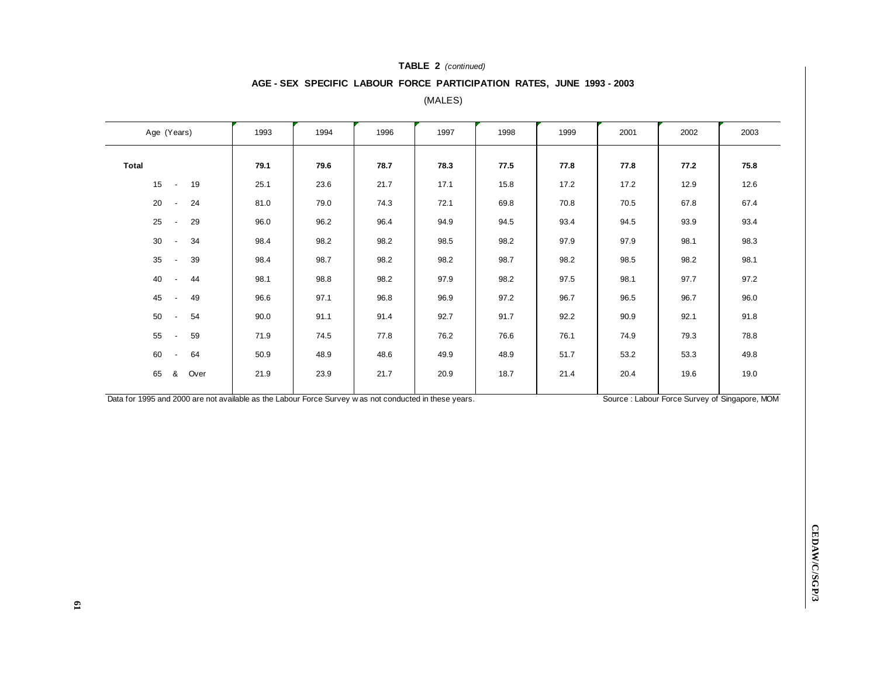**TABLE 2** *(continued)*

**AGE - SEX SPECIFIC LABOUR FORCE PARTICIPATION RATES, JUNE 1993 - 2003**

(MALES)

| Age (Years) | 1993 | 1994 | 1996 | 1997 | 1998 | 1999 | 2001 | 2002 | 2003 |
|---|---|---|---|---|---|---|---|---|---|
| **Total** | **79.1** | **79.6** | **78.7** | **78.3** | **77.5** | **77.8** | **77.8** | **77.2** | **75.8** |
| 15 - 19 | 25.1 | 23.6 | 21.7 | 17.1 | 15.8 | 17.2 | 17.2 | 12.9 | 12.6 |
| 20 - 24 | 81.0 | 79.0 | 74.3 | 72.1 | 69.8 | 70.8 | 70.5 | 67.8 | 67.4 |
| 25 - 29 | 96.0 | 96.2 | 96.4 | 94.9 | 94.5 | 93.4 | 94.5 | 93.9 | 93.4 |
| 30 - 34 | 98.4 | 98.2 | 98.2 | 98.5 | 98.2 | 97.9 | 97.9 | 98.1 | 98.3 |
| 35 - 39 | 98.4 | 98.7 | 98.2 | 98.2 | 98.7 | 98.2 | 98.5 | 98.2 | 98.1 |
| 40 - 44 | 98.1 | 98.8 | 98.2 | 97.9 | 98.2 | 97.5 | 98.1 | 97.7 | 97.2 |
| 45 - 49 | 96.6 | 97.1 | 96.8 | 96.9 | 97.2 | 96.7 | 96.5 | 96.7 | 96.0 |
| 50 - 54 | 90.0 | 91.1 | 91.4 | 92.7 | 91.7 | 92.2 | 90.9 | 92.1 | 91.8 |
| 55 - 59 | 71.9 | 74.5 | 77.8 | 76.2 | 76.6 | 76.1 | 74.9 | 79.3 | 78.8 |
| 60 - 64 | 50.9 | 48.9 | 48.6 | 49.9 | 48.9 | 51.7 | 53.2 | 53.3 | 49.8 |
| 65 & Over | 21.9 | 23.9 | 21.7 | 20.9 | 18.7 | 21.4 | 20.4 | 19.6 | 19.0 |

Data for 1995 and 2000 are not available as the Labour Force Survey was not conducted in these years.

Source : Labour Force Survey of Singapore, MOM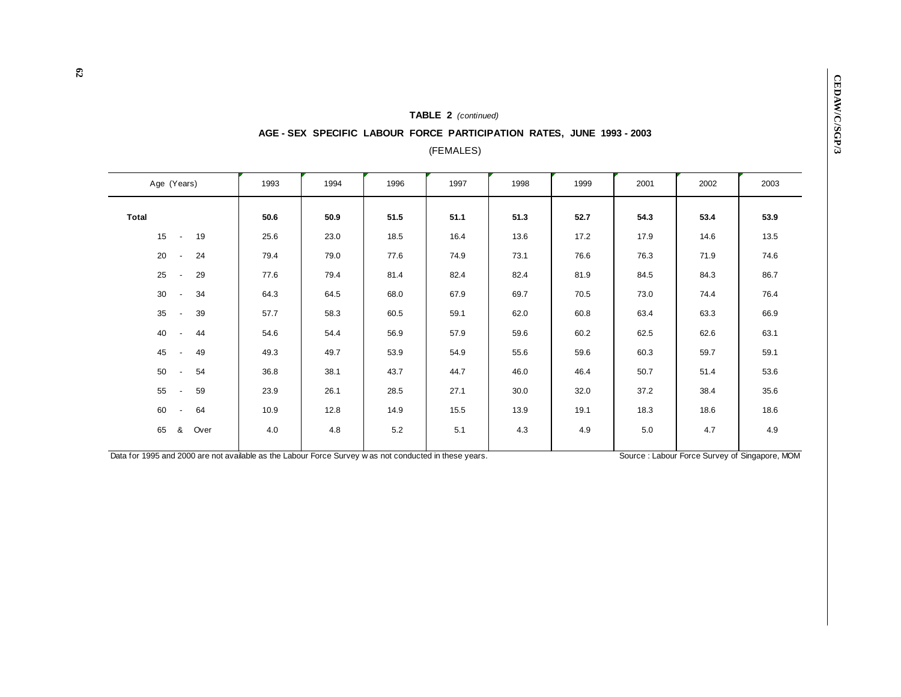**TABLE 2** *(continued)*

**AGE - SEX SPECIFIC LABOUR FORCE PARTICIPATION RATES, JUNE 1993 - 2003**

(FEMALES)

| Age (Years) | 1993 | 1994 | 1996 | 1997 | 1998 | 1999 | 2001 | 2002 | 2003 |
|---|---|---|---|---|---|---|---|---|---|
| **Total** | **50.6** | **50.9** | **51.5** | **51.1** | **51.3** | **52.7** | **54.3** | **53.4** | **53.9** |
| 15 - 19 | 25.6 | 23.0 | 18.5 | 16.4 | 13.6 | 17.2 | 17.9 | 14.6 | 13.5 |
| 20 - 24 | 79.4 | 79.0 | 77.6 | 74.9 | 73.1 | 76.6 | 76.3 | 71.9 | 74.6 |
| 25 - 29 | 77.6 | 79.4 | 81.4 | 82.4 | 82.4 | 81.9 | 84.5 | 84.3 | 86.7 |
| 30 - 34 | 64.3 | 64.5 | 68.0 | 67.9 | 69.7 | 70.5 | 73.0 | 74.4 | 76.4 |
| 35 - 39 | 57.7 | 58.3 | 60.5 | 59.1 | 62.0 | 60.8 | 63.4 | 63.3 | 66.9 |
| 40 - 44 | 54.6 | 54.4 | 56.9 | 57.9 | 59.6 | 60.2 | 62.5 | 62.6 | 63.1 |
| 45 - 49 | 49.3 | 49.7 | 53.9 | 54.9 | 55.6 | 59.6 | 60.3 | 59.7 | 59.1 |
| 50 - 54 | 36.8 | 38.1 | 43.7 | 44.7 | 46.0 | 46.4 | 50.7 | 51.4 | 53.6 |
| 55 - 59 | 23.9 | 26.1 | 28.5 | 27.1 | 30.0 | 32.0 | 37.2 | 38.4 | 35.6 |
| 60 - 64 | 10.9 | 12.8 | 14.9 | 15.5 | 13.9 | 19.1 | 18.3 | 18.6 | 18.6 |
| 65 & Over | 4.0 | 4.8 | 5.2 | 5.1 | 4.3 | 4.9 | 5.0 | 4.7 | 4.9 |

Data for 1995 and 2000 are not available as the Labour Force Survey was not conducted in these years.

Source : Labour Force Survey of Singapore, MOM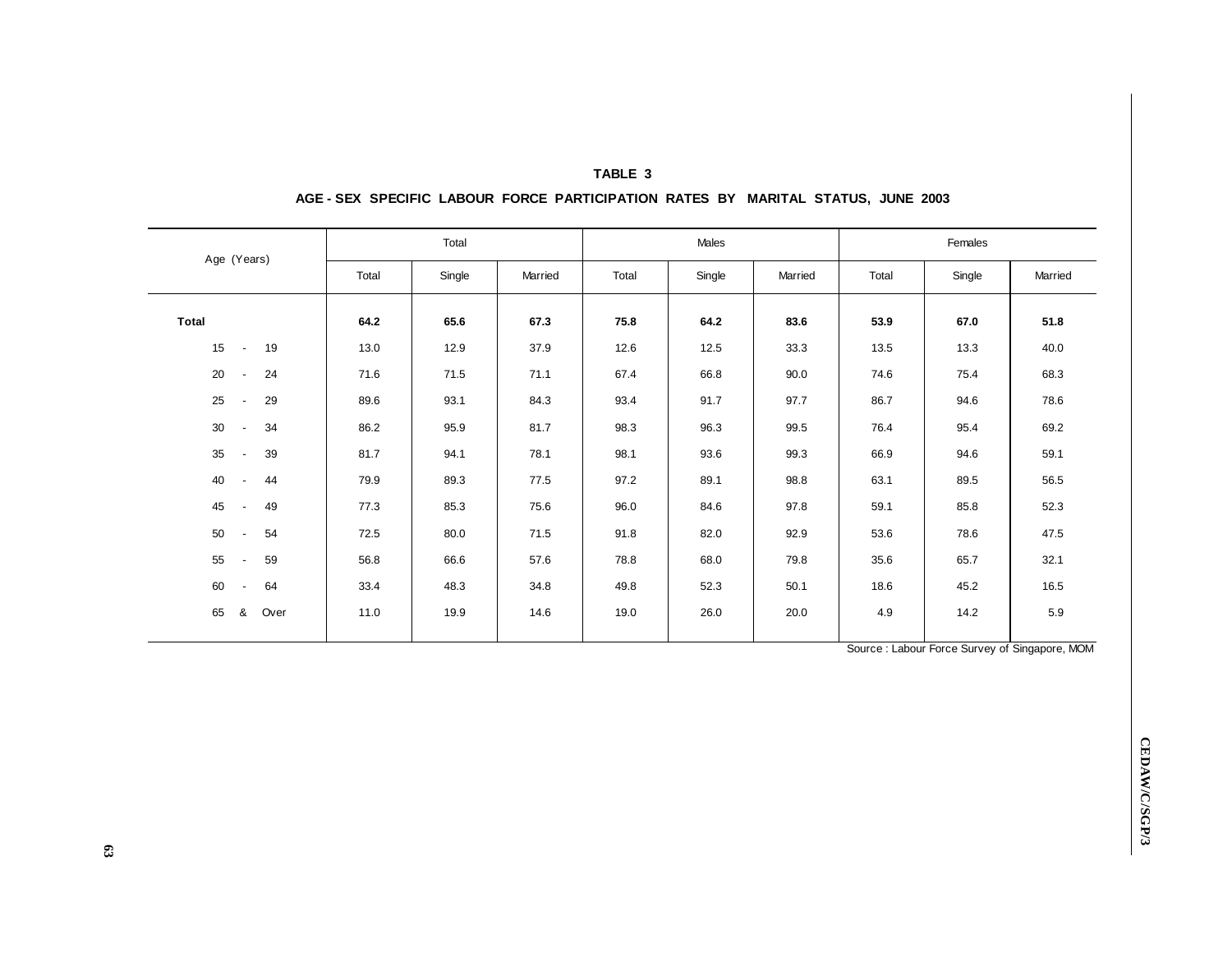## TABLE 3

### AGE - SEX SPECIFIC LABOUR FORCE PARTICIPATION RATES BY MARITAL STATUS, JUNE 2003

| Age (Years) | Total | | | Males | | | Females | | |
|---|---|---|---|---|---|---|---|---|---|
| | Total | Single | Married | Total | Single | Married | Total | Single | Married |
| **Total** | **64.2** | **65.6** | **67.3** | **75.8** | **64.2** | **83.6** | **53.9** | **67.0** | **51.8** |
| 15 - 19 | 13.0 | 12.9 | 37.9 | 12.6 | 12.5 | 33.3 | 13.5 | 13.3 | 40.0 |
| 20 - 24 | 71.6 | 71.5 | 71.1 | 67.4 | 66.8 | 90.0 | 74.6 | 75.4 | 68.3 |
| 25 - 29 | 89.6 | 93.1 | 84.3 | 93.4 | 91.7 | 97.7 | 86.7 | 94.6 | 78.6 |
| 30 - 34 | 86.2 | 95.9 | 81.7 | 98.3 | 96.3 | 99.5 | 76.4 | 95.4 | 69.2 |
| 35 - 39 | 81.7 | 94.1 | 78.1 | 98.1 | 93.6 | 99.3 | 66.9 | 94.6 | 59.1 |
| 40 - 44 | 79.9 | 89.3 | 77.5 | 97.2 | 89.1 | 98.8 | 63.1 | 89.5 | 56.5 |
| 45 - 49 | 77.3 | 85.3 | 75.6 | 96.0 | 84.6 | 97.8 | 59.1 | 85.8 | 52.3 |
| 50 - 54 | 72.5 | 80.0 | 71.5 | 91.8 | 82.0 | 92.9 | 53.6 | 78.6 | 47.5 |
| 55 - 59 | 56.8 | 66.6 | 57.6 | 78.8 | 68.0 | 79.8 | 35.6 | 65.7 | 32.1 |
| 60 - 64 | 33.4 | 48.3 | 34.8 | 49.8 | 52.3 | 50.1 | 18.6 | 45.2 | 16.5 |
| 65 & Over | 11.0 | 19.9 | 14.6 | 19.0 | 26.0 | 20.0 | 4.9 | 14.2 | 5.9 |

Source : Labour Force Survey of Singapore, MOM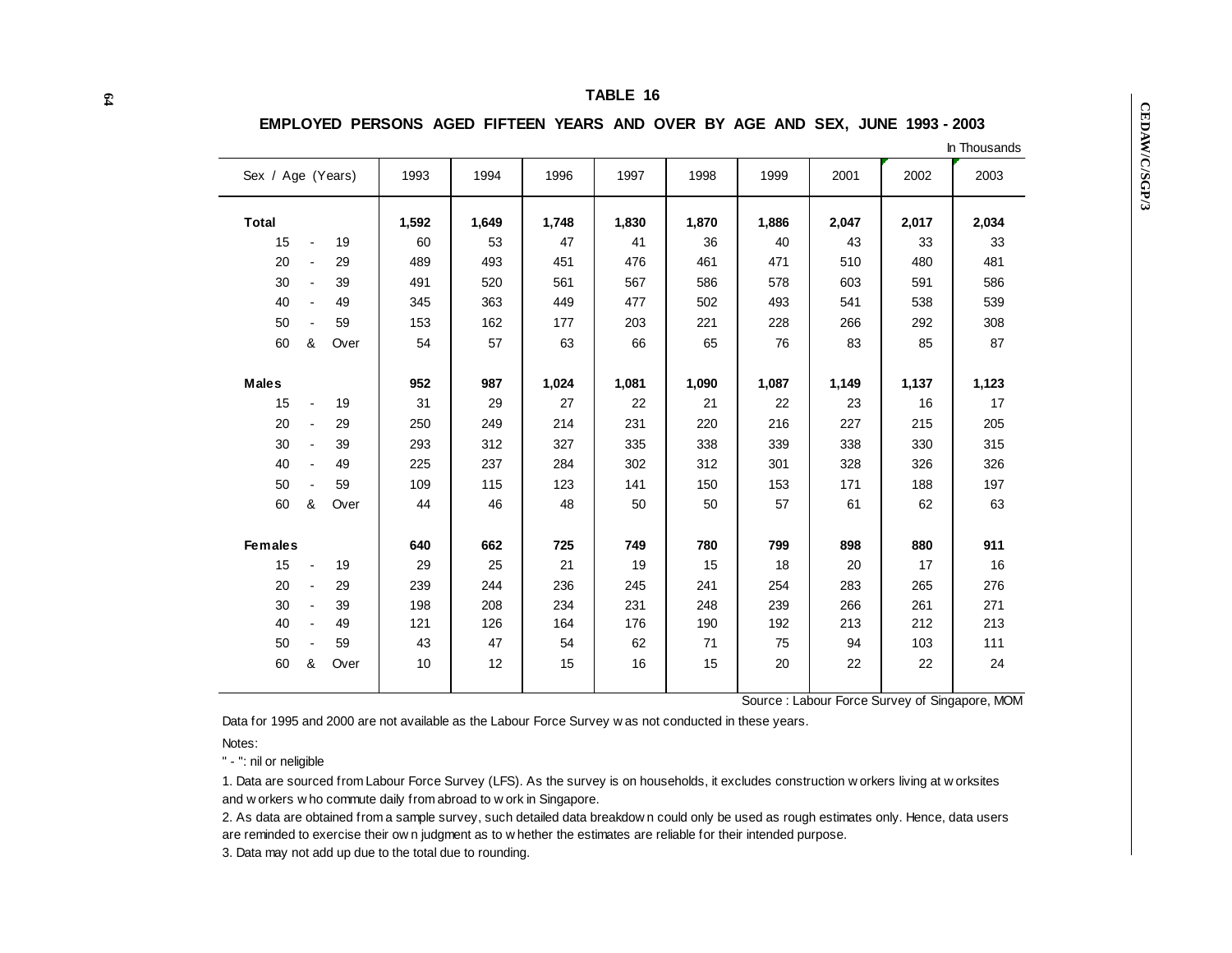# TABLE 16

## EMPLOYED PERSONS AGED FIFTEEN YEARS AND OVER BY AGE AND SEX, JUNE 1993 - 2003

In Thousands

| Sex / Age (Years) | 1993 | 1994 | 1996 | 1997 | 1998 | 1999 | 2001 | 2002 | 2003 |
|---|---|---|---|---|---|---|---|---|---|
| **Total** | **1,592** | **1,649** | **1,748** | **1,830** | **1,870** | **1,886** | **2,047** | **2,017** | **2,034** |
| 15 - 19 | 60 | 53 | 47 | 41 | 36 | 40 | 43 | 33 | 33 |
| 20 - 29 | 489 | 493 | 451 | 476 | 461 | 471 | 510 | 480 | 481 |
| 30 - 39 | 491 | 520 | 561 | 567 | 586 | 578 | 603 | 591 | 586 |
| 40 - 49 | 345 | 363 | 449 | 477 | 502 | 493 | 541 | 538 | 539 |
| 50 - 59 | 153 | 162 | 177 | 203 | 221 | 228 | 266 | 292 | 308 |
| 60 & Over | 54 | 57 | 63 | 66 | 65 | 76 | 83 | 85 | 87 |
| **Males** | **952** | **987** | **1,024** | **1,081** | **1,090** | **1,087** | **1,149** | **1,137** | **1,123** |
| 15 - 19 | 31 | 29 | 27 | 22 | 21 | 22 | 23 | 16 | 17 |
| 20 - 29 | 250 | 249 | 214 | 231 | 220 | 216 | 227 | 215 | 205 |
| 30 - 39 | 293 | 312 | 327 | 335 | 338 | 339 | 338 | 330 | 315 |
| 40 - 49 | 225 | 237 | 284 | 302 | 312 | 301 | 328 | 326 | 326 |
| 50 - 59 | 109 | 115 | 123 | 141 | 150 | 153 | 171 | 188 | 197 |
| 60 & Over | 44 | 46 | 48 | 50 | 50 | 57 | 61 | 62 | 63 |
| **Females** | **640** | **662** | **725** | **749** | **780** | **799** | **898** | **880** | **911** |
| 15 - 19 | 29 | 25 | 21 | 19 | 15 | 18 | 20 | 17 | 16 |
| 20 - 29 | 239 | 244 | 236 | 245 | 241 | 254 | 283 | 265 | 276 |
| 30 - 39 | 198 | 208 | 234 | 231 | 248 | 239 | 266 | 261 | 271 |
| 40 - 49 | 121 | 126 | 164 | 176 | 190 | 192 | 213 | 212 | 213 |
| 50 - 59 | 43 | 47 | 54 | 62 | 71 | 75 | 94 | 103 | 111 |
| 60 & Over | 10 | 12 | 15 | 16 | 15 | 20 | 22 | 22 | 24 |

Source : Labour Force Survey of Singapore, MOM

Data for 1995 and 2000 are not available as the Labour Force Survey was not conducted in these years.

Notes:

" - ": nil or neligible

1. Data are sourced from Labour Force Survey (LFS). As the survey is on households, it excludes construction workers living at worksites and workers who commute daily from abroad to work in Singapore.

2. As data are obtained from a sample survey, such detailed data breakdown could only be used as rough estimates only. Hence, data users are reminded to exercise their own judgment as to whether the estimates are reliable for their intended purpose.

3. Data may not add up due to the total due to rounding.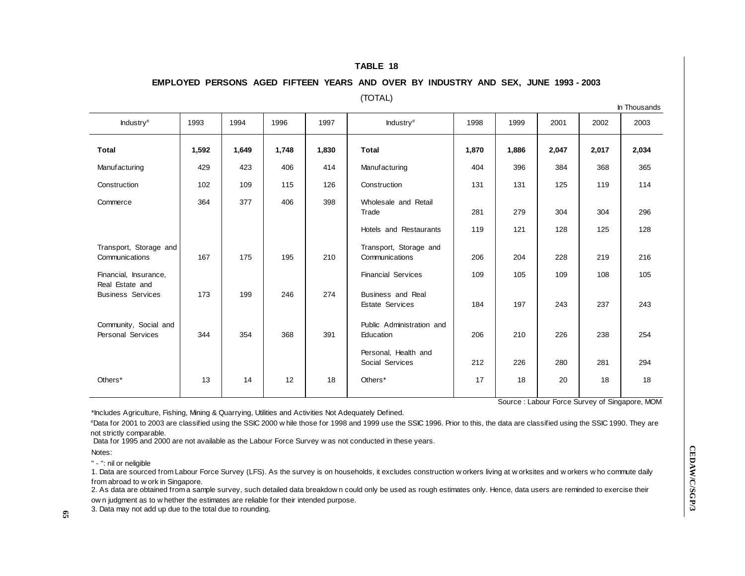## TABLE 18

### EMPLOYED PERSONS AGED FIFTEEN YEARS AND OVER BY INDUSTRY AND SEX, JUNE 1993 - 2003

(TOTAL)

In Thousands

| Industry# | 1993 | 1994 | 1996 | 1997 | Industry# | 1998 | 1999 | 2001 | 2002 | 2003 |
|---|---|---|---|---|---|---|---|---|---|---|
| **Total** | **1,592** | **1,649** | **1,748** | **1,830** | **Total** | **1,870** | **1,886** | **2,047** | **2,017** | **2,034** |
| Manufacturing | 429 | 423 | 406 | 414 | Manufacturing | 404 | 396 | 384 | 368 | 365 |
| Construction | 102 | 109 | 115 | 126 | Construction | 131 | 131 | 125 | 119 | 114 |
| Commerce | 364 | 377 | 406 | 398 | Wholesale and Retail Trade | 281 | 279 | 304 | 304 | 296 |
| | | | | | Hotels and Restaurants | 119 | 121 | 128 | 125 | 128 |
| Transport, Storage and Communications | 167 | 175 | 195 | 210 | Transport, Storage and Communications | 206 | 204 | 228 | 219 | 216 |
| Financial, Insurance, Real Estate and Business Services | 173 | 199 | 246 | 274 | Financial Services | 109 | 105 | 109 | 108 | 105 |
| | | | | | Business and Real Estate Services | 184 | 197 | 243 | 237 | 243 |
| Community, Social and Personal Services | 344 | 354 | 368 | 391 | Public Administration and Education | 206 | 210 | 226 | 238 | 254 |
| | | | | | Personal, Health and Social Services | 212 | 226 | 280 | 281 | 294 |
| Others* | 13 | 14 | 12 | 18 | Others* | 17 | 18 | 20 | 18 | 18 |

Source : Labour Force Survey of Singapore, MOM

*Includes Agriculture, Fishing, Mining & Quarrying, Utilities and Activities Not Adequately Defined.

#Data for 2001 to 2003 are classified using the SSIC 2000 while those for 1998 and 1999 use the SSIC 1996. Prior to this, the data are classified using the SSIC 1990. They are not strictly comparable.
Data for 1995 and 2000 are not available as the Labour Force Survey was not conducted in these years.

Notes:

" - ": nil or neligible

1. Data are sourced from Labour Force Survey (LFS). As the survey is on households, it excludes construction workers living at worksites and workers who commute daily from abroad to work in Singapore.
2. As data are obtained from a sample survey, such detailed data breakdown could only be used as rough estimates only. Hence, data users are reminded to exercise their own judgment as to whether the estimates are reliable for their intended purpose.
3. Data may not add up due to the total due to rounding.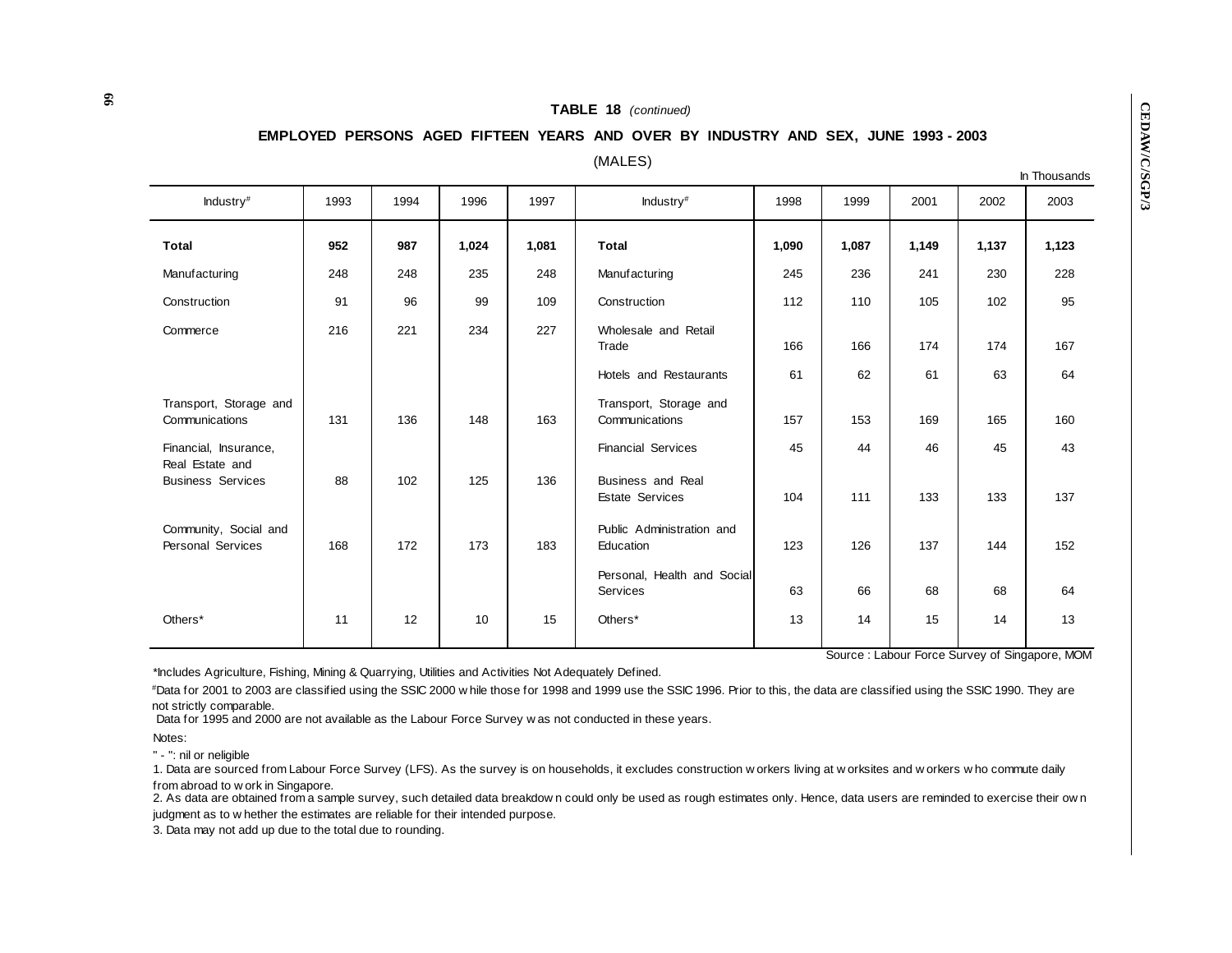**TABLE 18** *(continued)*

**EMPLOYED PERSONS AGED FIFTEEN YEARS AND OVER BY INDUSTRY AND SEX, JUNE 1993 - 2003**

(MALES)

In Thousands

| Industry# | 1993 | 1994 | 1996 | 1997 | Industry# | 1998 | 1999 | 2001 | 2002 | 2003 |
|---|---|---|---|---|---|---|---|---|---|---|
| **Total** | **952** | **987** | **1,024** | **1,081** | **Total** | **1,090** | **1,087** | **1,149** | **1,137** | **1,123** |
| Manufacturing | 248 | 248 | 235 | 248 | Manufacturing | 245 | 236 | 241 | 230 | 228 |
| Construction | 91 | 96 | 99 | 109 | Construction | 112 | 110 | 105 | 102 | 95 |
| Commerce | 216 | 221 | 234 | 227 | Wholesale and Retail Trade | 166 | 166 | 174 | 174 | 167 |
| | | | | | Hotels and Restaurants | 61 | 62 | 61 | 63 | 64 |
| Transport, Storage and Communications | 131 | 136 | 148 | 163 | Transport, Storage and Communications | 157 | 153 | 169 | 165 | 160 |
| Financial, Insurance, Real Estate and Business Services | 88 | 102 | 125 | 136 | Financial Services | 45 | 44 | 46 | 45 | 43 |
| | | | | | Business and Real Estate Services | 104 | 111 | 133 | 133 | 137 |
| Community, Social and Personal Services | 168 | 172 | 173 | 183 | Public Administration and Education | 123 | 126 | 137 | 144 | 152 |
| | | | | | Personal, Health and Social Services | 63 | 66 | 68 | 68 | 64 |
| Others* | 11 | 12 | 10 | 15 | Others* | 13 | 14 | 15 | 14 | 13 |

Source : Labour Force Survey of Singapore, MOM

*Includes Agriculture, Fishing, Mining & Quarrying, Utilities and Activities Not Adequately Defined.

#Data for 2001 to 2003 are classified using the SSIC 2000 while those for 1998 and 1999 use the SSIC 1996. Prior to this, the data are classified using the SSIC 1990. They are not strictly comparable.

Data for 1995 and 2000 are not available as the Labour Force Survey was not conducted in these years.

Notes:

" - ": nil or neligible

1. Data are sourced from Labour Force Survey (LFS). As the survey is on households, it excludes construction workers living at worksites and workers who commute daily from abroad to work in Singapore.

2. As data are obtained from a sample survey, such detailed data breakdown could only be used as rough estimates only. Hence, data users are reminded to exercise their own judgment as to whether the estimates are reliable for their intended purpose.

3. Data may not add up due to the total due to rounding.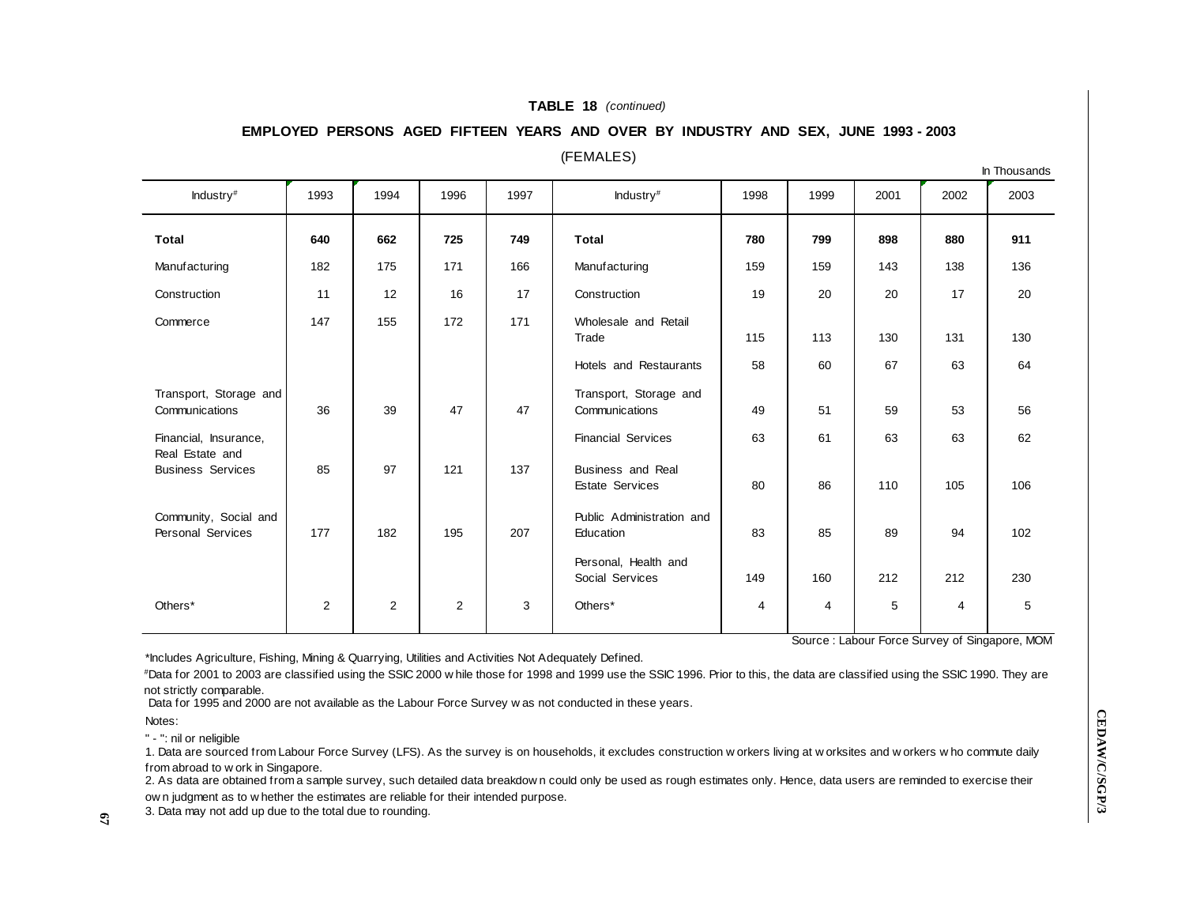**TABLE 18** *(continued)*

**EMPLOYED PERSONS AGED FIFTEEN YEARS AND OVER BY INDUSTRY AND SEX, JUNE 1993 - 2003**

(FEMALES)

In Thousands

| Industry# | 1993 | 1994 | 1996 | 1997 | Industry# | 1998 | 1999 | 2001 | 2002 | 2003 |
|---|---|---|---|---|---|---|---|---|---|---|
| **Total** | **640** | **662** | **725** | **749** | **Total** | **780** | **799** | **898** | **880** | **911** |
| Manufacturing | 182 | 175 | 171 | 166 | Manufacturing | 159 | 159 | 143 | 138 | 136 |
| Construction | 11 | 12 | 16 | 17 | Construction | 19 | 20 | 20 | 17 | 20 |
| Commerce | 147 | 155 | 172 | 171 | Wholesale and Retail Trade | 115 | 113 | 130 | 131 | 130 |
| | | | | | Hotels and Restaurants | 58 | 60 | 67 | 63 | 64 |
| Transport, Storage and Communications | 36 | 39 | 47 | 47 | Transport, Storage and Communications | 49 | 51 | 59 | 53 | 56 |
| Financial, Insurance, Real Estate and Business Services | 85 | 97 | 121 | 137 | Financial Services | 63 | 61 | 63 | 63 | 62 |
| | | | | | Business and Real Estate Services | 80 | 86 | 110 | 105 | 106 |
| Community, Social and Personal Services | 177 | 182 | 195 | 207 | Public Administration and Education | 83 | 85 | 89 | 94 | 102 |
| | | | | | Personal, Health and Social Services | 149 | 160 | 212 | 212 | 230 |
| Others* | 2 | 2 | 2 | 3 | Others* | 4 | 4 | 5 | 4 | 5 |

Source : Labour Force Survey of Singapore, MOM

*Includes Agriculture, Fishing, Mining & Quarrying, Utilities and Activities Not Adequately Defined.

#Data for 2001 to 2003 are classified using the SSIC 2000 while those for 1998 and 1999 use the SSIC 1996. Prior to this, the data are classified using the SSIC 1990. They are not strictly comparable.

Data for 1995 and 2000 are not available as the Labour Force Survey was not conducted in these years.

Notes:

" - ": nil or neligible

1. Data are sourced from Labour Force Survey (LFS). As the survey is on households, it excludes construction workers living at worksites and workers who commute daily from abroad to work in Singapore.
2. As data are obtained from a sample survey, such detailed data breakdown could only be used as rough estimates only. Hence, data users are reminded to exercise their own judgment as to whether the estimates are reliable for their intended purpose.
3. Data may not add up due to the total due to rounding.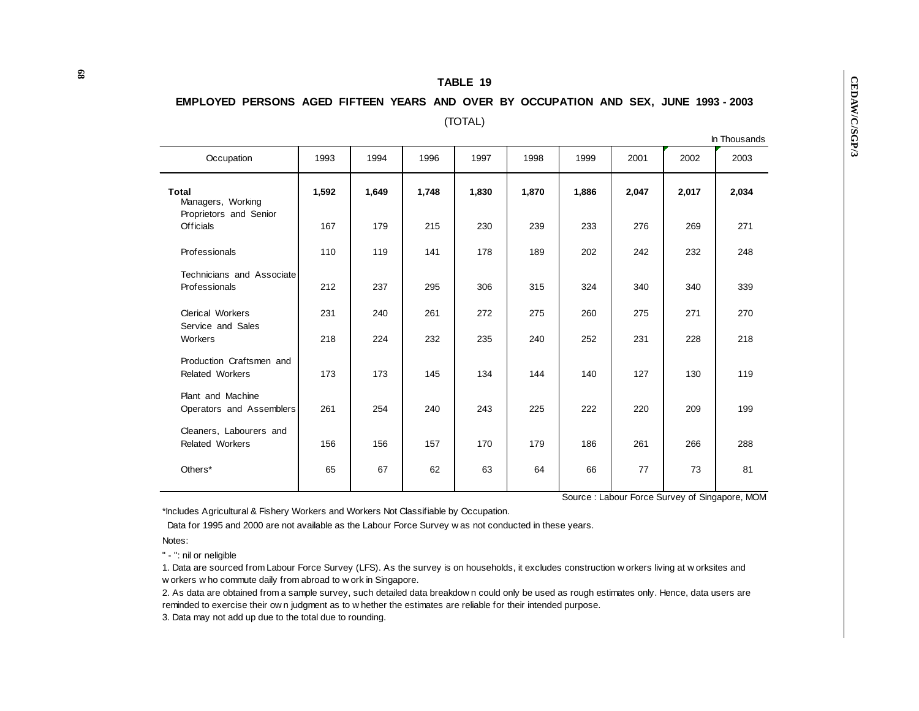# TABLE 19

## EMPLOYED PERSONS AGED FIFTEEN YEARS AND OVER BY OCCUPATION AND SEX, JUNE 1993 - 2003

(TOTAL)

In Thousands

| Occupation | 1993 | 1994 | 1996 | 1997 | 1998 | 1999 | 2001 | 2002 | 2003 |
|---|---|---|---|---|---|---|---|---|---|
| **Total** | **1,592** | **1,649** | **1,748** | **1,830** | **1,870** | **1,886** | **2,047** | **2,017** | **2,034** |
| Managers, Working Proprietors and Senior Officials | 167 | 179 | 215 | 230 | 239 | 233 | 276 | 269 | 271 |
| Professionals | 110 | 119 | 141 | 178 | 189 | 202 | 242 | 232 | 248 |
| Technicians and Associate Professionals | 212 | 237 | 295 | 306 | 315 | 324 | 340 | 340 | 339 |
| Clerical Workers | 231 | 240 | 261 | 272 | 275 | 260 | 275 | 271 | 270 |
| Service and Sales Workers | 218 | 224 | 232 | 235 | 240 | 252 | 231 | 228 | 218 |
| Production Craftsmen and Related Workers | 173 | 173 | 145 | 134 | 144 | 140 | 127 | 130 | 119 |
| Plant and Machine Operators and Assemblers | 261 | 254 | 240 | 243 | 225 | 222 | 220 | 209 | 199 |
| Cleaners, Labourers and Related Workers | 156 | 156 | 157 | 170 | 179 | 186 | 261 | 266 | 288 |
| Others* | 65 | 67 | 62 | 63 | 64 | 66 | 77 | 73 | 81 |

Source : Labour Force Survey of Singapore, MOM

*Includes Agricultural & Fishery Workers and Workers Not Classifiable by Occupation.

Data for 1995 and 2000 are not available as the Labour Force Survey was not conducted in these years.

Notes:

" - ": nil or neligible

1. Data are sourced from Labour Force Survey (LFS). As the survey is on households, it excludes construction workers living at worksites and workers who commute daily from abroad to work in Singapore.

2. As data are obtained from a sample survey, such detailed data breakdown could only be used as rough estimates only. Hence, data users are reminded to exercise their own judgment as to whether the estimates are reliable for their intended purpose.

3. Data may not add up due to the total due to rounding.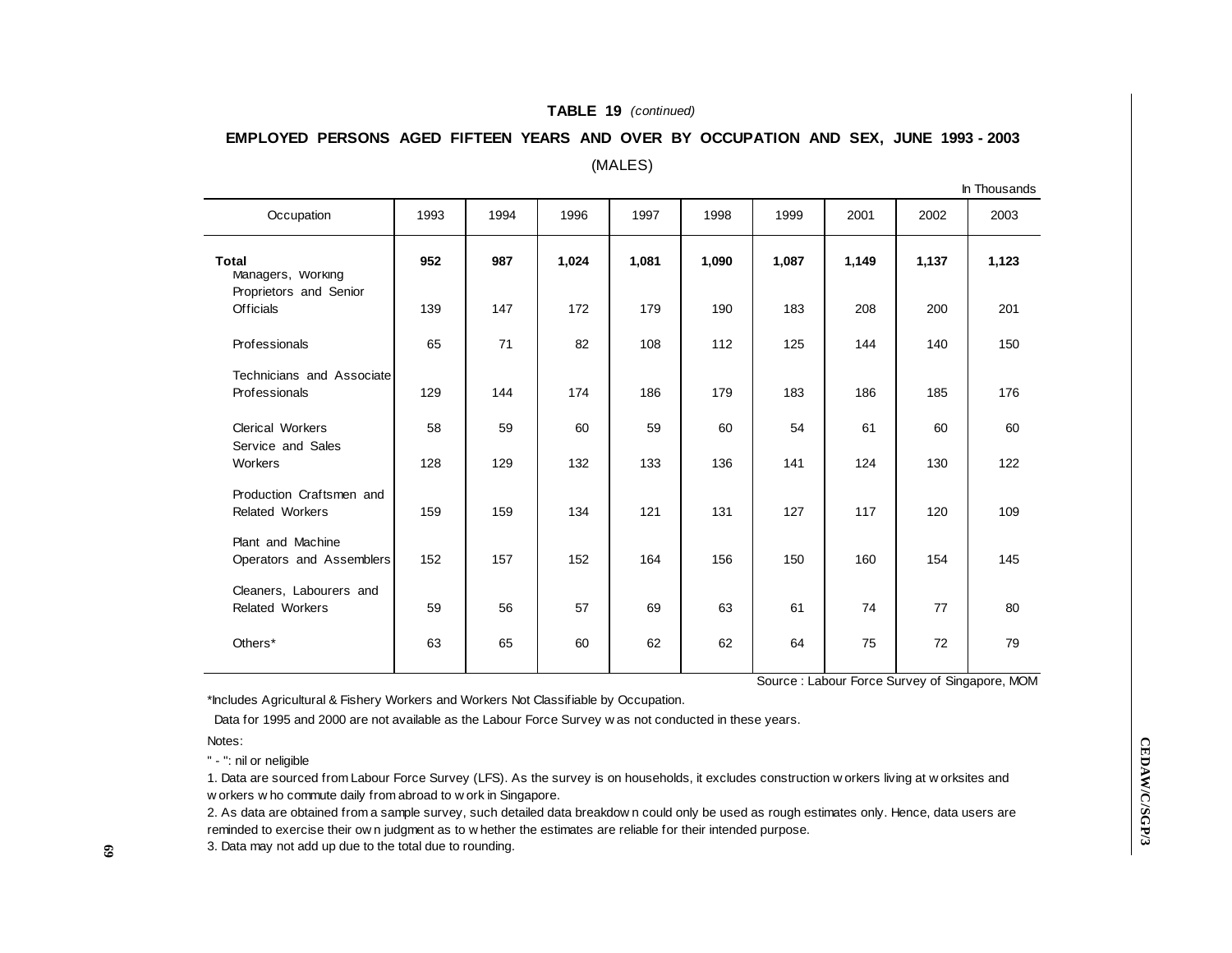**TABLE 19** *(continued)*

**EMPLOYED PERSONS AGED FIFTEEN YEARS AND OVER BY OCCUPATION AND SEX, JUNE 1993 - 2003**

(MALES)

In Thousands

| Occupation | 1993 | 1994 | 1996 | 1997 | 1998 | 1999 | 2001 | 2002 | 2003 |
|---|---|---|---|---|---|---|---|---|---|
| **Total** | **952** | **987** | **1,024** | **1,081** | **1,090** | **1,087** | **1,149** | **1,137** | **1,123** |
| Managers, Working Proprietors and Senior Officials | 139 | 147 | 172 | 179 | 190 | 183 | 208 | 200 | 201 |
| Professionals | 65 | 71 | 82 | 108 | 112 | 125 | 144 | 140 | 150 |
| Technicians and Associate Professionals | 129 | 144 | 174 | 186 | 179 | 183 | 186 | 185 | 176 |
| Clerical Workers | 58 | 59 | 60 | 59 | 60 | 54 | 61 | 60 | 60 |
| Service and Sales Workers | 128 | 129 | 132 | 133 | 136 | 141 | 124 | 130 | 122 |
| Production Craftsmen and Related Workers | 159 | 159 | 134 | 121 | 131 | 127 | 117 | 120 | 109 |
| Plant and Machine Operators and Assemblers | 152 | 157 | 152 | 164 | 156 | 150 | 160 | 154 | 145 |
| Cleaners, Labourers and Related Workers | 59 | 56 | 57 | 69 | 63 | 61 | 74 | 77 | 80 |
| Others* | 63 | 65 | 60 | 62 | 62 | 64 | 75 | 72 | 79 |

Source : Labour Force Survey of Singapore, MOM

*Includes Agricultural & Fishery Workers and Workers Not Classifiable by Occupation.

Data for 1995 and 2000 are not available as the Labour Force Survey was not conducted in these years.

Notes:

" - ": nil or neligible

1. Data are sourced from Labour Force Survey (LFS). As the survey is on households, it excludes construction workers living at worksites and workers who commute daily from abroad to work in Singapore.

2. As data are obtained from a sample survey, such detailed data breakdown could only be used as rough estimates only. Hence, data users are reminded to exercise their own judgment as to whether the estimates are reliable for their intended purpose.

3. Data may not add up due to the total due to rounding.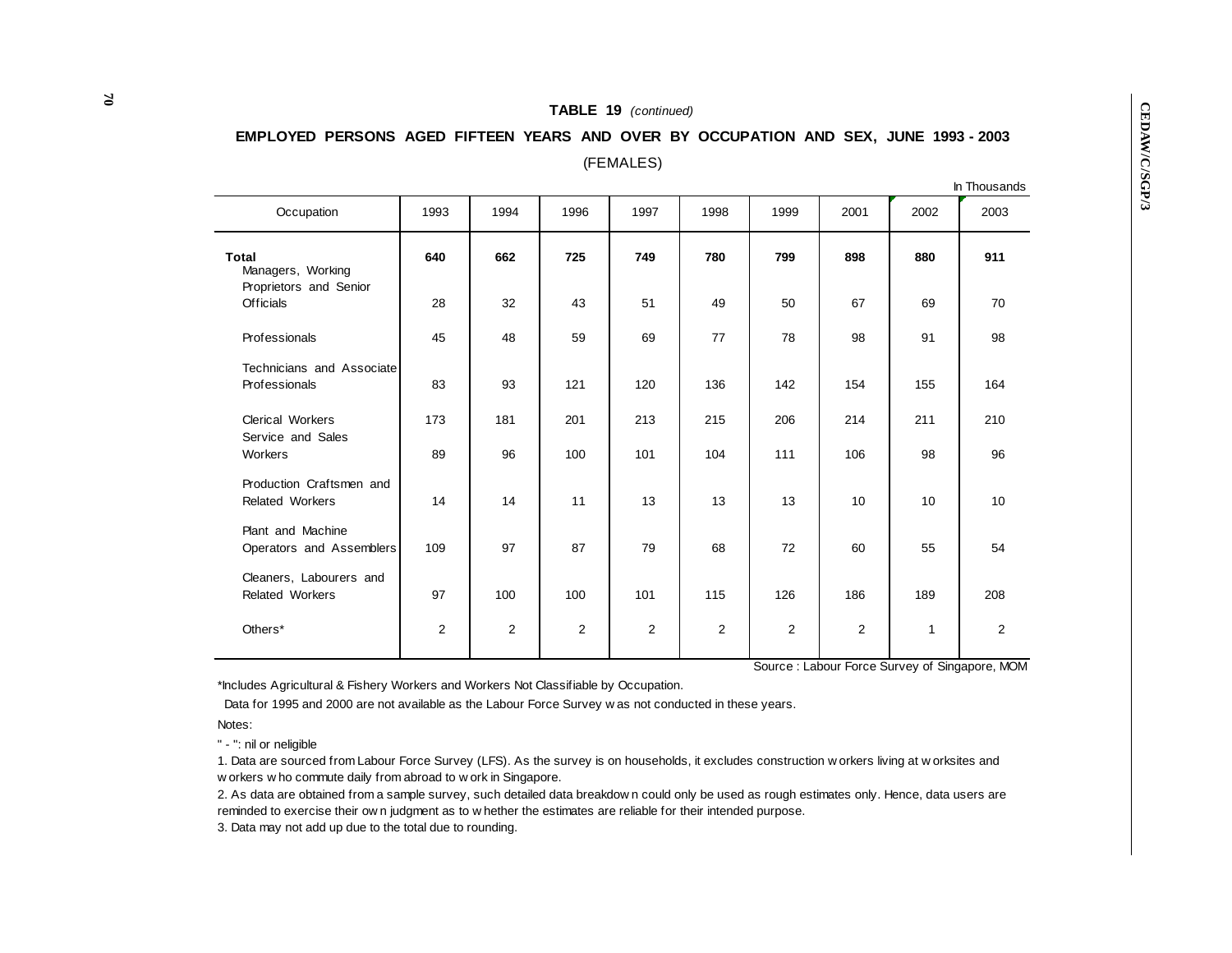**TABLE 19** *(continued)*

**EMPLOYED PERSONS AGED FIFTEEN YEARS AND OVER BY OCCUPATION AND SEX, JUNE 1993 - 2003**

(FEMALES)

In Thousands

| Occupation | 1993 | 1994 | 1996 | 1997 | 1998 | 1999 | 2001 | 2002 | 2003 |
|---|---|---|---|---|---|---|---|---|---|
| **Total** | **640** | **662** | **725** | **749** | **780** | **799** | **898** | **880** | **911** |
| Managers, Working Proprietors and Senior Officials | 28 | 32 | 43 | 51 | 49 | 50 | 67 | 69 | 70 |
| Professionals | 45 | 48 | 59 | 69 | 77 | 78 | 98 | 91 | 98 |
| Technicians and Associate Professionals | 83 | 93 | 121 | 120 | 136 | 142 | 154 | 155 | 164 |
| Clerical Workers | 173 | 181 | 201 | 213 | 215 | 206 | 214 | 211 | 210 |
| Service and Sales Workers | 89 | 96 | 100 | 101 | 104 | 111 | 106 | 98 | 96 |
| Production Craftsmen and Related Workers | 14 | 14 | 11 | 13 | 13 | 13 | 10 | 10 | 10 |
| Plant and Machine Operators and Assemblers | 109 | 97 | 87 | 79 | 68 | 72 | 60 | 55 | 54 |
| Cleaners, Labourers and Related Workers | 97 | 100 | 100 | 101 | 115 | 126 | 186 | 189 | 208 |
| Others* | 2 | 2 | 2 | 2 | 2 | 2 | 2 | 1 | 2 |

Source : Labour Force Survey of Singapore, MOM

*Includes Agricultural & Fishery Workers and Workers Not Classifiable by Occupation.

Data for 1995 and 2000 are not available as the Labour Force Survey was not conducted in these years.

Notes:

" - ": nil or neligible

1. Data are sourced from Labour Force Survey (LFS). As the survey is on households, it excludes construction workers living at worksites and workers who commute daily from abroad to work in Singapore.

2. As data are obtained from a sample survey, such detailed data breakdown could only be used as rough estimates only. Hence, data users are reminded to exercise their own judgment as to whether the estimates are reliable for their intended purpose.

3. Data may not add up due to the total due to rounding.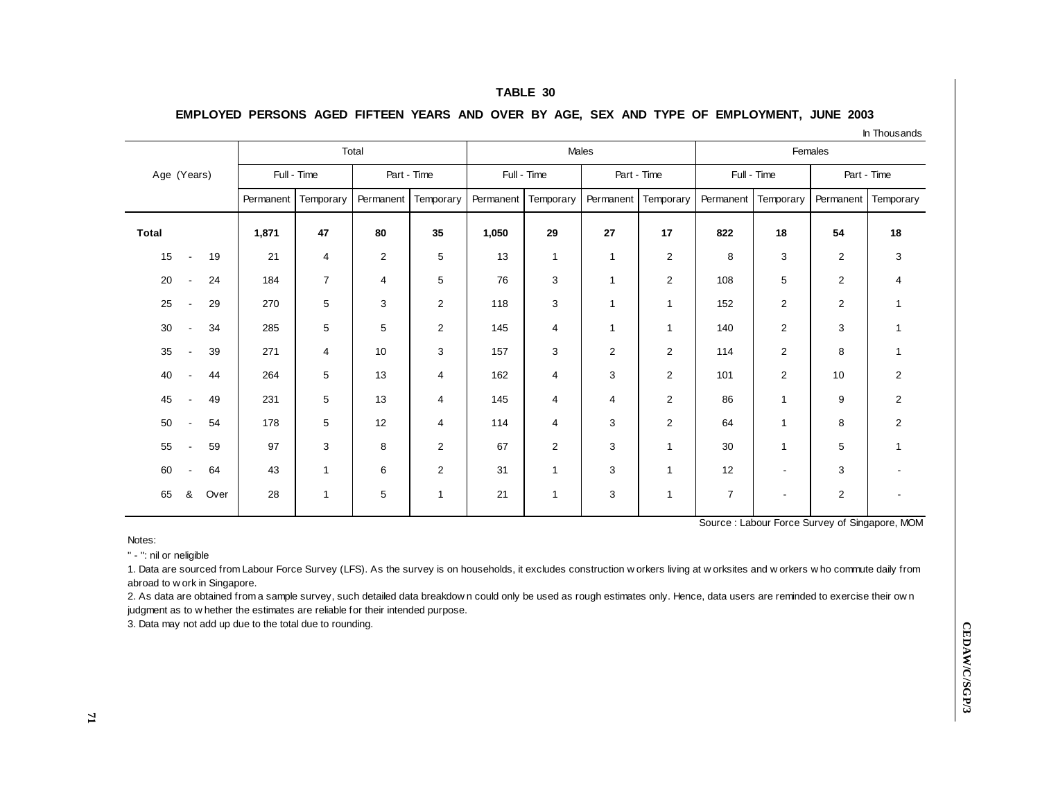## TABLE 30

### EMPLOYED PERSONS AGED FIFTEEN YEARS AND OVER BY AGE, SEX AND TYPE OF EMPLOYMENT, JUNE 2003

In Thousands

| Age (Years) | Total | | | | Males | | | | Females | | | |
|---|---|---|---|---|---|---|---|---|---|---|---|---|
| | Full - Time | | Part - Time | | Full - Time | | Part - Time | | Full - Time | | Part - Time | |
| | Permanent | Temporary | Permanent | Temporary | Permanent | Temporary | Permanent | Temporary | Permanent | Temporary | Permanent | Temporary |
| **Total** | **1,871** | **47** | **80** | **35** | **1,050** | **29** | **27** | **17** | **822** | **18** | **54** | **18** |
| 15 - 19 | 21 | 4 | 2 | 5 | 13 | 1 | 1 | 2 | 8 | 3 | 2 | 3 |
| 20 - 24 | 184 | 7 | 4 | 5 | 76 | 3 | 1 | 2 | 108 | 5 | 2 | 4 |
| 25 - 29 | 270 | 5 | 3 | 2 | 118 | 3 | 1 | 1 | 152 | 2 | 2 | 1 |
| 30 - 34 | 285 | 5 | 5 | 2 | 145 | 4 | 1 | 1 | 140 | 2 | 3 | 1 |
| 35 - 39 | 271 | 4 | 10 | 3 | 157 | 3 | 2 | 2 | 114 | 2 | 8 | 1 |
| 40 - 44 | 264 | 5 | 13 | 4 | 162 | 4 | 3 | 2 | 101 | 2 | 10 | 2 |
| 45 - 49 | 231 | 5 | 13 | 4 | 145 | 4 | 4 | 2 | 86 | 1 | 9 | 2 |
| 50 - 54 | 178 | 5 | 12 | 4 | 114 | 4 | 3 | 2 | 64 | 1 | 8 | 2 |
| 55 - 59 | 97 | 3 | 8 | 2 | 67 | 2 | 3 | 1 | 30 | 1 | 5 | 1 |
| 60 - 64 | 43 | 1 | 6 | 2 | 31 | 1 | 3 | 1 | 12 | - | 3 | - |
| 65 & Over | 28 | 1 | 5 | 1 | 21 | 1 | 3 | 1 | 7 | - | 2 | - |

Source : Labour Force Survey of Singapore, MOM

Notes:

" - ": nil or neligible

1. Data are sourced from Labour Force Survey (LFS). As the survey is on households, it excludes construction workers living at worksites and workers who commute daily from abroad to work in Singapore.
2. As data are obtained from a sample survey, such detailed data breakdown could only be used as rough estimates only. Hence, data users are reminded to exercise their own judgment as to whether the estimates are reliable for their intended purpose.
3. Data may not add up due to the total due to rounding.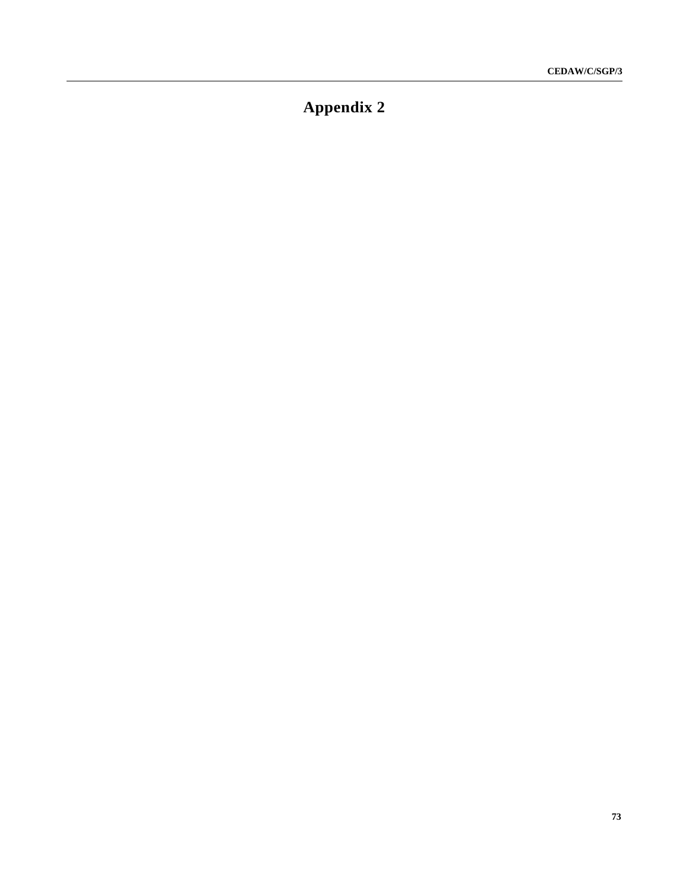# Appendix 2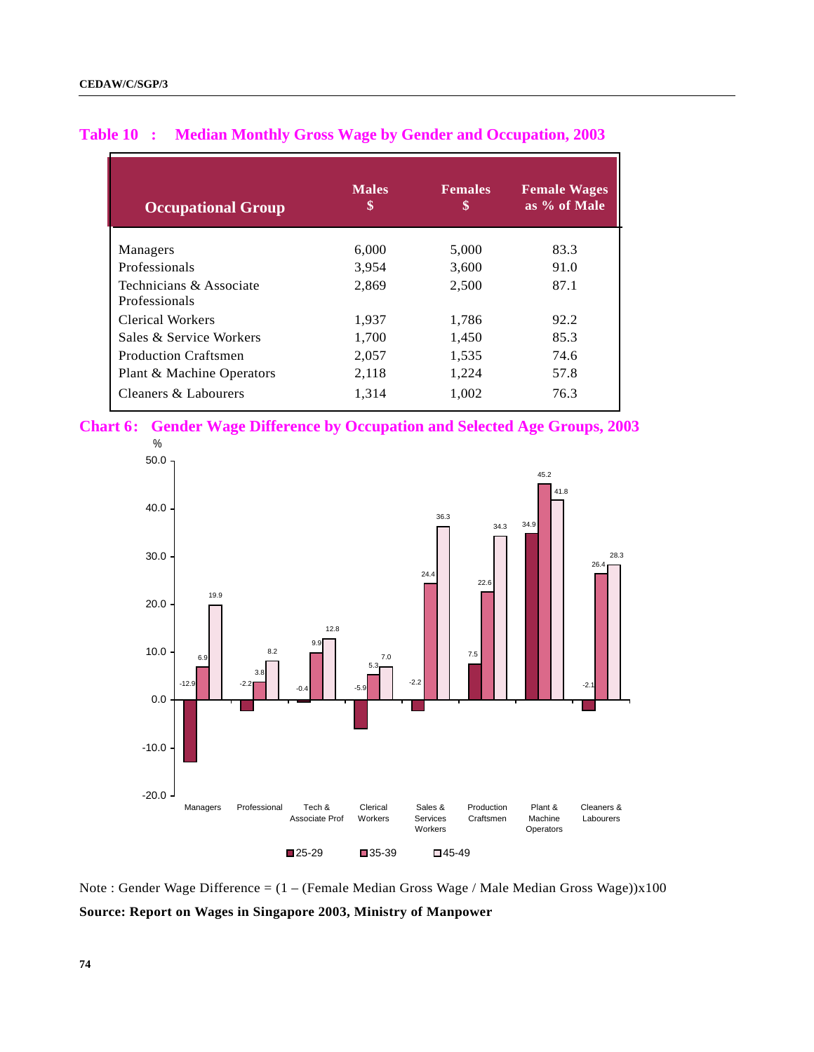## Table 10 : Median Monthly Gross Wage by Gender and Occupation, 2003

| Occupational Group | Males $ | Females $ | Female Wages as % of Male |
|---|---|---|---|
| Managers | 6,000 | 5,000 | 83.3 |
| Professionals | 3,954 | 3,600 | 91.0 |
| Technicians & Associate Professionals | 2,869 | 2,500 | 87.1 |
| Clerical Workers | 1,937 | 1,786 | 92.2 |
| Sales & Service Workers | 1,700 | 1,450 | 85.3 |
| Production Craftsmen | 2,057 | 1,535 | 74.6 |
| Plant & Machine Operators | 2,118 | 1,224 | 57.8 |
| Cleaners & Labourers | 1,314 | 1,002 | 76.3 |

## Chart 6: Gender Wage Difference by Occupation and Selected Age Groups, 2003

| % | 25-29 | 35-39 | 45-49 |
|---|---|---|---|
| Managers | -12.9 | 6.9 | 19.9 |
| Professional | -2.2 | 3.8 | 8.2 |
| Tech & Associate Prof | -0.4 | 9.9 | 12.8 |
| Clerical Workers | -5.9 | 5.3 | 7.0 |
| Sales & Services Workers | -2.2 | 24.4 | 36.3 |
| Production Craftsmen | 7.5 | 22.6 | 34.3 |
| Plant & Machine Operators | 34.9 | 45.2 | 41.8 |
| Cleaners & Labourers | -2.1 | 26.4 | 28.3 |

Note : Gender Wage Difference = (1 – (Female Median Gross Wage / Male Median Gross Wage))x100

**Source: Report on Wages in Singapore 2003, Ministry of Manpower**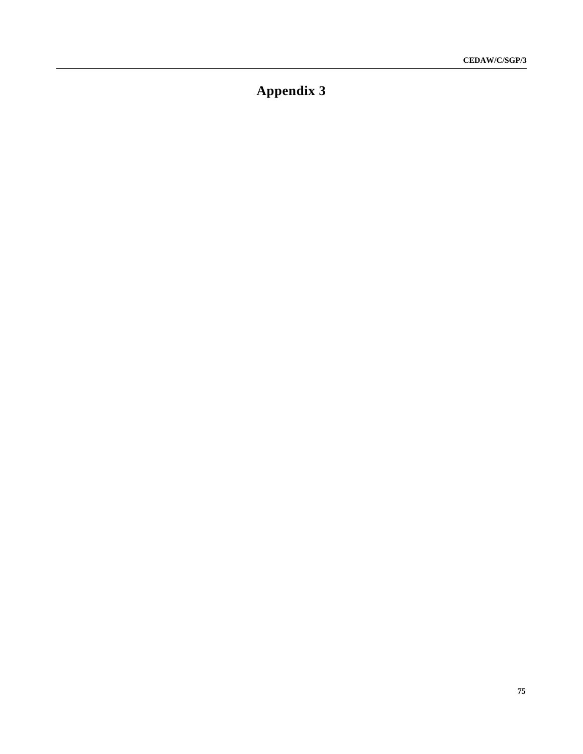# Appendix 3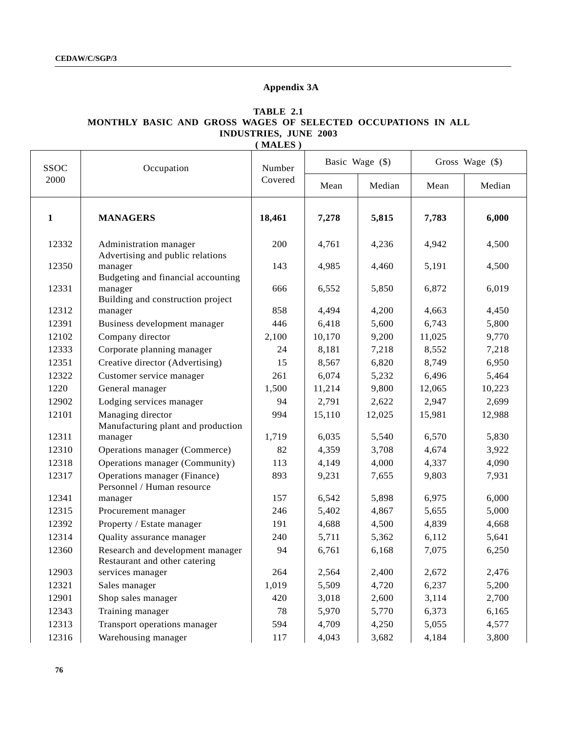## Appendix 3A

**TABLE 2.1**
**MONTHLY BASIC AND GROSS WAGES OF SELECTED OCCUPATIONS IN ALL INDUSTRIES, JUNE 2003**
**( MALES )**

| SSOC 2000 | Occupation | Number Covered | Basic Wage ($) | | Gross Wage ($) | |
|---|---|---|---|---|---|---|
| | | | Mean | Median | Mean | Median |
| **1** | **MANAGERS** | **18,461** | **7,278** | **5,815** | **7,783** | **6,000** |
| 12332 | Administration manager | 200 | 4,761 | 4,236 | 4,942 | 4,500 |
| 12350 | Advertising and public relations manager | 143 | 4,985 | 4,460 | 5,191 | 4,500 |
| 12331 | Budgeting and financial accounting manager | 666 | 6,552 | 5,850 | 6,872 | 6,019 |
| 12312 | Building and construction project manager | 858 | 4,494 | 4,200 | 4,663 | 4,450 |
| 12391 | Business development manager | 446 | 6,418 | 5,600 | 6,743 | 5,800 |
| 12102 | Company director | 2,100 | 10,170 | 9,200 | 11,025 | 9,770 |
| 12333 | Corporate planning manager | 24 | 8,181 | 7,218 | 8,552 | 7,218 |
| 12351 | Creative director (Advertising) | 15 | 8,567 | 6,820 | 8,749 | 6,950 |
| 12322 | Customer service manager | 261 | 6,074 | 5,232 | 6,496 | 5,464 |
| 1220 | General manager | 1,500 | 11,214 | 9,800 | 12,065 | 10,223 |
| 12902 | Lodging services manager | 94 | 2,791 | 2,622 | 2,947 | 2,699 |
| 12101 | Managing director | 994 | 15,110 | 12,025 | 15,981 | 12,988 |
| 12311 | Manufacturing plant and production manager | 1,719 | 6,035 | 5,540 | 6,570 | 5,830 |
| 12310 | Operations manager (Commerce) | 82 | 4,359 | 3,708 | 4,674 | 3,922 |
| 12318 | Operations manager (Community) | 113 | 4,149 | 4,000 | 4,337 | 4,090 |
| 12317 | Operations manager (Finance) | 893 | 9,231 | 7,655 | 9,803 | 7,931 |
| 12341 | Personnel / Human resource manager | 157 | 6,542 | 5,898 | 6,975 | 6,000 |
| 12315 | Procurement manager | 246 | 5,402 | 4,867 | 5,655 | 5,000 |
| 12392 | Property / Estate manager | 191 | 4,688 | 4,500 | 4,839 | 4,668 |
| 12314 | Quality assurance manager | 240 | 5,711 | 5,362 | 6,112 | 5,641 |
| 12360 | Research and development manager | 94 | 6,761 | 6,168 | 7,075 | 6,250 |
| 12903 | Restaurant and other catering services manager | 264 | 2,564 | 2,400 | 2,672 | 2,476 |
| 12321 | Sales manager | 1,019 | 5,509 | 4,720 | 6,237 | 5,200 |
| 12901 | Shop sales manager | 420 | 3,018 | 2,600 | 3,114 | 2,700 |
| 12343 | Training manager | 78 | 5,970 | 5,770 | 6,373 | 6,165 |
| 12313 | Transport operations manager | 594 | 4,709 | 4,250 | 5,055 | 4,577 |
| 12316 | Warehousing manager | 117 | 4,043 | 3,682 | 4,184 | 3,800 |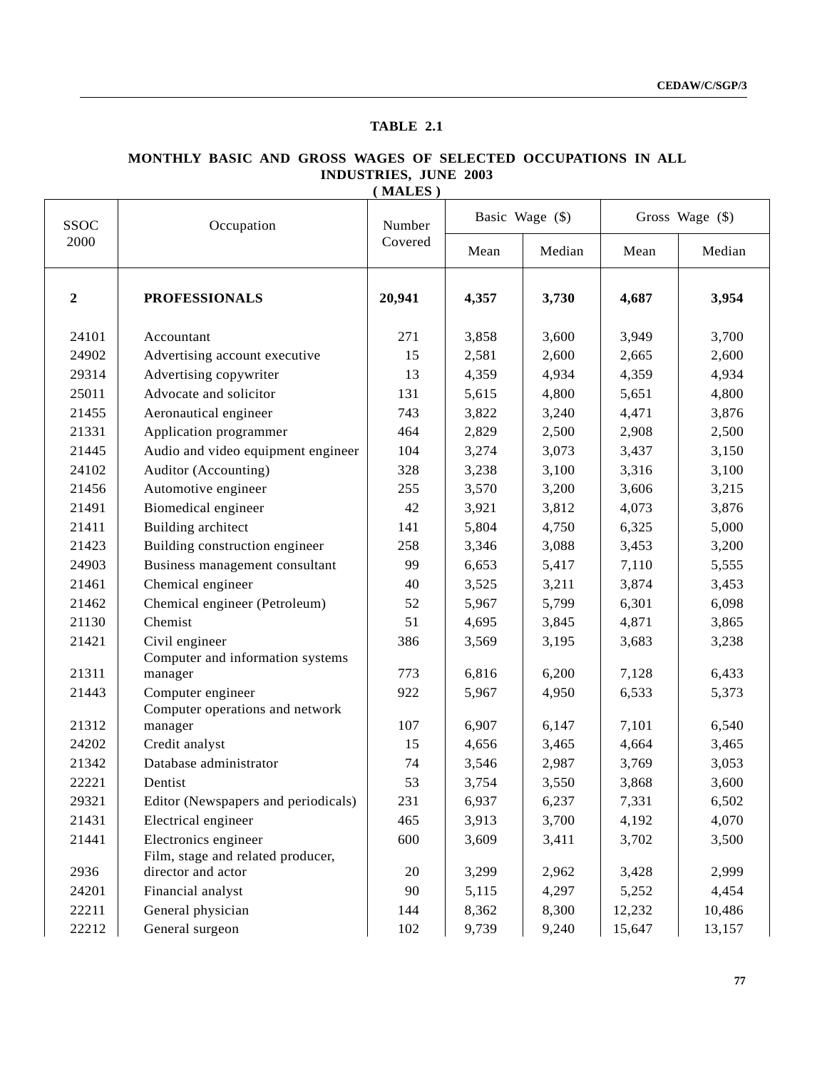**TABLE 2.1**

**MONTHLY BASIC AND GROSS WAGES OF SELECTED OCCUPATIONS IN ALL INDUSTRIES, JUNE 2003**
**( MALES )**

| SSOC 2000 | Occupation | Number Covered | Basic Wage ($) | | Gross Wage ($) | |
|---|---|---|---|---|---|---|
| | | | Mean | Median | Mean | Median |
| **2** | **PROFESSIONALS** | **20,941** | **4,357** | **3,730** | **4,687** | **3,954** |
| 24101 | Accountant | 271 | 3,858 | 3,600 | 3,949 | 3,700 |
| 24902 | Advertising account executive | 15 | 2,581 | 2,600 | 2,665 | 2,600 |
| 29314 | Advertising copywriter | 13 | 4,359 | 4,934 | 4,359 | 4,934 |
| 25011 | Advocate and solicitor | 131 | 5,615 | 4,800 | 5,651 | 4,800 |
| 21455 | Aeronautical engineer | 743 | 3,822 | 3,240 | 4,471 | 3,876 |
| 21331 | Application programmer | 464 | 2,829 | 2,500 | 2,908 | 2,500 |
| 21445 | Audio and video equipment engineer | 104 | 3,274 | 3,073 | 3,437 | 3,150 |
| 24102 | Auditor (Accounting) | 328 | 3,238 | 3,100 | 3,316 | 3,100 |
| 21456 | Automotive engineer | 255 | 3,570 | 3,200 | 3,606 | 3,215 |
| 21491 | Biomedical engineer | 42 | 3,921 | 3,812 | 4,073 | 3,876 |
| 21411 | Building architect | 141 | 5,804 | 4,750 | 6,325 | 5,000 |
| 21423 | Building construction engineer | 258 | 3,346 | 3,088 | 3,453 | 3,200 |
| 24903 | Business management consultant | 99 | 6,653 | 5,417 | 7,110 | 5,555 |
| 21461 | Chemical engineer | 40 | 3,525 | 3,211 | 3,874 | 3,453 |
| 21462 | Chemical engineer (Petroleum) | 52 | 5,967 | 5,799 | 6,301 | 6,098 |
| 21130 | Chemist | 51 | 4,695 | 3,845 | 4,871 | 3,865 |
| 21421 | Civil engineer | 386 | 3,569 | 3,195 | 3,683 | 3,238 |
| 21311 | Computer and information systems manager | 773 | 6,816 | 6,200 | 7,128 | 6,433 |
| 21443 | Computer engineer | 922 | 5,967 | 4,950 | 6,533 | 5,373 |
| 21312 | Computer operations and network manager | 107 | 6,907 | 6,147 | 7,101 | 6,540 |
| 24202 | Credit analyst | 15 | 4,656 | 3,465 | 4,664 | 3,465 |
| 21342 | Database administrator | 74 | 3,546 | 2,987 | 3,769 | 3,053 |
| 22221 | Dentist | 53 | 3,754 | 3,550 | 3,868 | 3,600 |
| 29321 | Editor (Newspapers and periodicals) | 231 | 6,937 | 6,237 | 7,331 | 6,502 |
| 21431 | Electrical engineer | 465 | 3,913 | 3,700 | 4,192 | 4,070 |
| 21441 | Electronics engineer | 600 | 3,609 | 3,411 | 3,702 | 3,500 |
| 2936 | Film, stage and related producer, director and actor | 20 | 3,299 | 2,962 | 3,428 | 2,999 |
| 24201 | Financial analyst | 90 | 5,115 | 4,297 | 5,252 | 4,454 |
| 22211 | General physician | 144 | 8,362 | 8,300 | 12,232 | 10,486 |
| 22212 | General surgeon | 102 | 9,739 | 9,240 | 15,647 | 13,157 |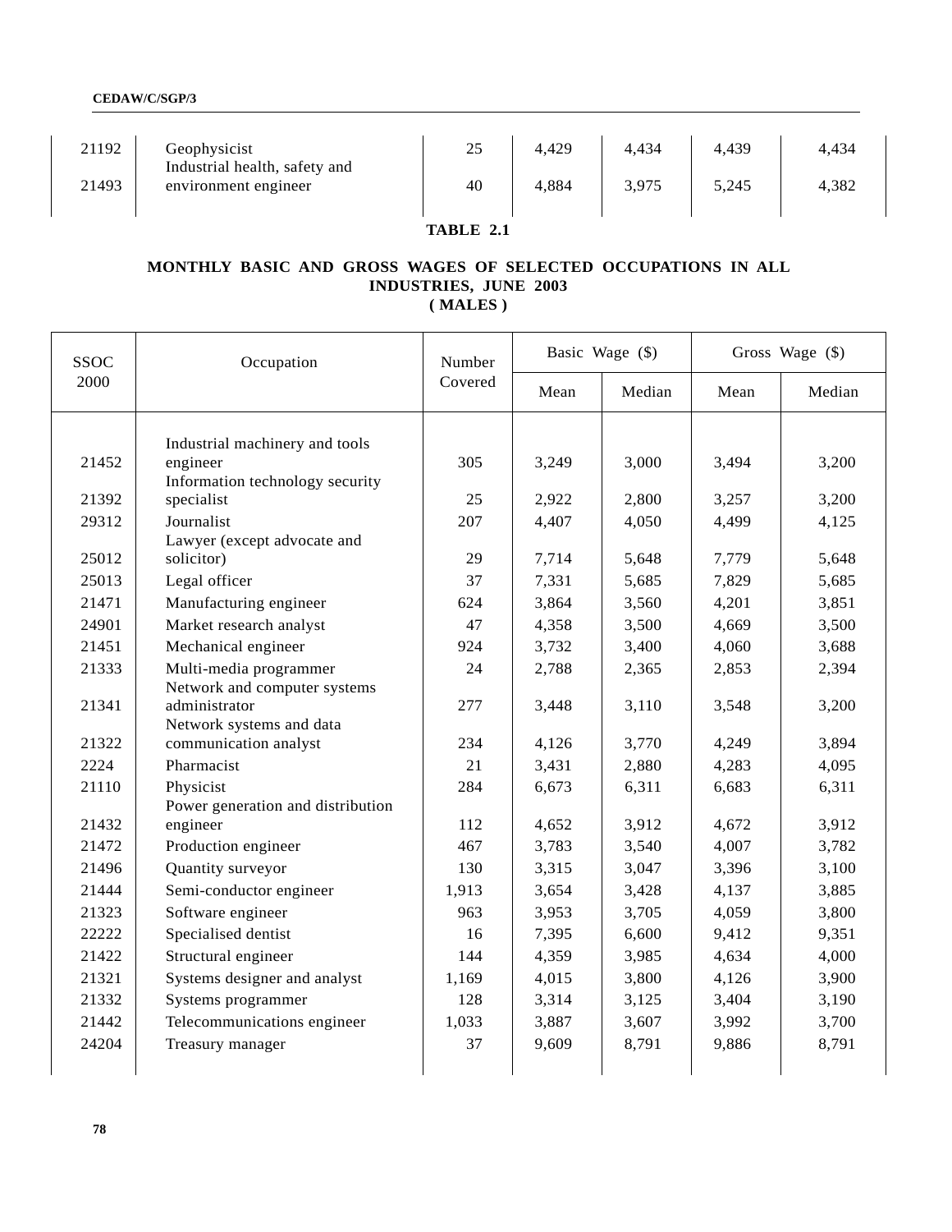| 21192 | Geophysicist | 25 | 4,429 | 4,434 | 4,439 | 4,434 |
|---|---|---|---|---|---|---|
| 21493 | Industrial health, safety and environment engineer | 40 | 4,884 | 3,975 | 5,245 | 4,382 |

**TABLE 2.1**

**MONTHLY BASIC AND GROSS WAGES OF SELECTED OCCUPATIONS IN ALL INDUSTRIES, JUNE 2003**
**( MALES )**

| SSOC 2000 | Occupation | Number Covered | Basic Wage ($) | | Gross Wage ($) | |
|---|---|---|---|---|---|---|
| | | | Mean | Median | Mean | Median |
| 21452 | Industrial machinery and tools engineer | 305 | 3,249 | 3,000 | 3,494 | 3,200 |
| 21392 | Information technology security specialist | 25 | 2,922 | 2,800 | 3,257 | 3,200 |
| 29312 | Journalist | 207 | 4,407 | 4,050 | 4,499 | 4,125 |
| 25012 | Lawyer (except advocate and solicitor) | 29 | 7,714 | 5,648 | 7,779 | 5,648 |
| 25013 | Legal officer | 37 | 7,331 | 5,685 | 7,829 | 5,685 |
| 21471 | Manufacturing engineer | 624 | 3,864 | 3,560 | 4,201 | 3,851 |
| 24901 | Market research analyst | 47 | 4,358 | 3,500 | 4,669 | 3,500 |
| 21451 | Mechanical engineer | 924 | 3,732 | 3,400 | 4,060 | 3,688 |
| 21333 | Multi-media programmer | 24 | 2,788 | 2,365 | 2,853 | 2,394 |
| 21341 | Network and computer systems administrator | 277 | 3,448 | 3,110 | 3,548 | 3,200 |
| 21322 | Network systems and data communication analyst | 234 | 4,126 | 3,770 | 4,249 | 3,894 |
| 2224 | Pharmacist | 21 | 3,431 | 2,880 | 4,283 | 4,095 |
| 21110 | Physicist | 284 | 6,673 | 6,311 | 6,683 | 6,311 |
| 21432 | Power generation and distribution engineer | 112 | 4,652 | 3,912 | 4,672 | 3,912 |
| 21472 | Production engineer | 467 | 3,783 | 3,540 | 4,007 | 3,782 |
| 21496 | Quantity surveyor | 130 | 3,315 | 3,047 | 3,396 | 3,100 |
| 21444 | Semi-conductor engineer | 1,913 | 3,654 | 3,428 | 4,137 | 3,885 |
| 21323 | Software engineer | 963 | 3,953 | 3,705 | 4,059 | 3,800 |
| 22222 | Specialised dentist | 16 | 7,395 | 6,600 | 9,412 | 9,351 |
| 21422 | Structural engineer | 144 | 4,359 | 3,985 | 4,634 | 4,000 |
| 21321 | Systems designer and analyst | 1,169 | 4,015 | 3,800 | 4,126 | 3,900 |
| 21332 | Systems programmer | 128 | 3,314 | 3,125 | 3,404 | 3,190 |
| 21442 | Telecommunications engineer | 1,033 | 3,887 | 3,607 | 3,992 | 3,700 |
| 24204 | Treasury manager | 37 | 9,609 | 8,791 | 9,886 | 8,791 |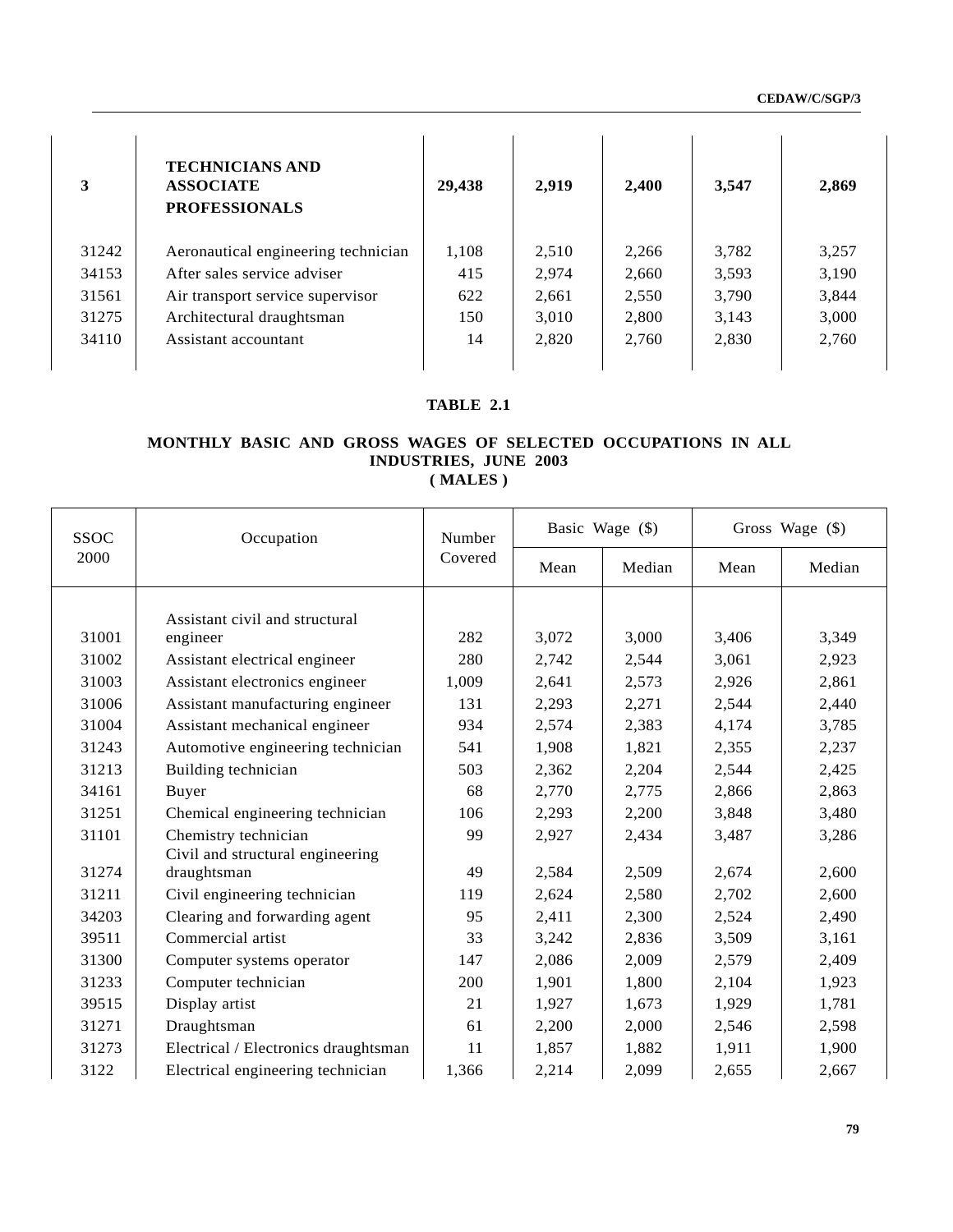| | | | | | | |
|---|---|---|---|---|---|---|
| **3** | **TECHNICIANS AND ASSOCIATE PROFESSIONALS** | **29,438** | **2,919** | **2,400** | **3,547** | **2,869** |
| 31242 | Aeronautical engineering technician | 1,108 | 2,510 | 2,266 | 3,782 | 3,257 |
| 34153 | After sales service adviser | 415 | 2,974 | 2,660 | 3,593 | 3,190 |
| 31561 | Air transport service supervisor | 622 | 2,661 | 2,550 | 3,790 | 3,844 |
| 31275 | Architectural draughtsman | 150 | 3,010 | 2,800 | 3,143 | 3,000 |
| 34110 | Assistant accountant | 14 | 2,820 | 2,760 | 2,830 | 2,760 |

**TABLE 2.1**

**MONTHLY BASIC AND GROSS WAGES OF SELECTED OCCUPATIONS IN ALL INDUSTRIES, JUNE 2003**
**( MALES )**

| SSOC 2000 | Occupation | Number Covered | Basic Wage ($) | | Gross Wage ($) | |
|---|---|---|---|---|---|---|
| | | | Mean | Median | Mean | Median |
| 31001 | Assistant civil and structural engineer | 282 | 3,072 | 3,000 | 3,406 | 3,349 |
| 31002 | Assistant electrical engineer | 280 | 2,742 | 2,544 | 3,061 | 2,923 |
| 31003 | Assistant electronics engineer | 1,009 | 2,641 | 2,573 | 2,926 | 2,861 |
| 31006 | Assistant manufacturing engineer | 131 | 2,293 | 2,271 | 2,544 | 2,440 |
| 31004 | Assistant mechanical engineer | 934 | 2,574 | 2,383 | 4,174 | 3,785 |
| 31243 | Automotive engineering technician | 541 | 1,908 | 1,821 | 2,355 | 2,237 |
| 31213 | Building technician | 503 | 2,362 | 2,204 | 2,544 | 2,425 |
| 34161 | Buyer | 68 | 2,770 | 2,775 | 2,866 | 2,863 |
| 31251 | Chemical engineering technician | 106 | 2,293 | 2,200 | 3,848 | 3,480 |
| 31101 | Chemistry technician | 99 | 2,927 | 2,434 | 3,487 | 3,286 |
| 31274 | Civil and structural engineering draughtsman | 49 | 2,584 | 2,509 | 2,674 | 2,600 |
| 31211 | Civil engineering technician | 119 | 2,624 | 2,580 | 2,702 | 2,600 |
| 34203 | Clearing and forwarding agent | 95 | 2,411 | 2,300 | 2,524 | 2,490 |
| 39511 | Commercial artist | 33 | 3,242 | 2,836 | 3,509 | 3,161 |
| 31300 | Computer systems operator | 147 | 2,086 | 2,009 | 2,579 | 2,409 |
| 31233 | Computer technician | 200 | 1,901 | 1,800 | 2,104 | 1,923 |
| 39515 | Display artist | 21 | 1,927 | 1,673 | 1,929 | 1,781 |
| 31271 | Draughtsman | 61 | 2,200 | 2,000 | 2,546 | 2,598 |
| 31273 | Electrical / Electronics draughtsman | 11 | 1,857 | 1,882 | 1,911 | 1,900 |
| 3122 | Electrical engineering technician | 1,366 | 2,214 | 2,099 | 2,655 | 2,667 |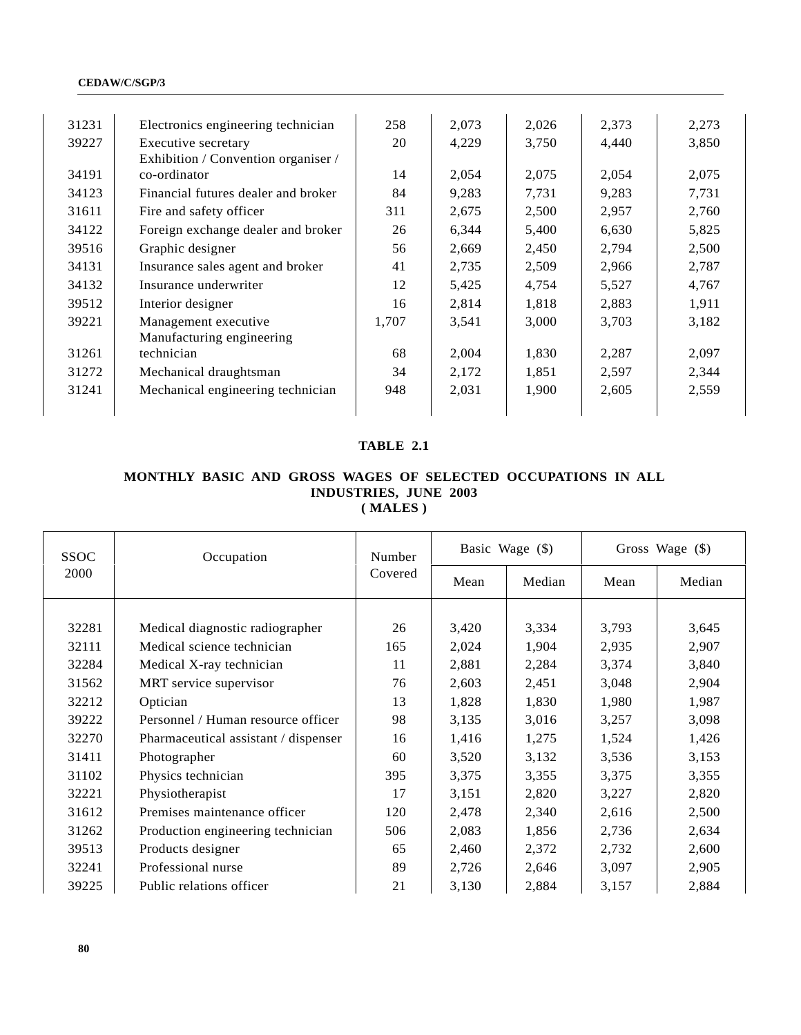| | | | | | | |
|---|---|---|---|---|---|---|
| 31231 | Electronics engineering technician | 258 | 2,073 | 2,026 | 2,373 | 2,273 |
| 39227 | Executive secretary | 20 | 4,229 | 3,750 | 4,440 | 3,850 |
| 34191 | Exhibition / Convention organiser / co-ordinator | 14 | 2,054 | 2,075 | 2,054 | 2,075 |
| 34123 | Financial futures dealer and broker | 84 | 9,283 | 7,731 | 9,283 | 7,731 |
| 31611 | Fire and safety officer | 311 | 2,675 | 2,500 | 2,957 | 2,760 |
| 34122 | Foreign exchange dealer and broker | 26 | 6,344 | 5,400 | 6,630 | 5,825 |
| 39516 | Graphic designer | 56 | 2,669 | 2,450 | 2,794 | 2,500 |
| 34131 | Insurance sales agent and broker | 41 | 2,735 | 2,509 | 2,966 | 2,787 |
| 34132 | Insurance underwriter | 12 | 5,425 | 4,754 | 5,527 | 4,767 |
| 39512 | Interior designer | 16 | 2,814 | 1,818 | 2,883 | 1,911 |
| 39221 | Management executive | 1,707 | 3,541 | 3,000 | 3,703 | 3,182 |
| 31261 | Manufacturing engineering technician | 68 | 2,004 | 1,830 | 2,287 | 2,097 |
| 31272 | Mechanical draughtsman | 34 | 2,172 | 1,851 | 2,597 | 2,344 |
| 31241 | Mechanical engineering technician | 948 | 2,031 | 1,900 | 2,605 | 2,559 |

**TABLE 2.1**

**MONTHLY BASIC AND GROSS WAGES OF SELECTED OCCUPATIONS IN ALL INDUSTRIES, JUNE 2003**
**( MALES )**

| SSOC 2000 | Occupation | Number Covered | Basic Wage ($) | | Gross Wage ($) | |
|---|---|---|---|---|---|---|
| | | | Mean | Median | Mean | Median |
| 32281 | Medical diagnostic radiographer | 26 | 3,420 | 3,334 | 3,793 | 3,645 |
| 32111 | Medical science technician | 165 | 2,024 | 1,904 | 2,935 | 2,907 |
| 32284 | Medical X-ray technician | 11 | 2,881 | 2,284 | 3,374 | 3,840 |
| 31562 | MRT service supervisor | 76 | 2,603 | 2,451 | 3,048 | 2,904 |
| 32212 | Optician | 13 | 1,828 | 1,830 | 1,980 | 1,987 |
| 39222 | Personnel / Human resource officer | 98 | 3,135 | 3,016 | 3,257 | 3,098 |
| 32270 | Pharmaceutical assistant / dispenser | 16 | 1,416 | 1,275 | 1,524 | 1,426 |
| 31411 | Photographer | 60 | 3,520 | 3,132 | 3,536 | 3,153 |
| 31102 | Physics technician | 395 | 3,375 | 3,355 | 3,375 | 3,355 |
| 32221 | Physiotherapist | 17 | 3,151 | 2,820 | 3,227 | 2,820 |
| 31612 | Premises maintenance officer | 120 | 2,478 | 2,340 | 2,616 | 2,500 |
| 31262 | Production engineering technician | 506 | 2,083 | 1,856 | 2,736 | 2,634 |
| 39513 | Products designer | 65 | 2,460 | 2,372 | 2,732 | 2,600 |
| 32241 | Professional nurse | 89 | 2,726 | 2,646 | 3,097 | 2,905 |
| 39225 | Public relations officer | 21 | 3,130 | 2,884 | 3,157 | 2,884 |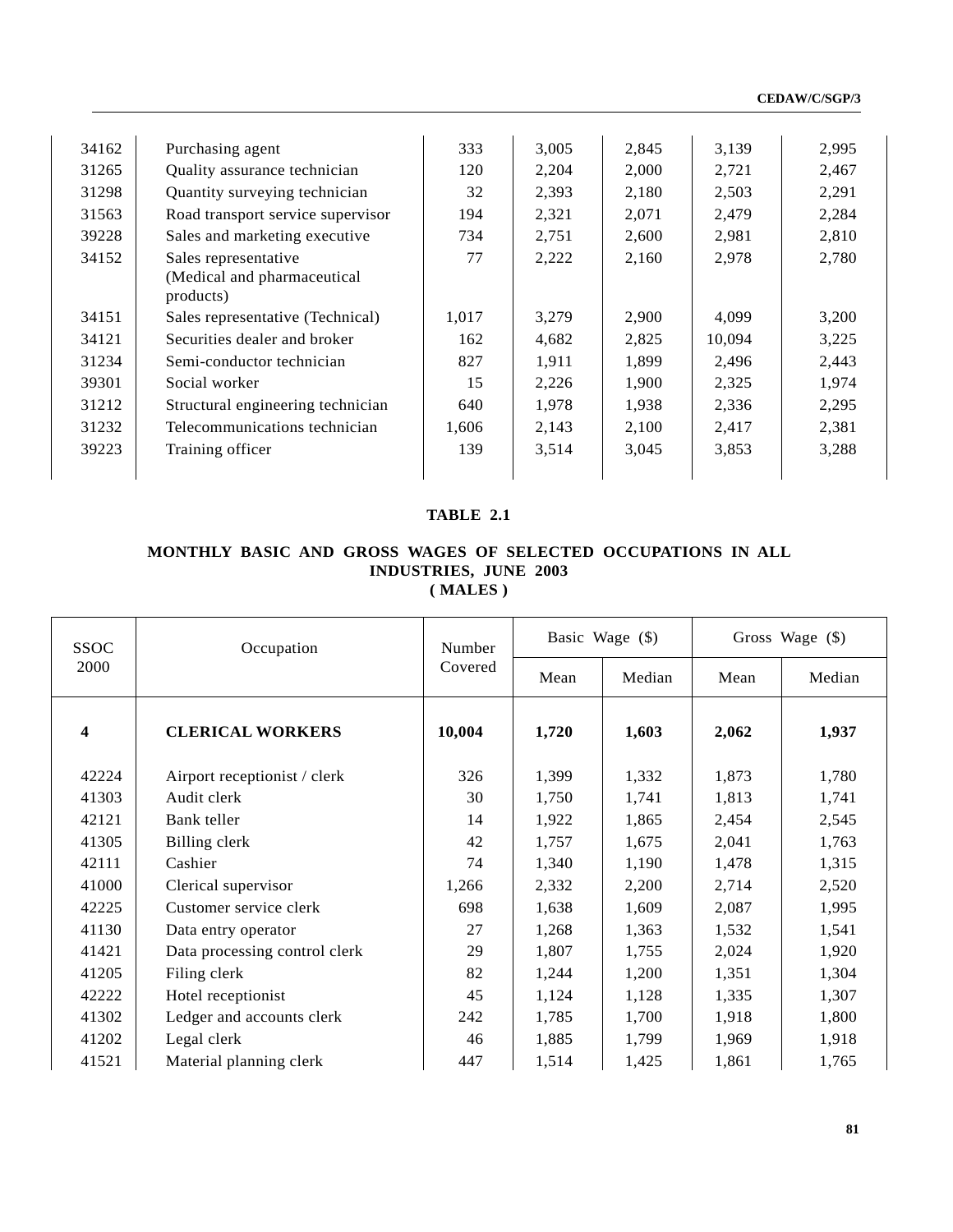| | | | | | | |
|---|---|---|---|---|---|---|
| 34162 | Purchasing agent | 333 | 3,005 | 2,845 | 3,139 | 2,995 |
| 31265 | Quality assurance technician | 120 | 2,204 | 2,000 | 2,721 | 2,467 |
| 31298 | Quantity surveying technician | 32 | 2,393 | 2,180 | 2,503 | 2,291 |
| 31563 | Road transport service supervisor | 194 | 2,321 | 2,071 | 2,479 | 2,284 |
| 39228 | Sales and marketing executive | 734 | 2,751 | 2,600 | 2,981 | 2,810 |
| 34152 | Sales representative (Medical and pharmaceutical products) | 77 | 2,222 | 2,160 | 2,978 | 2,780 |
| 34151 | Sales representative (Technical) | 1,017 | 3,279 | 2,900 | 4,099 | 3,200 |
| 34121 | Securities dealer and broker | 162 | 4,682 | 2,825 | 10,094 | 3,225 |
| 31234 | Semi-conductor technician | 827 | 1,911 | 1,899 | 2,496 | 2,443 |
| 39301 | Social worker | 15 | 2,226 | 1,900 | 2,325 | 1,974 |
| 31212 | Structural engineering technician | 640 | 1,978 | 1,938 | 2,336 | 2,295 |
| 31232 | Telecommunications technician | 1,606 | 2,143 | 2,100 | 2,417 | 2,381 |
| 39223 | Training officer | 139 | 3,514 | 3,045 | 3,853 | 3,288 |

## TABLE 2.1

### MONTHLY BASIC AND GROSS WAGES OF SELECTED OCCUPATIONS IN ALL INDUSTRIES, JUNE 2003 ( MALES )

| SSOC 2000 | Occupation | Number Covered | Basic Wage ($) | | Gross Wage ($) | |
|---|---|---|---|---|---|---|
| | | | Mean | Median | Mean | Median |
| **4** | **CLERICAL WORKERS** | **10,004** | **1,720** | **1,603** | **2,062** | **1,937** |
| 42224 | Airport receptionist / clerk | 326 | 1,399 | 1,332 | 1,873 | 1,780 |
| 41303 | Audit clerk | 30 | 1,750 | 1,741 | 1,813 | 1,741 |
| 42121 | Bank teller | 14 | 1,922 | 1,865 | 2,454 | 2,545 |
| 41305 | Billing clerk | 42 | 1,757 | 1,675 | 2,041 | 1,763 |
| 42111 | Cashier | 74 | 1,340 | 1,190 | 1,478 | 1,315 |
| 41000 | Clerical supervisor | 1,266 | 2,332 | 2,200 | 2,714 | 2,520 |
| 42225 | Customer service clerk | 698 | 1,638 | 1,609 | 2,087 | 1,995 |
| 41130 | Data entry operator | 27 | 1,268 | 1,363 | 1,532 | 1,541 |
| 41421 | Data processing control clerk | 29 | 1,807 | 1,755 | 2,024 | 1,920 |
| 41205 | Filing clerk | 82 | 1,244 | 1,200 | 1,351 | 1,304 |
| 42222 | Hotel receptionist | 45 | 1,124 | 1,128 | 1,335 | 1,307 |
| 41302 | Ledger and accounts clerk | 242 | 1,785 | 1,700 | 1,918 | 1,800 |
| 41202 | Legal clerk | 46 | 1,885 | 1,799 | 1,969 | 1,918 |
| 41521 | Material planning clerk | 447 | 1,514 | 1,425 | 1,861 | 1,765 |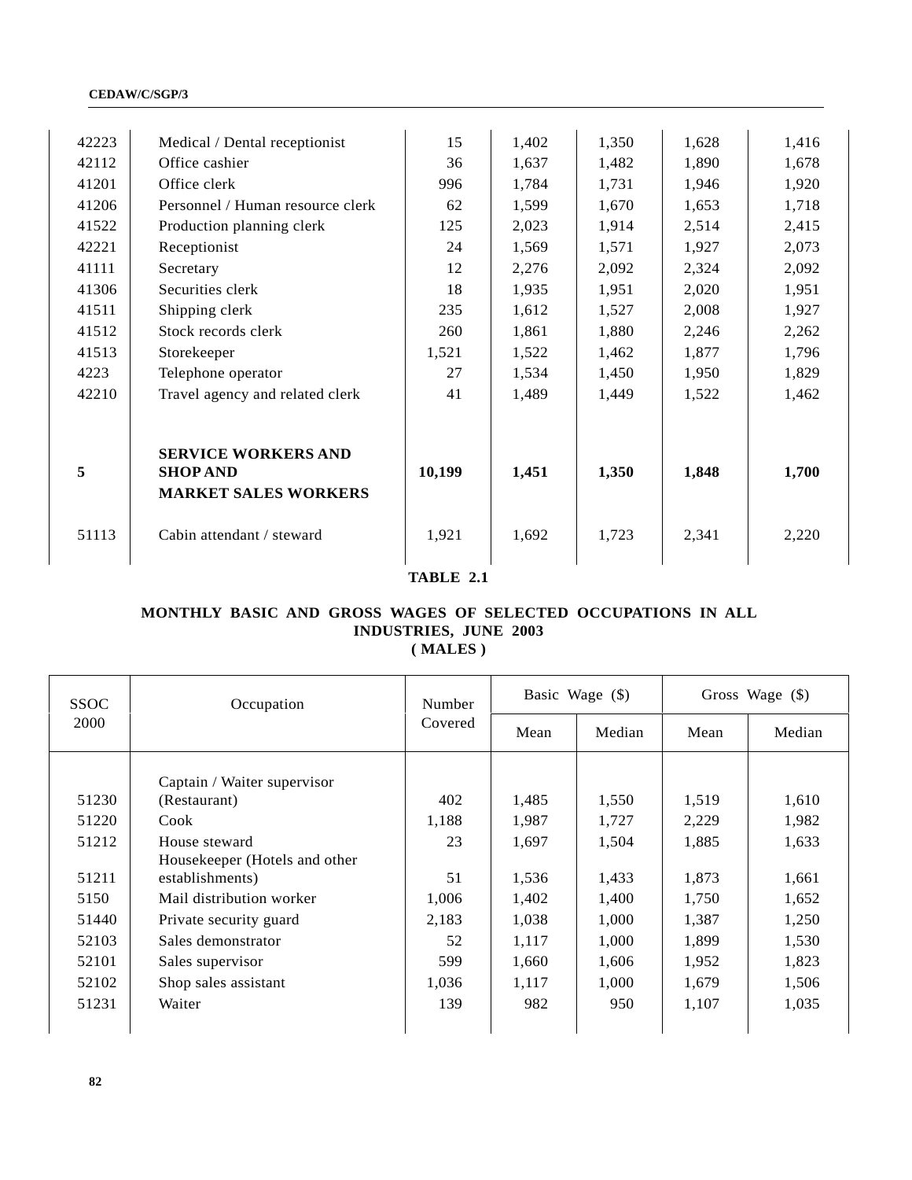| SSOC 2000 | Occupation | Number Covered | Basic Wage ($) | | Gross Wage ($) | |
|---|---|---|---|---|---|---|
| | | | Mean | Median | Mean | Median |
| 42223 | Medical / Dental receptionist | 15 | 1,402 | 1,350 | 1,628 | 1,416 |
| 42112 | Office cashier | 36 | 1,637 | 1,482 | 1,890 | 1,678 |
| 41201 | Office clerk | 996 | 1,784 | 1,731 | 1,946 | 1,920 |
| 41206 | Personnel / Human resource clerk | 62 | 1,599 | 1,670 | 1,653 | 1,718 |
| 41522 | Production planning clerk | 125 | 2,023 | 1,914 | 2,514 | 2,415 |
| 42221 | Receptionist | 24 | 1,569 | 1,571 | 1,927 | 2,073 |
| 41111 | Secretary | 12 | 2,276 | 2,092 | 2,324 | 2,092 |
| 41306 | Securities clerk | 18 | 1,935 | 1,951 | 2,020 | 1,951 |
| 41511 | Shipping clerk | 235 | 1,612 | 1,527 | 2,008 | 1,927 |
| 41512 | Stock records clerk | 260 | 1,861 | 1,880 | 2,246 | 2,262 |
| 41513 | Storekeeper | 1,521 | 1,522 | 1,462 | 1,877 | 1,796 |
| 4223 | Telephone operator | 27 | 1,534 | 1,450 | 1,950 | 1,829 |
| 42210 | Travel agency and related clerk | 41 | 1,489 | 1,449 | 1,522 | 1,462 |
| **5** | **SERVICE WORKERS AND SHOP AND MARKET SALES WORKERS** | **10,199** | **1,451** | **1,350** | **1,848** | **1,700** |
| 51113 | Cabin attendant / steward | 1,921 | 1,692 | 1,723 | 2,341 | 2,220 |
| 51230 | Captain / Waiter supervisor (Restaurant) | 402 | 1,485 | 1,550 | 1,519 | 1,610 |
| 51220 | Cook | 1,188 | 1,987 | 1,727 | 2,229 | 1,982 |
| 51212 | House steward | 23 | 1,697 | 1,504 | 1,885 | 1,633 |
| 51211 | Housekeeper (Hotels and other establishments) | 51 | 1,536 | 1,433 | 1,873 | 1,661 |
| 5150 | Mail distribution worker | 1,006 | 1,402 | 1,400 | 1,750 | 1,652 |
| 51440 | Private security guard | 2,183 | 1,038 | 1,000 | 1,387 | 1,250 |
| 52103 | Sales demonstrator | 52 | 1,117 | 1,000 | 1,899 | 1,530 |
| 52101 | Sales supervisor | 599 | 1,660 | 1,606 | 1,952 | 1,823 |
| 52102 | Shop sales assistant | 1,036 | 1,117 | 1,000 | 1,679 | 1,506 |
| 51231 | Waiter | 139 | 982 | 950 | 1,107 | 1,035 |

**TABLE 2.1**

**MONTHLY BASIC AND GROSS WAGES OF SELECTED OCCUPATIONS IN ALL INDUSTRIES, JUNE 2003**
**( MALES )**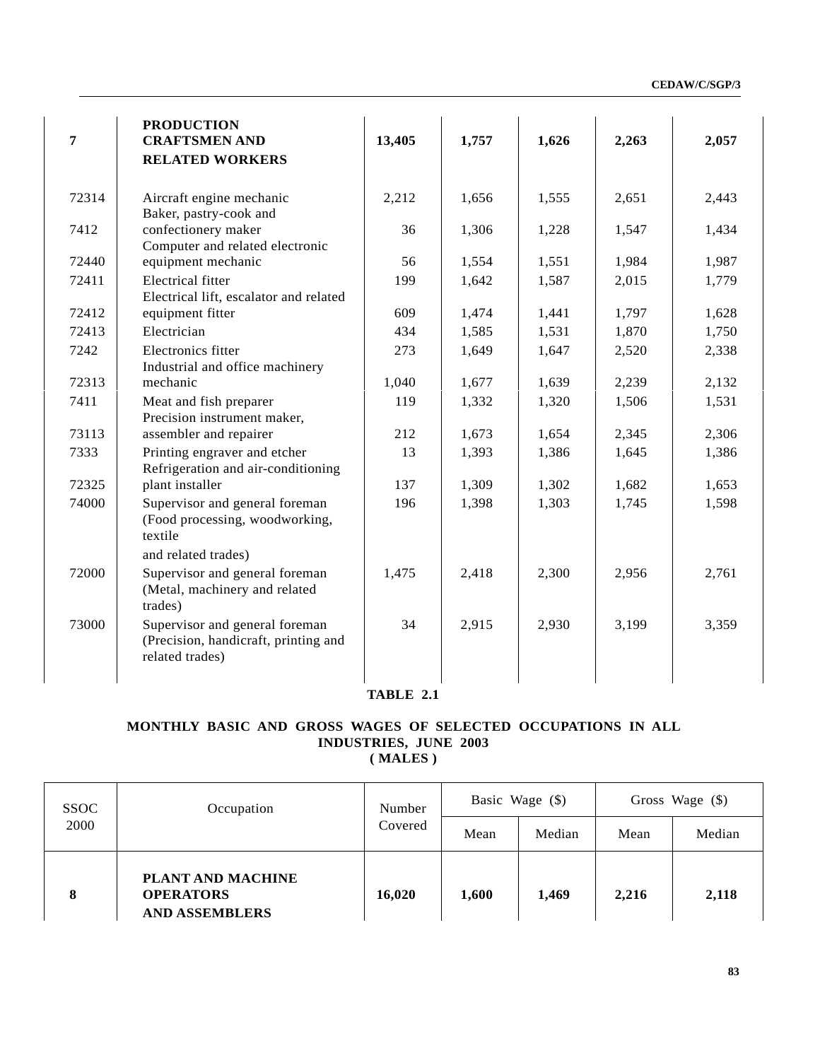| | | | | | | |
|---|---|---|---|---|---|---|
| **7** | **PRODUCTION CRAFTSMEN AND RELATED WORKERS** | **13,405** | **1,757** | **1,626** | **2,263** | **2,057** |
| 72314 | Aircraft engine mechanic | 2,212 | 1,656 | 1,555 | 2,651 | 2,443 |
| 7412 | Baker, pastry-cook and confectionery maker | 36 | 1,306 | 1,228 | 1,547 | 1,434 |
| 72440 | Computer and related electronic equipment mechanic | 56 | 1,554 | 1,551 | 1,984 | 1,987 |
| 72411 | Electrical fitter | 199 | 1,642 | 1,587 | 2,015 | 1,779 |
| 72412 | Electrical lift, escalator and related equipment fitter | 609 | 1,474 | 1,441 | 1,797 | 1,628 |
| 72413 | Electrician | 434 | 1,585 | 1,531 | 1,870 | 1,750 |
| 7242 | Electronics fitter | 273 | 1,649 | 1,647 | 2,520 | 2,338 |
| 72313 | Industrial and office machinery mechanic | 1,040 | 1,677 | 1,639 | 2,239 | 2,132 |
| 7411 | Meat and fish preparer | 119 | 1,332 | 1,320 | 1,506 | 1,531 |
| 73113 | Precision instrument maker, assembler and repairer | 212 | 1,673 | 1,654 | 2,345 | 2,306 |
| 7333 | Printing engraver and etcher | 13 | 1,393 | 1,386 | 1,645 | 1,386 |
| 72325 | Refrigeration and air-conditioning plant installer | 137 | 1,309 | 1,302 | 1,682 | 1,653 |
| 74000 | Supervisor and general foreman (Food processing, woodworking, textile and related trades) | 196 | 1,398 | 1,303 | 1,745 | 1,598 |
| 72000 | Supervisor and general foreman (Metal, machinery and related trades) | 1,475 | 2,418 | 2,300 | 2,956 | 2,761 |
| 73000 | Supervisor and general foreman (Precision, handicraft, printing and related trades) | 34 | 2,915 | 2,930 | 3,199 | 3,359 |

**TABLE 2.1**

**MONTHLY BASIC AND GROSS WAGES OF SELECTED OCCUPATIONS IN ALL INDUSTRIES, JUNE 2003**
**( MALES )**

| SSOC 2000 | Occupation | Number Covered | Basic Wage ($) | | Gross Wage ($) | |
|---|---|---|---|---|---|---|
| | | | Mean | Median | Mean | Median |
| **8** | **PLANT AND MACHINE OPERATORS AND ASSEMBLERS** | **16,020** | **1,600** | **1,469** | **2,216** | **2,118** |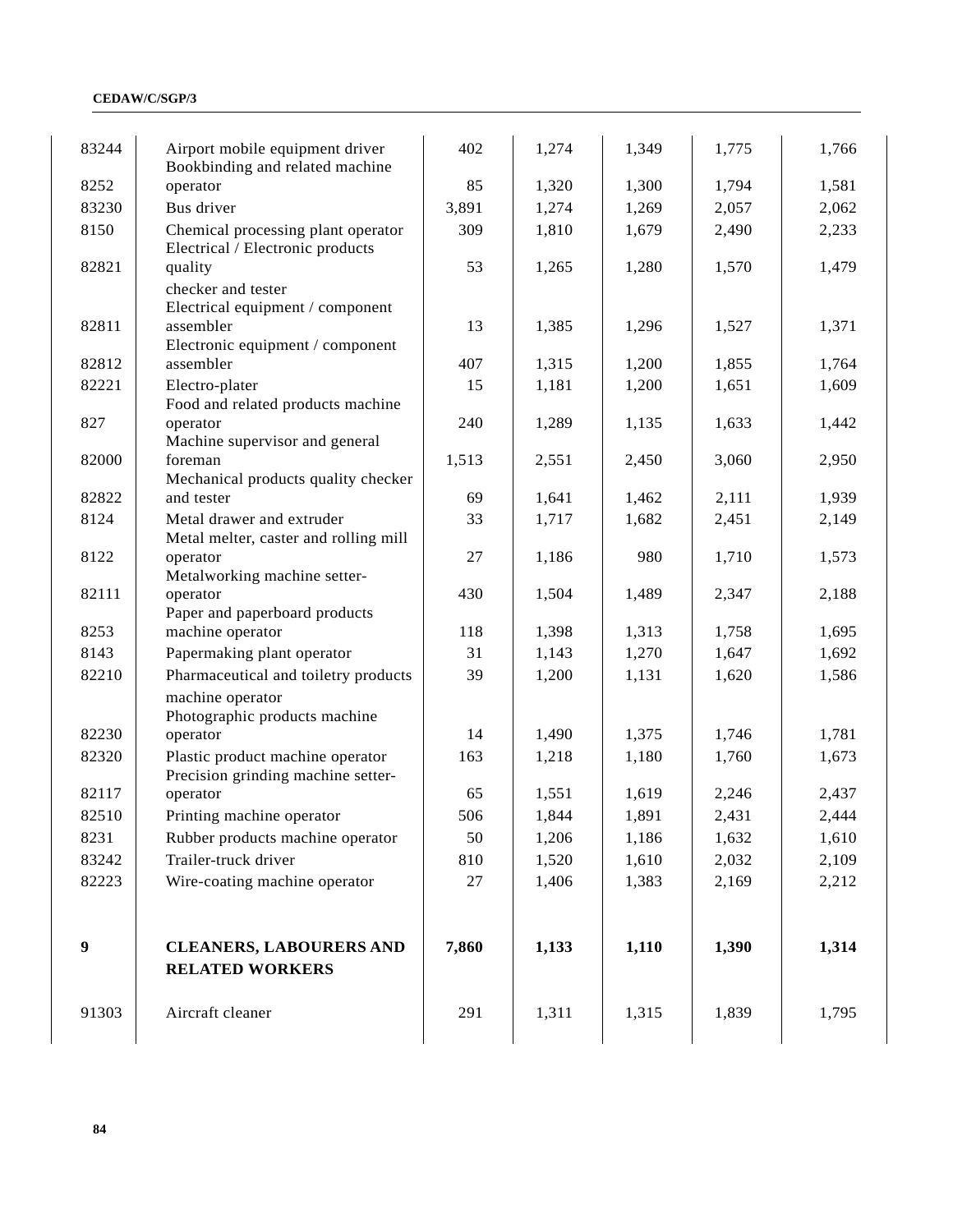| | | | | | | |
|---|---|---|---|---|---|---|
| 83244 | Airport mobile equipment driver | 402 | 1,274 | 1,349 | 1,775 | 1,766 |
| 8252 | Bookbinding and related machine operator | 85 | 1,320 | 1,300 | 1,794 | 1,581 |
| 83230 | Bus driver | 3,891 | 1,274 | 1,269 | 2,057 | 2,062 |
| 8150 | Chemical processing plant operator | 309 | 1,810 | 1,679 | 2,490 | 2,233 |
| 82821 | Electrical / Electronic products quality checker and tester | 53 | 1,265 | 1,280 | 1,570 | 1,479 |
| 82811 | Electrical equipment / component assembler | 13 | 1,385 | 1,296 | 1,527 | 1,371 |
| 82812 | Electronic equipment / component assembler | 407 | 1,315 | 1,200 | 1,855 | 1,764 |
| 82221 | Electro-plater | 15 | 1,181 | 1,200 | 1,651 | 1,609 |
| 827 | Food and related products machine operator | 240 | 1,289 | 1,135 | 1,633 | 1,442 |
| 82000 | Machine supervisor and general foreman | 1,513 | 2,551 | 2,450 | 3,060 | 2,950 |
| 82822 | Mechanical products quality checker and tester | 69 | 1,641 | 1,462 | 2,111 | 1,939 |
| 8124 | Metal drawer and extruder | 33 | 1,717 | 1,682 | 2,451 | 2,149 |
| 8122 | Metal melter, caster and rolling mill operator | 27 | 1,186 | 980 | 1,710 | 1,573 |
| 82111 | Metalworking machine setter-operator | 430 | 1,504 | 1,489 | 2,347 | 2,188 |
| 8253 | Paper and paperboard products machine operator | 118 | 1,398 | 1,313 | 1,758 | 1,695 |
| 8143 | Papermaking plant operator | 31 | 1,143 | 1,270 | 1,647 | 1,692 |
| 82210 | Pharmaceutical and toiletry products machine operator | 39 | 1,200 | 1,131 | 1,620 | 1,586 |
| 82230 | Photographic products machine operator | 14 | 1,490 | 1,375 | 1,746 | 1,781 |
| 82320 | Plastic product machine operator | 163 | 1,218 | 1,180 | 1,760 | 1,673 |
| 82117 | Precision grinding machine setter-operator | 65 | 1,551 | 1,619 | 2,246 | 2,437 |
| 82510 | Printing machine operator | 506 | 1,844 | 1,891 | 2,431 | 2,444 |
| 8231 | Rubber products machine operator | 50 | 1,206 | 1,186 | 1,632 | 1,610 |
| 83242 | Trailer-truck driver | 810 | 1,520 | 1,610 | 2,032 | 2,109 |
| 82223 | Wire-coating machine operator | 27 | 1,406 | 1,383 | 2,169 | 2,212 |
| **9** | **CLEANERS, LABOURERS AND RELATED WORKERS** | **7,860** | **1,133** | **1,110** | **1,390** | **1,314** |
| 91303 | Aircraft cleaner | 291 | 1,311 | 1,315 | 1,839 | 1,795 |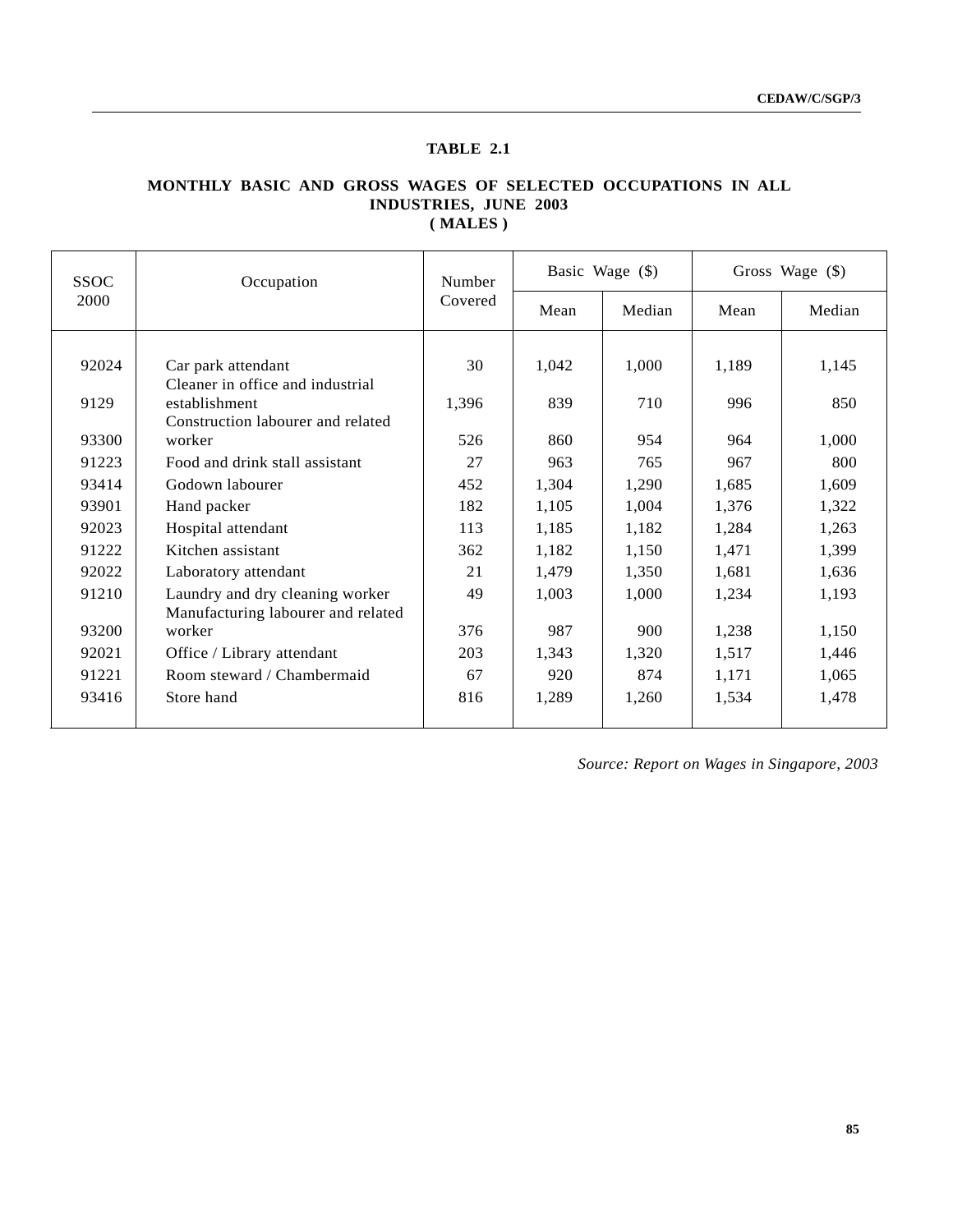### TABLE 2.1

**MONTHLY BASIC AND GROSS WAGES OF SELECTED OCCUPATIONS IN ALL INDUSTRIES, JUNE 2003**
**( MALES )**

| SSOC 2000 | Occupation | Number Covered | Basic Wage ($) | | Gross Wage ($) | |
|---|---|---|---|---|---|---|
| | | | Mean | Median | Mean | Median |
| 92024 | Car park attendant | 30 | 1,042 | 1,000 | 1,189 | 1,145 |
| 9129 | Cleaner in office and industrial establishment | 1,396 | 839 | 710 | 996 | 850 |
| 93300 | Construction labourer and related worker | 526 | 860 | 954 | 964 | 1,000 |
| 91223 | Food and drink stall assistant | 27 | 963 | 765 | 967 | 800 |
| 93414 | Godown labourer | 452 | 1,304 | 1,290 | 1,685 | 1,609 |
| 93901 | Hand packer | 182 | 1,105 | 1,004 | 1,376 | 1,322 |
| 92023 | Hospital attendant | 113 | 1,185 | 1,182 | 1,284 | 1,263 |
| 91222 | Kitchen assistant | 362 | 1,182 | 1,150 | 1,471 | 1,399 |
| 92022 | Laboratory attendant | 21 | 1,479 | 1,350 | 1,681 | 1,636 |
| 91210 | Laundry and dry cleaning worker | 49 | 1,003 | 1,000 | 1,234 | 1,193 |
| 93200 | Manufacturing labourer and related worker | 376 | 987 | 900 | 1,238 | 1,150 |
| 92021 | Office / Library attendant | 203 | 1,343 | 1,320 | 1,517 | 1,446 |
| 91221 | Room steward / Chambermaid | 67 | 920 | 874 | 1,171 | 1,065 |
| 93416 | Store hand | 816 | 1,289 | 1,260 | 1,534 | 1,478 |

*Source: Report on Wages in Singapore, 2003*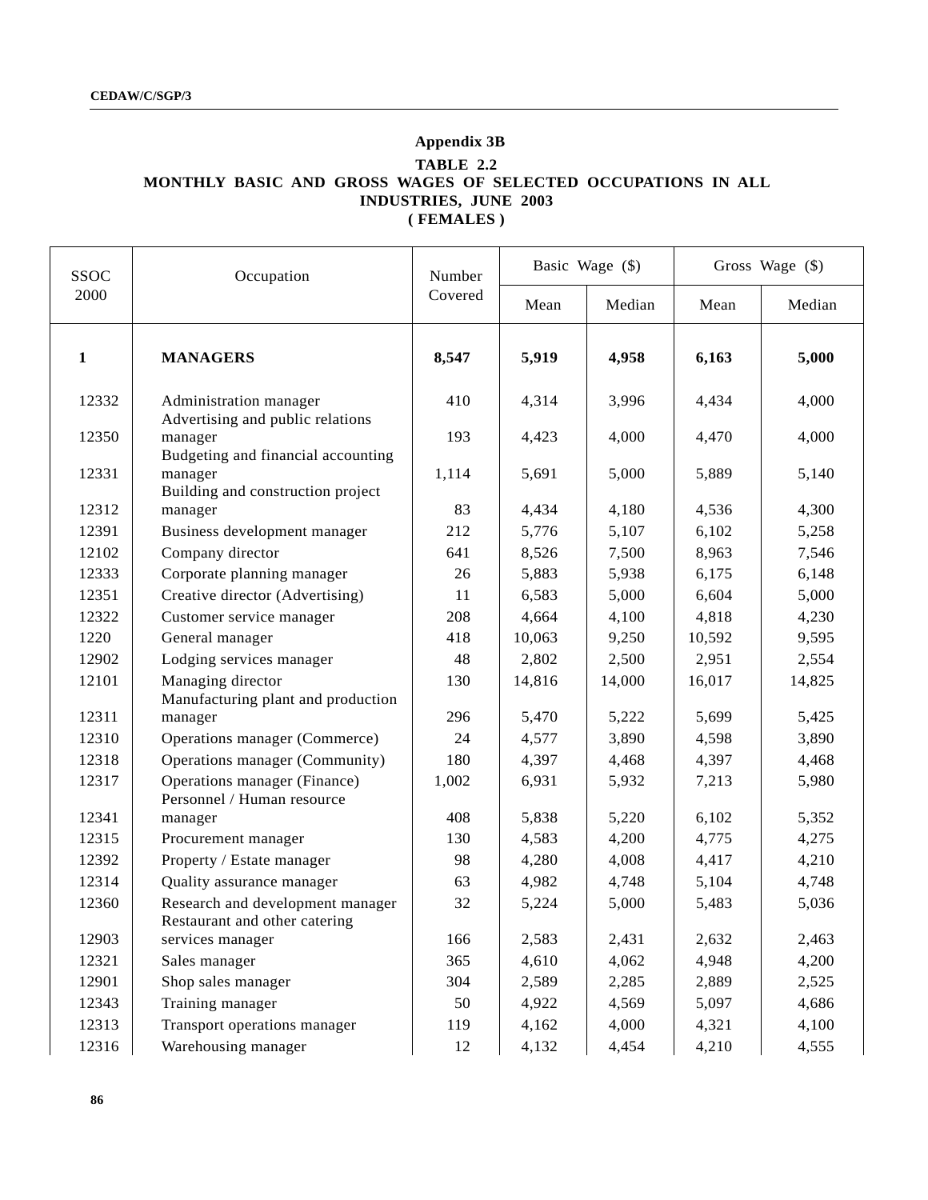## Appendix 3B

### TABLE 2.2
### MONTHLY BASIC AND GROSS WAGES OF SELECTED OCCUPATIONS IN ALL INDUSTRIES, JUNE 2003
### ( FEMALES )

| SSOC 2000 | Occupation | Number Covered | Basic Wage ($) | | Gross Wage ($) | |
|---|---|---|---|---|---|---|
| | | | Mean | Median | Mean | Median |
| **1** | **MANAGERS** | **8,547** | **5,919** | **4,958** | **6,163** | **5,000** |
| 12332 | Administration manager | 410 | 4,314 | 3,996 | 4,434 | 4,000 |
| 12350 | Advertising and public relations manager | 193 | 4,423 | 4,000 | 4,470 | 4,000 |
| 12331 | Budgeting and financial accounting manager | 1,114 | 5,691 | 5,000 | 5,889 | 5,140 |
| 12312 | Building and construction project manager | 83 | 4,434 | 4,180 | 4,536 | 4,300 |
| 12391 | Business development manager | 212 | 5,776 | 5,107 | 6,102 | 5,258 |
| 12102 | Company director | 641 | 8,526 | 7,500 | 8,963 | 7,546 |
| 12333 | Corporate planning manager | 26 | 5,883 | 5,938 | 6,175 | 6,148 |
| 12351 | Creative director (Advertising) | 11 | 6,583 | 5,000 | 6,604 | 5,000 |
| 12322 | Customer service manager | 208 | 4,664 | 4,100 | 4,818 | 4,230 |
| 1220 | General manager | 418 | 10,063 | 9,250 | 10,592 | 9,595 |
| 12902 | Lodging services manager | 48 | 2,802 | 2,500 | 2,951 | 2,554 |
| 12101 | Managing director | 130 | 14,816 | 14,000 | 16,017 | 14,825 |
| 12311 | Manufacturing plant and production manager | 296 | 5,470 | 5,222 | 5,699 | 5,425 |
| 12310 | Operations manager (Commerce) | 24 | 4,577 | 3,890 | 4,598 | 3,890 |
| 12318 | Operations manager (Community) | 180 | 4,397 | 4,468 | 4,397 | 4,468 |
| 12317 | Operations manager (Finance) | 1,002 | 6,931 | 5,932 | 7,213 | 5,980 |
| 12341 | Personnel / Human resource manager | 408 | 5,838 | 5,220 | 6,102 | 5,352 |
| 12315 | Procurement manager | 130 | 4,583 | 4,200 | 4,775 | 4,275 |
| 12392 | Property / Estate manager | 98 | 4,280 | 4,008 | 4,417 | 4,210 |
| 12314 | Quality assurance manager | 63 | 4,982 | 4,748 | 5,104 | 4,748 |
| 12360 | Research and development manager | 32 | 5,224 | 5,000 | 5,483 | 5,036 |
| 12903 | Restaurant and other catering services manager | 166 | 2,583 | 2,431 | 2,632 | 2,463 |
| 12321 | Sales manager | 365 | 4,610 | 4,062 | 4,948 | 4,200 |
| 12901 | Shop sales manager | 304 | 2,589 | 2,285 | 2,889 | 2,525 |
| 12343 | Training manager | 50 | 4,922 | 4,569 | 5,097 | 4,686 |
| 12313 | Transport operations manager | 119 | 4,162 | 4,000 | 4,321 | 4,100 |
| 12316 | Warehousing manager | 12 | 4,132 | 4,454 | 4,210 | 4,555 |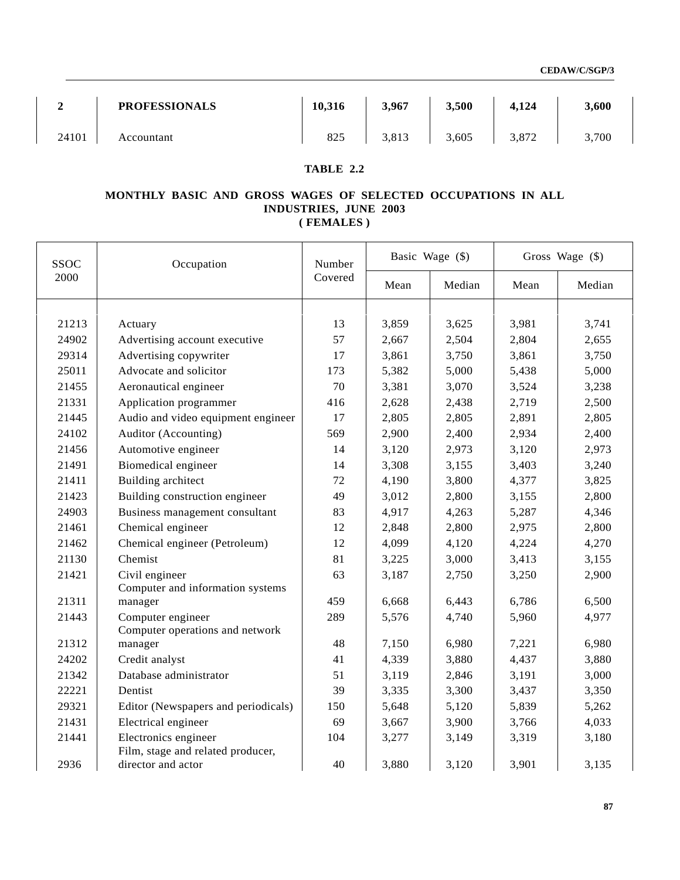| 2 | PROFESSIONALS | 10,316 | 3,967 | 3,500 | 4,124 | 3,600 |
|---|---|---|---|---|---|---|
| 24101 | Accountant | 825 | 3,813 | 3,605 | 3,872 | 3,700 |

**TABLE 2.2**

**MONTHLY BASIC AND GROSS WAGES OF SELECTED OCCUPATIONS IN ALL INDUSTRIES, JUNE 2003**
**( FEMALES )**

| SSOC 2000 | Occupation | Number Covered | Basic Wage ($) | | Gross Wage ($) | |
|---|---|---|---|---|---|---|
| | | | Mean | Median | Mean | Median |
| 21213 | Actuary | 13 | 3,859 | 3,625 | 3,981 | 3,741 |
| 24902 | Advertising account executive | 57 | 2,667 | 2,504 | 2,804 | 2,655 |
| 29314 | Advertising copywriter | 17 | 3,861 | 3,750 | 3,861 | 3,750 |
| 25011 | Advocate and solicitor | 173 | 5,382 | 5,000 | 5,438 | 5,000 |
| 21455 | Aeronautical engineer | 70 | 3,381 | 3,070 | 3,524 | 3,238 |
| 21331 | Application programmer | 416 | 2,628 | 2,438 | 2,719 | 2,500 |
| 21445 | Audio and video equipment engineer | 17 | 2,805 | 2,805 | 2,891 | 2,805 |
| 24102 | Auditor (Accounting) | 569 | 2,900 | 2,400 | 2,934 | 2,400 |
| 21456 | Automotive engineer | 14 | 3,120 | 2,973 | 3,120 | 2,973 |
| 21491 | Biomedical engineer | 14 | 3,308 | 3,155 | 3,403 | 3,240 |
| 21411 | Building architect | 72 | 4,190 | 3,800 | 4,377 | 3,825 |
| 21423 | Building construction engineer | 49 | 3,012 | 2,800 | 3,155 | 2,800 |
| 24903 | Business management consultant | 83 | 4,917 | 4,263 | 5,287 | 4,346 |
| 21461 | Chemical engineer | 12 | 2,848 | 2,800 | 2,975 | 2,800 |
| 21462 | Chemical engineer (Petroleum) | 12 | 4,099 | 4,120 | 4,224 | 4,270 |
| 21130 | Chemist | 81 | 3,225 | 3,000 | 3,413 | 3,155 |
| 21421 | Civil engineer | 63 | 3,187 | 2,750 | 3,250 | 2,900 |
| 21311 | Computer and information systems manager | 459 | 6,668 | 6,443 | 6,786 | 6,500 |
| 21443 | Computer engineer | 289 | 5,576 | 4,740 | 5,960 | 4,977 |
| 21312 | Computer operations and network manager | 48 | 7,150 | 6,980 | 7,221 | 6,980 |
| 24202 | Credit analyst | 41 | 4,339 | 3,880 | 4,437 | 3,880 |
| 21342 | Database administrator | 51 | 3,119 | 2,846 | 3,191 | 3,000 |
| 22221 | Dentist | 39 | 3,335 | 3,300 | 3,437 | 3,350 |
| 29321 | Editor (Newspapers and periodicals) | 150 | 5,648 | 5,120 | 5,839 | 5,262 |
| 21431 | Electrical engineer | 69 | 3,667 | 3,900 | 3,766 | 4,033 |
| 21441 | Electronics engineer | 104 | 3,277 | 3,149 | 3,319 | 3,180 |
| 2936 | Film, stage and related producer, director and actor | 40 | 3,880 | 3,120 | 3,901 | 3,135 |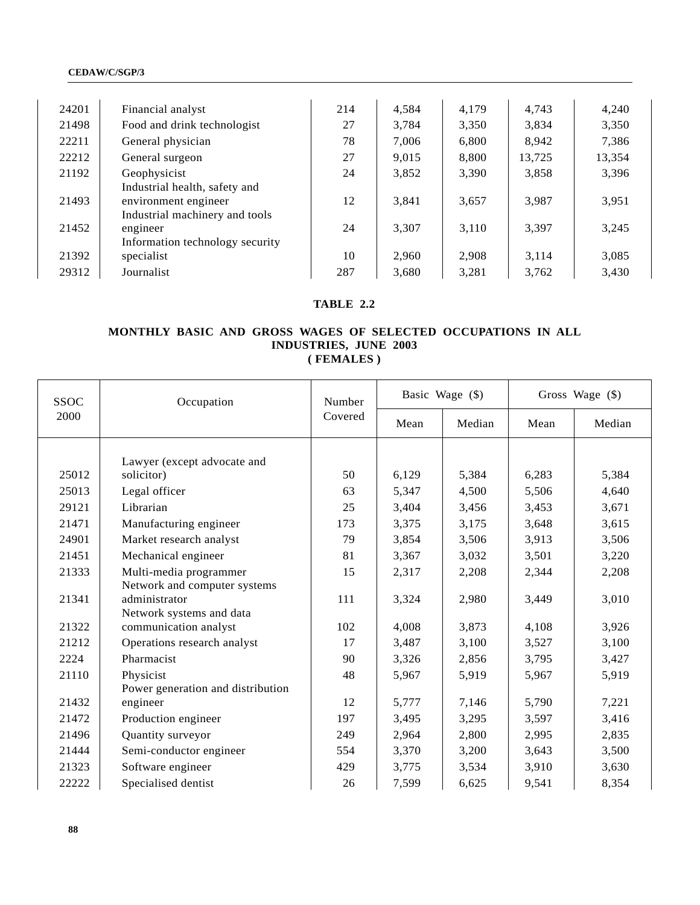| | | | | | | |
|---|---|---|---|---|---|---|
| 24201 | Financial analyst | 214 | 4,584 | 4,179 | 4,743 | 4,240 |
| 21498 | Food and drink technologist | 27 | 3,784 | 3,350 | 3,834 | 3,350 |
| 22211 | General physician | 78 | 7,006 | 6,800 | 8,942 | 7,386 |
| 22212 | General surgeon | 27 | 9,015 | 8,800 | 13,725 | 13,354 |
| 21192 | Geophysicist | 24 | 3,852 | 3,390 | 3,858 | 3,396 |
| 21493 | Industrial health, safety and environment engineer | 12 | 3,841 | 3,657 | 3,987 | 3,951 |
| 21452 | Industrial machinery and tools engineer | 24 | 3,307 | 3,110 | 3,397 | 3,245 |
| 21392 | Information technology security specialist | 10 | 2,960 | 2,908 | 3,114 | 3,085 |
| 29312 | Journalist | 287 | 3,680 | 3,281 | 3,762 | 3,430 |

**TABLE 2.2**

**MONTHLY BASIC AND GROSS WAGES OF SELECTED OCCUPATIONS IN ALL INDUSTRIES, JUNE 2003**
**( FEMALES )**

| SSOC 2000 | Occupation | Number Covered | Basic Wage ($) | | Gross Wage ($) | |
|---|---|---|---|---|---|---|
| | | | Mean | Median | Mean | Median |
| 25012 | Lawyer (except advocate and solicitor) | 50 | 6,129 | 5,384 | 6,283 | 5,384 |
| 25013 | Legal officer | 63 | 5,347 | 4,500 | 5,506 | 4,640 |
| 29121 | Librarian | 25 | 3,404 | 3,456 | 3,453 | 3,671 |
| 21471 | Manufacturing engineer | 173 | 3,375 | 3,175 | 3,648 | 3,615 |
| 24901 | Market research analyst | 79 | 3,854 | 3,506 | 3,913 | 3,506 |
| 21451 | Mechanical engineer | 81 | 3,367 | 3,032 | 3,501 | 3,220 |
| 21333 | Multi-media programmer | 15 | 2,317 | 2,208 | 2,344 | 2,208 |
| 21341 | Network and computer systems administrator | 111 | 3,324 | 2,980 | 3,449 | 3,010 |
| 21322 | Network systems and data communication analyst | 102 | 4,008 | 3,873 | 4,108 | 3,926 |
| 21212 | Operations research analyst | 17 | 3,487 | 3,100 | 3,527 | 3,100 |
| 2224 | Pharmacist | 90 | 3,326 | 2,856 | 3,795 | 3,427 |
| 21110 | Physicist | 48 | 5,967 | 5,919 | 5,967 | 5,919 |
| 21432 | Power generation and distribution engineer | 12 | 5,777 | 7,146 | 5,790 | 7,221 |
| 21472 | Production engineer | 197 | 3,495 | 3,295 | 3,597 | 3,416 |
| 21496 | Quantity surveyor | 249 | 2,964 | 2,800 | 2,995 | 2,835 |
| 21444 | Semi-conductor engineer | 554 | 3,370 | 3,200 | 3,643 | 3,500 |
| 21323 | Software engineer | 429 | 3,775 | 3,534 | 3,910 | 3,630 |
| 22222 | Specialised dentist | 26 | 7,599 | 6,625 | 9,541 | 8,354 |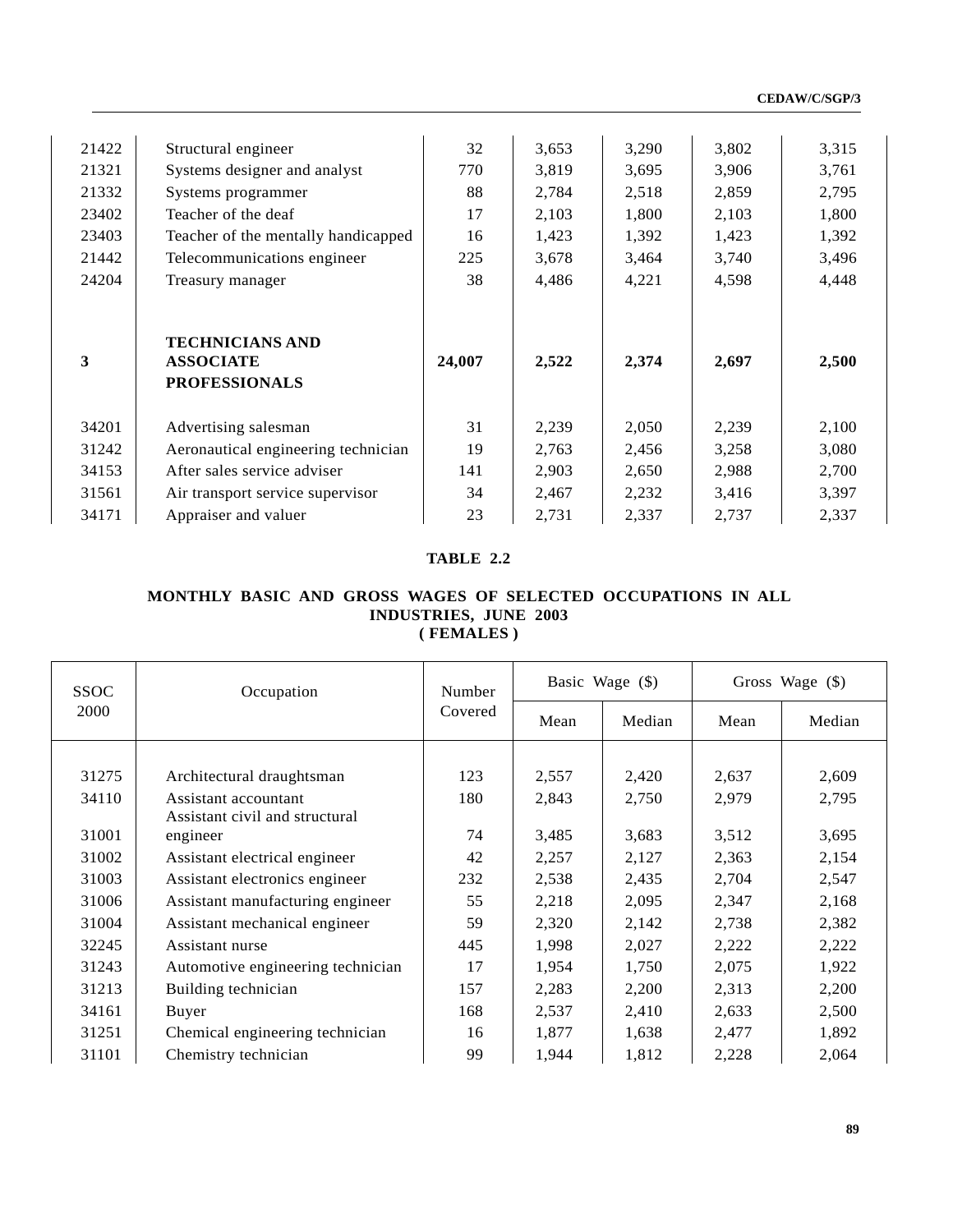| | | | | | | |
|---|---|---|---|---|---|---|
| 21422 | Structural engineer | 32 | 3,653 | 3,290 | 3,802 | 3,315 |
| 21321 | Systems designer and analyst | 770 | 3,819 | 3,695 | 3,906 | 3,761 |
| 21332 | Systems programmer | 88 | 2,784 | 2,518 | 2,859 | 2,795 |
| 23402 | Teacher of the deaf | 17 | 2,103 | 1,800 | 2,103 | 1,800 |
| 23403 | Teacher of the mentally handicapped | 16 | 1,423 | 1,392 | 1,423 | 1,392 |
| 21442 | Telecommunications engineer | 225 | 3,678 | 3,464 | 3,740 | 3,496 |
| 24204 | Treasury manager | 38 | 4,486 | 4,221 | 4,598 | 4,448 |
| **3** | **TECHNICIANS AND ASSOCIATE PROFESSIONALS** | **24,007** | **2,522** | **2,374** | **2,697** | **2,500** |
| 34201 | Advertising salesman | 31 | 2,239 | 2,050 | 2,239 | 2,100 |
| 31242 | Aeronautical engineering technician | 19 | 2,763 | 2,456 | 3,258 | 3,080 |
| 34153 | After sales service adviser | 141 | 2,903 | 2,650 | 2,988 | 2,700 |
| 31561 | Air transport service supervisor | 34 | 2,467 | 2,232 | 3,416 | 3,397 |
| 34171 | Appraiser and valuer | 23 | 2,731 | 2,337 | 2,737 | 2,337 |

## TABLE 2.2

### MONTHLY BASIC AND GROSS WAGES OF SELECTED OCCUPATIONS IN ALL INDUSTRIES, JUNE 2003 ( FEMALES )

| SSOC 2000 | Occupation | Number Covered | Basic Wage ($) | | Gross Wage ($) | |
|---|---|---|---|---|---|---|
| | | | Mean | Median | Mean | Median |
| 31275 | Architectural draughtsman | 123 | 2,557 | 2,420 | 2,637 | 2,609 |
| 34110 | Assistant accountant | 180 | 2,843 | 2,750 | 2,979 | 2,795 |
| 31001 | Assistant civil and structural engineer | 74 | 3,485 | 3,683 | 3,512 | 3,695 |
| 31002 | Assistant electrical engineer | 42 | 2,257 | 2,127 | 2,363 | 2,154 |
| 31003 | Assistant electronics engineer | 232 | 2,538 | 2,435 | 2,704 | 2,547 |
| 31006 | Assistant manufacturing engineer | 55 | 2,218 | 2,095 | 2,347 | 2,168 |
| 31004 | Assistant mechanical engineer | 59 | 2,320 | 2,142 | 2,738 | 2,382 |
| 32245 | Assistant nurse | 445 | 1,998 | 2,027 | 2,222 | 2,222 |
| 31243 | Automotive engineering technician | 17 | 1,954 | 1,750 | 2,075 | 1,922 |
| 31213 | Building technician | 157 | 2,283 | 2,200 | 2,313 | 2,200 |
| 34161 | Buyer | 168 | 2,537 | 2,410 | 2,633 | 2,500 |
| 31251 | Chemical engineering technician | 16 | 1,877 | 1,638 | 2,477 | 1,892 |
| 31101 | Chemistry technician | 99 | 1,944 | 1,812 | 2,228 | 2,064 |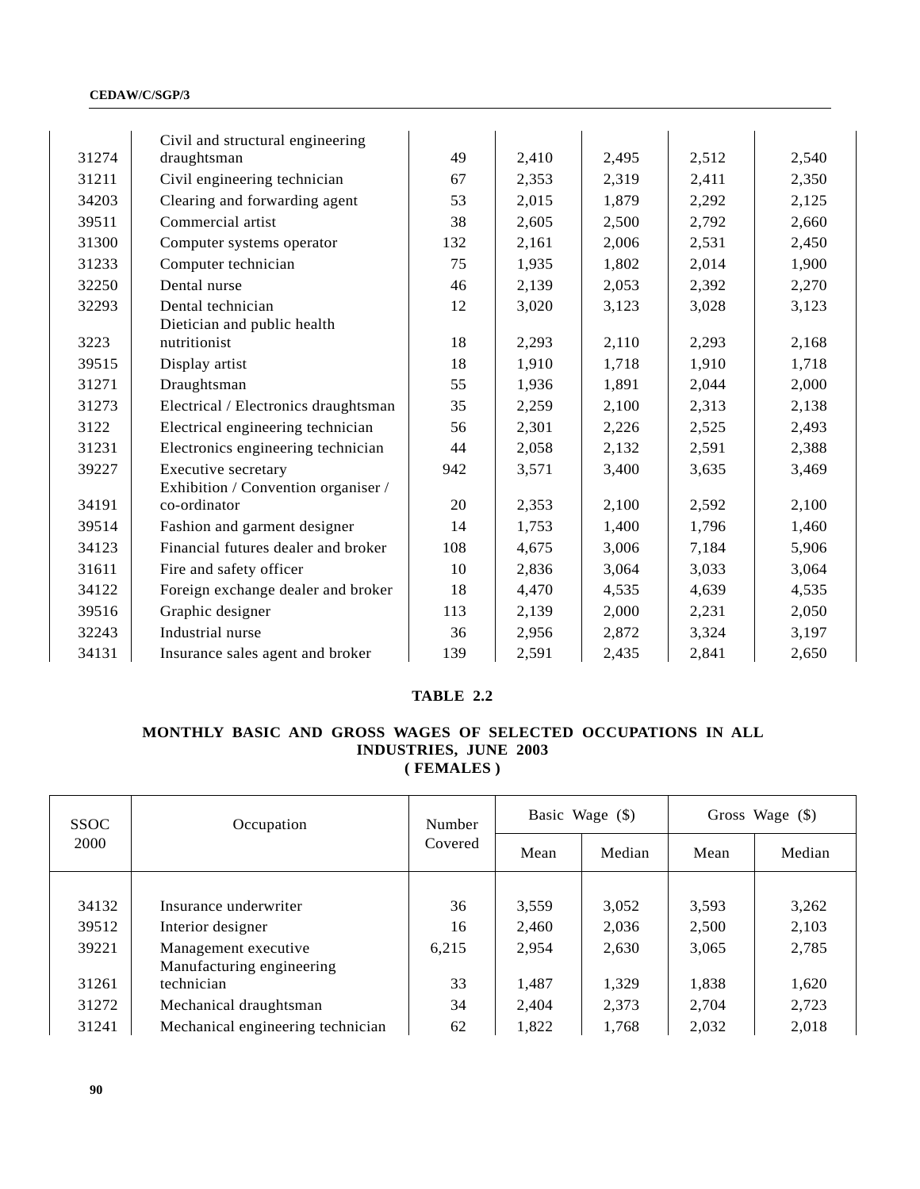| SSOC 2000 | Occupation | Number Covered | Basic Wage ($) | | Gross Wage ($) | |
|---|---|---|---|---|---|---|
| | | | Mean | Median | Mean | Median |
| 31274 | Civil and structural engineering draughtsman | 49 | 2,410 | 2,495 | 2,512 | 2,540 |
| 31211 | Civil engineering technician | 67 | 2,353 | 2,319 | 2,411 | 2,350 |
| 34203 | Clearing and forwarding agent | 53 | 2,015 | 1,879 | 2,292 | 2,125 |
| 39511 | Commercial artist | 38 | 2,605 | 2,500 | 2,792 | 2,660 |
| 31300 | Computer systems operator | 132 | 2,161 | 2,006 | 2,531 | 2,450 |
| 31233 | Computer technician | 75 | 1,935 | 1,802 | 2,014 | 1,900 |
| 32250 | Dental nurse | 46 | 2,139 | 2,053 | 2,392 | 2,270 |
| 32293 | Dental technician | 12 | 3,020 | 3,123 | 3,028 | 3,123 |
| 3223 | Dietician and public health nutritionist | 18 | 2,293 | 2,110 | 2,293 | 2,168 |
| 39515 | Display artist | 18 | 1,910 | 1,718 | 1,910 | 1,718 |
| 31271 | Draughtsman | 55 | 1,936 | 1,891 | 2,044 | 2,000 |
| 31273 | Electrical / Electronics draughtsman | 35 | 2,259 | 2,100 | 2,313 | 2,138 |
| 3122 | Electrical engineering technician | 56 | 2,301 | 2,226 | 2,525 | 2,493 |
| 31231 | Electronics engineering technician | 44 | 2,058 | 2,132 | 2,591 | 2,388 |
| 39227 | Executive secretary | 942 | 3,571 | 3,400 | 3,635 | 3,469 |
| 34191 | Exhibition / Convention organiser / co-ordinator | 20 | 2,353 | 2,100 | 2,592 | 2,100 |
| 39514 | Fashion and garment designer | 14 | 1,753 | 1,400 | 1,796 | 1,460 |
| 34123 | Financial futures dealer and broker | 108 | 4,675 | 3,006 | 7,184 | 5,906 |
| 31611 | Fire and safety officer | 10 | 2,836 | 3,064 | 3,033 | 3,064 |
| 34122 | Foreign exchange dealer and broker | 18 | 4,470 | 4,535 | 4,639 | 4,535 |
| 39516 | Graphic designer | 113 | 2,139 | 2,000 | 2,231 | 2,050 |
| 32243 | Industrial nurse | 36 | 2,956 | 2,872 | 3,324 | 3,197 |
| 34131 | Insurance sales agent and broker | 139 | 2,591 | 2,435 | 2,841 | 2,650 |

**TABLE 2.2**

**MONTHLY BASIC AND GROSS WAGES OF SELECTED OCCUPATIONS IN ALL INDUSTRIES, JUNE 2003**
**( FEMALES )**

| SSOC 2000 | Occupation | Number Covered | Basic Wage ($) | | Gross Wage ($) | |
|---|---|---|---|---|---|---|
| | | | Mean | Median | Mean | Median |
| 34132 | Insurance underwriter | 36 | 3,559 | 3,052 | 3,593 | 3,262 |
| 39512 | Interior designer | 16 | 2,460 | 2,036 | 2,500 | 2,103 |
| 39221 | Management executive | 6,215 | 2,954 | 2,630 | 3,065 | 2,785 |
| 31261 | Manufacturing engineering technician | 33 | 1,487 | 1,329 | 1,838 | 1,620 |
| 31272 | Mechanical draughtsman | 34 | 2,404 | 2,373 | 2,704 | 2,723 |
| 31241 | Mechanical engineering technician | 62 | 1,822 | 1,768 | 2,032 | 2,018 |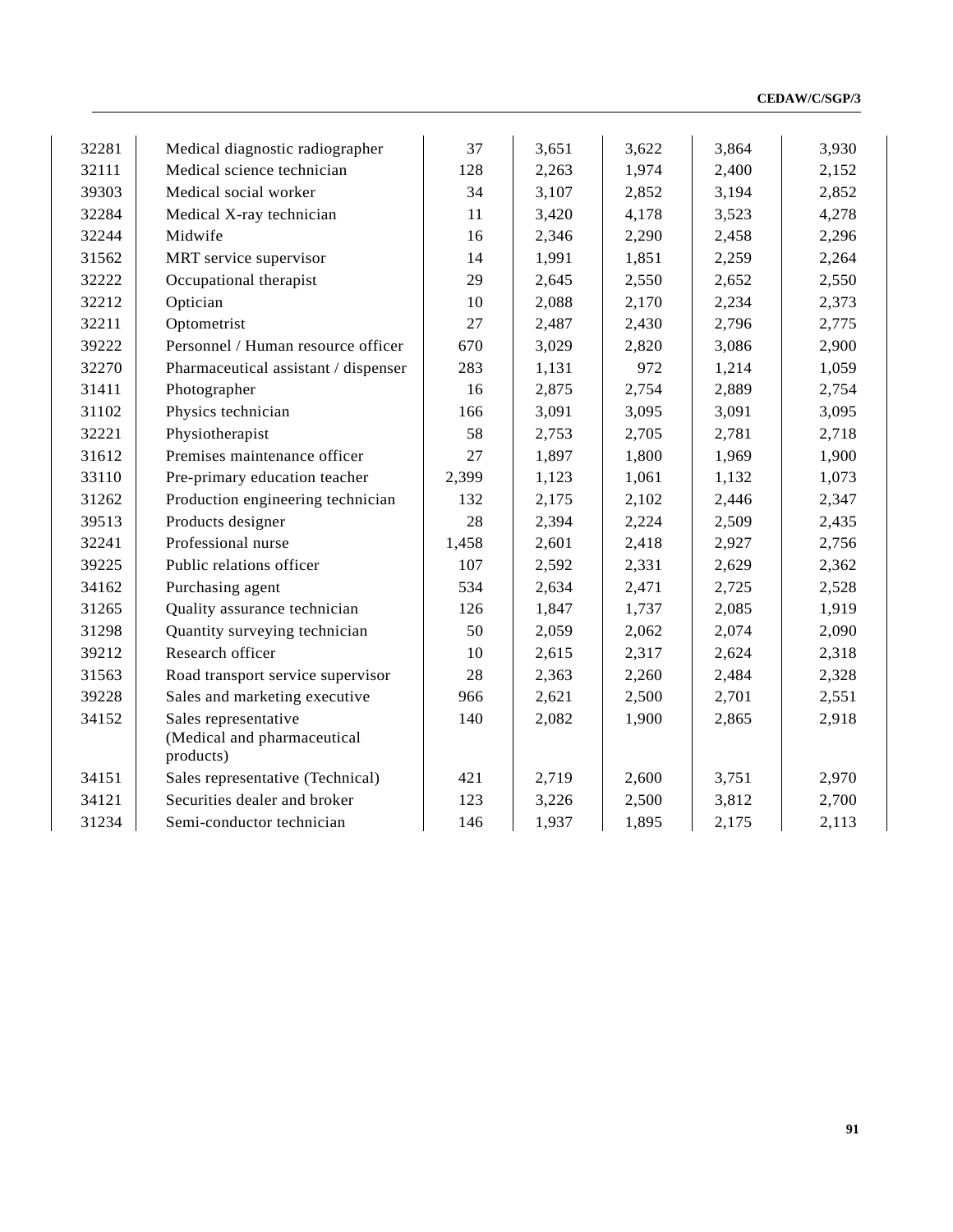| | | | | | | |
|---|---|---|---|---|---|---|
| 32281 | Medical diagnostic radiographer | 37 | 3,651 | 3,622 | 3,864 | 3,930 |
| 32111 | Medical science technician | 128 | 2,263 | 1,974 | 2,400 | 2,152 |
| 39303 | Medical social worker | 34 | 3,107 | 2,852 | 3,194 | 2,852 |
| 32284 | Medical X-ray technician | 11 | 3,420 | 4,178 | 3,523 | 4,278 |
| 32244 | Midwife | 16 | 2,346 | 2,290 | 2,458 | 2,296 |
| 31562 | MRT service supervisor | 14 | 1,991 | 1,851 | 2,259 | 2,264 |
| 32222 | Occupational therapist | 29 | 2,645 | 2,550 | 2,652 | 2,550 |
| 32212 | Optician | 10 | 2,088 | 2,170 | 2,234 | 2,373 |
| 32211 | Optometrist | 27 | 2,487 | 2,430 | 2,796 | 2,775 |
| 39222 | Personnel / Human resource officer | 670 | 3,029 | 2,820 | 3,086 | 2,900 |
| 32270 | Pharmaceutical assistant / dispenser | 283 | 1,131 | 972 | 1,214 | 1,059 |
| 31411 | Photographer | 16 | 2,875 | 2,754 | 2,889 | 2,754 |
| 31102 | Physics technician | 166 | 3,091 | 3,095 | 3,091 | 3,095 |
| 32221 | Physiotherapist | 58 | 2,753 | 2,705 | 2,781 | 2,718 |
| 31612 | Premises maintenance officer | 27 | 1,897 | 1,800 | 1,969 | 1,900 |
| 33110 | Pre-primary education teacher | 2,399 | 1,123 | 1,061 | 1,132 | 1,073 |
| 31262 | Production engineering technician | 132 | 2,175 | 2,102 | 2,446 | 2,347 |
| 39513 | Products designer | 28 | 2,394 | 2,224 | 2,509 | 2,435 |
| 32241 | Professional nurse | 1,458 | 2,601 | 2,418 | 2,927 | 2,756 |
| 39225 | Public relations officer | 107 | 2,592 | 2,331 | 2,629 | 2,362 |
| 34162 | Purchasing agent | 534 | 2,634 | 2,471 | 2,725 | 2,528 |
| 31265 | Quality assurance technician | 126 | 1,847 | 1,737 | 2,085 | 1,919 |
| 31298 | Quantity surveying technician | 50 | 2,059 | 2,062 | 2,074 | 2,090 |
| 39212 | Research officer | 10 | 2,615 | 2,317 | 2,624 | 2,318 |
| 31563 | Road transport service supervisor | 28 | 2,363 | 2,260 | 2,484 | 2,328 |
| 39228 | Sales and marketing executive | 966 | 2,621 | 2,500 | 2,701 | 2,551 |
| 34152 | Sales representative (Medical and pharmaceutical products) | 140 | 2,082 | 1,900 | 2,865 | 2,918 |
| 34151 | Sales representative (Technical) | 421 | 2,719 | 2,600 | 3,751 | 2,970 |
| 34121 | Securities dealer and broker | 123 | 3,226 | 2,500 | 3,812 | 2,700 |
| 31234 | Semi-conductor technician | 146 | 1,937 | 1,895 | 2,175 | 2,113 |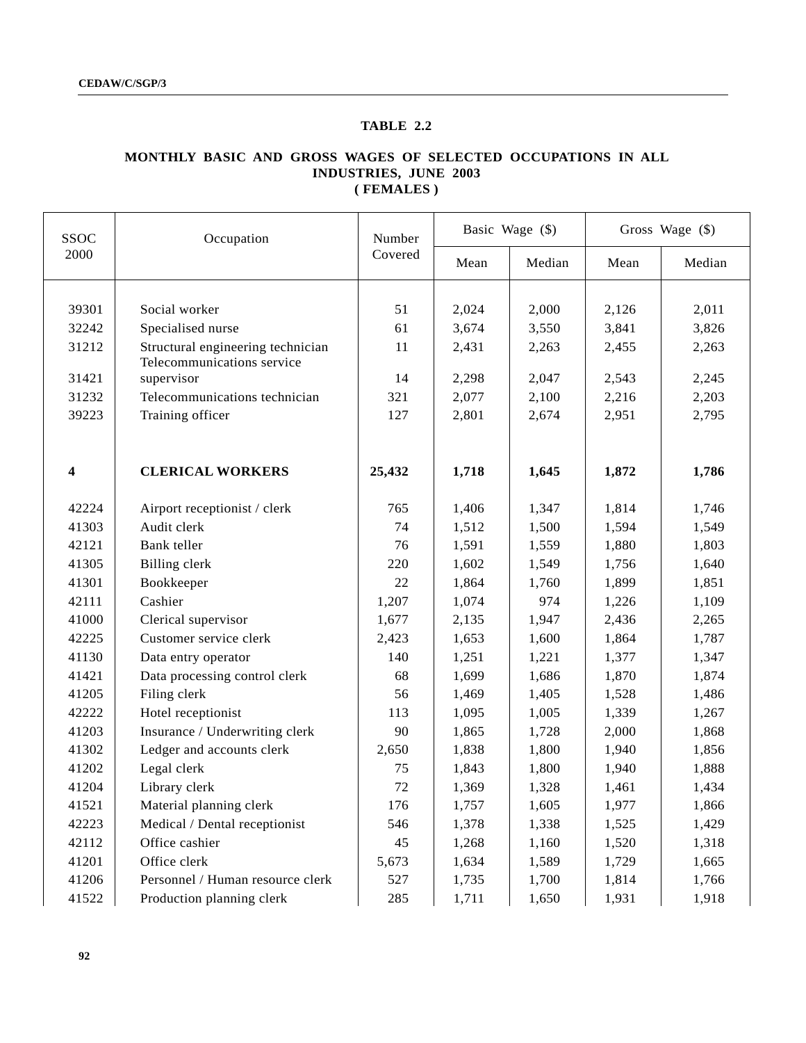**TABLE 2.2**

**MONTHLY BASIC AND GROSS WAGES OF SELECTED OCCUPATIONS IN ALL INDUSTRIES, JUNE 2003**
**( FEMALES )**

| SSOC 2000 | Occupation | Number Covered | Basic Wage ($) | | Gross Wage ($) | |
|---|---|---|---|---|---|---|
| | | | Mean | Median | Mean | Median |
| 39301 | Social worker | 51 | 2,024 | 2,000 | 2,126 | 2,011 |
| 32242 | Specialised nurse | 61 | 3,674 | 3,550 | 3,841 | 3,826 |
| 31212 | Structural engineering technician | 11 | 2,431 | 2,263 | 2,455 | 2,263 |
| 31421 | Telecommunications service supervisor | 14 | 2,298 | 2,047 | 2,543 | 2,245 |
| 31232 | Telecommunications technician | 321 | 2,077 | 2,100 | 2,216 | 2,203 |
| 39223 | Training officer | 127 | 2,801 | 2,674 | 2,951 | 2,795 |
| **4** | **CLERICAL WORKERS** | **25,432** | **1,718** | **1,645** | **1,872** | **1,786** |
| 42224 | Airport receptionist / clerk | 765 | 1,406 | 1,347 | 1,814 | 1,746 |
| 41303 | Audit clerk | 74 | 1,512 | 1,500 | 1,594 | 1,549 |
| 42121 | Bank teller | 76 | 1,591 | 1,559 | 1,880 | 1,803 |
| 41305 | Billing clerk | 220 | 1,602 | 1,549 | 1,756 | 1,640 |
| 41301 | Bookkeeper | 22 | 1,864 | 1,760 | 1,899 | 1,851 |
| 42111 | Cashier | 1,207 | 1,074 | 974 | 1,226 | 1,109 |
| 41000 | Clerical supervisor | 1,677 | 2,135 | 1,947 | 2,436 | 2,265 |
| 42225 | Customer service clerk | 2,423 | 1,653 | 1,600 | 1,864 | 1,787 |
| 41130 | Data entry operator | 140 | 1,251 | 1,221 | 1,377 | 1,347 |
| 41421 | Data processing control clerk | 68 | 1,699 | 1,686 | 1,870 | 1,874 |
| 41205 | Filing clerk | 56 | 1,469 | 1,405 | 1,528 | 1,486 |
| 42222 | Hotel receptionist | 113 | 1,095 | 1,005 | 1,339 | 1,267 |
| 41203 | Insurance / Underwriting clerk | 90 | 1,865 | 1,728 | 2,000 | 1,868 |
| 41302 | Ledger and accounts clerk | 2,650 | 1,838 | 1,800 | 1,940 | 1,856 |
| 41202 | Legal clerk | 75 | 1,843 | 1,800 | 1,940 | 1,888 |
| 41204 | Library clerk | 72 | 1,369 | 1,328 | 1,461 | 1,434 |
| 41521 | Material planning clerk | 176 | 1,757 | 1,605 | 1,977 | 1,866 |
| 42223 | Medical / Dental receptionist | 546 | 1,378 | 1,338 | 1,525 | 1,429 |
| 42112 | Office cashier | 45 | 1,268 | 1,160 | 1,520 | 1,318 |
| 41201 | Office clerk | 5,673 | 1,634 | 1,589 | 1,729 | 1,665 |
| 41206 | Personnel / Human resource clerk | 527 | 1,735 | 1,700 | 1,814 | 1,766 |
| 41522 | Production planning clerk | 285 | 1,711 | 1,650 | 1,931 | 1,918 |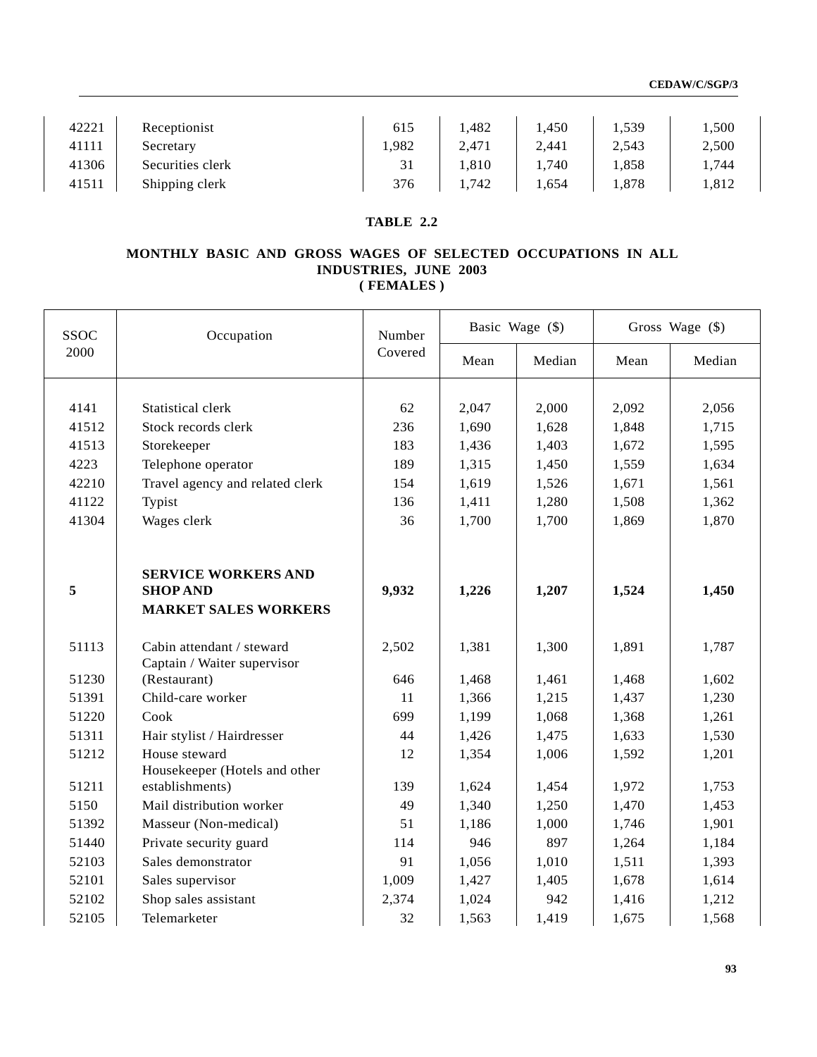| | | | | | | |
|---|---|---|---|---|---|---|
| 42221 | Receptionist | 615 | 1,482 | 1,450 | 1,539 | 1,500 |
| 41111 | Secretary | 1,982 | 2,471 | 2,441 | 2,543 | 2,500 |
| 41306 | Securities clerk | 31 | 1,810 | 1,740 | 1,858 | 1,744 |
| 41511 | Shipping clerk | 376 | 1,742 | 1,654 | 1,878 | 1,812 |

**TABLE 2.2**

**MONTHLY BASIC AND GROSS WAGES OF SELECTED OCCUPATIONS IN ALL INDUSTRIES, JUNE 2003**
**( FEMALES )**

| SSOC 2000 | Occupation | Number Covered | Basic Wage ($) | | Gross Wage ($) | |
|---|---|---|---|---|---|---|
| | | | Mean | Median | Mean | Median |
| 4141 | Statistical clerk | 62 | 2,047 | 2,000 | 2,092 | 2,056 |
| 41512 | Stock records clerk | 236 | 1,690 | 1,628 | 1,848 | 1,715 |
| 41513 | Storekeeper | 183 | 1,436 | 1,403 | 1,672 | 1,595 |
| 4223 | Telephone operator | 189 | 1,315 | 1,450 | 1,559 | 1,634 |
| 42210 | Travel agency and related clerk | 154 | 1,619 | 1,526 | 1,671 | 1,561 |
| 41122 | Typist | 136 | 1,411 | 1,280 | 1,508 | 1,362 |
| 41304 | Wages clerk | 36 | 1,700 | 1,700 | 1,869 | 1,870 |
| **5** | **SERVICE WORKERS AND SHOP AND MARKET SALES WORKERS** | **9,932** | **1,226** | **1,207** | **1,524** | **1,450** |
| 51113 | Cabin attendant / steward | 2,502 | 1,381 | 1,300 | 1,891 | 1,787 |
| 51230 | Captain / Waiter supervisor (Restaurant) | 646 | 1,468 | 1,461 | 1,468 | 1,602 |
| 51391 | Child-care worker | 11 | 1,366 | 1,215 | 1,437 | 1,230 |
| 51220 | Cook | 699 | 1,199 | 1,068 | 1,368 | 1,261 |
| 51311 | Hair stylist / Hairdresser | 44 | 1,426 | 1,475 | 1,633 | 1,530 |
| 51212 | House steward | 12 | 1,354 | 1,006 | 1,592 | 1,201 |
| 51211 | Housekeeper (Hotels and other establishments) | 139 | 1,624 | 1,454 | 1,972 | 1,753 |
| 5150 | Mail distribution worker | 49 | 1,340 | 1,250 | 1,470 | 1,453 |
| 51392 | Masseur (Non-medical) | 51 | 1,186 | 1,000 | 1,746 | 1,901 |
| 51440 | Private security guard | 114 | 946 | 897 | 1,264 | 1,184 |
| 52103 | Sales demonstrator | 91 | 1,056 | 1,010 | 1,511 | 1,393 |
| 52101 | Sales supervisor | 1,009 | 1,427 | 1,405 | 1,678 | 1,614 |
| 52102 | Shop sales assistant | 2,374 | 1,024 | 942 | 1,416 | 1,212 |
| 52105 | Telemarketer | 32 | 1,563 | 1,419 | 1,675 | 1,568 |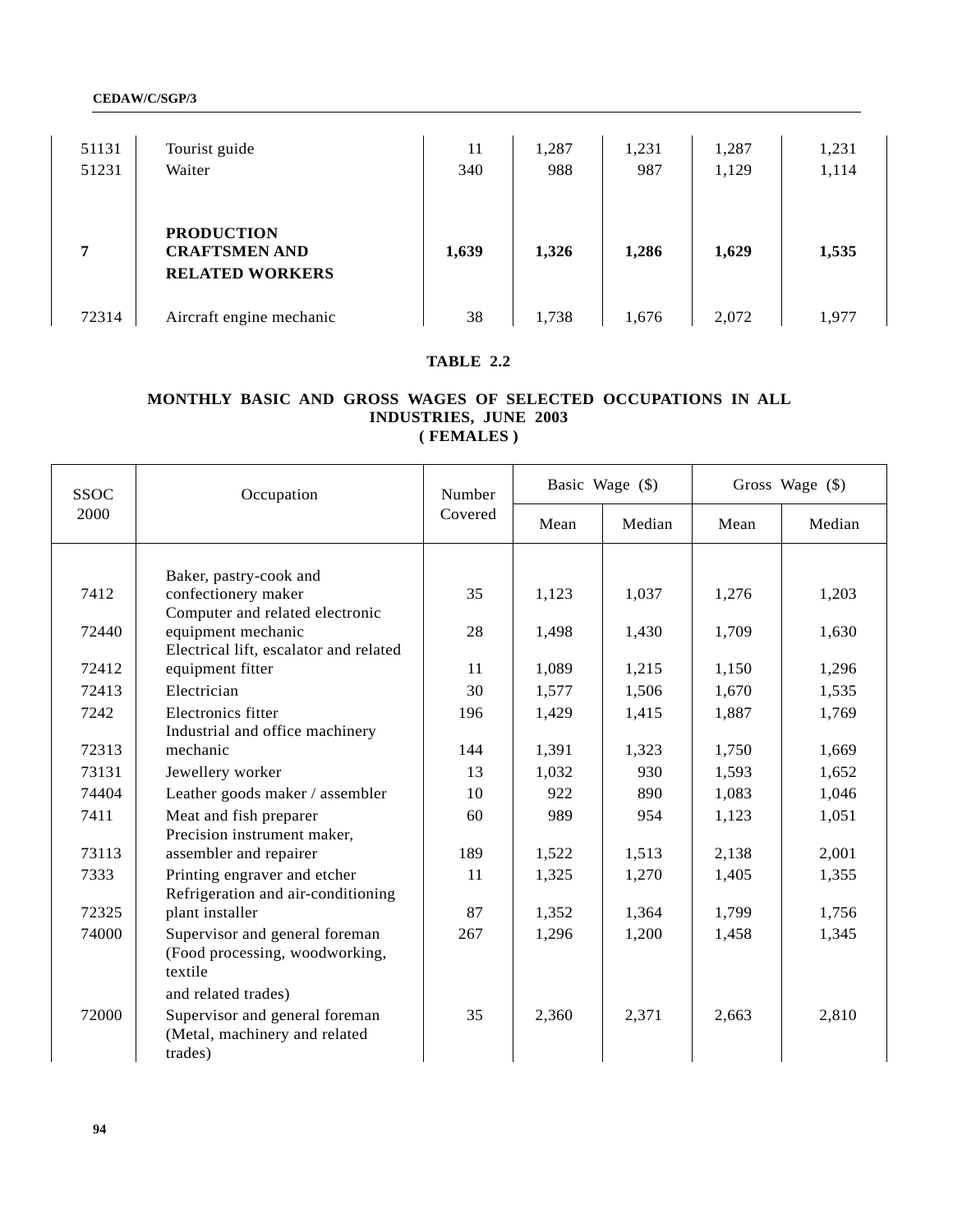| | | | | | | |
|---|---|---|---|---|---|---|
| 51131 | Tourist guide | 11 | 1,287 | 1,231 | 1,287 | 1,231 |
| 51231 | Waiter | 340 | 988 | 987 | 1,129 | 1,114 |
| **7** | **PRODUCTION CRAFTSMEN AND RELATED WORKERS** | **1,639** | **1,326** | **1,286** | **1,629** | **1,535** |
| 72314 | Aircraft engine mechanic | 38 | 1,738 | 1,676 | 2,072 | 1,977 |

**TABLE 2.2**

**MONTHLY BASIC AND GROSS WAGES OF SELECTED OCCUPATIONS IN ALL INDUSTRIES, JUNE 2003**
**( FEMALES )**

| SSOC 2000 | Occupation | Number Covered | Basic Wage ($) | | Gross Wage ($) | |
|---|---|---|---|---|---|---|
| | | | Mean | Median | Mean | Median |
| 7412 | Baker, pastry-cook and confectionery maker | 35 | 1,123 | 1,037 | 1,276 | 1,203 |
| 72440 | Computer and related electronic equipment mechanic | 28 | 1,498 | 1,430 | 1,709 | 1,630 |
| 72412 | Electrical lift, escalator and related equipment fitter | 11 | 1,089 | 1,215 | 1,150 | 1,296 |
| 72413 | Electrician | 30 | 1,577 | 1,506 | 1,670 | 1,535 |
| 7242 | Electronics fitter | 196 | 1,429 | 1,415 | 1,887 | 1,769 |
| 72313 | Industrial and office machinery mechanic | 144 | 1,391 | 1,323 | 1,750 | 1,669 |
| 73131 | Jewellery worker | 13 | 1,032 | 930 | 1,593 | 1,652 |
| 74404 | Leather goods maker / assembler | 10 | 922 | 890 | 1,083 | 1,046 |
| 7411 | Meat and fish preparer | 60 | 989 | 954 | 1,123 | 1,051 |
| 73113 | Precision instrument maker, assembler and repairer | 189 | 1,522 | 1,513 | 2,138 | 2,001 |
| 7333 | Printing engraver and etcher | 11 | 1,325 | 1,270 | 1,405 | 1,355 |
| 72325 | Refrigeration and air-conditioning plant installer | 87 | 1,352 | 1,364 | 1,799 | 1,756 |
| 74000 | Supervisor and general foreman (Food processing, woodworking, textile and related trades) | 267 | 1,296 | 1,200 | 1,458 | 1,345 |
| 72000 | Supervisor and general foreman (Metal, machinery and related trades) | 35 | 2,360 | 2,371 | 2,663 | 2,810 |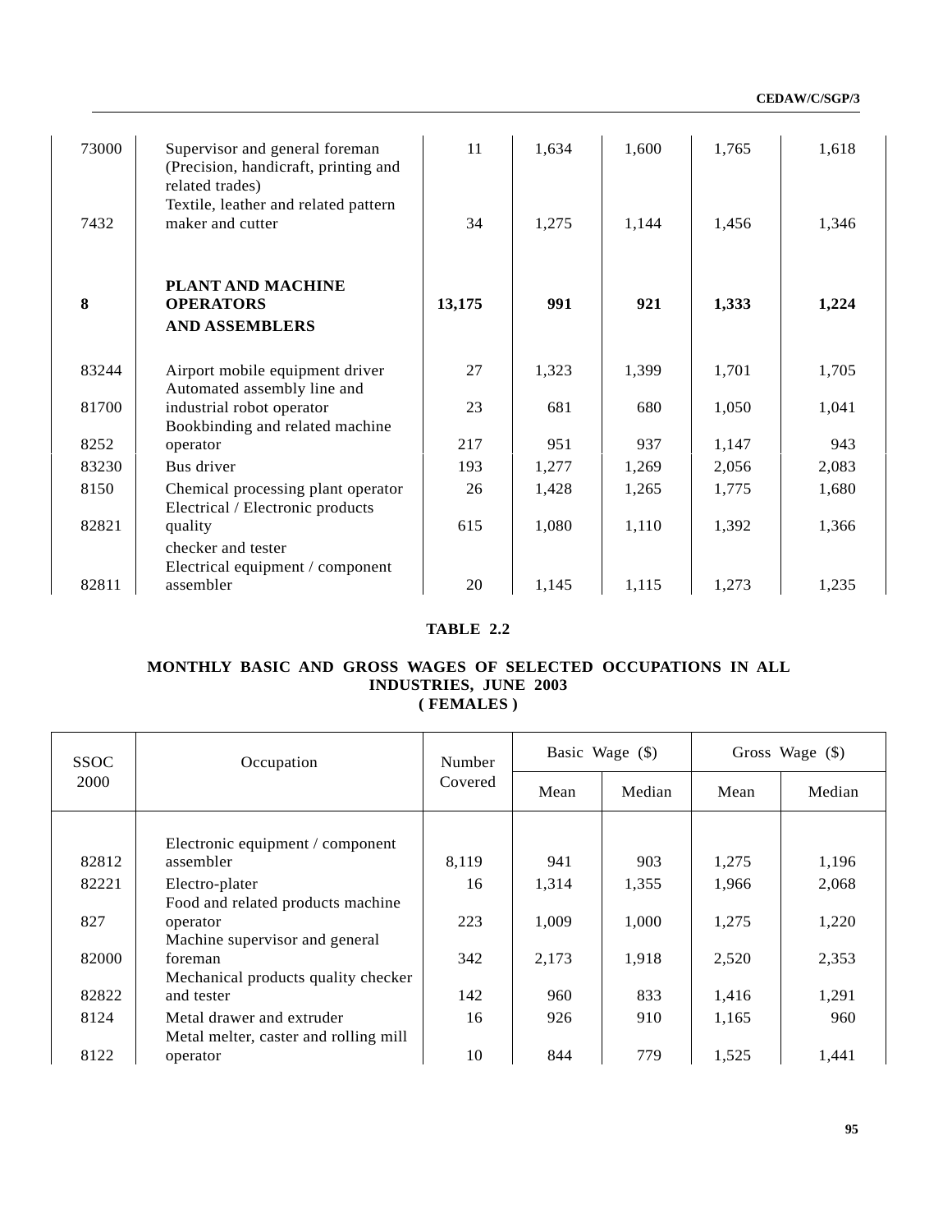| | | | | | | |
|---|---|---|---|---|---|---|
| 73000 | Supervisor and general foreman (Precision, handicraft, printing and related trades) | 11 | 1,634 | 1,600 | 1,765 | 1,618 |
| 7432 | Textile, leather and related pattern maker and cutter | 34 | 1,275 | 1,144 | 1,456 | 1,346 |
| **8** | **PLANT AND MACHINE OPERATORS AND ASSEMBLERS** | **13,175** | **991** | **921** | **1,333** | **1,224** |
| 83244 | Airport mobile equipment driver | 27 | 1,323 | 1,399 | 1,701 | 1,705 |
| 81700 | Automated assembly line and industrial robot operator | 23 | 681 | 680 | 1,050 | 1,041 |
| 8252 | Bookbinding and related machine operator | 217 | 951 | 937 | 1,147 | 943 |
| 83230 | Bus driver | 193 | 1,277 | 1,269 | 2,056 | 2,083 |
| 8150 | Chemical processing plant operator | 26 | 1,428 | 1,265 | 1,775 | 1,680 |
| 82821 | Electrical / Electronic products quality checker and tester | 615 | 1,080 | 1,110 | 1,392 | 1,366 |
| 82811 | Electrical equipment / component assembler | 20 | 1,145 | 1,115 | 1,273 | 1,235 |

**TABLE 2.2**

**MONTHLY BASIC AND GROSS WAGES OF SELECTED OCCUPATIONS IN ALL INDUSTRIES, JUNE 2003 ( FEMALES )**

| SSOC 2000 | Occupation | Number Covered | Basic Wage ($) | | Gross Wage ($) | |
|---|---|---|---|---|---|---|
| | | | Mean | Median | Mean | Median |
| 82812 | Electronic equipment / component assembler | 8,119 | 941 | 903 | 1,275 | 1,196 |
| 82221 | Electro-plater | 16 | 1,314 | 1,355 | 1,966 | 2,068 |
| 827 | Food and related products machine operator | 223 | 1,009 | 1,000 | 1,275 | 1,220 |
| 82000 | Machine supervisor and general foreman | 342 | 2,173 | 1,918 | 2,520 | 2,353 |
| 82822 | Mechanical products quality checker and tester | 142 | 960 | 833 | 1,416 | 1,291 |
| 8124 | Metal drawer and extruder | 16 | 926 | 910 | 1,165 | 960 |
| 8122 | Metal melter, caster and rolling mill operator | 10 | 844 | 779 | 1,525 | 1,441 |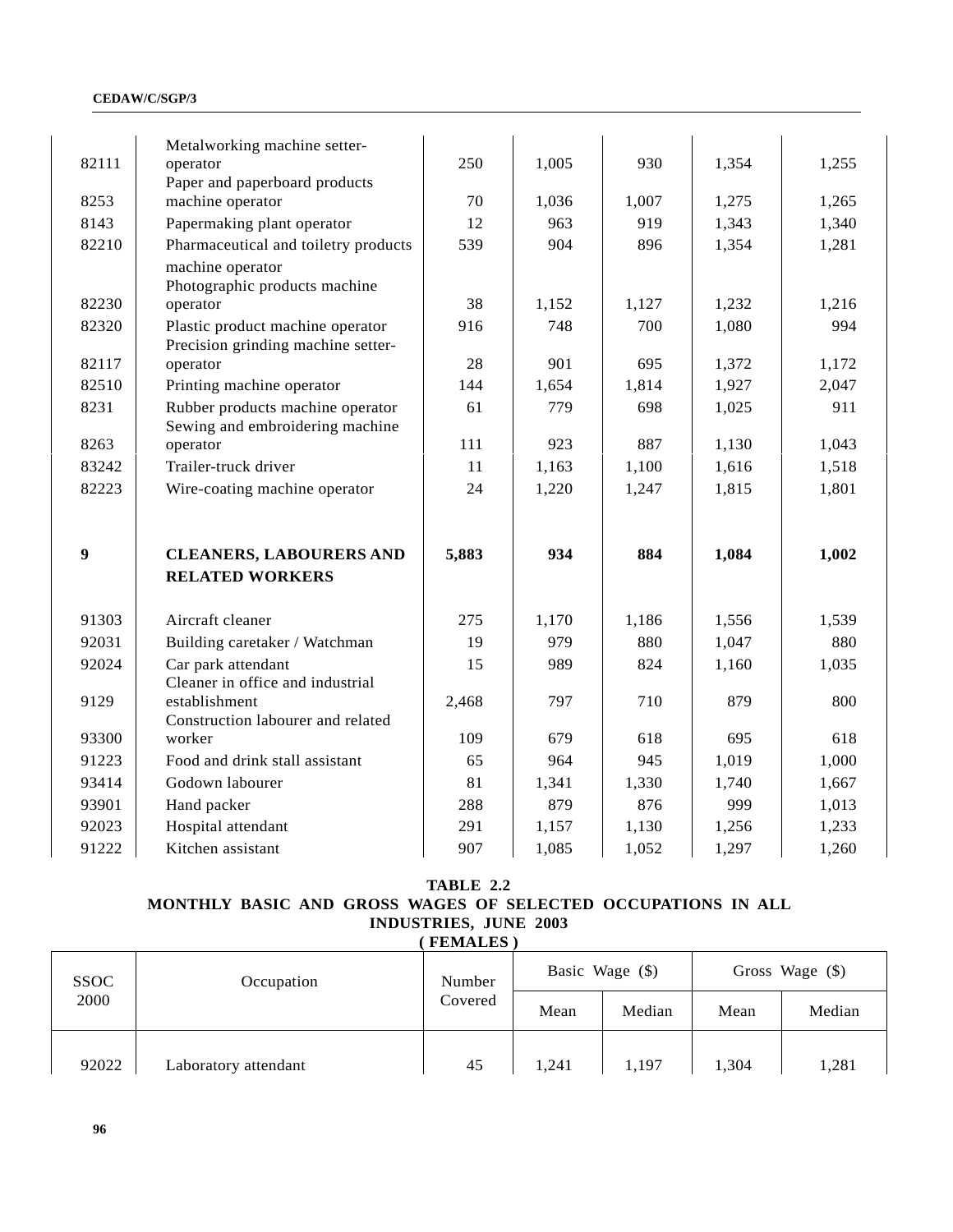| | | | | | | |
|---|---|---|---|---|---|---|
| 82111 | Metalworking machine setter-operator | 250 | 1,005 | 930 | 1,354 | 1,255 |
| 8253 | Paper and paperboard products machine operator | 70 | 1,036 | 1,007 | 1,275 | 1,265 |
| 8143 | Papermaking plant operator | 12 | 963 | 919 | 1,343 | 1,340 |
| 82210 | Pharmaceutical and toiletry products machine operator | 539 | 904 | 896 | 1,354 | 1,281 |
| 82230 | Photographic products machine operator | 38 | 1,152 | 1,127 | 1,232 | 1,216 |
| 82320 | Plastic product machine operator | 916 | 748 | 700 | 1,080 | 994 |
| 82117 | Precision grinding machine setter-operator | 28 | 901 | 695 | 1,372 | 1,172 |
| 82510 | Printing machine operator | 144 | 1,654 | 1,814 | 1,927 | 2,047 |
| 8231 | Rubber products machine operator | 61 | 779 | 698 | 1,025 | 911 |
| 8263 | Sewing and embroidering machine operator | 111 | 923 | 887 | 1,130 | 1,043 |
| 83242 | Trailer-truck driver | 11 | 1,163 | 1,100 | 1,616 | 1,518 |
| 82223 | Wire-coating machine operator | 24 | 1,220 | 1,247 | 1,815 | 1,801 |
| **9** | **CLEANERS, LABOURERS AND RELATED WORKERS** | **5,883** | **934** | **884** | **1,084** | **1,002** |
| 91303 | Aircraft cleaner | 275 | 1,170 | 1,186 | 1,556 | 1,539 |
| 92031 | Building caretaker / Watchman | 19 | 979 | 880 | 1,047 | 880 |
| 92024 | Car park attendant | 15 | 989 | 824 | 1,160 | 1,035 |
| 9129 | Cleaner in office and industrial establishment | 2,468 | 797 | 710 | 879 | 800 |
| 93300 | Construction labourer and related worker | 109 | 679 | 618 | 695 | 618 |
| 91223 | Food and drink stall assistant | 65 | 964 | 945 | 1,019 | 1,000 |
| 93414 | Godown labourer | 81 | 1,341 | 1,330 | 1,740 | 1,667 |
| 93901 | Hand packer | 288 | 879 | 876 | 999 | 1,013 |
| 92023 | Hospital attendant | 291 | 1,157 | 1,130 | 1,256 | 1,233 |
| 91222 | Kitchen assistant | 907 | 1,085 | 1,052 | 1,297 | 1,260 |

**TABLE 2.2**
**MONTHLY BASIC AND GROSS WAGES OF SELECTED OCCUPATIONS IN ALL INDUSTRIES, JUNE 2003**
**( FEMALES )**

| SSOC 2000 | Occupation | Number Covered | Basic Wage ($) | | Gross Wage ($) | |
|---|---|---|---|---|---|---|
| | | | Mean | Median | Mean | Median |
| 92022 | Laboratory attendant | 45 | 1,241 | 1,197 | 1,304 | 1,281 |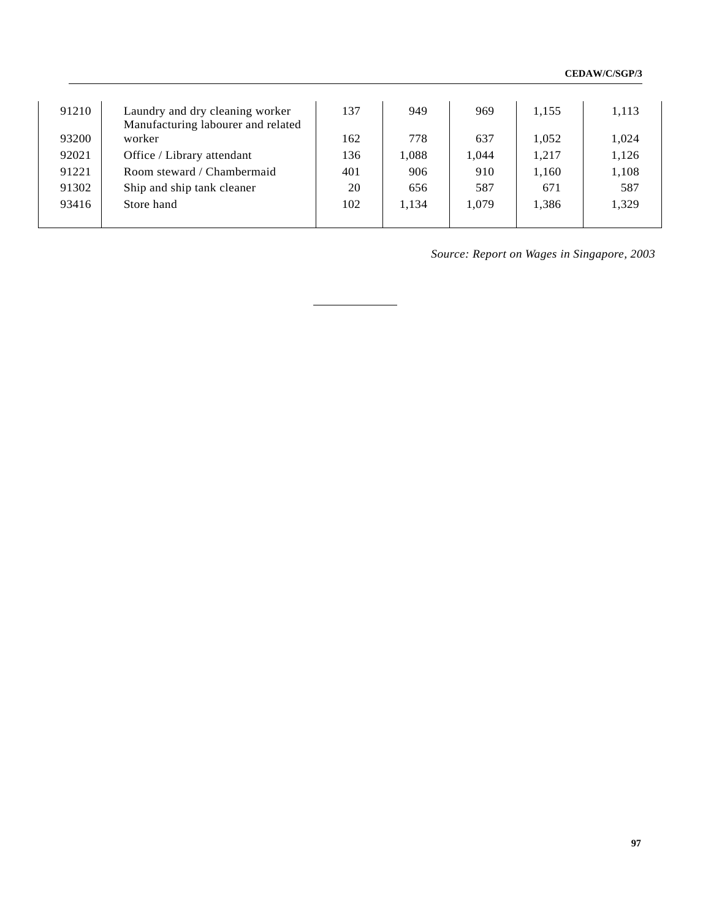| | | | | | | |
|---|---|---|---|---|---|---|
| 91210 | Laundry and dry cleaning worker | 137 | 949 | 969 | 1,155 | 1,113 |
| 93200 | Manufacturing labourer and related worker | 162 | 778 | 637 | 1,052 | 1,024 |
| 92021 | Office / Library attendant | 136 | 1,088 | 1,044 | 1,217 | 1,126 |
| 91221 | Room steward / Chambermaid | 401 | 906 | 910 | 1,160 | 1,108 |
| 91302 | Ship and ship tank cleaner | 20 | 656 | 587 | 671 | 587 |
| 93416 | Store hand | 102 | 1,134 | 1,079 | 1,386 | 1,329 |

*Source: Report on Wages in Singapore, 2003*